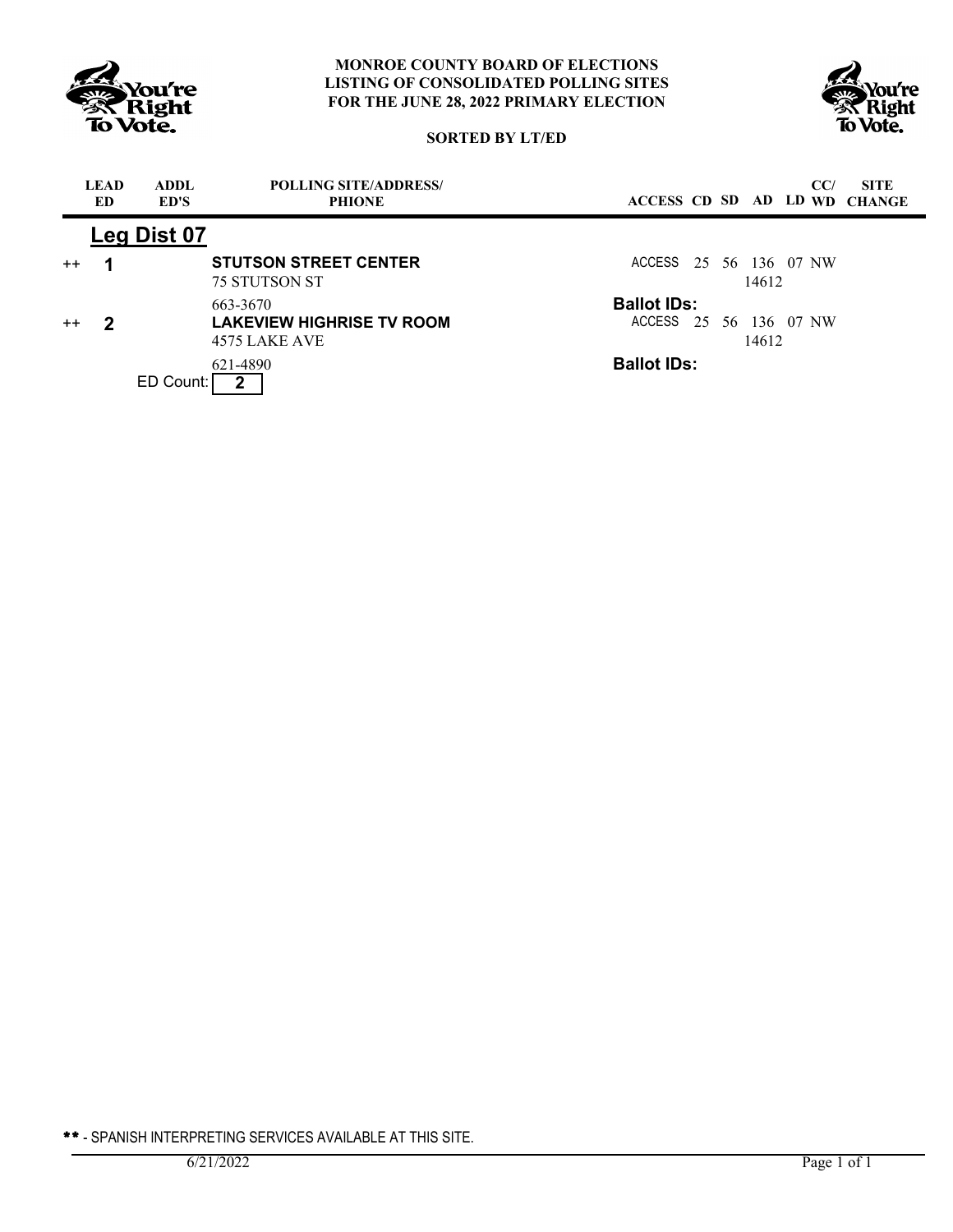# MONROE COUNTY BOARD OF ELECTIONS
## LISTING OF CONSOLIDATED POLLING SITES FOR THE JUNE 28, 2022 PRIMARY ELECTION

**SORTED BY LT/ED**

| | LEAD ED | ADDL ED'S | POLLING SITE/ADDRESS/ PHIONE | ACCESS | CD | SD | AD | LD | CC/ WD | SITE CHANGE |
|---|---|---|---|---|---|---|---|---|---|---|
| | **Leg Dist 07** | | | | | | | | | |
| ++ | **1** | | **STUTSON STREET CENTER**<br>75 STUTSON ST<br>663-3670 | ACCESS | 25 | 56 | 136<br>14612 | 07 | NW | |
| | | | | **Ballot IDs:** | | | | | | |
| ++ | **2** | | **LAKEVIEW HIGHRISE TV ROOM**<br>4575 LAKE AVE<br>621-4890 | ACCESS | 25 | 56 | 136<br>14612 | 07 | NW | |
| | | | | **Ballot IDs:** | | | | | | |

ED Count: **2**

** - SPANISH INTERPRETING SERVICES AVAILABLE AT THIS SITE.

6/21/2022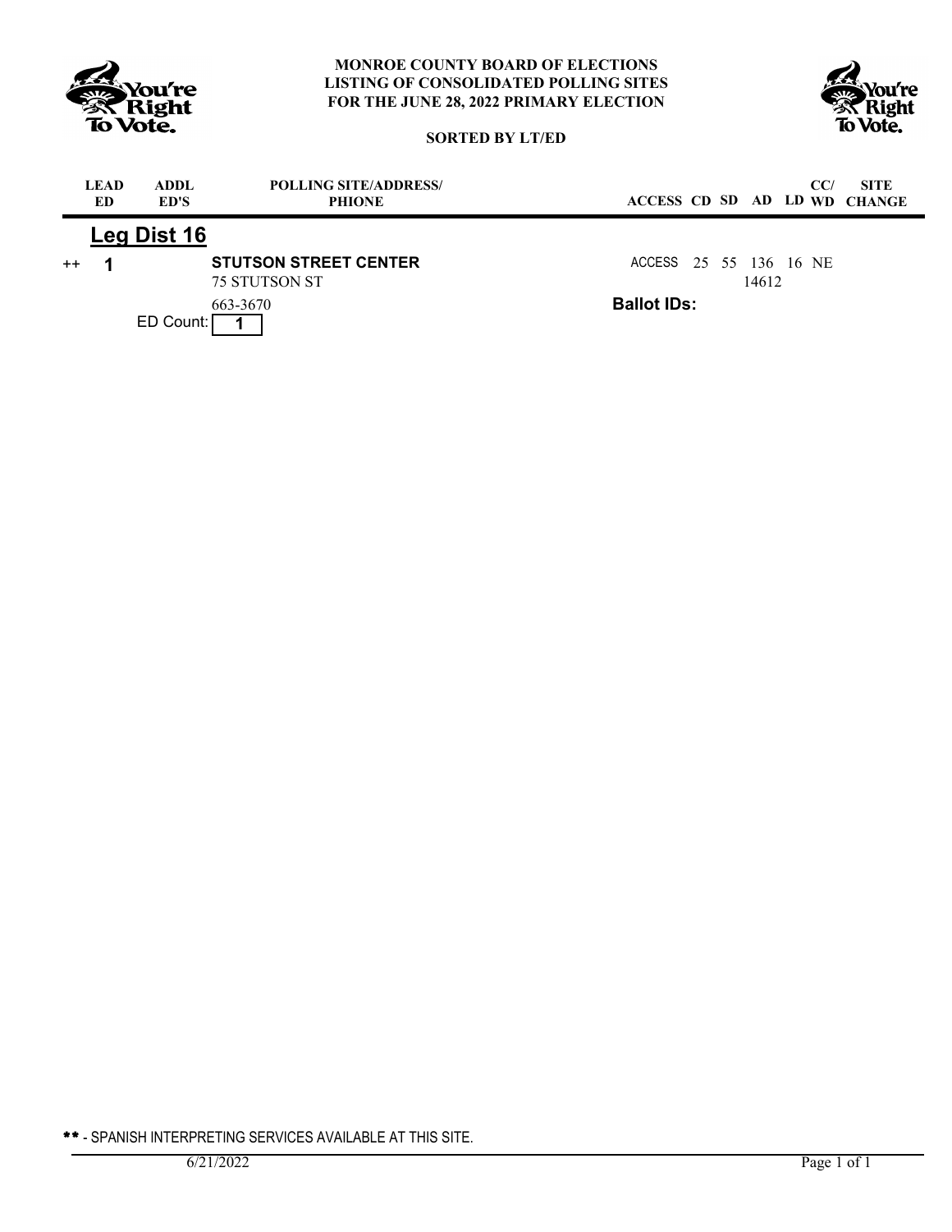**MONROE COUNTY BOARD OF ELECTIONS**
**LISTING OF CONSOLIDATED POLLING SITES**
**FOR THE JUNE 28, 2022 PRIMARY ELECTION**

**SORTED BY LT/ED**

| | LEAD ED | ADDL ED'S | POLLING SITE/ADDRESS/ PHIONE | ACCESS | CD | SD | AD | LD | CC/ WD | SITE CHANGE |
|---|---|---|---|---|---|---|---|---|---|---|

## Leg Dist 16

| | LEAD ED | ADDL ED'S | POLLING SITE/ADDRESS/ PHIONE | ACCESS | CD | SD | AD | LD | CC/ WD | SITE CHANGE |
|---|---|---|---|---|---|---|---|---|---|---|
| ++ | 1 | | **STUTSON STREET CENTER** 75 STUTSON ST 663-3670 | ACCESS | 25 | 55 | 136 14612 | 16 | NE | |

**Ballot IDs:**

ED Count: **1**

** - SPANISH INTERPRETING SERVICES AVAILABLE AT THIS SITE.

6/21/2022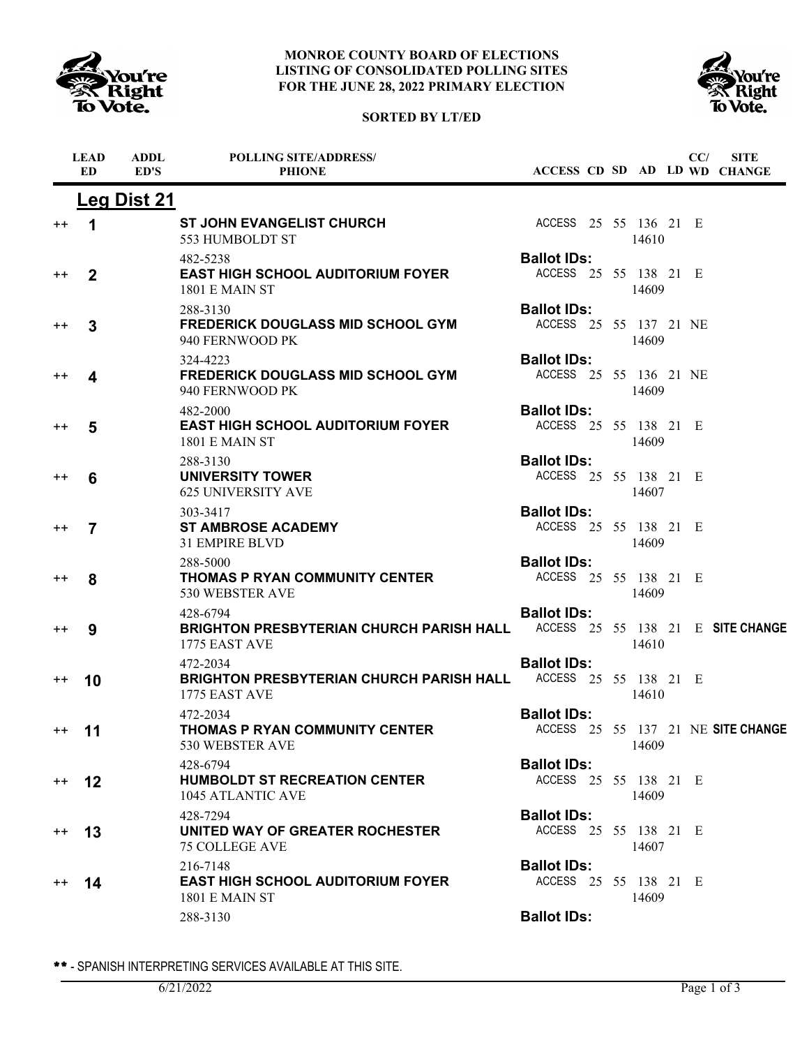**MONROE COUNTY BOARD OF ELECTIONS**
**LISTING OF CONSOLIDATED POLLING SITES**
**FOR THE JUNE 28, 2022 PRIMARY ELECTION**

**SORTED BY LT/ED**

## Leg Dist 21

| | LEAD ED | ADDL ED'S | POLLING SITE/ADDRESS/ PHIONE | ACCESS | CD | SD | AD | LD | CC/ WD | SITE CHANGE |
|---|---|---|---|---|---|---|---|---|---|---|
| ++ | **1** | | **ST JOHN EVANGELIST CHURCH**<br>553 HUMBOLDT ST<br>482-5238 | ACCESS<br>**Ballot IDs:** | 25 | 55 | 136<br>14610 | 21 | E | |
| ++ | **2** | | **EAST HIGH SCHOOL AUDITORIUM FOYER**<br>1801 E MAIN ST<br>288-3130 | ACCESS<br>**Ballot IDs:** | 25 | 55 | 138<br>14609 | 21 | E | |
| ++ | **3** | | **FREDERICK DOUGLASS MID SCHOOL GYM**<br>940 FERNWOOD PK<br>324-4223 | ACCESS<br>**Ballot IDs:** | 25 | 55 | 137<br>14609 | 21 | NE | |
| ++ | **4** | | **FREDERICK DOUGLASS MID SCHOOL GYM**<br>940 FERNWOOD PK<br>482-2000 | ACCESS<br>**Ballot IDs:** | 25 | 55 | 136<br>14609 | 21 | NE | |
| ++ | **5** | | **EAST HIGH SCHOOL AUDITORIUM FOYER**<br>1801 E MAIN ST<br>288-3130 | ACCESS<br>**Ballot IDs:** | 25 | 55 | 138<br>14609 | 21 | E | |
| ++ | **6** | | **UNIVERSITY TOWER**<br>625 UNIVERSITY AVE<br>303-3417 | ACCESS<br>**Ballot IDs:** | 25 | 55 | 138<br>14607 | 21 | E | |
| ++ | **7** | | **ST AMBROSE ACADEMY**<br>31 EMPIRE BLVD<br>288-5000 | ACCESS<br>**Ballot IDs:** | 25 | 55 | 138<br>14609 | 21 | E | |
| ++ | **8** | | **THOMAS P RYAN COMMUNITY CENTER**<br>530 WEBSTER AVE<br>428-6794 | ACCESS<br>**Ballot IDs:** | 25 | 55 | 138<br>14609 | 21 | E | |
| ++ | **9** | | **BRIGHTON PRESBYTERIAN CHURCH PARISH HALL**<br>1775 EAST AVE<br>472-2034 | ACCESS<br>**Ballot IDs:** | 25 | 55 | 138<br>14610 | 21 | E | **SITE CHANGE** |
| ++ | **10** | | **BRIGHTON PRESBYTERIAN CHURCH PARISH HALL**<br>1775 EAST AVE<br>472-2034 | ACCESS<br>**Ballot IDs:** | 25 | 55 | 138<br>14610 | 21 | E | |
| ++ | **11** | | **THOMAS P RYAN COMMUNITY CENTER**<br>530 WEBSTER AVE<br>428-6794 | ACCESS<br>**Ballot IDs:** | 25 | 55 | 137<br>14609 | 21 | NE | **SITE CHANGE** |
| ++ | **12** | | **HUMBOLDT ST RECREATION CENTER**<br>1045 ATLANTIC AVE<br>428-7294 | ACCESS<br>**Ballot IDs:** | 25 | 55 | 138<br>14609 | 21 | E | |
| ++ | **13** | | **UNITED WAY OF GREATER ROCHESTER**<br>75 COLLEGE AVE<br>216-7148 | ACCESS<br>**Ballot IDs:** | 25 | 55 | 138<br>14607 | 21 | E | |
| ++ | **14** | | **EAST HIGH SCHOOL AUDITORIUM FOYER**<br>1801 E MAIN ST<br>288-3130 | ACCESS<br>**Ballot IDs:** | 25 | 55 | 138<br>14609 | 21 | E | |

** - SPANISH INTERPRETING SERVICES AVAILABLE AT THIS SITE.

6/21/2022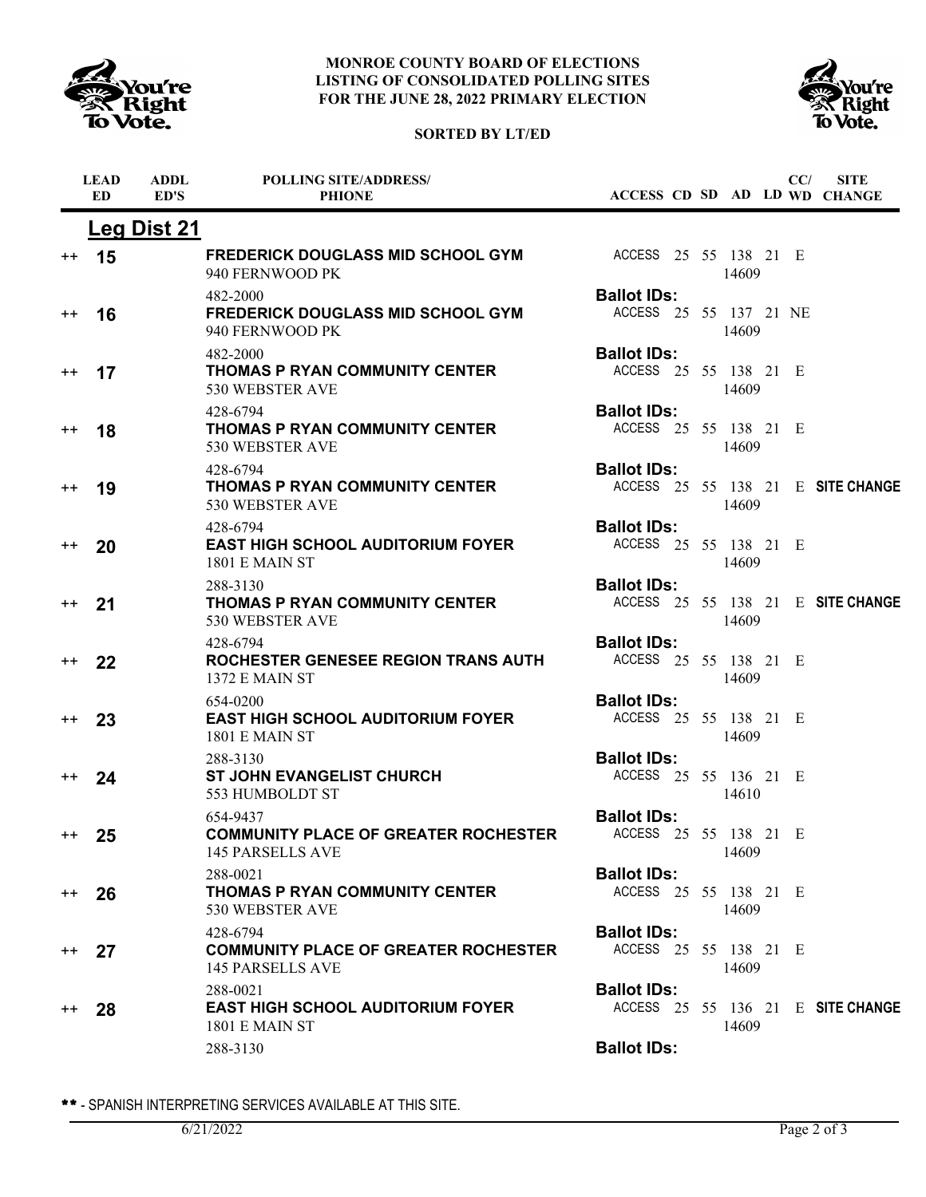**MONROE COUNTY BOARD OF ELECTIONS**
**LISTING OF CONSOLIDATED POLLING SITES**
**FOR THE JUNE 28, 2022 PRIMARY ELECTION**

**SORTED BY LT/ED**

## Leg Dist 21

| | LEAD ED | ADDL ED'S | POLLING SITE/ADDRESS/PHONE | ACCESS | CD | SD | AD | LD | CC/WD | SITE CHANGE |
|---|---|---|---|---|---|---|---|---|---|---|
| ++ | **15** | | **FREDERICK DOUGLASS MID SCHOOL GYM**<br>940 FERNWOOD PK<br>482-2000 | ACCESS<br>**Ballot IDs:** | 25 | 55 | 138<br>14609 | 21 | E | |
| ++ | **16** | | **FREDERICK DOUGLASS MID SCHOOL GYM**<br>940 FERNWOOD PK<br>482-2000 | ACCESS<br>**Ballot IDs:** | 25 | 55 | 137<br>14609 | 21 | NE | |
| ++ | **17** | | **THOMAS P RYAN COMMUNITY CENTER**<br>530 WEBSTER AVE<br>428-6794 | ACCESS<br>**Ballot IDs:** | 25 | 55 | 138<br>14609 | 21 | E | |
| ++ | **18** | | **THOMAS P RYAN COMMUNITY CENTER**<br>530 WEBSTER AVE<br>428-6794 | ACCESS<br>**Ballot IDs:** | 25 | 55 | 138<br>14609 | 21 | E | |
| ++ | **19** | | **THOMAS P RYAN COMMUNITY CENTER**<br>530 WEBSTER AVE<br>428-6794 | ACCESS<br>**Ballot IDs:** | 25 | 55 | 138<br>14609 | 21 | E | **SITE CHANGE** |
| ++ | **20** | | **EAST HIGH SCHOOL AUDITORIUM FOYER**<br>1801 E MAIN ST<br>288-3130 | ACCESS<br>**Ballot IDs:** | 25 | 55 | 138<br>14609 | 21 | E | |
| ++ | **21** | | **THOMAS P RYAN COMMUNITY CENTER**<br>530 WEBSTER AVE<br>428-6794 | ACCESS<br>**Ballot IDs:** | 25 | 55 | 138<br>14609 | 21 | E | **SITE CHANGE** |
| ++ | **22** | | **ROCHESTER GENESEE REGION TRANS AUTH**<br>1372 E MAIN ST<br>654-0200 | ACCESS<br>**Ballot IDs:** | 25 | 55 | 138<br>14609 | 21 | E | |
| ++ | **23** | | **EAST HIGH SCHOOL AUDITORIUM FOYER**<br>1801 E MAIN ST<br>288-3130 | ACCESS<br>**Ballot IDs:** | 25 | 55 | 138<br>14609 | 21 | E | |
| ++ | **24** | | **ST JOHN EVANGELIST CHURCH**<br>553 HUMBOLDT ST<br>654-9437 | ACCESS<br>**Ballot IDs:** | 25 | 55 | 136<br>14610 | 21 | E | |
| ++ | **25** | | **COMMUNITY PLACE OF GREATER ROCHESTER**<br>145 PARSELLS AVE<br>288-0021 | ACCESS<br>**Ballot IDs:** | 25 | 55 | 138<br>14609 | 21 | E | |
| ++ | **26** | | **THOMAS P RYAN COMMUNITY CENTER**<br>530 WEBSTER AVE<br>428-6794 | ACCESS<br>**Ballot IDs:** | 25 | 55 | 138<br>14609 | 21 | E | |
| ++ | **27** | | **COMMUNITY PLACE OF GREATER ROCHESTER**<br>145 PARSELLS AVE<br>288-0021 | ACCESS<br>**Ballot IDs:** | 25 | 55 | 138<br>14609 | 21 | E | |
| ++ | **28** | | **EAST HIGH SCHOOL AUDITORIUM FOYER**<br>1801 E MAIN ST<br>288-3130 | ACCESS<br>**Ballot IDs:** | 25 | 55 | 136<br>14609 | 21 | E | **SITE CHANGE** |

** - SPANISH INTERPRETING SERVICES AVAILABLE AT THIS SITE.

6/21/2022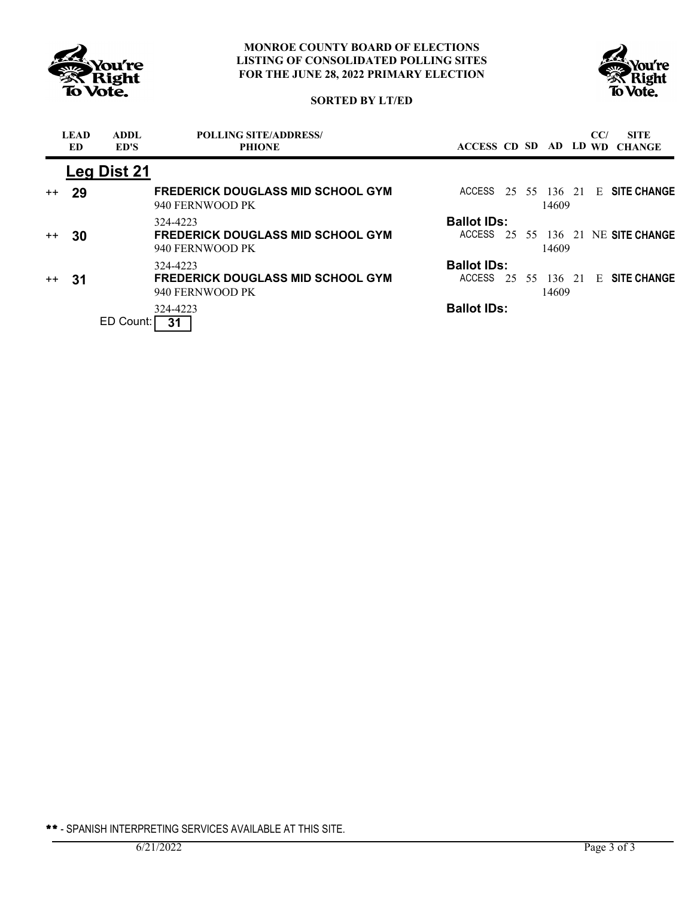# MONROE COUNTY BOARD OF ELECTIONS
## LISTING OF CONSOLIDATED POLLING SITES
## FOR THE JUNE 28, 2022 PRIMARY ELECTION

**SORTED BY LT/ED**

| | LEAD ED | ADDL ED'S | POLLING SITE/ADDRESS/ PHIONE | ACCESS | CD | SD | AD | LD | CC/ WD | SITE CHANGE |
|---|---|---|---|---|---|---|---|---|---|---|
| | **Leg Dist 21** | | | | | | | | | |
| ++ | **29** | | **FREDERICK DOUGLASS MID SCHOOL GYM**<br>940 FERNWOOD PK<br>324-4223 | ACCESS<br>**Ballot IDs:** | 25 | 55 | 136<br>14609 | 21 | E | **SITE CHANGE** |
| ++ | **30** | | **FREDERICK DOUGLASS MID SCHOOL GYM**<br>940 FERNWOOD PK<br>324-4223 | ACCESS<br>**Ballot IDs:** | 25 | 55 | 136<br>14609 | 21 | NE | **SITE CHANGE** |
| ++ | **31** | | **FREDERICK DOUGLASS MID SCHOOL GYM**<br>940 FERNWOOD PK<br>324-4223 | ACCESS<br>**Ballot IDs:** | 25 | 55 | 136<br>14609 | 21 | E | **SITE CHANGE** |

ED Count: **31**

** - SPANISH INTERPRETING SERVICES AVAILABLE AT THIS SITE.

6/21/2022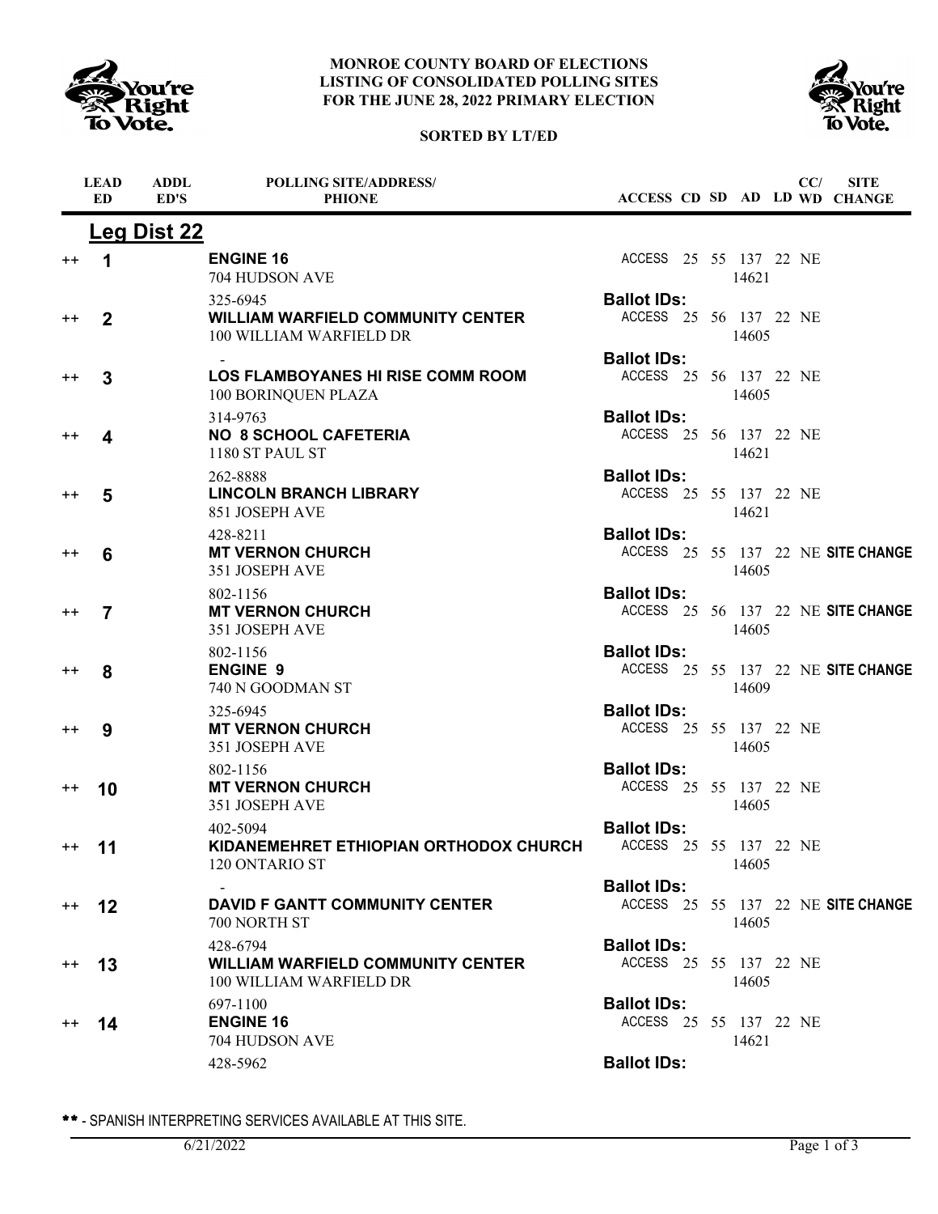**MONROE COUNTY BOARD OF ELECTIONS**
**LISTING OF CONSOLIDATED POLLING SITES**
**FOR THE JUNE 28, 2022 PRIMARY ELECTION**

**SORTED BY LT/ED**

## Leg Dist 22

| | LEAD ED | ADDL ED'S | POLLING SITE/ADDRESS/ PHONE | ACCESS | CD | SD | AD | LD | CC/ WD | SITE CHANGE |
|---|---|---|---|---|---|---|---|---|---|---|
| ++ | **1** | | **ENGINE 16**<br>704 HUDSON AVE<br>325-6945 | ACCESS | 25 | 55 | 137<br>14621 | 22 | NE | |
| | | | | **Ballot IDs:** | | | | | | |
| ++ | **2** | | **WILLIAM WARFIELD COMMUNITY CENTER**<br>100 WILLIAM WARFIELD DR<br>- | ACCESS | 25 | 56 | 137<br>14605 | 22 | NE | |
| | | | | **Ballot IDs:** | | | | | | |
| ++ | **3** | | **LOS FLAMBOYANES HI RISE COMM ROOM**<br>100 BORINQUEN PLAZA<br>314-9763 | ACCESS | 25 | 56 | 137<br>14605 | 22 | NE | |
| | | | | **Ballot IDs:** | | | | | | |
| ++ | **4** | | **NO 8 SCHOOL CAFETERIA**<br>1180 ST PAUL ST<br>262-8888 | ACCESS | 25 | 56 | 137<br>14621 | 22 | NE | |
| | | | | **Ballot IDs:** | | | | | | |
| ++ | **5** | | **LINCOLN BRANCH LIBRARY**<br>851 JOSEPH AVE<br>428-8211 | ACCESS | 25 | 55 | 137<br>14621 | 22 | NE | |
| | | | | **Ballot IDs:** | | | | | | |
| ++ | **6** | | **MT VERNON CHURCH**<br>351 JOSEPH AVE<br>802-1156 | ACCESS | 25 | 55 | 137<br>14605 | 22 | NE | **SITE CHANGE** |
| | | | | **Ballot IDs:** | | | | | | |
| ++ | **7** | | **MT VERNON CHURCH**<br>351 JOSEPH AVE<br>802-1156 | ACCESS | 25 | 56 | 137<br>14605 | 22 | NE | **SITE CHANGE** |
| | | | | **Ballot IDs:** | | | | | | |
| ++ | **8** | | **ENGINE 9**<br>740 N GOODMAN ST<br>325-6945 | ACCESS | 25 | 55 | 137<br>14609 | 22 | NE | **SITE CHANGE** |
| | | | | **Ballot IDs:** | | | | | | |
| ++ | **9** | | **MT VERNON CHURCH**<br>351 JOSEPH AVE<br>802-1156 | ACCESS | 25 | 55 | 137<br>14605 | 22 | NE | |
| | | | | **Ballot IDs:** | | | | | | |
| ++ | **10** | | **MT VERNON CHURCH**<br>351 JOSEPH AVE<br>402-5094 | ACCESS | 25 | 55 | 137<br>14605 | 22 | NE | |
| | | | | **Ballot IDs:** | | | | | | |
| ++ | **11** | | **KIDANEMEHRET ETHIOPIAN ORTHODOX CHURCH**<br>120 ONTARIO ST<br>- | ACCESS | 25 | 55 | 137<br>14605 | 22 | NE | |
| | | | | **Ballot IDs:** | | | | | | |
| ++ | **12** | | **DAVID F GANTT COMMUNITY CENTER**<br>700 NORTH ST<br>428-6794 | ACCESS | 25 | 55 | 137<br>14605 | 22 | NE | **SITE CHANGE** |
| | | | | **Ballot IDs:** | | | | | | |
| ++ | **13** | | **WILLIAM WARFIELD COMMUNITY CENTER**<br>100 WILLIAM WARFIELD DR<br>697-1100 | ACCESS | 25 | 55 | 137<br>14605 | 22 | NE | |
| | | | | **Ballot IDs:** | | | | | | |
| ++ | **14** | | **ENGINE 16**<br>704 HUDSON AVE<br>428-5962 | ACCESS | 25 | 55 | 137<br>14621 | 22 | NE | |
| | | | | **Ballot IDs:** | | | | | | |

** - SPANISH INTERPRETING SERVICES AVAILABLE AT THIS SITE.

6/21/2022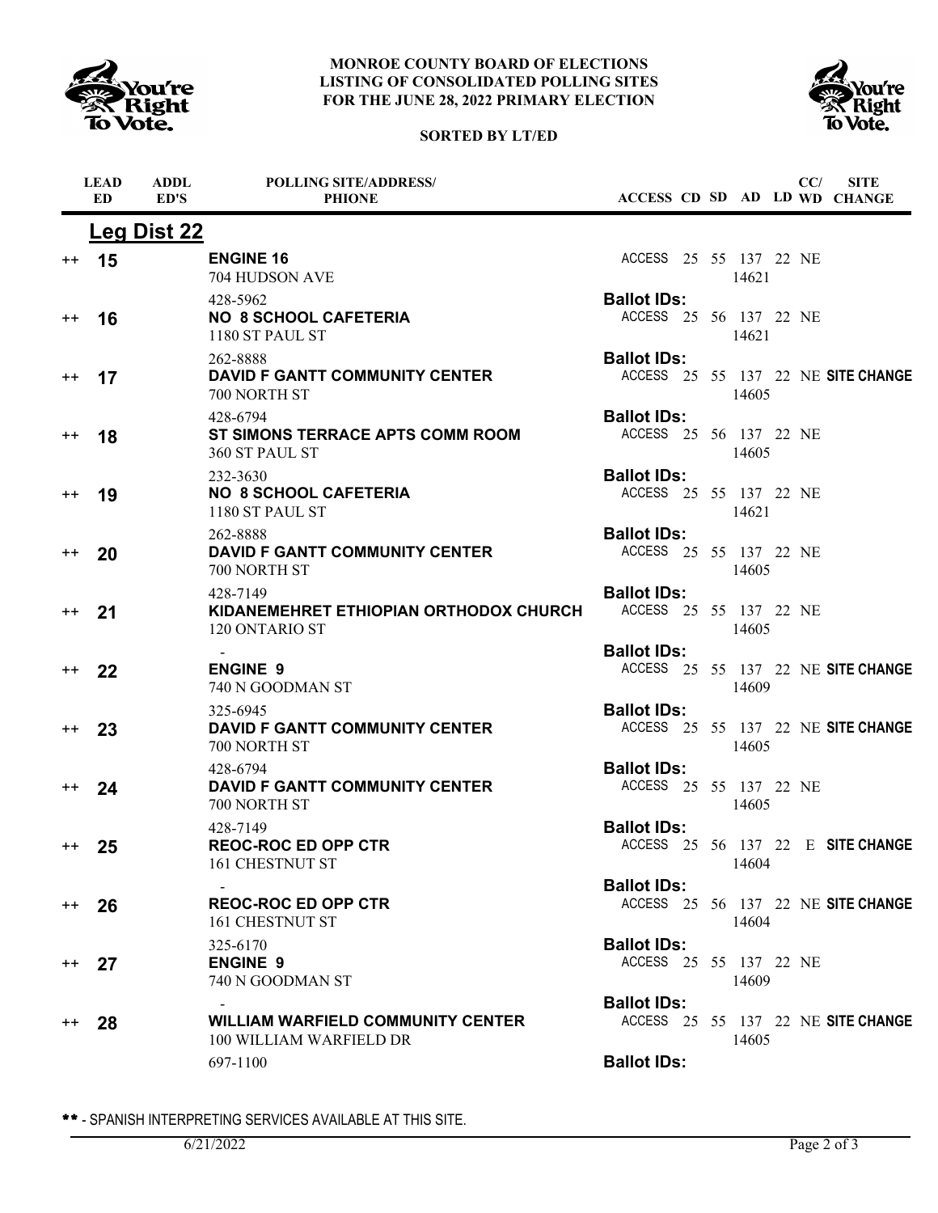# MONROE COUNTY BOARD OF ELECTIONS
## LISTING OF CONSOLIDATED POLLING SITES FOR THE JUNE 28, 2022 PRIMARY ELECTION

**SORTED BY LT/ED**

## Leg Dist 22

| | LEAD ED | ADDL ED'S | POLLING SITE/ADDRESS/ PHIONE | ACCESS | CD | SD | AD | LD | CC/ WD | SITE CHANGE |
|---|---|---|---|---|---|---|---|---|---|---|
| ++ | 15 | | **ENGINE 16**<br>704 HUDSON AVE<br>428-5962 | ACCESS | 25 | 55 | 137<br>14621 | 22 | NE | |
| | | | | **Ballot IDs:** | | | | | | |
| ++ | 16 | | **NO 8 SCHOOL CAFETERIA**<br>1180 ST PAUL ST<br>262-8888 | ACCESS | 25 | 56 | 137<br>14621 | 22 | NE | |
| | | | | **Ballot IDs:** | | | | | | |
| ++ | 17 | | **DAVID F GANTT COMMUNITY CENTER**<br>700 NORTH ST<br>428-6794 | ACCESS | 25 | 55 | 137<br>14605 | 22 | NE | **SITE CHANGE** |
| | | | | **Ballot IDs:** | | | | | | |
| ++ | 18 | | **ST SIMONS TERRACE APTS COMM ROOM**<br>360 ST PAUL ST<br>232-3630 | ACCESS | 25 | 56 | 137<br>14605 | 22 | NE | |
| | | | | **Ballot IDs:** | | | | | | |
| ++ | 19 | | **NO 8 SCHOOL CAFETERIA**<br>1180 ST PAUL ST<br>262-8888 | ACCESS | 25 | 55 | 137<br>14621 | 22 | NE | |
| | | | | **Ballot IDs:** | | | | | | |
| ++ | 20 | | **DAVID F GANTT COMMUNITY CENTER**<br>700 NORTH ST<br>428-7149 | ACCESS | 25 | 55 | 137<br>14605 | 22 | NE | |
| | | | | **Ballot IDs:** | | | | | | |
| ++ | 21 | | **KIDANEMEHRET ETHIOPIAN ORTHODOX CHURCH**<br>120 ONTARIO ST<br>- | ACCESS | 25 | 55 | 137<br>14605 | 22 | NE | |
| | | | | **Ballot IDs:** | | | | | | |
| ++ | 22 | | **ENGINE 9**<br>740 N GOODMAN ST<br>325-6945 | ACCESS | 25 | 55 | 137<br>14609 | 22 | NE | **SITE CHANGE** |
| | | | | **Ballot IDs:** | | | | | | |
| ++ | 23 | | **DAVID F GANTT COMMUNITY CENTER**<br>700 NORTH ST<br>428-6794 | ACCESS | 25 | 55 | 137<br>14605 | 22 | NE | **SITE CHANGE** |
| | | | | **Ballot IDs:** | | | | | | |
| ++ | 24 | | **DAVID F GANTT COMMUNITY CENTER**<br>700 NORTH ST<br>428-7149 | ACCESS | 25 | 55 | 137<br>14605 | 22 | NE | |
| | | | | **Ballot IDs:** | | | | | | |
| ++ | 25 | | **REOC-ROC ED OPP CTR**<br>161 CHESTNUT ST<br>- | ACCESS | 25 | 56 | 137<br>14604 | 22 | E | **SITE CHANGE** |
| | | | | **Ballot IDs:** | | | | | | |
| ++ | 26 | | **REOC-ROC ED OPP CTR**<br>161 CHESTNUT ST<br>325-6170 | ACCESS | 25 | 56 | 137<br>14604 | 22 | NE | **SITE CHANGE** |
| | | | | **Ballot IDs:** | | | | | | |
| ++ | 27 | | **ENGINE 9**<br>740 N GOODMAN ST<br>- | ACCESS | 25 | 55 | 137<br>14609 | 22 | NE | |
| | | | | **Ballot IDs:** | | | | | | |
| ++ | 28 | | **WILLIAM WARFIELD COMMUNITY CENTER**<br>100 WILLIAM WARFIELD DR<br>697-1100 | ACCESS | 25 | 55 | 137<br>14605 | 22 | NE | **SITE CHANGE** |
| | | | | **Ballot IDs:** | | | | | | |

** - SPANISH INTERPRETING SERVICES AVAILABLE AT THIS SITE.

6/21/2022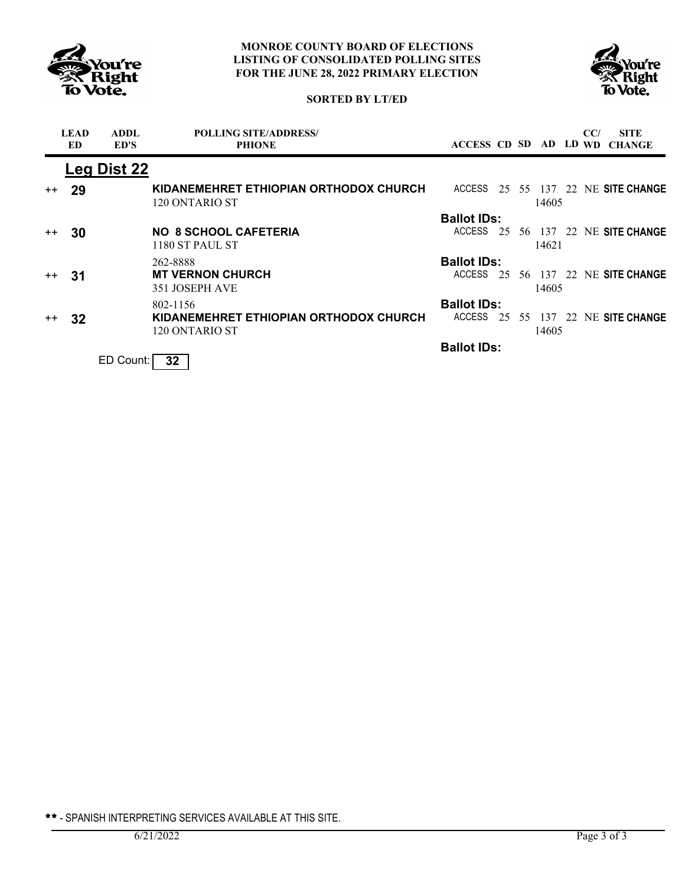**MONROE COUNTY BOARD OF ELECTIONS**
**LISTING OF CONSOLIDATED POLLING SITES**
**FOR THE JUNE 28, 2022 PRIMARY ELECTION**

**SORTED BY LT/ED**

| | LEAD ED | ADDL ED'S | POLLING SITE/ADDRESS/ PHIONE | ACCESS | CD | SD | AD | LD | CC/ WD | SITE CHANGE |
|---|---|---|---|---|---|---|---|---|---|---|
| | **Leg Dist 22** | | | | | | | | | |
| ++ | **29** | | **KIDANEMEHRET ETHIOPIAN ORTHODOX CHURCH**<br>120 ONTARIO ST | ACCESS | 25 | 55 | 137<br>14605 | 22 | NE | **SITE CHANGE** |
| | | | | **Ballot IDs:** | | | | | | |
| ++ | **30** | | **NO 8 SCHOOL CAFETERIA**<br>1180 ST PAUL ST<br>262-8888 | ACCESS | 25 | 56 | 137<br>14621 | 22 | NE | **SITE CHANGE** |
| | | | | **Ballot IDs:** | | | | | | |
| ++ | **31** | | **MT VERNON CHURCH**<br>351 JOSEPH AVE<br>802-1156 | ACCESS | 25 | 56 | 137<br>14605 | 22 | NE | **SITE CHANGE** |
| | | | | **Ballot IDs:** | | | | | | |
| ++ | **32** | | **KIDANEMEHRET ETHIOPIAN ORTHODOX CHURCH**<br>120 ONTARIO ST | ACCESS | 25 | 55 | 137<br>14605 | 22 | NE | **SITE CHANGE** |
| | | | | **Ballot IDs:** | | | | | | |

ED Count: **32**

** - SPANISH INTERPRETING SERVICES AVAILABLE AT THIS SITE.

6/21/2022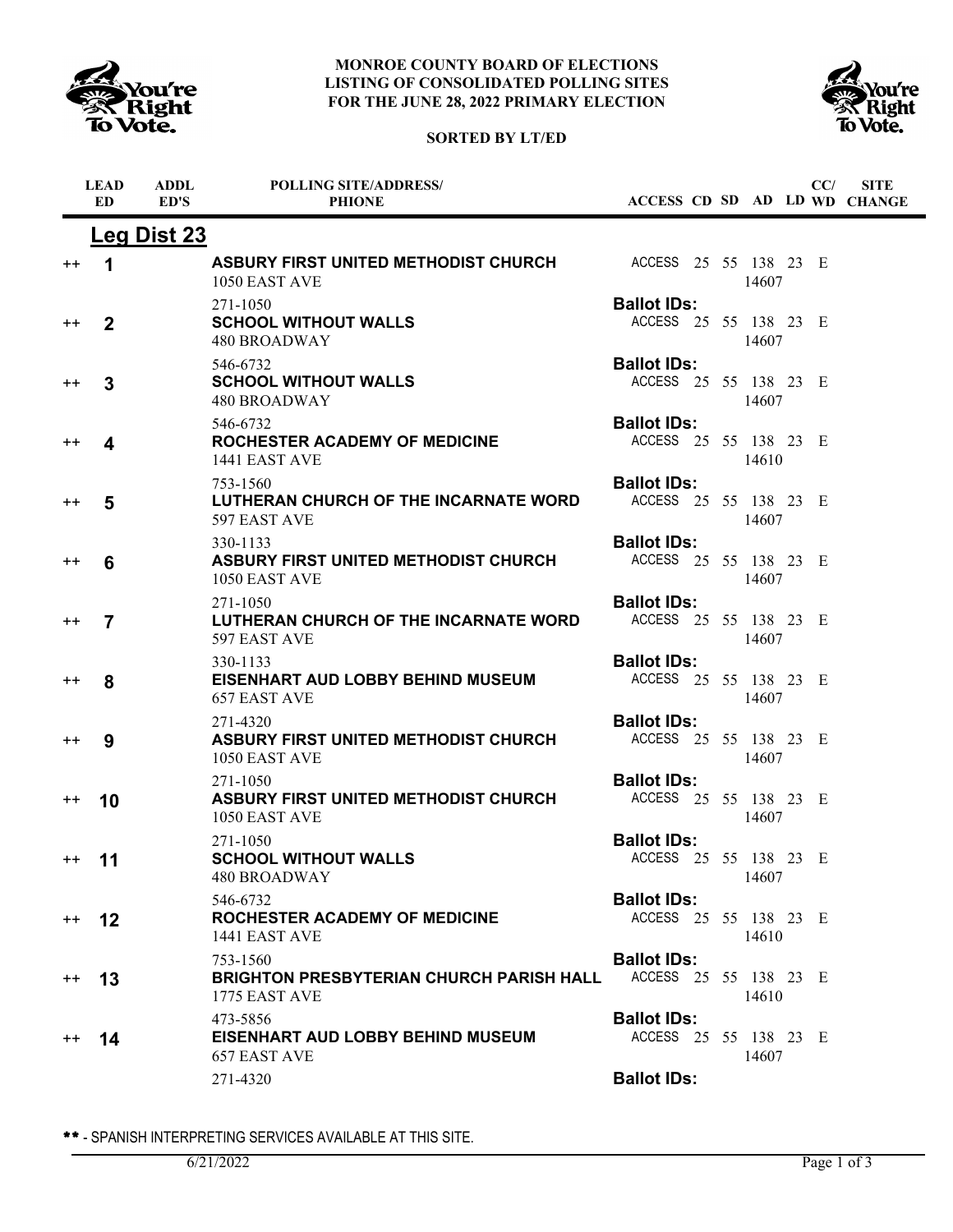**MONROE COUNTY BOARD OF ELECTIONS**
**LISTING OF CONSOLIDATED POLLING SITES**
**FOR THE JUNE 28, 2022 PRIMARY ELECTION**

**SORTED BY LT/ED**

## Leg Dist 23

| | LEAD ED | ADDL ED'S | POLLING SITE/ADDRESS/ PHONE | ACCESS | CD | SD | AD | LD | CC/ WD | SITE CHANGE |
|---|---|---|---|---|---|---|---|---|---|---|
| ++ | 1 | | **ASBURY FIRST UNITED METHODIST CHURCH** 1050 EAST AVE 271-1050 | ACCESS | 25 | 55 | 138 14607 | 23 | E | |
| | | | | **Ballot IDs:** | | | | | | |
| ++ | 2 | | **SCHOOL WITHOUT WALLS** 480 BROADWAY 546-6732 | ACCESS | 25 | 55 | 138 14607 | 23 | E | |
| | | | | **Ballot IDs:** | | | | | | |
| ++ | 3 | | **SCHOOL WITHOUT WALLS** 480 BROADWAY 546-6732 | ACCESS | 25 | 55 | 138 14607 | 23 | E | |
| | | | | **Ballot IDs:** | | | | | | |
| ++ | 4 | | **ROCHESTER ACADEMY OF MEDICINE** 1441 EAST AVE 753-1560 | ACCESS | 25 | 55 | 138 14610 | 23 | E | |
| | | | | **Ballot IDs:** | | | | | | |
| ++ | 5 | | **LUTHERAN CHURCH OF THE INCARNATE WORD** 597 EAST AVE 330-1133 | ACCESS | 25 | 55 | 138 14607 | 23 | E | |
| | | | | **Ballot IDs:** | | | | | | |
| ++ | 6 | | **ASBURY FIRST UNITED METHODIST CHURCH** 1050 EAST AVE 271-1050 | ACCESS | 25 | 55 | 138 14607 | 23 | E | |
| | | | | **Ballot IDs:** | | | | | | |
| ++ | 7 | | **LUTHERAN CHURCH OF THE INCARNATE WORD** 597 EAST AVE 330-1133 | ACCESS | 25 | 55 | 138 14607 | 23 | E | |
| | | | | **Ballot IDs:** | | | | | | |
| ++ | 8 | | **EISENHART AUD LOBBY BEHIND MUSEUM** 657 EAST AVE 271-4320 | ACCESS | 25 | 55 | 138 14607 | 23 | E | |
| | | | | **Ballot IDs:** | | | | | | |
| ++ | 9 | | **ASBURY FIRST UNITED METHODIST CHURCH** 1050 EAST AVE 271-1050 | ACCESS | 25 | 55 | 138 14607 | 23 | E | |
| | | | | **Ballot IDs:** | | | | | | |
| ++ | 10 | | **ASBURY FIRST UNITED METHODIST CHURCH** 1050 EAST AVE 271-1050 | ACCESS | 25 | 55 | 138 14607 | 23 | E | |
| | | | | **Ballot IDs:** | | | | | | |
| ++ | 11 | | **SCHOOL WITHOUT WALLS** 480 BROADWAY 546-6732 | ACCESS | 25 | 55 | 138 14607 | 23 | E | |
| | | | | **Ballot IDs:** | | | | | | |
| ++ | 12 | | **ROCHESTER ACADEMY OF MEDICINE** 1441 EAST AVE 753-1560 | ACCESS | 25 | 55 | 138 14610 | 23 | E | |
| | | | | **Ballot IDs:** | | | | | | |
| ++ | 13 | | **BRIGHTON PRESBYTERIAN CHURCH PARISH HALL** 1775 EAST AVE 473-5856 | ACCESS | 25 | 55 | 138 14610 | 23 | E | |
| | | | | **Ballot IDs:** | | | | | | |
| ++ | 14 | | **EISENHART AUD LOBBY BEHIND MUSEUM** 657 EAST AVE 271-4320 | ACCESS | 25 | 55 | 138 14607 | 23 | E | |
| | | | | **Ballot IDs:** | | | | | | |

** - SPANISH INTERPRETING SERVICES AVAILABLE AT THIS SITE.

6/21/2022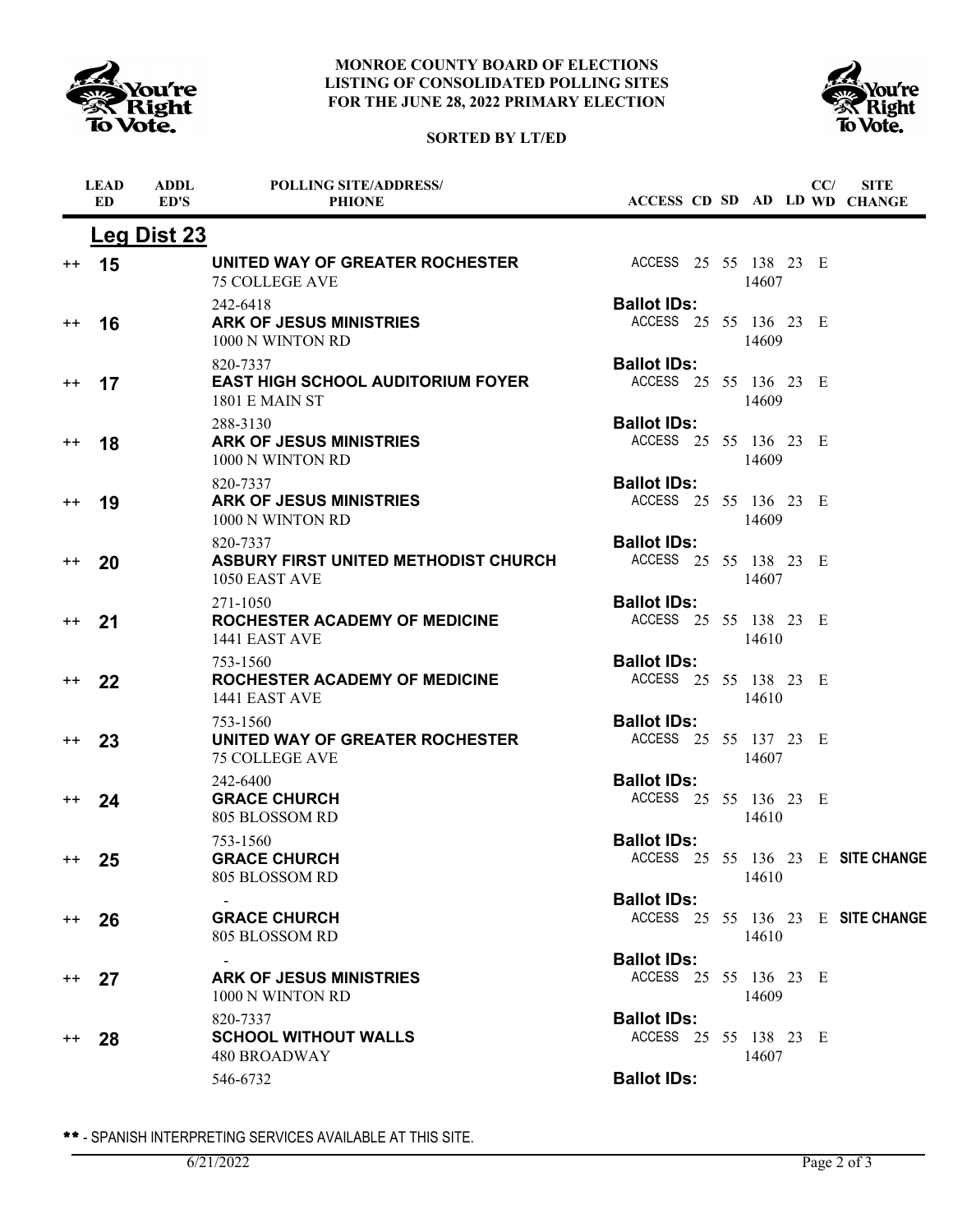**MONROE COUNTY BOARD OF ELECTIONS**
**LISTING OF CONSOLIDATED POLLING SITES**
**FOR THE JUNE 28, 2022 PRIMARY ELECTION**

**SORTED BY LT/ED**

## Leg Dist 23

| | LEAD ED | ADDL ED'S | POLLING SITE/ADDRESS/ PHIONE | ACCESS | CD | SD | AD | LD | CC/ WD | SITE CHANGE |
|---|---|---|---|---|---|---|---|---|---|---|
| ++ | 15 | | **UNITED WAY OF GREATER ROCHESTER**<br>75 COLLEGE AVE<br>242-6418 | ACCESS<br>**Ballot IDs:** | 25 | 55 | 138<br>14607 | 23 | E | |
| ++ | 16 | | **ARK OF JESUS MINISTRIES**<br>1000 N WINTON RD<br>820-7337 | ACCESS<br>**Ballot IDs:** | 25 | 55 | 136<br>14609 | 23 | E | |
| ++ | 17 | | **EAST HIGH SCHOOL AUDITORIUM FOYER**<br>1801 E MAIN ST<br>288-3130 | ACCESS<br>**Ballot IDs:** | 25 | 55 | 136<br>14609 | 23 | E | |
| ++ | 18 | | **ARK OF JESUS MINISTRIES**<br>1000 N WINTON RD<br>820-7337 | ACCESS<br>**Ballot IDs:** | 25 | 55 | 136<br>14609 | 23 | E | |
| ++ | 19 | | **ARK OF JESUS MINISTRIES**<br>1000 N WINTON RD<br>820-7337 | ACCESS<br>**Ballot IDs:** | 25 | 55 | 136<br>14609 | 23 | E | |
| ++ | 20 | | **ASBURY FIRST UNITED METHODIST CHURCH**<br>1050 EAST AVE<br>271-1050 | ACCESS<br>**Ballot IDs:** | 25 | 55 | 138<br>14607 | 23 | E | |
| ++ | 21 | | **ROCHESTER ACADEMY OF MEDICINE**<br>1441 EAST AVE<br>753-1560 | ACCESS<br>**Ballot IDs:** | 25 | 55 | 138<br>14610 | 23 | E | |
| ++ | 22 | | **ROCHESTER ACADEMY OF MEDICINE**<br>1441 EAST AVE<br>753-1560 | ACCESS<br>**Ballot IDs:** | 25 | 55 | 138<br>14610 | 23 | E | |
| ++ | 23 | | **UNITED WAY OF GREATER ROCHESTER**<br>75 COLLEGE AVE<br>242-6400 | ACCESS<br>**Ballot IDs:** | 25 | 55 | 137<br>14607 | 23 | E | |
| ++ | 24 | | **GRACE CHURCH**<br>805 BLOSSOM RD<br>753-1560 | ACCESS<br>**Ballot IDs:** | 25 | 55 | 136<br>14610 | 23 | E | |
| ++ | 25 | | **GRACE CHURCH**<br>805 BLOSSOM RD<br>- | ACCESS<br>**Ballot IDs:** | 25 | 55 | 136<br>14610 | 23 | E | **SITE CHANGE** |
| ++ | 26 | | **GRACE CHURCH**<br>805 BLOSSOM RD<br>- | ACCESS<br>**Ballot IDs:** | 25 | 55 | 136<br>14610 | 23 | E | **SITE CHANGE** |
| ++ | 27 | | **ARK OF JESUS MINISTRIES**<br>1000 N WINTON RD<br>820-7337 | ACCESS<br>**Ballot IDs:** | 25 | 55 | 136<br>14609 | 23 | E | |
| ++ | 28 | | **SCHOOL WITHOUT WALLS**<br>480 BROADWAY<br>546-6732 | ACCESS<br>**Ballot IDs:** | 25 | 55 | 138<br>14607 | 23 | E | |

** - SPANISH INTERPRETING SERVICES AVAILABLE AT THIS SITE.

6/21/2022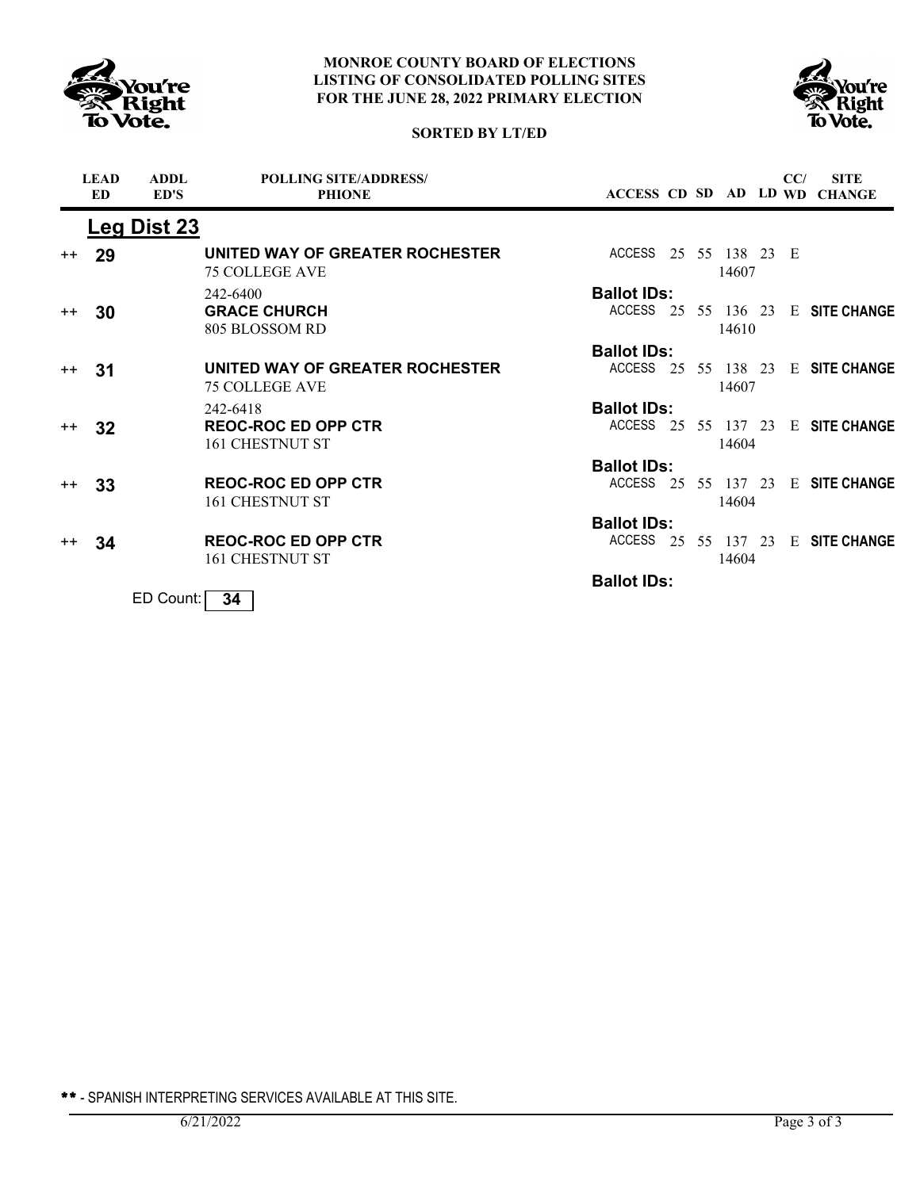**MONROE COUNTY BOARD OF ELECTIONS**
**LISTING OF CONSOLIDATED POLLING SITES**
**FOR THE JUNE 28, 2022 PRIMARY ELECTION**

**SORTED BY LT/ED**

| | LEAD ED | ADDL ED'S | POLLING SITE/ADDRESS/ PHIONE | ACCESS | CD | SD | AD | LD | CC/ WD | SITE CHANGE |
|---|---|---|---|---|---|---|---|---|---|---|
| **Leg Dist 23** | | | | | | | | | | |
| ++ | **29** | | **UNITED WAY OF GREATER ROCHESTER** 75 COLLEGE AVE 242-6400 | ACCESS | 25 | 55 | 138 14607 | 23 | E | |
| | | | | **Ballot IDs:** | | | | | | |
| ++ | **30** | | **GRACE CHURCH** 805 BLOSSOM RD | ACCESS | 25 | 55 | 136 14610 | 23 | E | **SITE CHANGE** |
| | | | | **Ballot IDs:** | | | | | | |
| ++ | **31** | | **UNITED WAY OF GREATER ROCHESTER** 75 COLLEGE AVE 242-6418 | ACCESS | 25 | 55 | 138 14607 | 23 | E | **SITE CHANGE** |
| | | | | **Ballot IDs:** | | | | | | |
| ++ | **32** | | **REOC-ROC ED OPP CTR** 161 CHESTNUT ST | ACCESS | 25 | 55 | 137 14604 | 23 | E | **SITE CHANGE** |
| | | | | **Ballot IDs:** | | | | | | |
| ++ | **33** | | **REOC-ROC ED OPP CTR** 161 CHESTNUT ST | ACCESS | 25 | 55 | 137 14604 | 23 | E | **SITE CHANGE** |
| | | | | **Ballot IDs:** | | | | | | |
| ++ | **34** | | **REOC-ROC ED OPP CTR** 161 CHESTNUT ST | ACCESS | 25 | 55 | 137 14604 | 23 | E | **SITE CHANGE** |
| | | | | **Ballot IDs:** | | | | | | |

ED Count: **34**

** - SPANISH INTERPRETING SERVICES AVAILABLE AT THIS SITE.

6/21/2022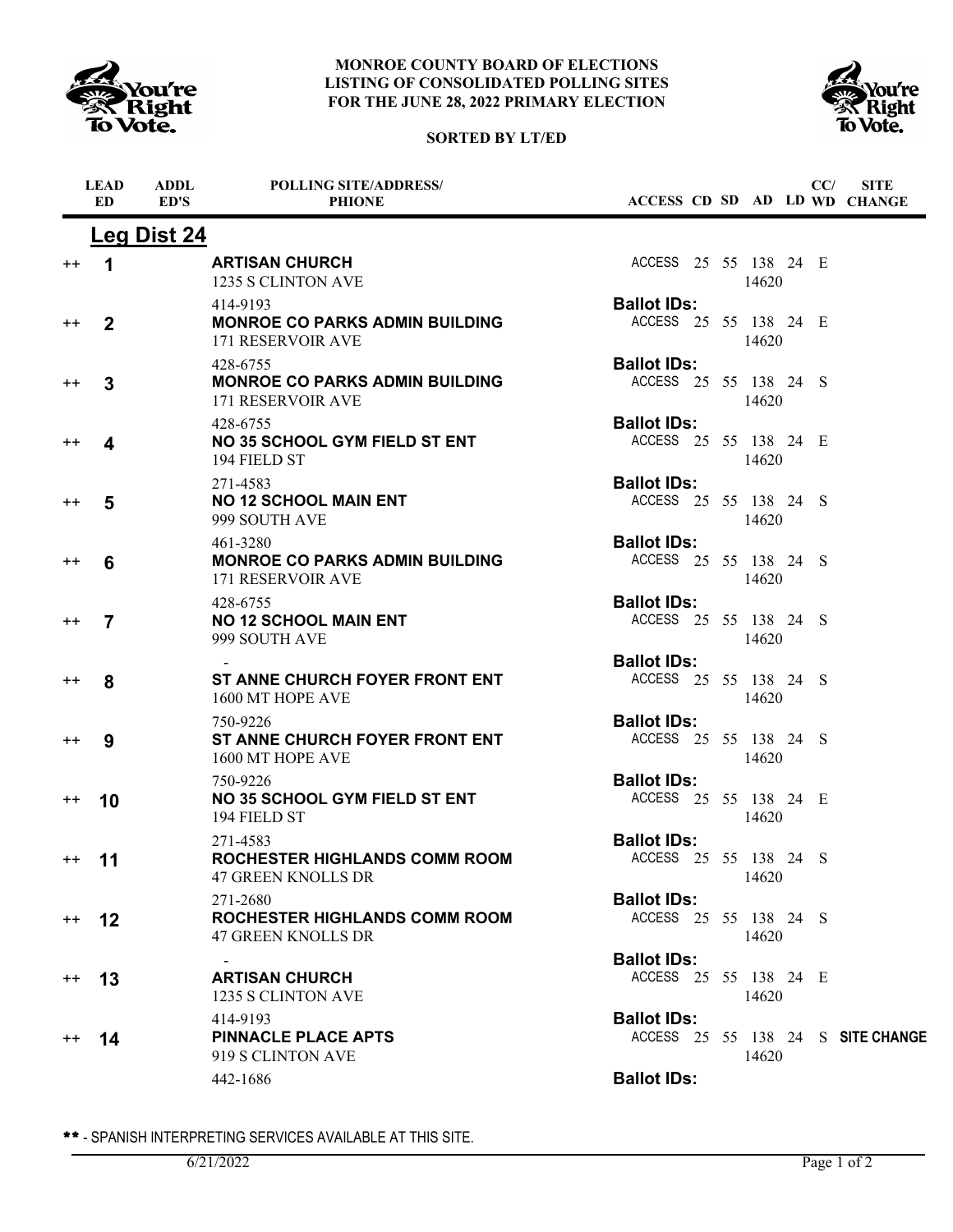**MONROE COUNTY BOARD OF ELECTIONS**
**LISTING OF CONSOLIDATED POLLING SITES**
**FOR THE JUNE 28, 2022 PRIMARY ELECTION**

**SORTED BY LT/ED**

## Leg Dist 24

| | LEAD ED | ADDL ED'S | POLLING SITE/ADDRESS/ PHONE | ACCESS | CD | SD | AD | LD | CC/ WD | SITE CHANGE |
|---|---|---|---|---|---|---|---|---|---|---|
| ++ | 1 | | **ARTISAN CHURCH**<br>1235 S CLINTON AVE<br>414-9193 | ACCESS | 25 | 55 | 138<br>14620 | 24 | E | |
| | | | | **Ballot IDs:** | | | | | | |
| ++ | 2 | | **MONROE CO PARKS ADMIN BUILDING**<br>171 RESERVOIR AVE<br>428-6755 | ACCESS | 25 | 55 | 138<br>14620 | 24 | E | |
| | | | | **Ballot IDs:** | | | | | | |
| ++ | 3 | | **MONROE CO PARKS ADMIN BUILDING**<br>171 RESERVOIR AVE<br>428-6755 | ACCESS | 25 | 55 | 138<br>14620 | 24 | S | |
| | | | | **Ballot IDs:** | | | | | | |
| ++ | 4 | | **NO 35 SCHOOL GYM FIELD ST ENT**<br>194 FIELD ST<br>271-4583 | ACCESS | 25 | 55 | 138<br>14620 | 24 | E | |
| | | | | **Ballot IDs:** | | | | | | |
| ++ | 5 | | **NO 12 SCHOOL MAIN ENT**<br>999 SOUTH AVE<br>461-3280 | ACCESS | 25 | 55 | 138<br>14620 | 24 | S | |
| | | | | **Ballot IDs:** | | | | | | |
| ++ | 6 | | **MONROE CO PARKS ADMIN BUILDING**<br>171 RESERVOIR AVE<br>428-6755 | ACCESS | 25 | 55 | 138<br>14620 | 24 | S | |
| | | | | **Ballot IDs:** | | | | | | |
| ++ | 7 | | **NO 12 SCHOOL MAIN ENT**<br>999 SOUTH AVE<br>- | ACCESS | 25 | 55 | 138<br>14620 | 24 | S | |
| | | | | **Ballot IDs:** | | | | | | |
| ++ | 8 | | **ST ANNE CHURCH FOYER FRONT ENT**<br>1600 MT HOPE AVE<br>750-9226 | ACCESS | 25 | 55 | 138<br>14620 | 24 | S | |
| | | | | **Ballot IDs:** | | | | | | |
| ++ | 9 | | **ST ANNE CHURCH FOYER FRONT ENT**<br>1600 MT HOPE AVE<br>750-9226 | ACCESS | 25 | 55 | 138<br>14620 | 24 | S | |
| | | | | **Ballot IDs:** | | | | | | |
| ++ | 10 | | **NO 35 SCHOOL GYM FIELD ST ENT**<br>194 FIELD ST<br>271-4583 | ACCESS | 25 | 55 | 138<br>14620 | 24 | E | |
| | | | | **Ballot IDs:** | | | | | | |
| ++ | 11 | | **ROCHESTER HIGHLANDS COMM ROOM**<br>47 GREEN KNOLLS DR<br>271-2680 | ACCESS | 25 | 55 | 138<br>14620 | 24 | S | |
| | | | | **Ballot IDs:** | | | | | | |
| ++ | 12 | | **ROCHESTER HIGHLANDS COMM ROOM**<br>47 GREEN KNOLLS DR<br>- | ACCESS | 25 | 55 | 138<br>14620 | 24 | S | |
| | | | | **Ballot IDs:** | | | | | | |
| ++ | 13 | | **ARTISAN CHURCH**<br>1235 S CLINTON AVE<br>414-9193 | ACCESS | 25 | 55 | 138<br>14620 | 24 | E | |
| | | | | **Ballot IDs:** | | | | | | |
| ++ | 14 | | **PINNACLE PLACE APTS**<br>919 S CLINTON AVE<br>442-1686 | ACCESS | 25 | 55 | 138<br>14620 | 24 | S | **SITE CHANGE** |
| | | | | **Ballot IDs:** | | | | | | |

** - SPANISH INTERPRETING SERVICES AVAILABLE AT THIS SITE.

6/21/2022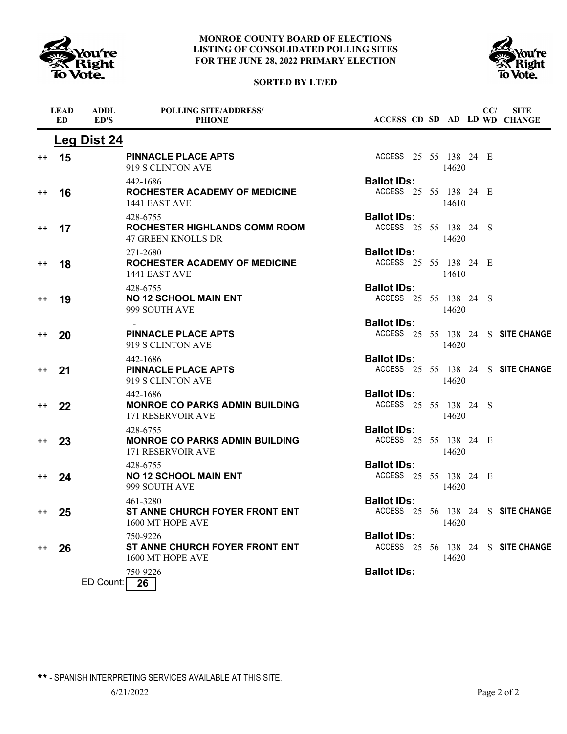**MONROE COUNTY BOARD OF ELECTIONS**
**LISTING OF CONSOLIDATED POLLING SITES**
**FOR THE JUNE 28, 2022 PRIMARY ELECTION**

**SORTED BY LT/ED**

## Leg Dist 24

| | LEAD ED | ADDL ED'S | POLLING SITE/ADDRESS/ PHONE | ACCESS | CD | SD | AD | LD | CC/ WD | SITE CHANGE |
|---|---|---|---|---|---|---|---|---|---|---|
| ++ | **15** | | **PINNACLE PLACE APTS**<br>919 S CLINTON AVE<br>442-1686 | ACCESS<br>**Ballot IDs:** | 25 | 55 | 138<br>14620 | 24 | E | |
| ++ | **16** | | **ROCHESTER ACADEMY OF MEDICINE**<br>1441 EAST AVE<br>428-6755 | ACCESS<br>**Ballot IDs:** | 25 | 55 | 138<br>14610 | 24 | E | |
| ++ | **17** | | **ROCHESTER HIGHLANDS COMM ROOM**<br>47 GREEN KNOLLS DR<br>271-2680 | ACCESS<br>**Ballot IDs:** | 25 | 55 | 138<br>14620 | 24 | S | |
| ++ | **18** | | **ROCHESTER ACADEMY OF MEDICINE**<br>1441 EAST AVE<br>428-6755 | ACCESS<br>**Ballot IDs:** | 25 | 55 | 138<br>14610 | 24 | E | |
| ++ | **19** | | **NO 12 SCHOOL MAIN ENT**<br>999 SOUTH AVE<br>- | ACCESS<br>**Ballot IDs:** | 25 | 55 | 138<br>14620 | 24 | S | |
| ++ | **20** | | **PINNACLE PLACE APTS**<br>919 S CLINTON AVE<br>442-1686 | ACCESS<br>**Ballot IDs:** | 25 | 55 | 138<br>14620 | 24 | S | **SITE CHANGE** |
| ++ | **21** | | **PINNACLE PLACE APTS**<br>919 S CLINTON AVE<br>442-1686 | ACCESS<br>**Ballot IDs:** | 25 | 55 | 138<br>14620 | 24 | S | **SITE CHANGE** |
| ++ | **22** | | **MONROE CO PARKS ADMIN BUILDING**<br>171 RESERVOIR AVE<br>428-6755 | ACCESS<br>**Ballot IDs:** | 25 | 55 | 138<br>14620 | 24 | S | |
| ++ | **23** | | **MONROE CO PARKS ADMIN BUILDING**<br>171 RESERVOIR AVE<br>428-6755 | ACCESS<br>**Ballot IDs:** | 25 | 55 | 138<br>14620 | 24 | E | |
| ++ | **24** | | **NO 12 SCHOOL MAIN ENT**<br>999 SOUTH AVE<br>461-3280 | ACCESS<br>**Ballot IDs:** | 25 | 55 | 138<br>14620 | 24 | E | |
| ++ | **25** | | **ST ANNE CHURCH FOYER FRONT ENT**<br>1600 MT HOPE AVE<br>750-9226 | ACCESS<br>**Ballot IDs:** | 25 | 56 | 138<br>14620 | 24 | S | **SITE CHANGE** |
| ++ | **26** | | **ST ANNE CHURCH FOYER FRONT ENT**<br>1600 MT HOPE AVE<br>750-9226 | ACCESS<br>**Ballot IDs:** | 25 | 56 | 138<br>14620 | 24 | S | **SITE CHANGE** |

ED Count: **26**

** - SPANISH INTERPRETING SERVICES AVAILABLE AT THIS SITE.

6/21/2022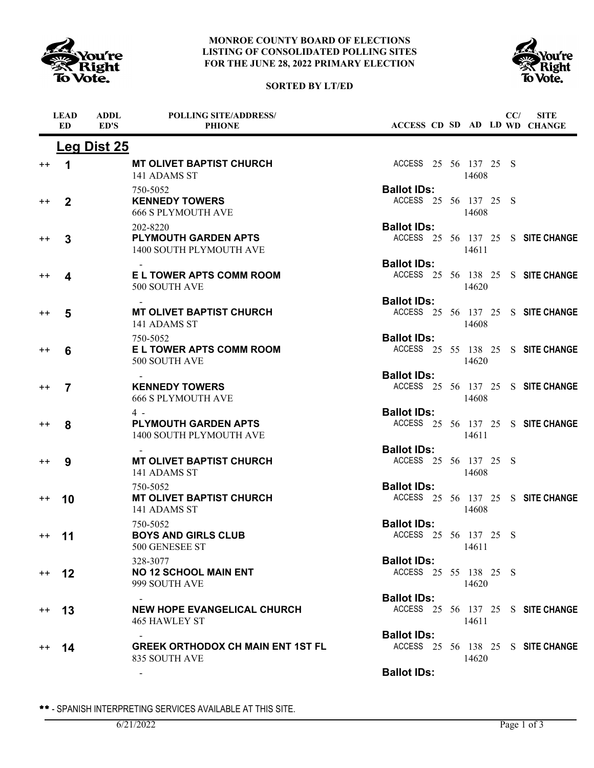**MONROE COUNTY BOARD OF ELECTIONS**
**LISTING OF CONSOLIDATED POLLING SITES**
**FOR THE JUNE 28, 2022 PRIMARY ELECTION**

**SORTED BY LT/ED**

## Leg Dist 25

| | LEAD ED | ADDL ED'S | POLLING SITE/ADDRESS/ PHIONE | ACCESS | CD | SD | AD | LD | CC/ WD | SITE CHANGE |
|---|---|---|---|---|---|---|---|---|---|---|
| ++ | **1** | | **MT OLIVET BAPTIST CHURCH**<br>141 ADAMS ST<br>750-5052 | ACCESS<br>**Ballot IDs:** | 25 | 56 | 137<br>14608 | 25 | S | |
| ++ | **2** | | **KENNEDY TOWERS**<br>666 S PLYMOUTH AVE<br>202-8220 | ACCESS<br>**Ballot IDs:** | 25 | 56 | 137<br>14608 | 25 | S | |
| ++ | **3** | | **PLYMOUTH GARDEN APTS**<br>1400 SOUTH PLYMOUTH AVE<br>- | ACCESS<br>**Ballot IDs:** | 25 | 56 | 137<br>14611 | 25 | S | **SITE CHANGE** |
| ++ | **4** | | **E L TOWER APTS COMM ROOM**<br>500 SOUTH AVE<br>- | ACCESS<br>**Ballot IDs:** | 25 | 56 | 138<br>14620 | 25 | S | **SITE CHANGE** |
| ++ | **5** | | **MT OLIVET BAPTIST CHURCH**<br>141 ADAMS ST<br>750-5052 | ACCESS<br>**Ballot IDs:** | 25 | 56 | 137<br>14608 | 25 | S | **SITE CHANGE** |
| ++ | **6** | | **E L TOWER APTS COMM ROOM**<br>500 SOUTH AVE<br>- | ACCESS<br>**Ballot IDs:** | 25 | 55 | 138<br>14620 | 25 | S | **SITE CHANGE** |
| ++ | **7** | | **KENNEDY TOWERS**<br>666 S PLYMOUTH AVE<br>4 - | ACCESS<br>**Ballot IDs:** | 25 | 56 | 137<br>14608 | 25 | S | **SITE CHANGE** |
| ++ | **8** | | **PLYMOUTH GARDEN APTS**<br>1400 SOUTH PLYMOUTH AVE<br>- | ACCESS<br>**Ballot IDs:** | 25 | 56 | 137<br>14611 | 25 | S | **SITE CHANGE** |
| ++ | **9** | | **MT OLIVET BAPTIST CHURCH**<br>141 ADAMS ST<br>750-5052 | ACCESS<br>**Ballot IDs:** | 25 | 56 | 137<br>14608 | 25 | S | |
| ++ | **10** | | **MT OLIVET BAPTIST CHURCH**<br>141 ADAMS ST<br>750-5052 | ACCESS<br>**Ballot IDs:** | 25 | 56 | 137<br>14608 | 25 | S | **SITE CHANGE** |
| ++ | **11** | | **BOYS AND GIRLS CLUB**<br>500 GENESEE ST<br>328-3077 | ACCESS<br>**Ballot IDs:** | 25 | 56 | 137<br>14611 | 25 | S | |
| ++ | **12** | | **NO 12 SCHOOL MAIN ENT**<br>999 SOUTH AVE<br>- | ACCESS<br>**Ballot IDs:** | 25 | 55 | 138<br>14620 | 25 | S | |
| ++ | **13** | | **NEW HOPE EVANGELICAL CHURCH**<br>465 HAWLEY ST<br>- | ACCESS<br>**Ballot IDs:** | 25 | 56 | 137<br>14611 | 25 | S | **SITE CHANGE** |
| ++ | **14** | | **GREEK ORTHODOX CH MAIN ENT 1ST FL**<br>835 SOUTH AVE<br>- | ACCESS<br>**Ballot IDs:** | 25 | 56 | 138<br>14620 | 25 | S | **SITE CHANGE** |

** - SPANISH INTERPRETING SERVICES AVAILABLE AT THIS SITE.

6/21/2022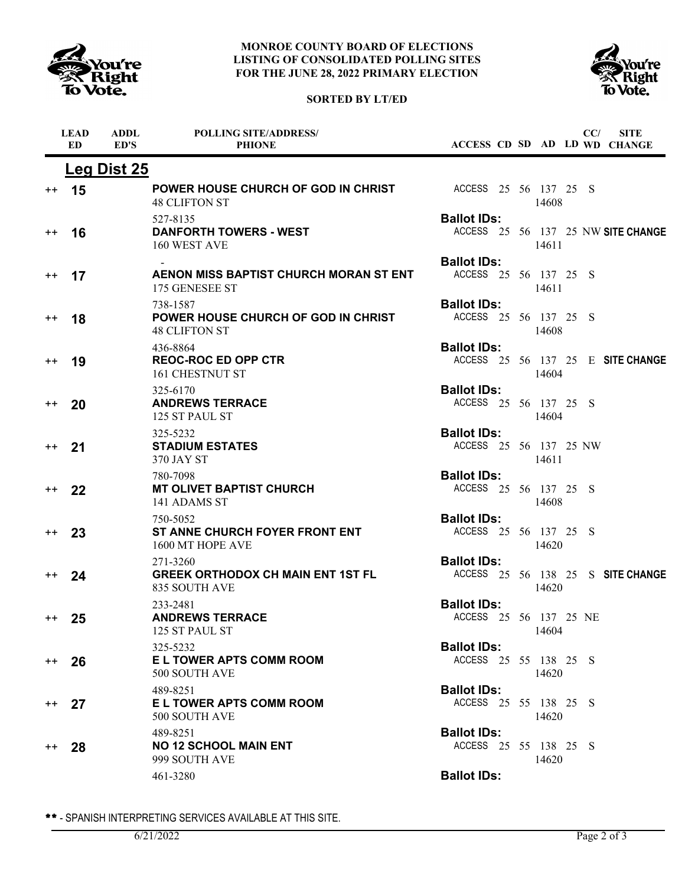# MONROE COUNTY BOARD OF ELECTIONS
## LISTING OF CONSOLIDATED POLLING SITES FOR THE JUNE 28, 2022 PRIMARY ELECTION

**SORTED BY LT/ED**

## Leg Dist 25

| | LEAD ED | ADDL ED'S | POLLING SITE/ADDRESS/ PHIONE | ACCESS | CD | SD | AD | LD | CC/ WD | SITE CHANGE |
|---|---|---|---|---|---|---|---|---|---|---|
| ++ | **15** | | **POWER HOUSE CHURCH OF GOD IN CHRIST**<br>48 CLIFTON ST<br>527-8135 | ACCESS<br>**Ballot IDs:** | 25 | 56 | 137<br>14608 | 25 | S | |
| ++ | **16** | | **DANFORTH TOWERS - WEST**<br>160 WEST AVE<br>- | ACCESS<br>**Ballot IDs:** | 25 | 56 | 137<br>14611 | 25 | NW | **SITE CHANGE** |
| ++ | **17** | | **AENON MISS BAPTIST CHURCH MORAN ST ENT**<br>175 GENESEE ST<br>738-1587 | ACCESS<br>**Ballot IDs:** | 25 | 56 | 137<br>14611 | 25 | S | |
| ++ | **18** | | **POWER HOUSE CHURCH OF GOD IN CHRIST**<br>48 CLIFTON ST<br>436-8864 | ACCESS<br>**Ballot IDs:** | 25 | 56 | 137<br>14608 | 25 | S | |
| ++ | **19** | | **REOC-ROC ED OPP CTR**<br>161 CHESTNUT ST<br>325-6170 | ACCESS<br>**Ballot IDs:** | 25 | 56 | 137<br>14604 | 25 | E | **SITE CHANGE** |
| ++ | **20** | | **ANDREWS TERRACE**<br>125 ST PAUL ST<br>325-5232 | ACCESS<br>**Ballot IDs:** | 25 | 56 | 137<br>14604 | 25 | S | |
| ++ | **21** | | **STADIUM ESTATES**<br>370 JAY ST<br>780-7098 | ACCESS<br>**Ballot IDs:** | 25 | 56 | 137<br>14611 | 25 | NW | |
| ++ | **22** | | **MT OLIVET BAPTIST CHURCH**<br>141 ADAMS ST<br>750-5052 | ACCESS<br>**Ballot IDs:** | 25 | 56 | 137<br>14608 | 25 | S | |
| ++ | **23** | | **ST ANNE CHURCH FOYER FRONT ENT**<br>1600 MT HOPE AVE<br>271-3260 | ACCESS<br>**Ballot IDs:** | 25 | 56 | 137<br>14620 | 25 | S | |
| ++ | **24** | | **GREEK ORTHODOX CH MAIN ENT 1ST FL**<br>835 SOUTH AVE<br>233-2481 | ACCESS<br>**Ballot IDs:** | 25 | 56 | 138<br>14620 | 25 | S | **SITE CHANGE** |
| ++ | **25** | | **ANDREWS TERRACE**<br>125 ST PAUL ST<br>325-5232 | ACCESS<br>**Ballot IDs:** | 25 | 56 | 137<br>14604 | 25 | NE | |
| ++ | **26** | | **E L TOWER APTS COMM ROOM**<br>500 SOUTH AVE<br>489-8251 | ACCESS<br>**Ballot IDs:** | 25 | 55 | 138<br>14620 | 25 | S | |
| ++ | **27** | | **E L TOWER APTS COMM ROOM**<br>500 SOUTH AVE<br>489-8251 | ACCESS<br>**Ballot IDs:** | 25 | 55 | 138<br>14620 | 25 | S | |
| ++ | **28** | | **NO 12 SCHOOL MAIN ENT**<br>999 SOUTH AVE<br>461-3280 | ACCESS<br>**Ballot IDs:** | 25 | 55 | 138<br>14620 | 25 | S | |

** - SPANISH INTERPRETING SERVICES AVAILABLE AT THIS SITE.

6/21/2022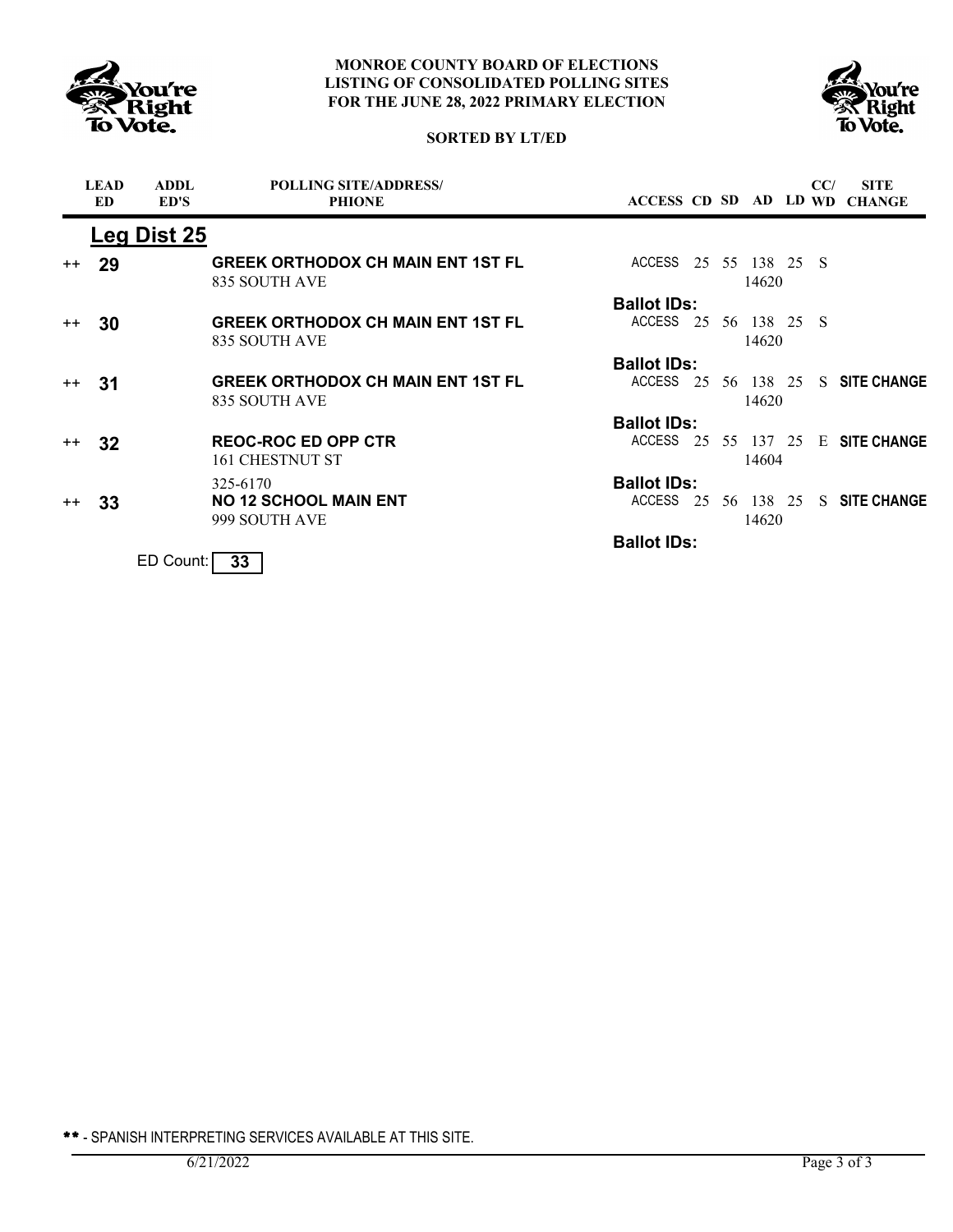**MONROE COUNTY BOARD OF ELECTIONS**
**LISTING OF CONSOLIDATED POLLING SITES**
**FOR THE JUNE 28, 2022 PRIMARY ELECTION**

**SORTED BY LT/ED**

| | LEAD ED | ADDL ED'S | POLLING SITE/ADDRESS/ PHIONE | ACCESS | CD | SD | AD | LD | CC/ WD | SITE CHANGE |
|---|---|---|---|---|---|---|---|---|---|---|
| | **Leg Dist 25** | | | | | | | | | |
| ++ | **29** | | **GREEK ORTHODOX CH MAIN ENT 1ST FL** 835 SOUTH AVE | ACCESS | 25 | 55 | 138 14620 | 25 | S | |
| | | | | **Ballot IDs:** | | | | | | |
| ++ | **30** | | **GREEK ORTHODOX CH MAIN ENT 1ST FL** 835 SOUTH AVE | ACCESS | 25 | 56 | 138 14620 | 25 | S | |
| | | | | **Ballot IDs:** | | | | | | |
| ++ | **31** | | **GREEK ORTHODOX CH MAIN ENT 1ST FL** 835 SOUTH AVE | ACCESS | 25 | 56 | 138 14620 | 25 | S | **SITE CHANGE** |
| | | | | **Ballot IDs:** | | | | | | |
| ++ | **32** | | **REOC-ROC ED OPP CTR** 161 CHESTNUT ST 325-6170 | ACCESS | 25 | 55 | 137 14604 | 25 | E | **SITE CHANGE** |
| | | | | **Ballot IDs:** | | | | | | |
| ++ | **33** | | **NO 12 SCHOOL MAIN ENT** 999 SOUTH AVE | ACCESS | 25 | 56 | 138 14620 | 25 | S | **SITE CHANGE** |
| | | | | **Ballot IDs:** | | | | | | |

ED Count: **33**

** - SPANISH INTERPRETING SERVICES AVAILABLE AT THIS SITE.

6/21/2022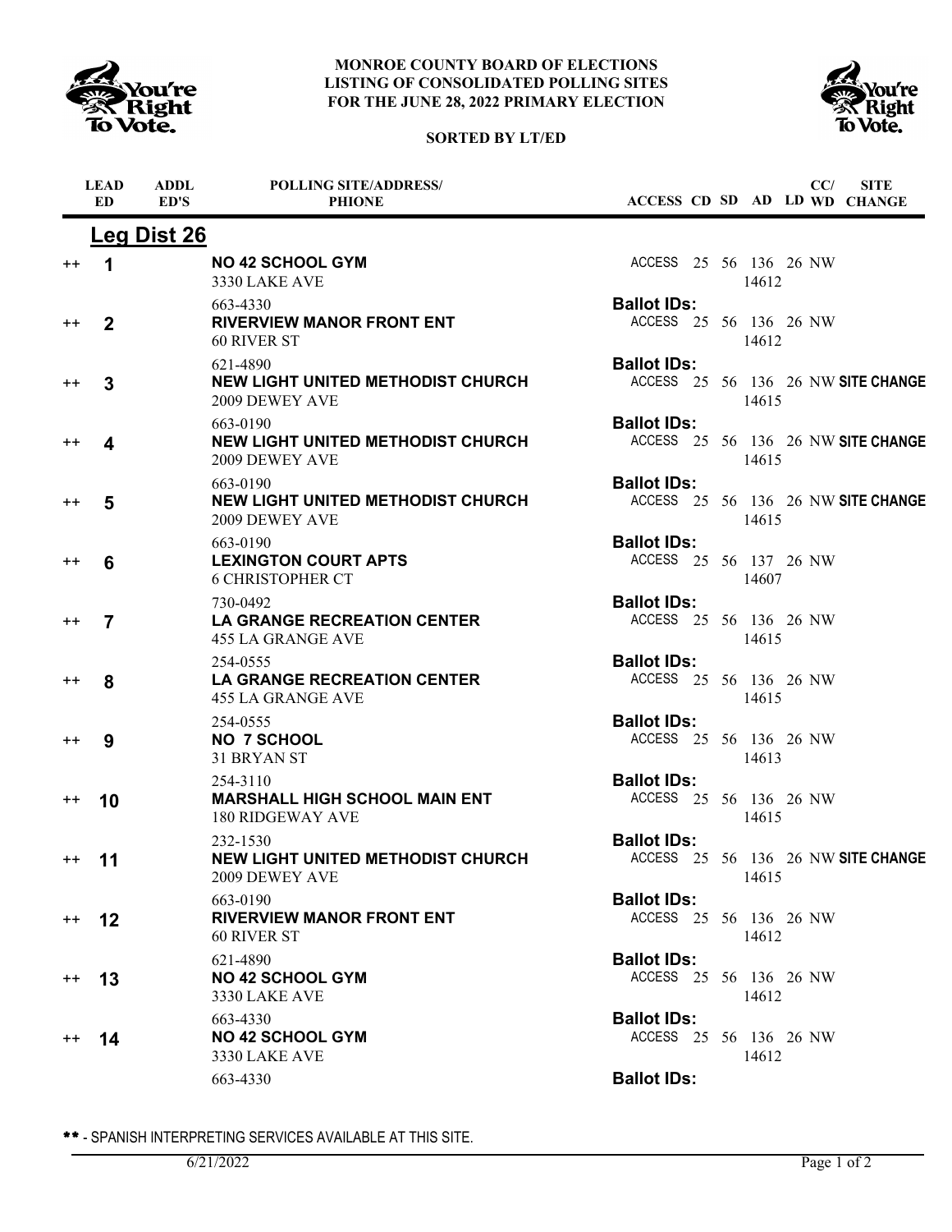**MONROE COUNTY BOARD OF ELECTIONS**
**LISTING OF CONSOLIDATED POLLING SITES**
**FOR THE JUNE 28, 2022 PRIMARY ELECTION**

**SORTED BY LT/ED**

## Leg Dist 26

| | LEAD ED | ADDL ED'S | POLLING SITE/ADDRESS/ PHIONE | ACCESS | CD | SD | AD | LD | CC/ WD | SITE CHANGE |
|---|---|---|---|---|---|---|---|---|---|---|
| ++ | 1 | | **NO 42 SCHOOL GYM**<br>3330 LAKE AVE<br>663-4330 | ACCESS<br>**Ballot IDs:** | 25 | 56 | 136<br>14612 | 26 | NW | |
| ++ | 2 | | **RIVERVIEW MANOR FRONT ENT**<br>60 RIVER ST<br>621-4890 | ACCESS<br>**Ballot IDs:** | 25 | 56 | 136<br>14612 | 26 | NW | |
| ++ | 3 | | **NEW LIGHT UNITED METHODIST CHURCH**<br>2009 DEWEY AVE<br>663-0190 | ACCESS<br>**Ballot IDs:** | 25 | 56 | 136<br>14615 | 26 | NW | **SITE CHANGE** |
| ++ | 4 | | **NEW LIGHT UNITED METHODIST CHURCH**<br>2009 DEWEY AVE<br>663-0190 | ACCESS<br>**Ballot IDs:** | 25 | 56 | 136<br>14615 | 26 | NW | **SITE CHANGE** |
| ++ | 5 | | **NEW LIGHT UNITED METHODIST CHURCH**<br>2009 DEWEY AVE<br>663-0190 | ACCESS<br>**Ballot IDs:** | 25 | 56 | 136<br>14615 | 26 | NW | **SITE CHANGE** |
| ++ | 6 | | **LEXINGTON COURT APTS**<br>6 CHRISTOPHER CT<br>730-0492 | ACCESS<br>**Ballot IDs:** | 25 | 56 | 137<br>14607 | 26 | NW | |
| ++ | 7 | | **LA GRANGE RECREATION CENTER**<br>455 LA GRANGE AVE<br>254-0555 | ACCESS<br>**Ballot IDs:** | 25 | 56 | 136<br>14615 | 26 | NW | |
| ++ | 8 | | **LA GRANGE RECREATION CENTER**<br>455 LA GRANGE AVE<br>254-0555 | ACCESS<br>**Ballot IDs:** | 25 | 56 | 136<br>14615 | 26 | NW | |
| ++ | 9 | | **NO 7 SCHOOL**<br>31 BRYAN ST<br>254-3110 | ACCESS<br>**Ballot IDs:** | 25 | 56 | 136<br>14613 | 26 | NW | |
| ++ | 10 | | **MARSHALL HIGH SCHOOL MAIN ENT**<br>180 RIDGEWAY AVE<br>232-1530 | ACCESS<br>**Ballot IDs:** | 25 | 56 | 136<br>14615 | 26 | NW | |
| ++ | 11 | | **NEW LIGHT UNITED METHODIST CHURCH**<br>2009 DEWEY AVE<br>663-0190 | ACCESS<br>**Ballot IDs:** | 25 | 56 | 136<br>14615 | 26 | NW | **SITE CHANGE** |
| ++ | 12 | | **RIVERVIEW MANOR FRONT ENT**<br>60 RIVER ST<br>621-4890 | ACCESS<br>**Ballot IDs:** | 25 | 56 | 136<br>14612 | 26 | NW | |
| ++ | 13 | | **NO 42 SCHOOL GYM**<br>3330 LAKE AVE<br>663-4330 | ACCESS<br>**Ballot IDs:** | 25 | 56 | 136<br>14612 | 26 | NW | |
| ++ | 14 | | **NO 42 SCHOOL GYM**<br>3330 LAKE AVE<br>663-4330 | ACCESS<br>**Ballot IDs:** | 25 | 56 | 136<br>14612 | 26 | NW | |

** - SPANISH INTERPRETING SERVICES AVAILABLE AT THIS SITE.

6/21/2022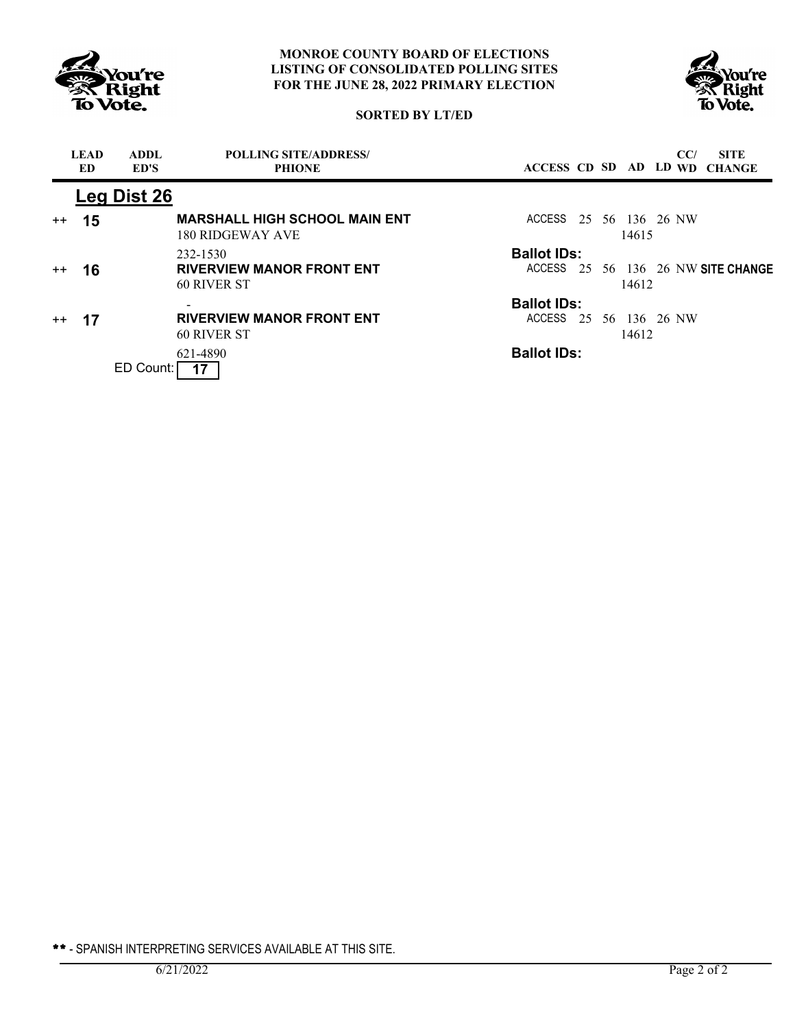**MONROE COUNTY BOARD OF ELECTIONS**
**LISTING OF CONSOLIDATED POLLING SITES**
**FOR THE JUNE 28, 2022 PRIMARY ELECTION**

**SORTED BY LT/ED**

| | LEAD ED | ADDL ED'S | POLLING SITE/ADDRESS/ PHIONE | ACCESS | CD | SD | AD | LD | CC/ WD | SITE CHANGE |
|---|---|---|---|---|---|---|---|---|---|---|
| | **Leg Dist 26** | | | | | | | | | |
| ++ | **15** | | **MARSHALL HIGH SCHOOL MAIN ENT**<br>180 RIDGEWAY AVE<br>232-1530 | ACCESS<br>**Ballot IDs:** | 25 | 56 | 136<br>14615 | 26 | NW | |
| ++ | **16** | | **RIVERVIEW MANOR FRONT ENT**<br>60 RIVER ST<br>- | ACCESS<br>**Ballot IDs:** | 25 | 56 | 136<br>14612 | 26 | NW | **SITE CHANGE** |
| ++ | **17** | | **RIVERVIEW MANOR FRONT ENT**<br>60 RIVER ST<br>621-4890 | ACCESS<br>**Ballot IDs:** | 25 | 56 | 136<br>14612 | 26 | NW | |

ED Count: **17**

** - SPANISH INTERPRETING SERVICES AVAILABLE AT THIS SITE.

6/21/2022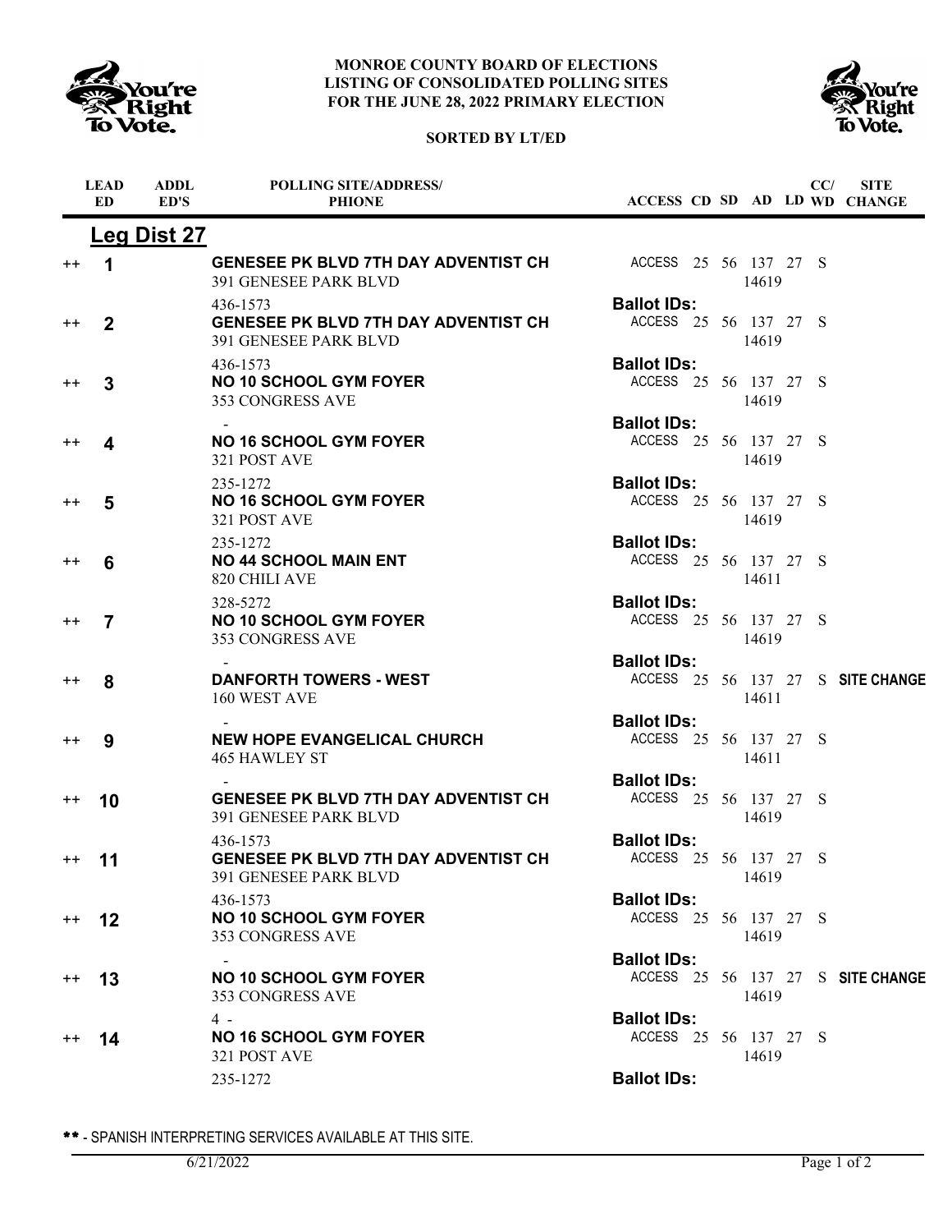**MONROE COUNTY BOARD OF ELECTIONS**
**LISTING OF CONSOLIDATED POLLING SITES**
**FOR THE JUNE 28, 2022 PRIMARY ELECTION**

**SORTED BY LT/ED**

## Leg Dist 27

| | LEAD ED | ADDL ED'S | POLLING SITE/ADDRESS/ PHONE | ACCESS | CD | SD | AD | LD | CC/ WD | SITE CHANGE |
|---|---|---|---|---|---|---|---|---|---|---|
| ++ | 1 | | **GENESEE PK BLVD 7TH DAY ADVENTIST CH** 391 GENESEE PARK BLVD 436-1573 | ACCESS **Ballot IDs:** | 25 | 56 | 137 14619 | 27 | S | |
| ++ | 2 | | **GENESEE PK BLVD 7TH DAY ADVENTIST CH** 391 GENESEE PARK BLVD 436-1573 | ACCESS **Ballot IDs:** | 25 | 56 | 137 14619 | 27 | S | |
| ++ | 3 | | **NO 10 SCHOOL GYM FOYER** 353 CONGRESS AVE - | ACCESS **Ballot IDs:** | 25 | 56 | 137 14619 | 27 | S | |
| ++ | 4 | | **NO 16 SCHOOL GYM FOYER** 321 POST AVE 235-1272 | ACCESS **Ballot IDs:** | 25 | 56 | 137 14619 | 27 | S | |
| ++ | 5 | | **NO 16 SCHOOL GYM FOYER** 321 POST AVE 235-1272 | ACCESS **Ballot IDs:** | 25 | 56 | 137 14619 | 27 | S | |
| ++ | 6 | | **NO 44 SCHOOL MAIN ENT** 820 CHILI AVE 328-5272 | ACCESS **Ballot IDs:** | 25 | 56 | 137 14611 | 27 | S | |
| ++ | 7 | | **NO 10 SCHOOL GYM FOYER** 353 CONGRESS AVE - | ACCESS **Ballot IDs:** | 25 | 56 | 137 14619 | 27 | S | |
| ++ | 8 | | **DANFORTH TOWERS - WEST** 160 WEST AVE - | ACCESS **Ballot IDs:** | 25 | 56 | 137 14611 | 27 | S | **SITE CHANGE** |
| ++ | 9 | | **NEW HOPE EVANGELICAL CHURCH** 465 HAWLEY ST - | ACCESS **Ballot IDs:** | 25 | 56 | 137 14611 | 27 | S | |
| ++ | 10 | | **GENESEE PK BLVD 7TH DAY ADVENTIST CH** 391 GENESEE PARK BLVD 436-1573 | ACCESS **Ballot IDs:** | 25 | 56 | 137 14619 | 27 | S | |
| ++ | 11 | | **GENESEE PK BLVD 7TH DAY ADVENTIST CH** 391 GENESEE PARK BLVD 436-1573 | ACCESS **Ballot IDs:** | 25 | 56 | 137 14619 | 27 | S | |
| ++ | 12 | | **NO 10 SCHOOL GYM FOYER** 353 CONGRESS AVE - | ACCESS **Ballot IDs:** | 25 | 56 | 137 14619 | 27 | S | |
| ++ | 13 | | **NO 10 SCHOOL GYM FOYER** 353 CONGRESS AVE 4 - | ACCESS **Ballot IDs:** | 25 | 56 | 137 14619 | 27 | S | **SITE CHANGE** |
| ++ | 14 | | **NO 16 SCHOOL GYM FOYER** 321 POST AVE 235-1272 | ACCESS **Ballot IDs:** | 25 | 56 | 137 14619 | 27 | S | |

** - SPANISH INTERPRETING SERVICES AVAILABLE AT THIS SITE.

6/21/2022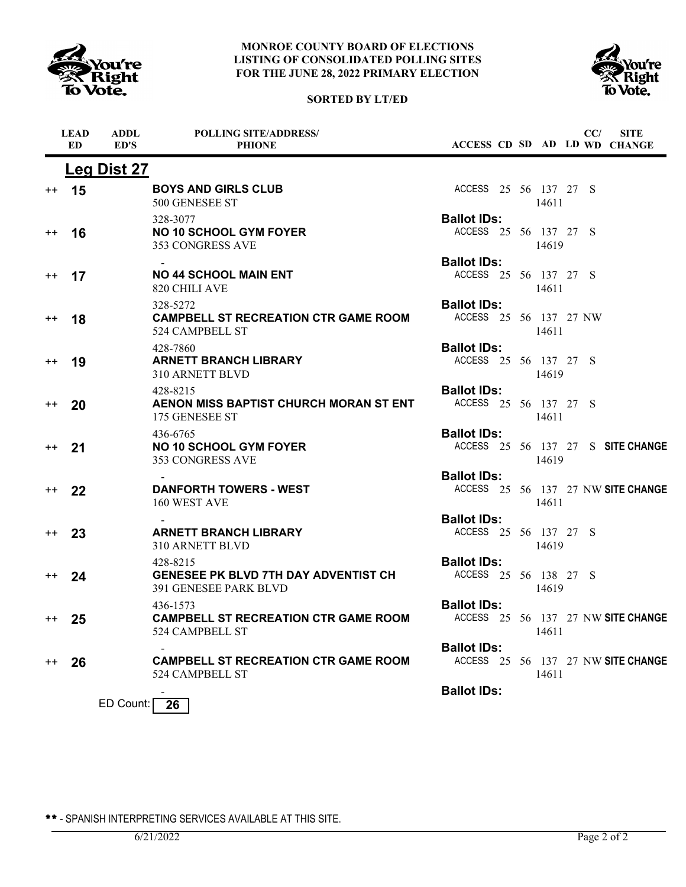**MONROE COUNTY BOARD OF ELECTIONS**
**LISTING OF CONSOLIDATED POLLING SITES**
**FOR THE JUNE 28, 2022 PRIMARY ELECTION**

**SORTED BY LT/ED**

## Leg Dist 27

| | LEAD ED | ADDL ED'S | POLLING SITE/ADDRESS/ PHIONE | ACCESS | CD | SD | AD | LD | CC/ WD | SITE CHANGE |
|---|---|---|---|---|---|---|---|---|---|---|
| ++ | 15 | | **BOYS AND GIRLS CLUB**<br>500 GENESEE ST<br>328-3077 | ACCESS | 25 | 56 | 137<br>14611 | 27 | S | |
| | | | | **Ballot IDs:** | | | | | | |
| ++ | 16 | | **NO 10 SCHOOL GYM FOYER**<br>353 CONGRESS AVE<br>- | ACCESS | 25 | 56 | 137<br>14619 | 27 | S | |
| | | | | **Ballot IDs:** | | | | | | |
| ++ | 17 | | **NO 44 SCHOOL MAIN ENT**<br>820 CHILI AVE<br>328-5272 | ACCESS | 25 | 56 | 137<br>14611 | 27 | S | |
| | | | | **Ballot IDs:** | | | | | | |
| ++ | 18 | | **CAMPBELL ST RECREATION CTR GAME ROOM**<br>524 CAMPBELL ST<br>428-7860 | ACCESS | 25 | 56 | 137<br>14611 | 27 | NW | |
| | | | | **Ballot IDs:** | | | | | | |
| ++ | 19 | | **ARNETT BRANCH LIBRARY**<br>310 ARNETT BLVD<br>428-8215 | ACCESS | 25 | 56 | 137<br>14619 | 27 | S | |
| | | | | **Ballot IDs:** | | | | | | |
| ++ | 20 | | **AENON MISS BAPTIST CHURCH MORAN ST ENT**<br>175 GENESEE ST<br>436-6765 | ACCESS | 25 | 56 | 137<br>14611 | 27 | S | |
| | | | | **Ballot IDs:** | | | | | | |
| ++ | 21 | | **NO 10 SCHOOL GYM FOYER**<br>353 CONGRESS AVE<br>- | ACCESS | 25 | 56 | 137<br>14619 | 27 | S | **SITE CHANGE** |
| | | | | **Ballot IDs:** | | | | | | |
| ++ | 22 | | **DANFORTH TOWERS - WEST**<br>160 WEST AVE<br>- | ACCESS | 25 | 56 | 137<br>14611 | 27 | NW | **SITE CHANGE** |
| | | | | **Ballot IDs:** | | | | | | |
| ++ | 23 | | **ARNETT BRANCH LIBRARY**<br>310 ARNETT BLVD<br>428-8215 | ACCESS | 25 | 56 | 137<br>14619 | 27 | S | |
| | | | | **Ballot IDs:** | | | | | | |
| ++ | 24 | | **GENESEE PK BLVD 7TH DAY ADVENTIST CH**<br>391 GENESEE PARK BLVD<br>436-1573 | ACCESS | 25 | 56 | 138<br>14619 | 27 | S | |
| | | | | **Ballot IDs:** | | | | | | |
| ++ | 25 | | **CAMPBELL ST RECREATION CTR GAME ROOM**<br>524 CAMPBELL ST<br>- | ACCESS | 25 | 56 | 137<br>14611 | 27 | NW | **SITE CHANGE** |
| | | | | **Ballot IDs:** | | | | | | |
| ++ | 26 | | **CAMPBELL ST RECREATION CTR GAME ROOM**<br>524 CAMPBELL ST<br>- | ACCESS | 25 | 56 | 137<br>14611 | 27 | NW | **SITE CHANGE** |
| | | | | **Ballot IDs:** | | | | | | |

ED Count: **26**

** - SPANISH INTERPRETING SERVICES AVAILABLE AT THIS SITE.

6/21/2022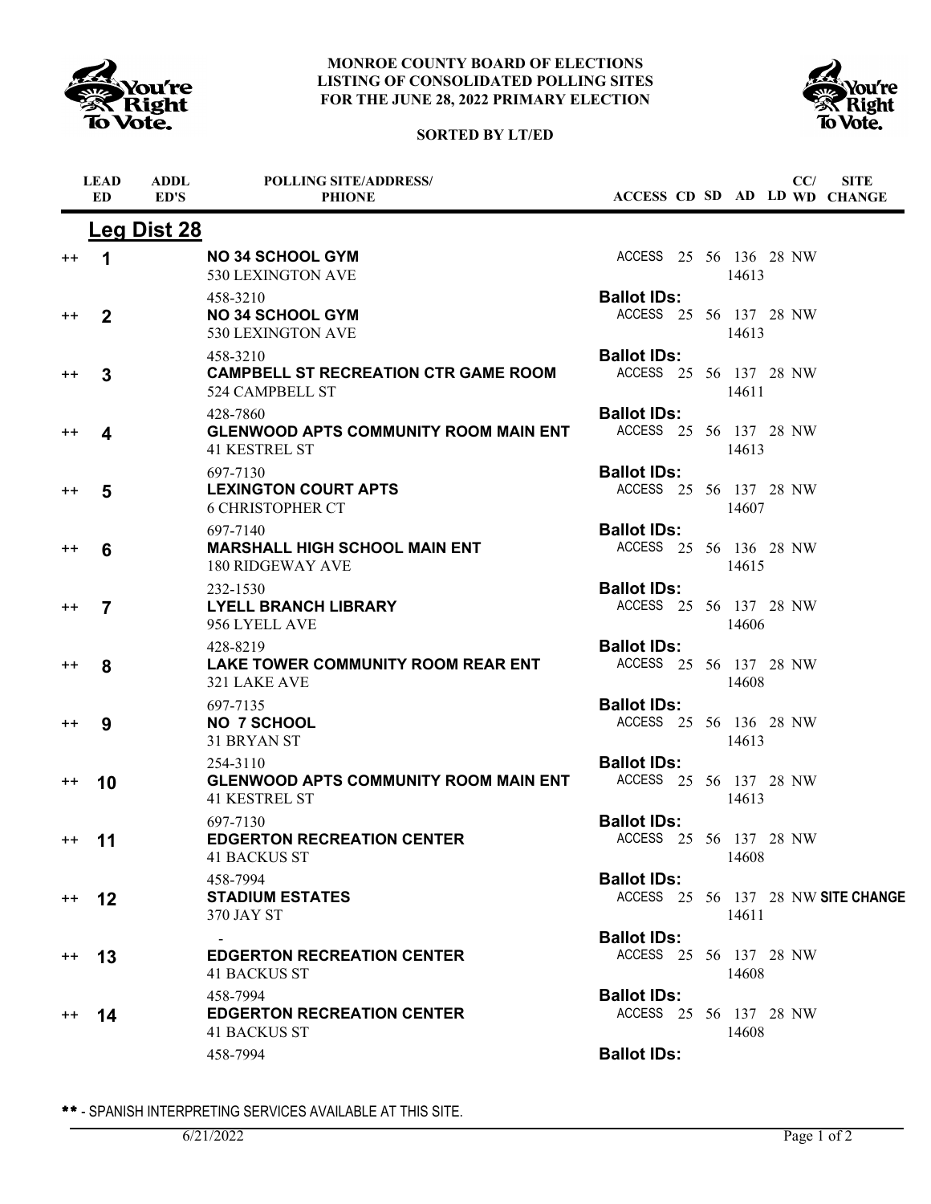**MONROE COUNTY BOARD OF ELECTIONS**
**LISTING OF CONSOLIDATED POLLING SITES**
**FOR THE JUNE 28, 2022 PRIMARY ELECTION**

**SORTED BY LT/ED**

## Leg Dist 28

| | LEAD ED | ADDL ED'S | POLLING SITE/ADDRESS/ PHIONE | ACCESS | CD | SD | AD | LD | CC/ WD | SITE CHANGE |
|---|---|---|---|---|---|---|---|---|---|---|
| ++ | 1 | | **NO 34 SCHOOL GYM** 530 LEXINGTON AVE 458-3210 | ACCESS | 25 | 56 | 136 14613 | 28 | NW | |
| | | | | **Ballot IDs:** | | | | | | |
| ++ | 2 | | **NO 34 SCHOOL GYM** 530 LEXINGTON AVE 458-3210 | ACCESS | 25 | 56 | 137 14613 | 28 | NW | |
| | | | | **Ballot IDs:** | | | | | | |
| ++ | 3 | | **CAMPBELL ST RECREATION CTR GAME ROOM** 524 CAMPBELL ST 428-7860 | ACCESS | 25 | 56 | 137 14611 | 28 | NW | |
| | | | | **Ballot IDs:** | | | | | | |
| ++ | 4 | | **GLENWOOD APTS COMMUNITY ROOM MAIN ENT** 41 KESTREL ST 697-7130 | ACCESS | 25 | 56 | 137 14613 | 28 | NW | |
| | | | | **Ballot IDs:** | | | | | | |
| ++ | 5 | | **LEXINGTON COURT APTS** 6 CHRISTOPHER CT 697-7140 | ACCESS | 25 | 56 | 137 14607 | 28 | NW | |
| | | | | **Ballot IDs:** | | | | | | |
| ++ | 6 | | **MARSHALL HIGH SCHOOL MAIN ENT** 180 RIDGEWAY AVE 232-1530 | ACCESS | 25 | 56 | 136 14615 | 28 | NW | |
| | | | | **Ballot IDs:** | | | | | | |
| ++ | 7 | | **LYELL BRANCH LIBRARY** 956 LYELL AVE 428-8219 | ACCESS | 25 | 56 | 137 14606 | 28 | NW | |
| | | | | **Ballot IDs:** | | | | | | |
| ++ | 8 | | **LAKE TOWER COMMUNITY ROOM REAR ENT** 321 LAKE AVE 697-7135 | ACCESS | 25 | 56 | 137 14608 | 28 | NW | |
| | | | | **Ballot IDs:** | | | | | | |
| ++ | 9 | | **NO 7 SCHOOL** 31 BRYAN ST 254-3110 | ACCESS | 25 | 56 | 136 14613 | 28 | NW | |
| | | | | **Ballot IDs:** | | | | | | |
| ++ | 10 | | **GLENWOOD APTS COMMUNITY ROOM MAIN ENT** 41 KESTREL ST 697-7130 | ACCESS | 25 | 56 | 137 14613 | 28 | NW | |
| | | | | **Ballot IDs:** | | | | | | |
| ++ | 11 | | **EDGERTON RECREATION CENTER** 41 BACKUS ST 458-7994 | ACCESS | 25 | 56 | 137 14608 | 28 | NW | |
| | | | | **Ballot IDs:** | | | | | | |
| ++ | 12 | | **STADIUM ESTATES** 370 JAY ST - | ACCESS | 25 | 56 | 137 14611 | 28 | NW | **SITE CHANGE** |
| | | | | **Ballot IDs:** | | | | | | |
| ++ | 13 | | **EDGERTON RECREATION CENTER** 41 BACKUS ST 458-7994 | ACCESS | 25 | 56 | 137 14608 | 28 | NW | |
| | | | | **Ballot IDs:** | | | | | | |
| ++ | 14 | | **EDGERTON RECREATION CENTER** 41 BACKUS ST 458-7994 | ACCESS | 25 | 56 | 137 14608 | 28 | NW | |
| | | | | **Ballot IDs:** | | | | | | |

** - SPANISH INTERPRETING SERVICES AVAILABLE AT THIS SITE.

6/21/2022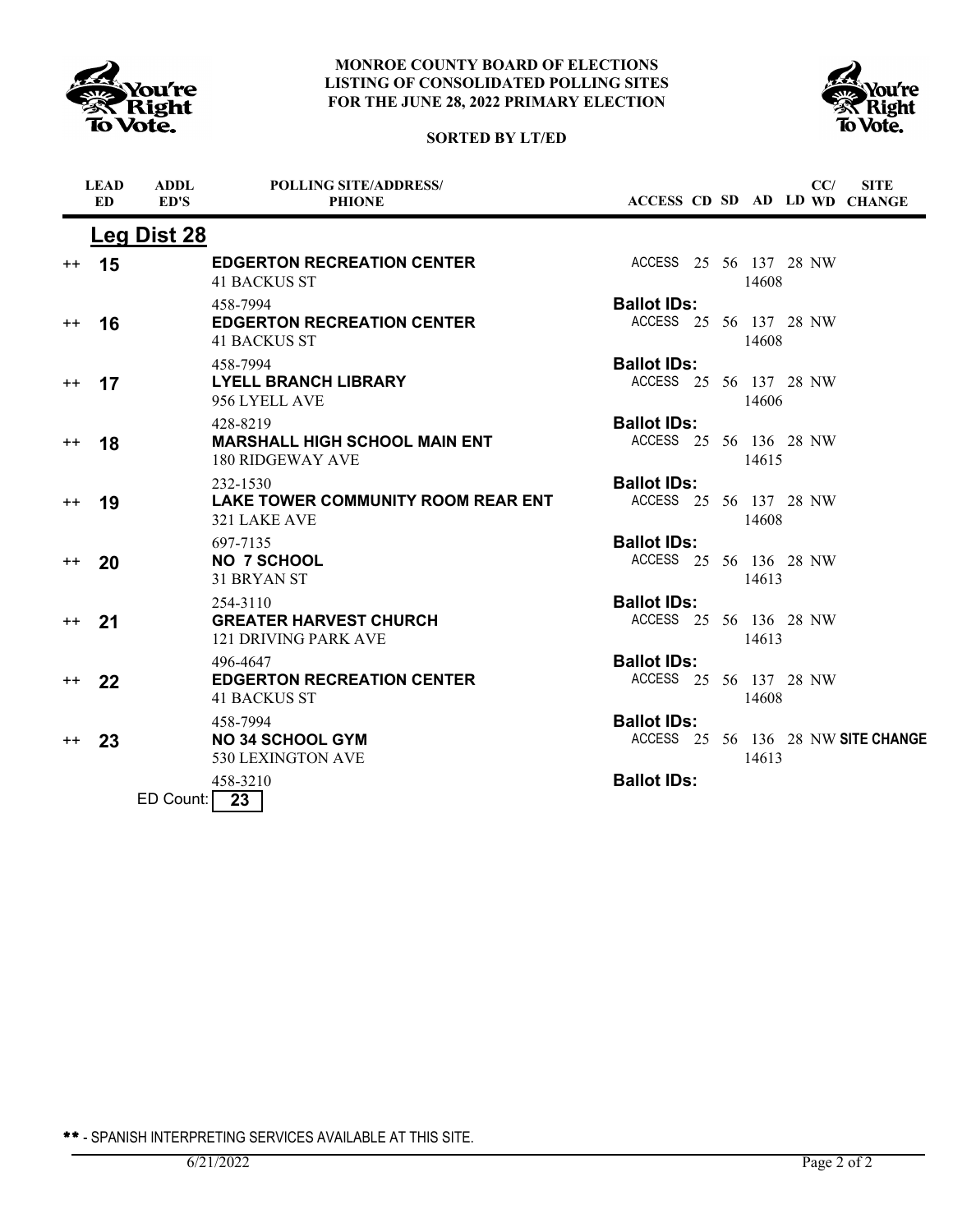**MONROE COUNTY BOARD OF ELECTIONS**
**LISTING OF CONSOLIDATED POLLING SITES**
**FOR THE JUNE 28, 2022 PRIMARY ELECTION**

**SORTED BY LT/ED**

## Leg Dist 28

| | LEAD ED | ADDL ED'S | POLLING SITE/ADDRESS/ PHIONE | ACCESS | CD | SD | AD | LD | CC/ WD | SITE CHANGE |
|---|---|---|---|---|---|---|---|---|---|---|
| ++ | **15** | | **EDGERTON RECREATION CENTER**<br>41 BACKUS ST<br>458-7994 | ACCESS<br>**Ballot IDs:** | 25 | 56 | 137<br>14608 | 28 | NW | |
| ++ | **16** | | **EDGERTON RECREATION CENTER**<br>41 BACKUS ST<br>458-7994 | ACCESS<br>**Ballot IDs:** | 25 | 56 | 137<br>14608 | 28 | NW | |
| ++ | **17** | | **LYELL BRANCH LIBRARY**<br>956 LYELL AVE<br>428-8219 | ACCESS<br>**Ballot IDs:** | 25 | 56 | 137<br>14606 | 28 | NW | |
| ++ | **18** | | **MARSHALL HIGH SCHOOL MAIN ENT**<br>180 RIDGEWAY AVE<br>232-1530 | ACCESS<br>**Ballot IDs:** | 25 | 56 | 136<br>14615 | 28 | NW | |
| ++ | **19** | | **LAKE TOWER COMMUNITY ROOM REAR ENT**<br>321 LAKE AVE<br>697-7135 | ACCESS<br>**Ballot IDs:** | 25 | 56 | 137<br>14608 | 28 | NW | |
| ++ | **20** | | **NO 7 SCHOOL**<br>31 BRYAN ST<br>254-3110 | ACCESS<br>**Ballot IDs:** | 25 | 56 | 136<br>14613 | 28 | NW | |
| ++ | **21** | | **GREATER HARVEST CHURCH**<br>121 DRIVING PARK AVE<br>496-4647 | ACCESS<br>**Ballot IDs:** | 25 | 56 | 136<br>14613 | 28 | NW | |
| ++ | **22** | | **EDGERTON RECREATION CENTER**<br>41 BACKUS ST<br>458-7994 | ACCESS<br>**Ballot IDs:** | 25 | 56 | 137<br>14608 | 28 | NW | |
| ++ | **23** | | **NO 34 SCHOOL GYM**<br>530 LEXINGTON AVE<br>458-3210 | ACCESS<br>**Ballot IDs:** | 25 | 56 | 136<br>14613 | 28 | NW | **SITE CHANGE** |

ED Count: **23**

** - SPANISH INTERPRETING SERVICES AVAILABLE AT THIS SITE.

6/21/2022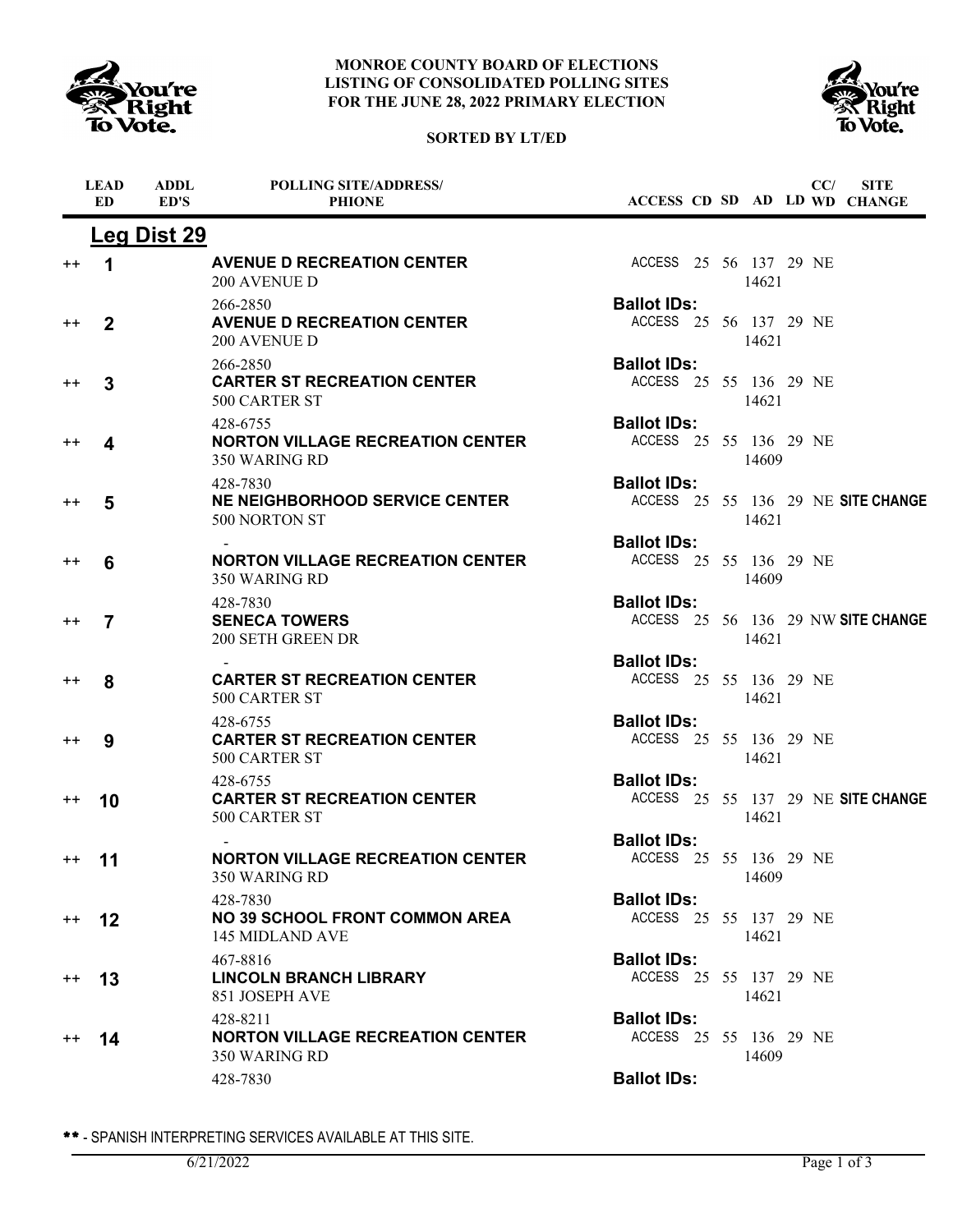**MONROE COUNTY BOARD OF ELECTIONS**
**LISTING OF CONSOLIDATED POLLING SITES**
**FOR THE JUNE 28, 2022 PRIMARY ELECTION**

**SORTED BY LT/ED**

## Leg Dist 29

| | LEAD ED | ADDL ED'S | POLLING SITE/ADDRESS/ PHIONE | ACCESS | CD | SD | AD | LD | CC/ WD | SITE CHANGE |
|---|---|---|---|---|---|---|---|---|---|---|
| ++ | **1** | | **AVENUE D RECREATION CENTER**<br>200 AVENUE D<br>266-2850 | ACCESS | 25 | 56 | 137<br>14621 | 29 | NE | |
| | | | | **Ballot IDs:** | | | | | | |
| ++ | **2** | | **AVENUE D RECREATION CENTER**<br>200 AVENUE D<br>266-2850 | ACCESS | 25 | 56 | 137<br>14621 | 29 | NE | |
| | | | | **Ballot IDs:** | | | | | | |
| ++ | **3** | | **CARTER ST RECREATION CENTER**<br>500 CARTER ST<br>428-6755 | ACCESS | 25 | 55 | 136<br>14621 | 29 | NE | |
| | | | | **Ballot IDs:** | | | | | | |
| ++ | **4** | | **NORTON VILLAGE RECREATION CENTER**<br>350 WARING RD<br>428-7830 | ACCESS | 25 | 55 | 136<br>14609 | 29 | NE | |
| | | | | **Ballot IDs:** | | | | | | |
| ++ | **5** | | **NE NEIGHBORHOOD SERVICE CENTER**<br>500 NORTON ST<br>- | ACCESS | 25 | 55 | 136<br>14621 | 29 | NE | **SITE CHANGE** |
| | | | | **Ballot IDs:** | | | | | | |
| ++ | **6** | | **NORTON VILLAGE RECREATION CENTER**<br>350 WARING RD<br>428-7830 | ACCESS | 25 | 55 | 136<br>14609 | 29 | NE | |
| | | | | **Ballot IDs:** | | | | | | |
| ++ | **7** | | **SENECA TOWERS**<br>200 SETH GREEN DR<br>- | ACCESS | 25 | 56 | 136<br>14621 | 29 | NW | **SITE CHANGE** |
| | | | | **Ballot IDs:** | | | | | | |
| ++ | **8** | | **CARTER ST RECREATION CENTER**<br>500 CARTER ST<br>428-6755 | ACCESS | 25 | 55 | 136<br>14621 | 29 | NE | |
| | | | | **Ballot IDs:** | | | | | | |
| ++ | **9** | | **CARTER ST RECREATION CENTER**<br>500 CARTER ST<br>428-6755 | ACCESS | 25 | 55 | 136<br>14621 | 29 | NE | |
| | | | | **Ballot IDs:** | | | | | | |
| ++ | **10** | | **CARTER ST RECREATION CENTER**<br>500 CARTER ST<br>- | ACCESS | 25 | 55 | 137<br>14621 | 29 | NE | **SITE CHANGE** |
| | | | | **Ballot IDs:** | | | | | | |
| ++ | **11** | | **NORTON VILLAGE RECREATION CENTER**<br>350 WARING RD<br>428-7830 | ACCESS | 25 | 55 | 136<br>14609 | 29 | NE | |
| | | | | **Ballot IDs:** | | | | | | |
| ++ | **12** | | **NO 39 SCHOOL FRONT COMMON AREA**<br>145 MIDLAND AVE<br>467-8816 | ACCESS | 25 | 55 | 137<br>14621 | 29 | NE | |
| | | | | **Ballot IDs:** | | | | | | |
| ++ | **13** | | **LINCOLN BRANCH LIBRARY**<br>851 JOSEPH AVE<br>428-8211 | ACCESS | 25 | 55 | 137<br>14621 | 29 | NE | |
| | | | | **Ballot IDs:** | | | | | | |
| ++ | **14** | | **NORTON VILLAGE RECREATION CENTER**<br>350 WARING RD<br>428-7830 | ACCESS | 25 | 55 | 136<br>14609 | 29 | NE | |
| | | | | **Ballot IDs:** | | | | | | |

** - SPANISH INTERPRETING SERVICES AVAILABLE AT THIS SITE.

6/21/2022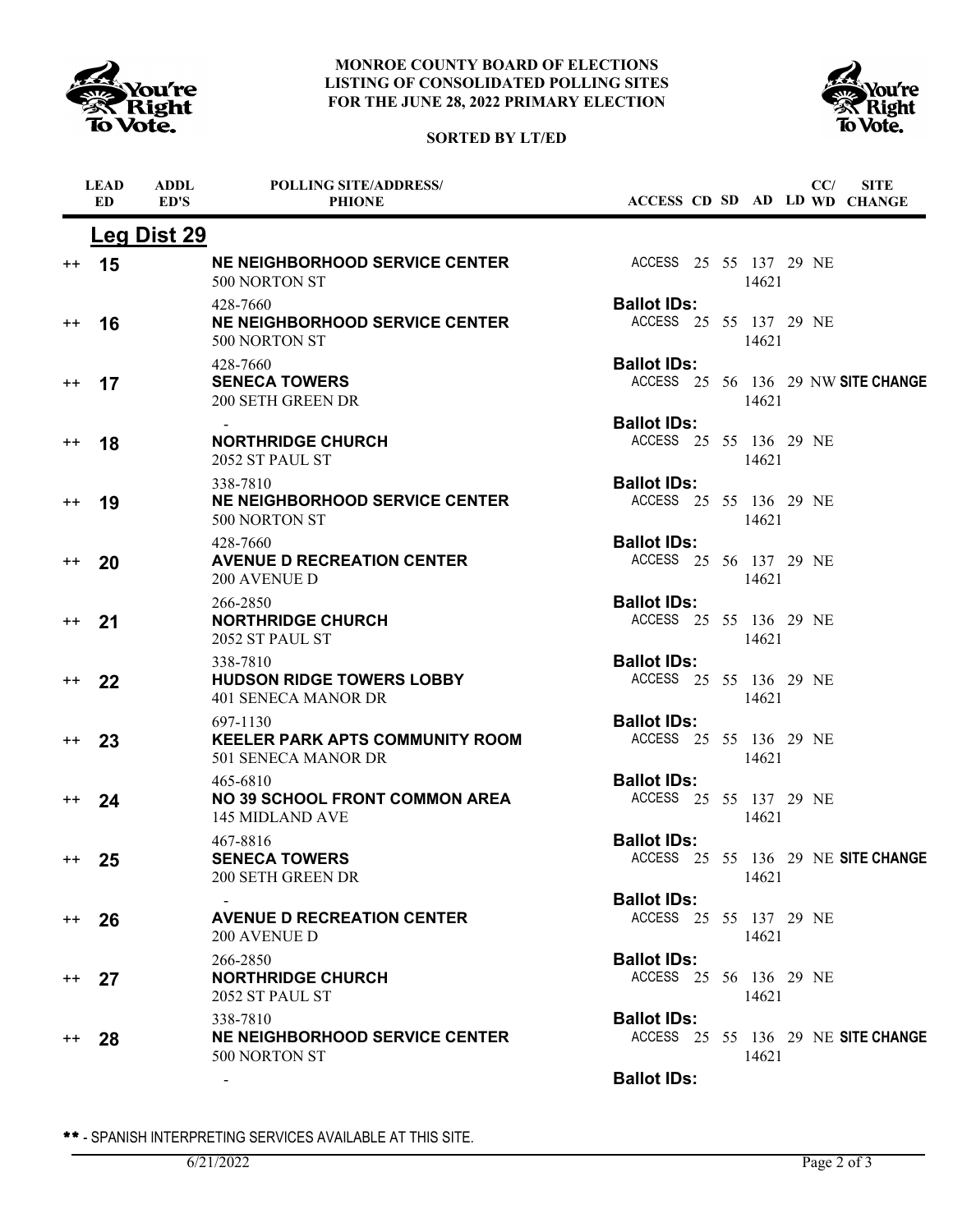# MONROE COUNTY BOARD OF ELECTIONS
## LISTING OF CONSOLIDATED POLLING SITES FOR THE JUNE 28, 2022 PRIMARY ELECTION

**SORTED BY LT/ED**

## Leg Dist 29

| | LEAD ED | ADDL ED'S | POLLING SITE/ADDRESS/PHIONE | ACCESS | CD | SD | AD | LD | CC/WD | SITE CHANGE |
|---|---|---|---|---|---|---|---|---|---|---|
| ++ | 15 | | **NE NEIGHBORHOOD SERVICE CENTER**<br>500 NORTON ST 14621<br>428-7660<br>**Ballot IDs:** | ACCESS | 25 | 55 | 137 | 29 | NE | |
| ++ | 16 | | **NE NEIGHBORHOOD SERVICE CENTER**<br>500 NORTON ST 14621<br>428-7660<br>**Ballot IDs:** | ACCESS | 25 | 55 | 137 | 29 | NE | |
| ++ | 17 | | **SENECA TOWERS**<br>200 SETH GREEN DR 14621<br>-<br>**Ballot IDs:** | ACCESS | 25 | 56 | 136 | 29 | NW | **SITE CHANGE** |
| ++ | 18 | | **NORTHRIDGE CHURCH**<br>2052 ST PAUL ST 14621<br>338-7810<br>**Ballot IDs:** | ACCESS | 25 | 55 | 136 | 29 | NE | |
| ++ | 19 | | **NE NEIGHBORHOOD SERVICE CENTER**<br>500 NORTON ST 14621<br>428-7660<br>**Ballot IDs:** | ACCESS | 25 | 55 | 136 | 29 | NE | |
| ++ | 20 | | **AVENUE D RECREATION CENTER**<br>200 AVENUE D 14621<br>266-2850<br>**Ballot IDs:** | ACCESS | 25 | 56 | 137 | 29 | NE | |
| ++ | 21 | | **NORTHRIDGE CHURCH**<br>2052 ST PAUL ST 14621<br>338-7810<br>**Ballot IDs:** | ACCESS | 25 | 55 | 136 | 29 | NE | |
| ++ | 22 | | **HUDSON RIDGE TOWERS LOBBY**<br>401 SENECA MANOR DR 14621<br>697-1130<br>**Ballot IDs:** | ACCESS | 25 | 55 | 136 | 29 | NE | |
| ++ | 23 | | **KEELER PARK APTS COMMUNITY ROOM**<br>501 SENECA MANOR DR 14621<br>465-6810<br>**Ballot IDs:** | ACCESS | 25 | 55 | 136 | 29 | NE | |
| ++ | 24 | | **NO 39 SCHOOL FRONT COMMON AREA**<br>145 MIDLAND AVE 14621<br>467-8816<br>**Ballot IDs:** | ACCESS | 25 | 55 | 137 | 29 | NE | |
| ++ | 25 | | **SENECA TOWERS**<br>200 SETH GREEN DR 14621<br>-<br>**Ballot IDs:** | ACCESS | 25 | 55 | 136 | 29 | NE | **SITE CHANGE** |
| ++ | 26 | | **AVENUE D RECREATION CENTER**<br>200 AVENUE D 14621<br>266-2850<br>**Ballot IDs:** | ACCESS | 25 | 55 | 137 | 29 | NE | |
| ++ | 27 | | **NORTHRIDGE CHURCH**<br>2052 ST PAUL ST 14621<br>338-7810<br>**Ballot IDs:** | ACCESS | 25 | 56 | 136 | 29 | NE | |
| ++ | 28 | | **NE NEIGHBORHOOD SERVICE CENTER**<br>500 NORTON ST 14621<br>-<br>**Ballot IDs:** | ACCESS | 25 | 55 | 136 | 29 | NE | **SITE CHANGE** |

** - SPANISH INTERPRETING SERVICES AVAILABLE AT THIS SITE.

6/21/2022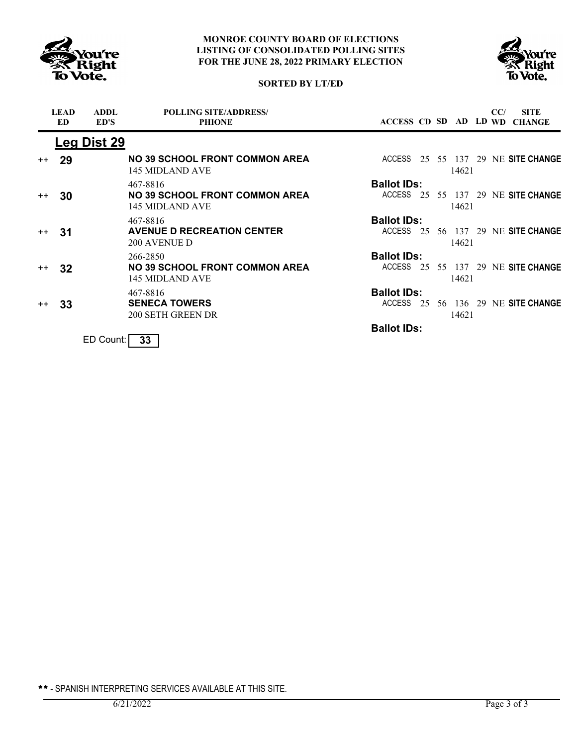**MONROE COUNTY BOARD OF ELECTIONS**
**LISTING OF CONSOLIDATED POLLING SITES**
**FOR THE JUNE 28, 2022 PRIMARY ELECTION**

**SORTED BY LT/ED**

## Leg Dist 29

| | LEAD ED | ADDL ED'S | POLLING SITE/ADDRESS/ PHIONE | ACCESS | CD | SD | AD | LD | CC/ WD | SITE CHANGE |
|---|---|---|---|---|---|---|---|---|---|---|
| ++ | **29** | | **NO 39 SCHOOL FRONT COMMON AREA** 145 MIDLAND AVE 467-8816 | ACCESS **Ballot IDs:** | 25 | 55 | 137 14621 | 29 | NE | **SITE CHANGE** |
| ++ | **30** | | **NO 39 SCHOOL FRONT COMMON AREA** 145 MIDLAND AVE 467-8816 | ACCESS **Ballot IDs:** | 25 | 55 | 137 14621 | 29 | NE | **SITE CHANGE** |
| ++ | **31** | | **AVENUE D RECREATION CENTER** 200 AVENUE D 266-2850 | ACCESS **Ballot IDs:** | 25 | 56 | 137 14621 | 29 | NE | **SITE CHANGE** |
| ++ | **32** | | **NO 39 SCHOOL FRONT COMMON AREA** 145 MIDLAND AVE 467-8816 | ACCESS **Ballot IDs:** | 25 | 55 | 137 14621 | 29 | NE | **SITE CHANGE** |
| ++ | **33** | | **SENECA TOWERS** 200 SETH GREEN DR | ACCESS **Ballot IDs:** | 25 | 56 | 136 14621 | 29 | NE | **SITE CHANGE** |

ED Count: **33**

** - SPANISH INTERPRETING SERVICES AVAILABLE AT THIS SITE.

6/21/2022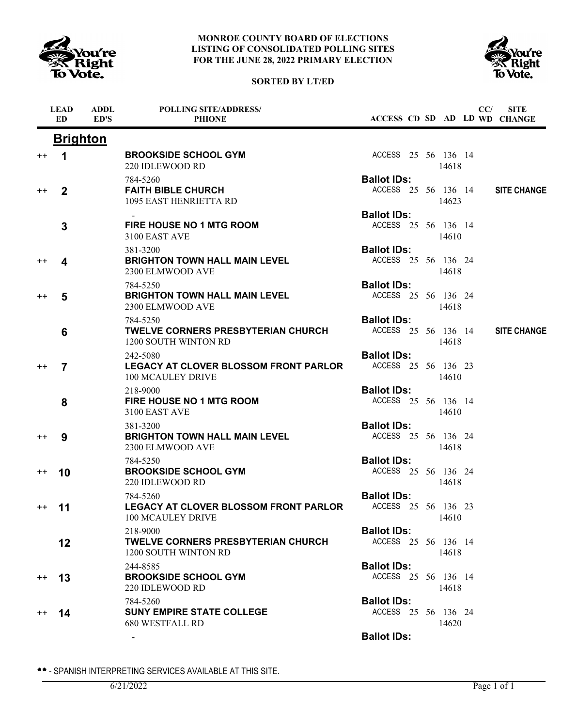**MONROE COUNTY BOARD OF ELECTIONS**
**LISTING OF CONSOLIDATED POLLING SITES**
**FOR THE JUNE 28, 2022 PRIMARY ELECTION**

**SORTED BY LT/ED**

## Brighton

| | LEAD ED | ADDL ED'S | POLLING SITE/ADDRESS/ PHONE | ACCESS | CD | SD | AD | LD | CC/ WD | SITE CHANGE |
|---|---|---|---|---|---|---|---|---|---|---|
| ++ | 1 | | **BROOKSIDE SCHOOL GYM** 220 IDLEWOOD RD 784-5260 | ACCESS | 25 | 56 | 136 14618 | 14 | | |
| | | | | **Ballot IDs:** | | | | | | |
| ++ | 2 | | **FAITH BIBLE CHURCH** 1095 EAST HENRIETTA RD - | ACCESS | 25 | 56 | 136 14623 | 14 | | **SITE CHANGE** |
| | | | | **Ballot IDs:** | | | | | | |
| | 3 | | **FIRE HOUSE NO 1 MTG ROOM** 3100 EAST AVE 381-3200 | ACCESS | 25 | 56 | 136 14610 | 14 | | |
| | | | | **Ballot IDs:** | | | | | | |
| ++ | 4 | | **BRIGHTON TOWN HALL MAIN LEVEL** 2300 ELMWOOD AVE 784-5250 | ACCESS | 25 | 56 | 136 14618 | 24 | | |
| | | | | **Ballot IDs:** | | | | | | |
| ++ | 5 | | **BRIGHTON TOWN HALL MAIN LEVEL** 2300 ELMWOOD AVE 784-5250 | ACCESS | 25 | 56 | 136 14618 | 24 | | |
| | | | | **Ballot IDs:** | | | | | | |
| | 6 | | **TWELVE CORNERS PRESBYTERIAN CHURCH** 1200 SOUTH WINTON RD 242-5080 | ACCESS | 25 | 56 | 136 14618 | 14 | | **SITE CHANGE** |
| | | | | **Ballot IDs:** | | | | | | |
| ++ | 7 | | **LEGACY AT CLOVER BLOSSOM FRONT PARLOR** 100 MCAULEY DRIVE 218-9000 | ACCESS | 25 | 56 | 136 14610 | 23 | | |
| | | | | **Ballot IDs:** | | | | | | |
| | 8 | | **FIRE HOUSE NO 1 MTG ROOM** 3100 EAST AVE 381-3200 | ACCESS | 25 | 56 | 136 14610 | 14 | | |
| | | | | **Ballot IDs:** | | | | | | |
| ++ | 9 | | **BRIGHTON TOWN HALL MAIN LEVEL** 2300 ELMWOOD AVE 784-5250 | ACCESS | 25 | 56 | 136 14618 | 24 | | |
| | | | | **Ballot IDs:** | | | | | | |
| ++ | 10 | | **BROOKSIDE SCHOOL GYM** 220 IDLEWOOD RD 784-5260 | ACCESS | 25 | 56 | 136 14618 | 24 | | |
| | | | | **Ballot IDs:** | | | | | | |
| ++ | 11 | | **LEGACY AT CLOVER BLOSSOM FRONT PARLOR** 100 MCAULEY DRIVE 218-9000 | ACCESS | 25 | 56 | 136 14610 | 23 | | |
| | | | | **Ballot IDs:** | | | | | | |
| | 12 | | **TWELVE CORNERS PRESBYTERIAN CHURCH** 1200 SOUTH WINTON RD 244-8585 | ACCESS | 25 | 56 | 136 14618 | 14 | | |
| | | | | **Ballot IDs:** | | | | | | |
| ++ | 13 | | **BROOKSIDE SCHOOL GYM** 220 IDLEWOOD RD 784-5260 | ACCESS | 25 | 56 | 136 14618 | 14 | | |
| | | | | **Ballot IDs:** | | | | | | |
| ++ | 14 | | **SUNY EMPIRE STATE COLLEGE** 680 WESTFALL RD - | ACCESS | 25 | 56 | 136 14620 | 24 | | |
| | | | | **Ballot IDs:** | | | | | | |

\*\* - SPANISH INTERPRETING SERVICES AVAILABLE AT THIS SITE.

6/21/2022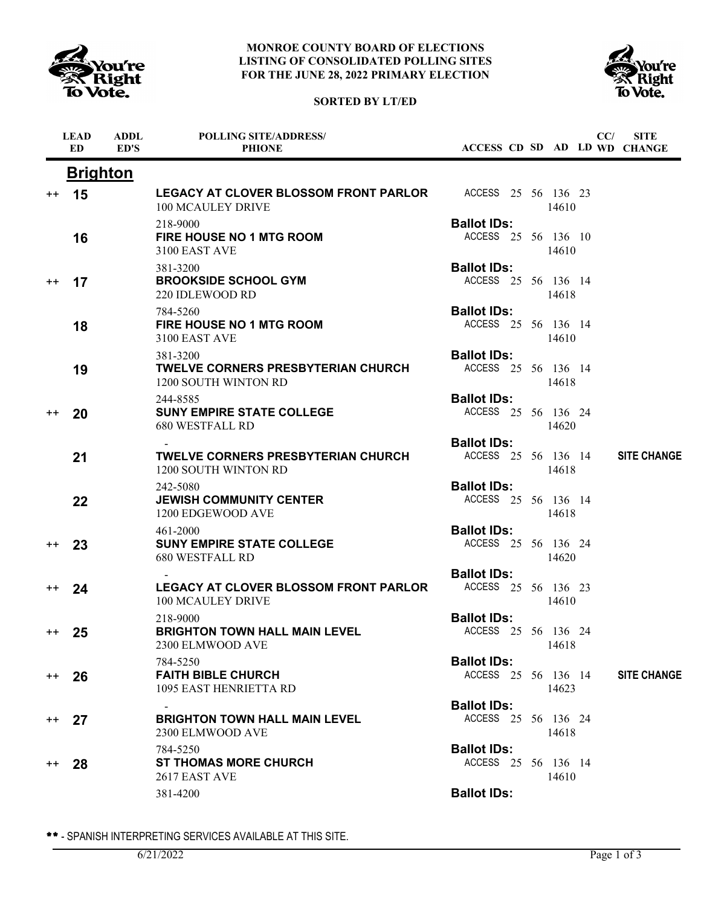# MONROE COUNTY BOARD OF ELECTIONS
# LISTING OF CONSOLIDATED POLLING SITES
# FOR THE JUNE 28, 2022 PRIMARY ELECTION

**SORTED BY LT/ED**

## Brighton

| | LEAD ED | ADDL ED'S | POLLING SITE/ADDRESS/ PHONE | ACCESS | CD | SD | AD | LD | CC/ WD | SITE CHANGE |
|---|---|---|---|---|---|---|---|---|---|---|
| ++ | **15** | | **LEGACY AT CLOVER BLOSSOM FRONT PARLOR**<br>100 MCAULEY DRIVE<br>218-9000 | ACCESS | 25 | 56 | 136<br>14610 | 23 | | |
| | | | | **Ballot IDs:** | | | | | | |
| | **16** | | **FIRE HOUSE NO 1 MTG ROOM**<br>3100 EAST AVE<br>381-3200 | ACCESS | 25 | 56 | 136<br>14610 | 10 | | |
| | | | | **Ballot IDs:** | | | | | | |
| ++ | **17** | | **BROOKSIDE SCHOOL GYM**<br>220 IDLEWOOD RD<br>784-5260 | ACCESS | 25 | 56 | 136<br>14618 | 14 | | |
| | | | | **Ballot IDs:** | | | | | | |
| | **18** | | **FIRE HOUSE NO 1 MTG ROOM**<br>3100 EAST AVE<br>381-3200 | ACCESS | 25 | 56 | 136<br>14610 | 14 | | |
| | | | | **Ballot IDs:** | | | | | | |
| | **19** | | **TWELVE CORNERS PRESBYTERIAN CHURCH**<br>1200 SOUTH WINTON RD<br>244-8585 | ACCESS | 25 | 56 | 136<br>14618 | 14 | | |
| | | | | **Ballot IDs:** | | | | | | |
| ++ | **20** | | **SUNY EMPIRE STATE COLLEGE**<br>680 WESTFALL RD<br>- | ACCESS | 25 | 56 | 136<br>14620 | 24 | | |
| | | | | **Ballot IDs:** | | | | | | |
| | **21** | | **TWELVE CORNERS PRESBYTERIAN CHURCH**<br>1200 SOUTH WINTON RD<br>242-5080 | ACCESS | 25 | 56 | 136<br>14618 | 14 | | **SITE CHANGE** |
| | | | | **Ballot IDs:** | | | | | | |
| | **22** | | **JEWISH COMMUNITY CENTER**<br>1200 EDGEWOOD AVE<br>461-2000 | ACCESS | 25 | 56 | 136<br>14618 | 14 | | |
| | | | | **Ballot IDs:** | | | | | | |
| ++ | **23** | | **SUNY EMPIRE STATE COLLEGE**<br>680 WESTFALL RD<br>- | ACCESS | 25 | 56 | 136<br>14620 | 24 | | |
| | | | | **Ballot IDs:** | | | | | | |
| ++ | **24** | | **LEGACY AT CLOVER BLOSSOM FRONT PARLOR**<br>100 MCAULEY DRIVE<br>218-9000 | ACCESS | 25 | 56 | 136<br>14610 | 23 | | |
| | | | | **Ballot IDs:** | | | | | | |
| ++ | **25** | | **BRIGHTON TOWN HALL MAIN LEVEL**<br>2300 ELMWOOD AVE<br>784-5250 | ACCESS | 25 | 56 | 136<br>14618 | 24 | | |
| | | | | **Ballot IDs:** | | | | | | |
| ++ | **26** | | **FAITH BIBLE CHURCH**<br>1095 EAST HENRIETTA RD<br>- | ACCESS | 25 | 56 | 136<br>14623 | 14 | | **SITE CHANGE** |
| | | | | **Ballot IDs:** | | | | | | |
| ++ | **27** | | **BRIGHTON TOWN HALL MAIN LEVEL**<br>2300 ELMWOOD AVE<br>784-5250 | ACCESS | 25 | 56 | 136<br>14618 | 24 | | |
| | | | | **Ballot IDs:** | | | | | | |
| ++ | **28** | | **ST THOMAS MORE CHURCH**<br>2617 EAST AVE<br>381-4200 | ACCESS | 25 | 56 | 136<br>14610 | 14 | | |
| | | | | **Ballot IDs:** | | | | | | |

** - SPANISH INTERPRETING SERVICES AVAILABLE AT THIS SITE.

6/21/2022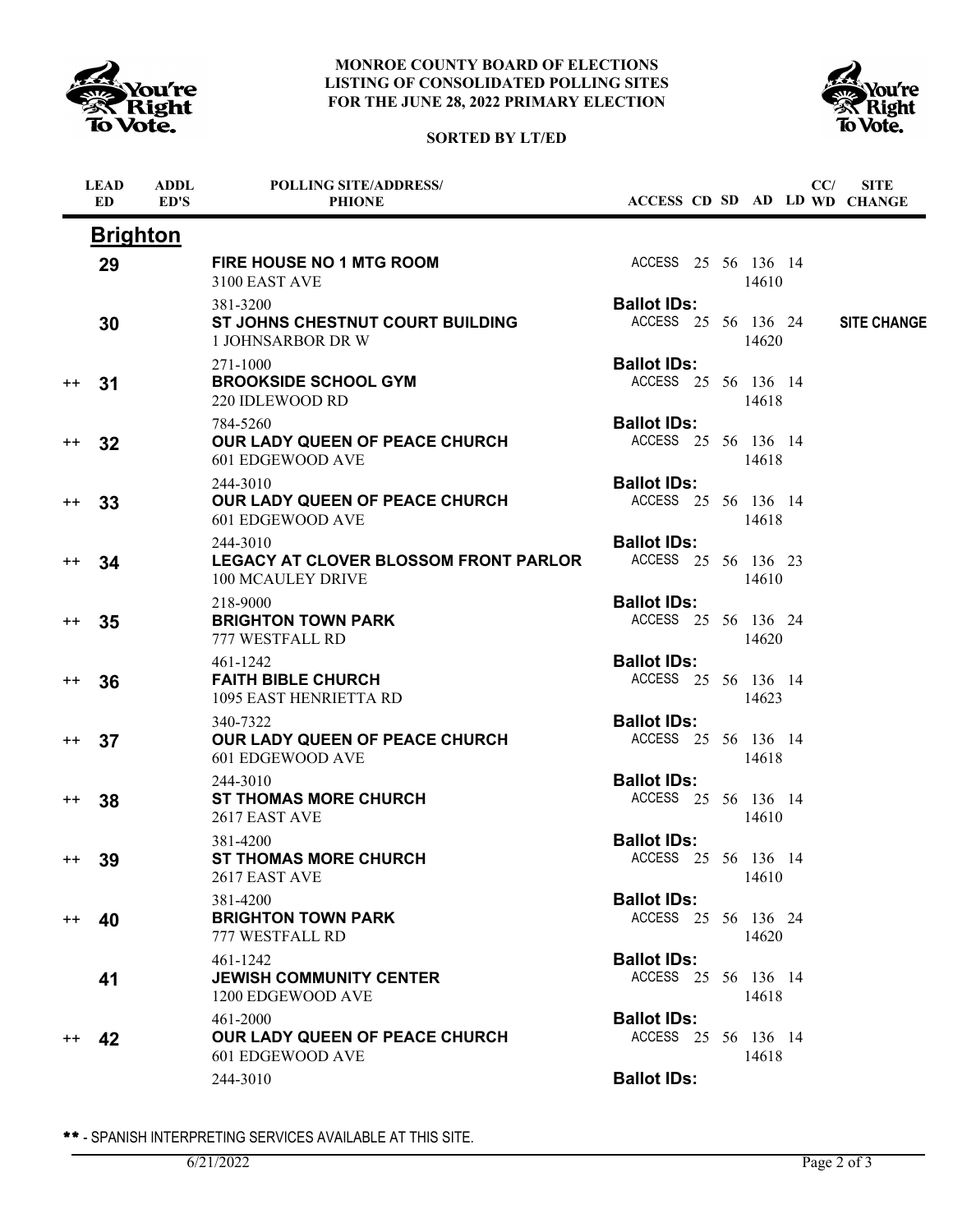**MONROE COUNTY BOARD OF ELECTIONS**
**LISTING OF CONSOLIDATED POLLING SITES**
**FOR THE JUNE 28, 2022 PRIMARY ELECTION**

**SORTED BY LT/ED**

## Brighton

| | LEAD ED | ADDL ED'S | POLLING SITE/ADDRESS/ PHIONE | ACCESS | CD | SD | AD | LD | CC/ WD | SITE CHANGE |
|---|---|---|---|---|---|---|---|---|---|---|
| | 29 | | **FIRE HOUSE NO 1 MTG ROOM**<br>3100 EAST AVE<br>381-3200 | ACCESS<br>**Ballot IDs:** | 25 | 56 | 136<br>14610 | 14 | | |
| | 30 | | **ST JOHNS CHESTNUT COURT BUILDING**<br>1 JOHNSARBOR DR W<br>271-1000 | ACCESS<br>**Ballot IDs:** | 25 | 56 | 136<br>14620 | 24 | | **SITE CHANGE** |
| ++ | 31 | | **BROOKSIDE SCHOOL GYM**<br>220 IDLEWOOD RD<br>784-5260 | ACCESS<br>**Ballot IDs:** | 25 | 56 | 136<br>14618 | 14 | | |
| ++ | 32 | | **OUR LADY QUEEN OF PEACE CHURCH**<br>601 EDGEWOOD AVE<br>244-3010 | ACCESS<br>**Ballot IDs:** | 25 | 56 | 136<br>14618 | 14 | | |
| ++ | 33 | | **OUR LADY QUEEN OF PEACE CHURCH**<br>601 EDGEWOOD AVE<br>244-3010 | ACCESS<br>**Ballot IDs:** | 25 | 56 | 136<br>14618 | 14 | | |
| ++ | 34 | | **LEGACY AT CLOVER BLOSSOM FRONT PARLOR**<br>100 MCAULEY DRIVE<br>218-9000 | ACCESS<br>**Ballot IDs:** | 25 | 56 | 136<br>14610 | 23 | | |
| ++ | 35 | | **BRIGHTON TOWN PARK**<br>777 WESTFALL RD<br>461-1242 | ACCESS<br>**Ballot IDs:** | 25 | 56 | 136<br>14620 | 24 | | |
| ++ | 36 | | **FAITH BIBLE CHURCH**<br>1095 EAST HENRIETTA RD<br>340-7322 | ACCESS<br>**Ballot IDs:** | 25 | 56 | 136<br>14623 | 14 | | |
| ++ | 37 | | **OUR LADY QUEEN OF PEACE CHURCH**<br>601 EDGEWOOD AVE<br>244-3010 | ACCESS<br>**Ballot IDs:** | 25 | 56 | 136<br>14618 | 14 | | |
| ++ | 38 | | **ST THOMAS MORE CHURCH**<br>2617 EAST AVE<br>381-4200 | ACCESS<br>**Ballot IDs:** | 25 | 56 | 136<br>14610 | 14 | | |
| ++ | 39 | | **ST THOMAS MORE CHURCH**<br>2617 EAST AVE<br>381-4200 | ACCESS<br>**Ballot IDs:** | 25 | 56 | 136<br>14610 | 14 | | |
| ++ | 40 | | **BRIGHTON TOWN PARK**<br>777 WESTFALL RD<br>461-1242 | ACCESS<br>**Ballot IDs:** | 25 | 56 | 136<br>14620 | 24 | | |
| | 41 | | **JEWISH COMMUNITY CENTER**<br>1200 EDGEWOOD AVE<br>461-2000 | ACCESS<br>**Ballot IDs:** | 25 | 56 | 136<br>14618 | 14 | | |
| ++ | 42 | | **OUR LADY QUEEN OF PEACE CHURCH**<br>601 EDGEWOOD AVE<br>244-3010 | ACCESS<br>**Ballot IDs:** | 25 | 56 | 136<br>14618 | 14 | | |

** - SPANISH INTERPRETING SERVICES AVAILABLE AT THIS SITE.

6/21/2022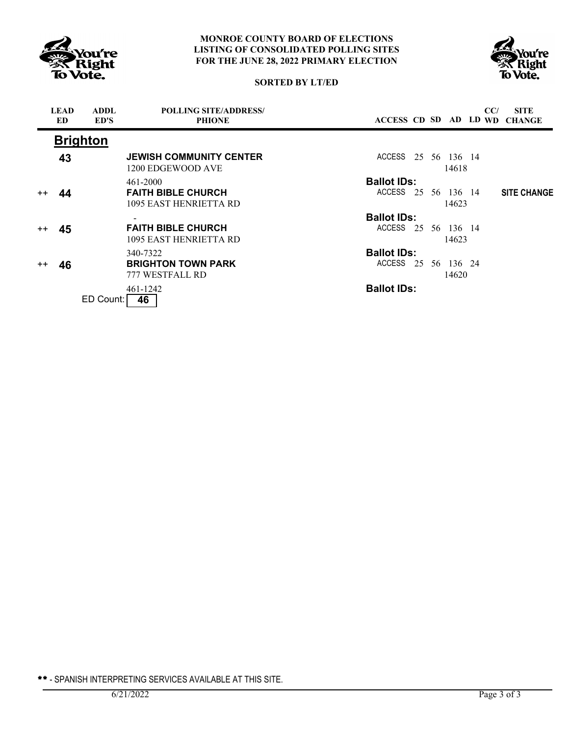**MONROE COUNTY BOARD OF ELECTIONS**
**LISTING OF CONSOLIDATED POLLING SITES**
**FOR THE JUNE 28, 2022 PRIMARY ELECTION**

**SORTED BY LT/ED**

| | LEAD ED | ADDL ED'S | POLLING SITE/ADDRESS/ PHIONE | ACCESS | CD | SD | AD | LD | CC/ WD | SITE CHANGE |
|---|---|---|---|---|---|---|---|---|---|---|
| | **Brighton** | | | | | | | | | |
| | 43 | | **JEWISH COMMUNITY CENTER** 1200 EDGEWOOD AVE 461-2000 | ACCESS | 25 | 56 | 136 14618 | 14 | | |
| | | | | **Ballot IDs:** | | | | | | |
| ++ | 44 | | **FAITH BIBLE CHURCH** 1095 EAST HENRIETTA RD - | ACCESS | 25 | 56 | 136 14623 | 14 | | **SITE CHANGE** |
| | | | | **Ballot IDs:** | | | | | | |
| ++ | 45 | | **FAITH BIBLE CHURCH** 1095 EAST HENRIETTA RD 340-7322 | ACCESS | 25 | 56 | 136 14623 | 14 | | |
| | | | | **Ballot IDs:** | | | | | | |
| ++ | 46 | | **BRIGHTON TOWN PARK** 777 WESTFALL RD 461-1242 | ACCESS | 25 | 56 | 136 14620 | 24 | | |
| | | | | **Ballot IDs:** | | | | | | |

ED Count: **46**

** - SPANISH INTERPRETING SERVICES AVAILABLE AT THIS SITE.

6/21/2022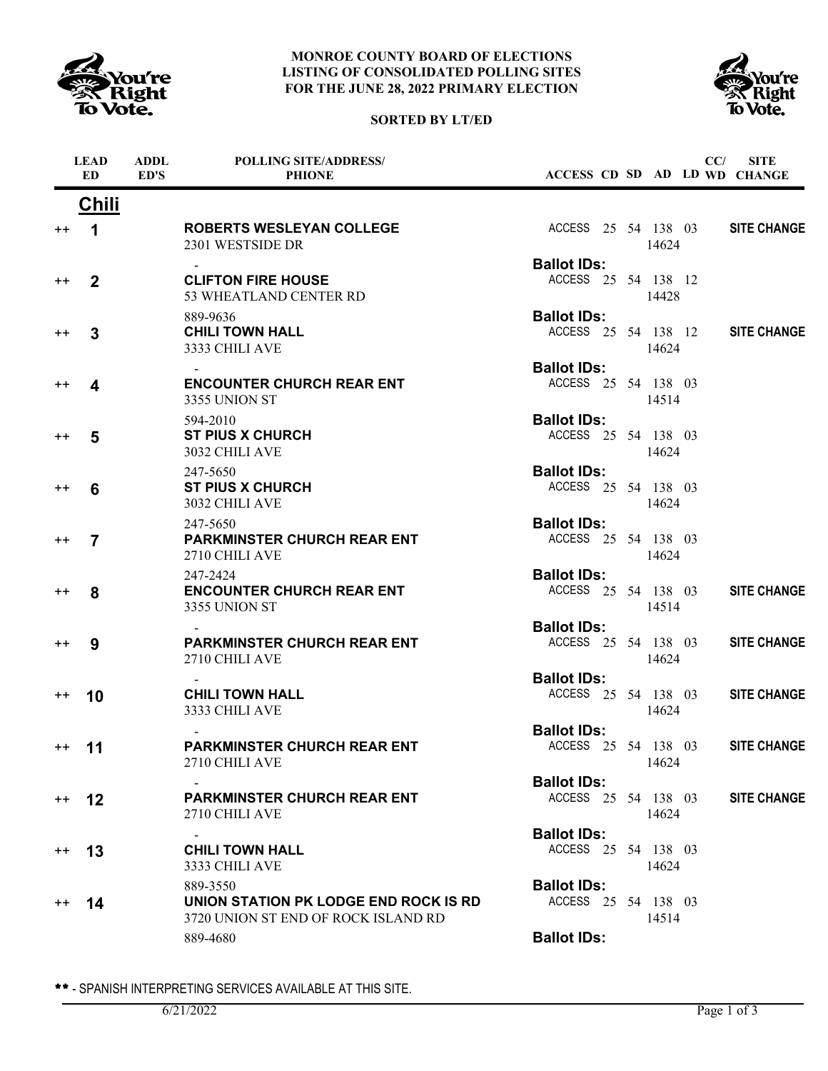**MONROE COUNTY BOARD OF ELECTIONS**
**LISTING OF CONSOLIDATED POLLING SITES**
**FOR THE JUNE 28, 2022 PRIMARY ELECTION**

**SORTED BY LT/ED**

## Chili

| | LEAD ED | ADDL ED'S | POLLING SITE/ADDRESS/ PHIONE | ACCESS | CD | SD | AD | LD | CC/ WD | SITE CHANGE |
|---|---|---|---|---|---|---|---|---|---|---|
| ++ | 1 | | **ROBERTS WESLEYAN COLLEGE**<br>2301 WESTSIDE DR<br>- | ACCESS | 25 | 54 | 138<br>14624 | 03 | | **SITE CHANGE** |
| | | | | **Ballot IDs:** | | | | | | |
| ++ | 2 | | **CLIFTON FIRE HOUSE**<br>53 WHEATLAND CENTER RD<br>889-9636 | ACCESS | 25 | 54 | 138<br>14428 | 12 | | |
| | | | | **Ballot IDs:** | | | | | | |
| ++ | 3 | | **CHILI TOWN HALL**<br>3333 CHILI AVE<br>- | ACCESS | 25 | 54 | 138<br>14624 | 12 | | **SITE CHANGE** |
| | | | | **Ballot IDs:** | | | | | | |
| ++ | 4 | | **ENCOUNTER CHURCH REAR ENT**<br>3355 UNION ST<br>594-2010 | ACCESS | 25 | 54 | 138<br>14514 | 03 | | |
| | | | | **Ballot IDs:** | | | | | | |
| ++ | 5 | | **ST PIUS X CHURCH**<br>3032 CHILI AVE<br>247-5650 | ACCESS | 25 | 54 | 138<br>14624 | 03 | | |
| | | | | **Ballot IDs:** | | | | | | |
| ++ | 6 | | **ST PIUS X CHURCH**<br>3032 CHILI AVE<br>247-5650 | ACCESS | 25 | 54 | 138<br>14624 | 03 | | |
| | | | | **Ballot IDs:** | | | | | | |
| ++ | 7 | | **PARKMINSTER CHURCH REAR ENT**<br>2710 CHILI AVE<br>247-2424 | ACCESS | 25 | 54 | 138<br>14624 | 03 | | |
| | | | | **Ballot IDs:** | | | | | | |
| ++ | 8 | | **ENCOUNTER CHURCH REAR ENT**<br>3355 UNION ST<br>- | ACCESS | 25 | 54 | 138<br>14514 | 03 | | **SITE CHANGE** |
| | | | | **Ballot IDs:** | | | | | | |
| ++ | 9 | | **PARKMINSTER CHURCH REAR ENT**<br>2710 CHILI AVE<br>- | ACCESS | 25 | 54 | 138<br>14624 | 03 | | **SITE CHANGE** |
| | | | | **Ballot IDs:** | | | | | | |
| ++ | 10 | | **CHILI TOWN HALL**<br>3333 CHILI AVE<br>- | ACCESS | 25 | 54 | 138<br>14624 | 03 | | **SITE CHANGE** |
| | | | | **Ballot IDs:** | | | | | | |
| ++ | 11 | | **PARKMINSTER CHURCH REAR ENT**<br>2710 CHILI AVE<br>- | ACCESS | 25 | 54 | 138<br>14624 | 03 | | **SITE CHANGE** |
| | | | | **Ballot IDs:** | | | | | | |
| ++ | 12 | | **PARKMINSTER CHURCH REAR ENT**<br>2710 CHILI AVE<br>- | ACCESS | 25 | 54 | 138<br>14624 | 03 | | **SITE CHANGE** |
| | | | | **Ballot IDs:** | | | | | | |
| ++ | 13 | | **CHILI TOWN HALL**<br>3333 CHILI AVE<br>889-3550 | ACCESS | 25 | 54 | 138<br>14624 | 03 | | |
| | | | | **Ballot IDs:** | | | | | | |
| ++ | 14 | | **UNION STATION PK LODGE END ROCK IS RD**<br>3720 UNION ST END OF ROCK ISLAND RD<br>889-4680 | ACCESS | 25 | 54 | 138<br>14514 | 03 | | |
| | | | | **Ballot IDs:** | | | | | | |

** - SPANISH INTERPRETING SERVICES AVAILABLE AT THIS SITE.

6/21/2022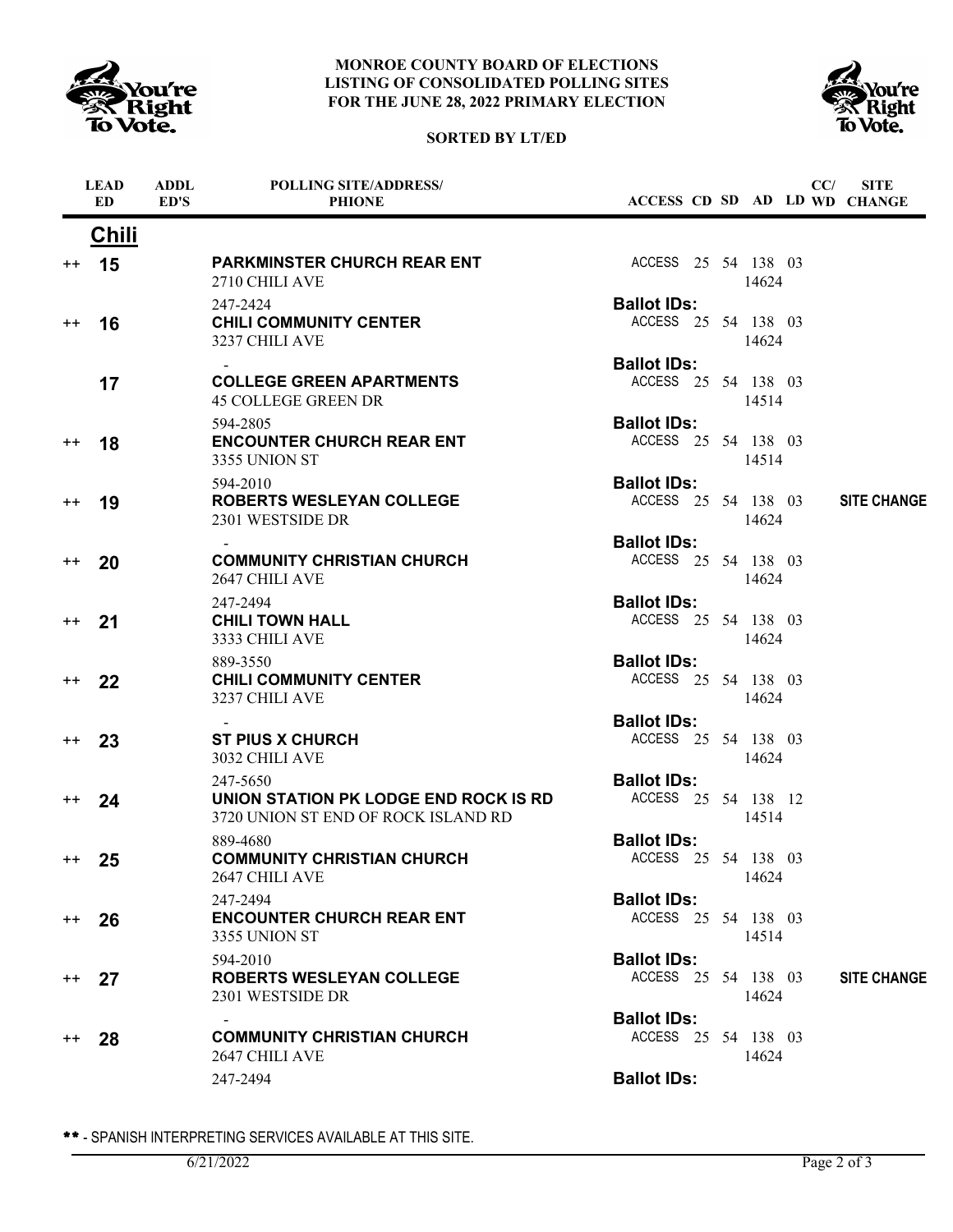# MONROE COUNTY BOARD OF ELECTIONS
## LISTING OF CONSOLIDATED POLLING SITES FOR THE JUNE 28, 2022 PRIMARY ELECTION

**SORTED BY LT/ED**

| | LEAD ED | ADDL ED'S | POLLING SITE/ADDRESS/ PHIONE | ACCESS | CD | SD | AD | LD | CC/ WD | SITE CHANGE |
|---|---|---|---|---|---|---|---|---|---|---|
| | **Chili** | | | | | | | | | |
| ++ | **15** | | **PARKMINSTER CHURCH REAR ENT**<br>2710 CHILI AVE<br>247-2424 | ACCESS<br>**Ballot IDs:** | 25 | 54 | 138<br>14624 | 03 | | |
| ++ | **16** | | **CHILI COMMUNITY CENTER**<br>3237 CHILI AVE<br>- | ACCESS<br>**Ballot IDs:** | 25 | 54 | 138<br>14624 | 03 | | |
| | **17** | | **COLLEGE GREEN APARTMENTS**<br>45 COLLEGE GREEN DR<br>594-2805 | ACCESS<br>**Ballot IDs:** | 25 | 54 | 138<br>14514 | 03 | | |
| ++ | **18** | | **ENCOUNTER CHURCH REAR ENT**<br>3355 UNION ST<br>594-2010 | ACCESS<br>**Ballot IDs:** | 25 | 54 | 138<br>14514 | 03 | | |
| ++ | **19** | | **ROBERTS WESLEYAN COLLEGE**<br>2301 WESTSIDE DR<br>- | ACCESS<br>**Ballot IDs:** | 25 | 54 | 138<br>14624 | 03 | | **SITE CHANGE** |
| ++ | **20** | | **COMMUNITY CHRISTIAN CHURCH**<br>2647 CHILI AVE<br>247-2494 | ACCESS<br>**Ballot IDs:** | 25 | 54 | 138<br>14624 | 03 | | |
| ++ | **21** | | **CHILI TOWN HALL**<br>3333 CHILI AVE<br>889-3550 | ACCESS<br>**Ballot IDs:** | 25 | 54 | 138<br>14624 | 03 | | |
| ++ | **22** | | **CHILI COMMUNITY CENTER**<br>3237 CHILI AVE<br>- | ACCESS<br>**Ballot IDs:** | 25 | 54 | 138<br>14624 | 03 | | |
| ++ | **23** | | **ST PIUS X CHURCH**<br>3032 CHILI AVE<br>247-5650 | ACCESS<br>**Ballot IDs:** | 25 | 54 | 138<br>14624 | 03 | | |
| ++ | **24** | | **UNION STATION PK LODGE END ROCK IS RD**<br>3720 UNION ST END OF ROCK ISLAND RD<br>889-4680 | ACCESS<br>**Ballot IDs:** | 25 | 54 | 138<br>14514 | 12 | | |
| ++ | **25** | | **COMMUNITY CHRISTIAN CHURCH**<br>2647 CHILI AVE<br>247-2494 | ACCESS<br>**Ballot IDs:** | 25 | 54 | 138<br>14624 | 03 | | |
| ++ | **26** | | **ENCOUNTER CHURCH REAR ENT**<br>3355 UNION ST<br>594-2010 | ACCESS<br>**Ballot IDs:** | 25 | 54 | 138<br>14514 | 03 | | |
| ++ | **27** | | **ROBERTS WESLEYAN COLLEGE**<br>2301 WESTSIDE DR<br>- | ACCESS<br>**Ballot IDs:** | 25 | 54 | 138<br>14624 | 03 | | **SITE CHANGE** |
| ++ | **28** | | **COMMUNITY CHRISTIAN CHURCH**<br>2647 CHILI AVE<br>247-2494 | ACCESS<br>**Ballot IDs:** | 25 | 54 | 138<br>14624 | 03 | | |

** - SPANISH INTERPRETING SERVICES AVAILABLE AT THIS SITE.

6/21/2022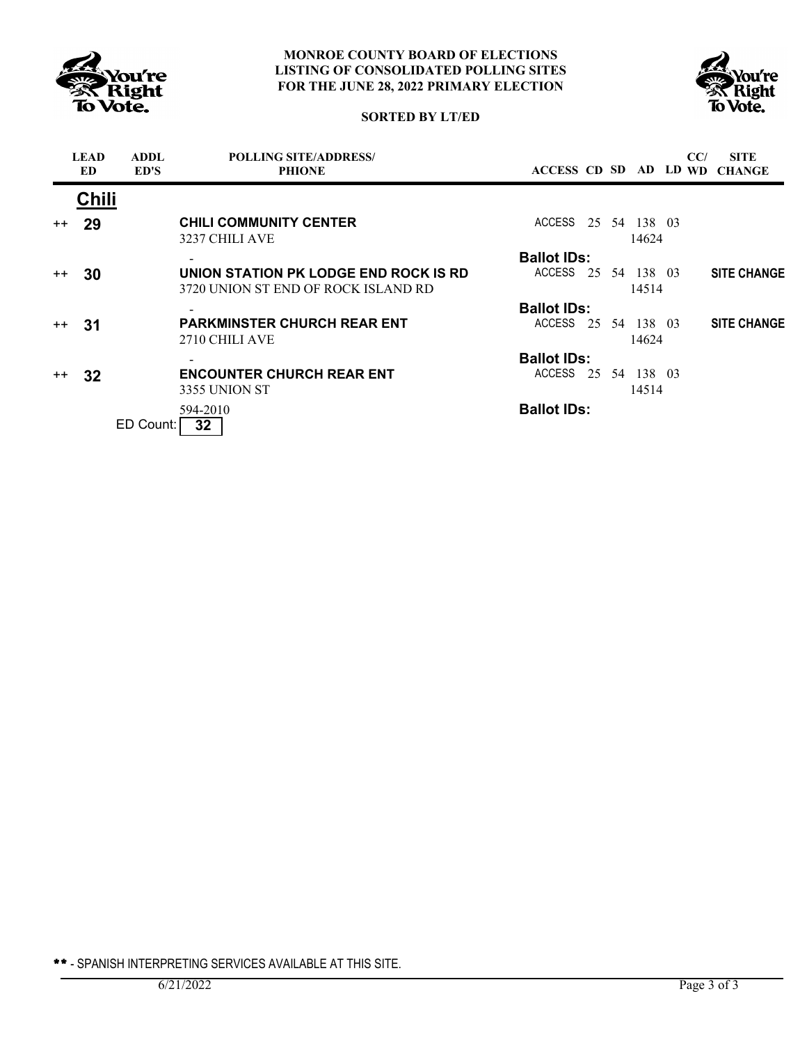**MONROE COUNTY BOARD OF ELECTIONS**
**LISTING OF CONSOLIDATED POLLING SITES**
**FOR THE JUNE 28, 2022 PRIMARY ELECTION**

**SORTED BY LT/ED**

| | LEAD ED | ADDL ED'S | POLLING SITE/ADDRESS/ PHIONE | ACCESS | CD | SD | AD | LD | CC/ WD | SITE CHANGE |
|---|---|---|---|---|---|---|---|---|---|---|
| | **Chili** | | | | | | | | | |
| ++ | **29** | | **CHILI COMMUNITY CENTER** 3237 CHILI AVE - | ACCESS | 25 | 54 | 138 14624 | 03 | | |
| | | | | **Ballot IDs:** | | | | | | |
| ++ | **30** | | **UNION STATION PK LODGE END ROCK IS RD** 3720 UNION ST END OF ROCK ISLAND RD - | ACCESS | 25 | 54 | 138 14514 | 03 | | **SITE CHANGE** |
| | | | | **Ballot IDs:** | | | | | | |
| ++ | **31** | | **PARKMINSTER CHURCH REAR ENT** 2710 CHILI AVE - | ACCESS | 25 | 54 | 138 14624 | 03 | | **SITE CHANGE** |
| | | | | **Ballot IDs:** | | | | | | |
| ++ | **32** | | **ENCOUNTER CHURCH REAR ENT** 3355 UNION ST 594-2010 | ACCESS | 25 | 54 | 138 14514 | 03 | | |
| | | | | **Ballot IDs:** | | | | | | |

ED Count: **32**

** - SPANISH INTERPRETING SERVICES AVAILABLE AT THIS SITE.

6/21/2022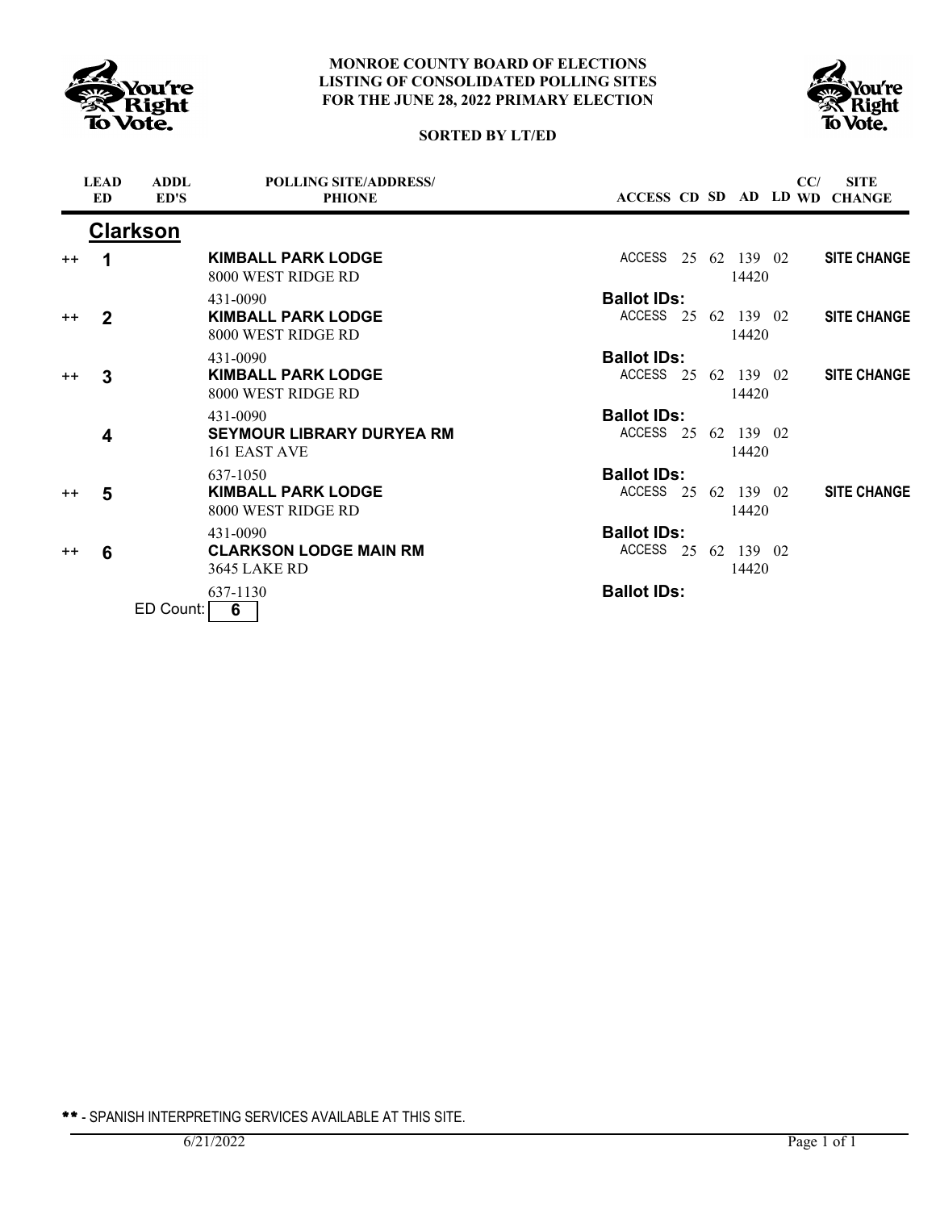**MONROE COUNTY BOARD OF ELECTIONS**
**LISTING OF CONSOLIDATED POLLING SITES**
**FOR THE JUNE 28, 2022 PRIMARY ELECTION**

**SORTED BY LT/ED**

| | LEAD ED | ADDL ED'S | POLLING SITE/ADDRESS/ PHIONE | ACCESS | CD | SD | AD | LD | CC/ WD | SITE CHANGE |
|---|---|---|---|---|---|---|---|---|---|---|
| | **Clarkson** | | | | | | | | | |
| ++ | **1** | | **KIMBALL PARK LODGE**<br>8000 WEST RIDGE RD<br>431-0090 | ACCESS<br>**Ballot IDs:** | 25 | 62 | 139<br>14420 | 02 | | **SITE CHANGE** |
| ++ | **2** | | **KIMBALL PARK LODGE**<br>8000 WEST RIDGE RD<br>431-0090 | ACCESS<br>**Ballot IDs:** | 25 | 62 | 139<br>14420 | 02 | | **SITE CHANGE** |
| ++ | **3** | | **KIMBALL PARK LODGE**<br>8000 WEST RIDGE RD<br>431-0090 | ACCESS<br>**Ballot IDs:** | 25 | 62 | 139<br>14420 | 02 | | **SITE CHANGE** |
| | **4** | | **SEYMOUR LIBRARY DURYEA RM**<br>161 EAST AVE<br>637-1050 | ACCESS<br>**Ballot IDs:** | 25 | 62 | 139<br>14420 | 02 | | |
| ++ | **5** | | **KIMBALL PARK LODGE**<br>8000 WEST RIDGE RD<br>431-0090 | ACCESS<br>**Ballot IDs:** | 25 | 62 | 139<br>14420 | 02 | | **SITE CHANGE** |
| ++ | **6** | | **CLARKSON LODGE MAIN RM**<br>3645 LAKE RD<br>637-1130 | ACCESS<br>**Ballot IDs:** | 25 | 62 | 139<br>14420 | 02 | | |

ED Count: **6**

\*\* - SPANISH INTERPRETING SERVICES AVAILABLE AT THIS SITE.

6/21/2022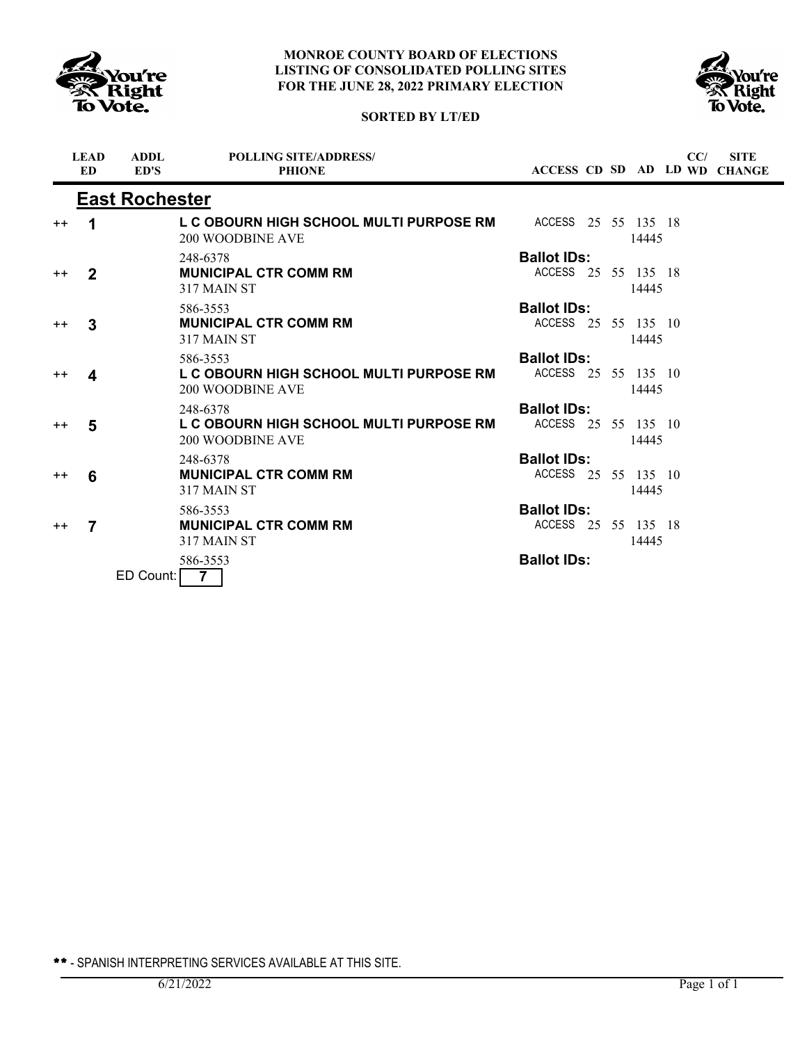**MONROE COUNTY BOARD OF ELECTIONS**
**LISTING OF CONSOLIDATED POLLING SITES**
**FOR THE JUNE 28, 2022 PRIMARY ELECTION**

**SORTED BY LT/ED**

## East Rochester

| | LEAD ED | ADDL ED'S | POLLING SITE/ADDRESS/ PHONE | ACCESS | CD | SD | AD | LD | CC/ WD | SITE CHANGE |
|---|---|---|---|---|---|---|---|---|---|---|
| ++ | 1 | | **L C OBOURN HIGH SCHOOL MULTI PURPOSE RM** 200 WOODBINE AVE 248-6378 | ACCESS | 25 | 55 | 135 14445 | 18 | | |
| | | | | **Ballot IDs:** | | | | | | |
| ++ | 2 | | **MUNICIPAL CTR COMM RM** 317 MAIN ST 586-3553 | ACCESS | 25 | 55 | 135 14445 | 18 | | |
| | | | | **Ballot IDs:** | | | | | | |
| ++ | 3 | | **MUNICIPAL CTR COMM RM** 317 MAIN ST 586-3553 | ACCESS | 25 | 55 | 135 14445 | 10 | | |
| | | | | **Ballot IDs:** | | | | | | |
| ++ | 4 | | **L C OBOURN HIGH SCHOOL MULTI PURPOSE RM** 200 WOODBINE AVE 248-6378 | ACCESS | 25 | 55 | 135 14445 | 10 | | |
| | | | | **Ballot IDs:** | | | | | | |
| ++ | 5 | | **L C OBOURN HIGH SCHOOL MULTI PURPOSE RM** 200 WOODBINE AVE 248-6378 | ACCESS | 25 | 55 | 135 14445 | 10 | | |
| | | | | **Ballot IDs:** | | | | | | |
| ++ | 6 | | **MUNICIPAL CTR COMM RM** 317 MAIN ST 586-3553 | ACCESS | 25 | 55 | 135 14445 | 10 | | |
| | | | | **Ballot IDs:** | | | | | | |
| ++ | 7 | | **MUNICIPAL CTR COMM RM** 317 MAIN ST 586-3553 | ACCESS | 25 | 55 | 135 14445 | 18 | | |
| | | | | **Ballot IDs:** | | | | | | |

ED Count: **7**

** - SPANISH INTERPRETING SERVICES AVAILABLE AT THIS SITE.

6/21/2022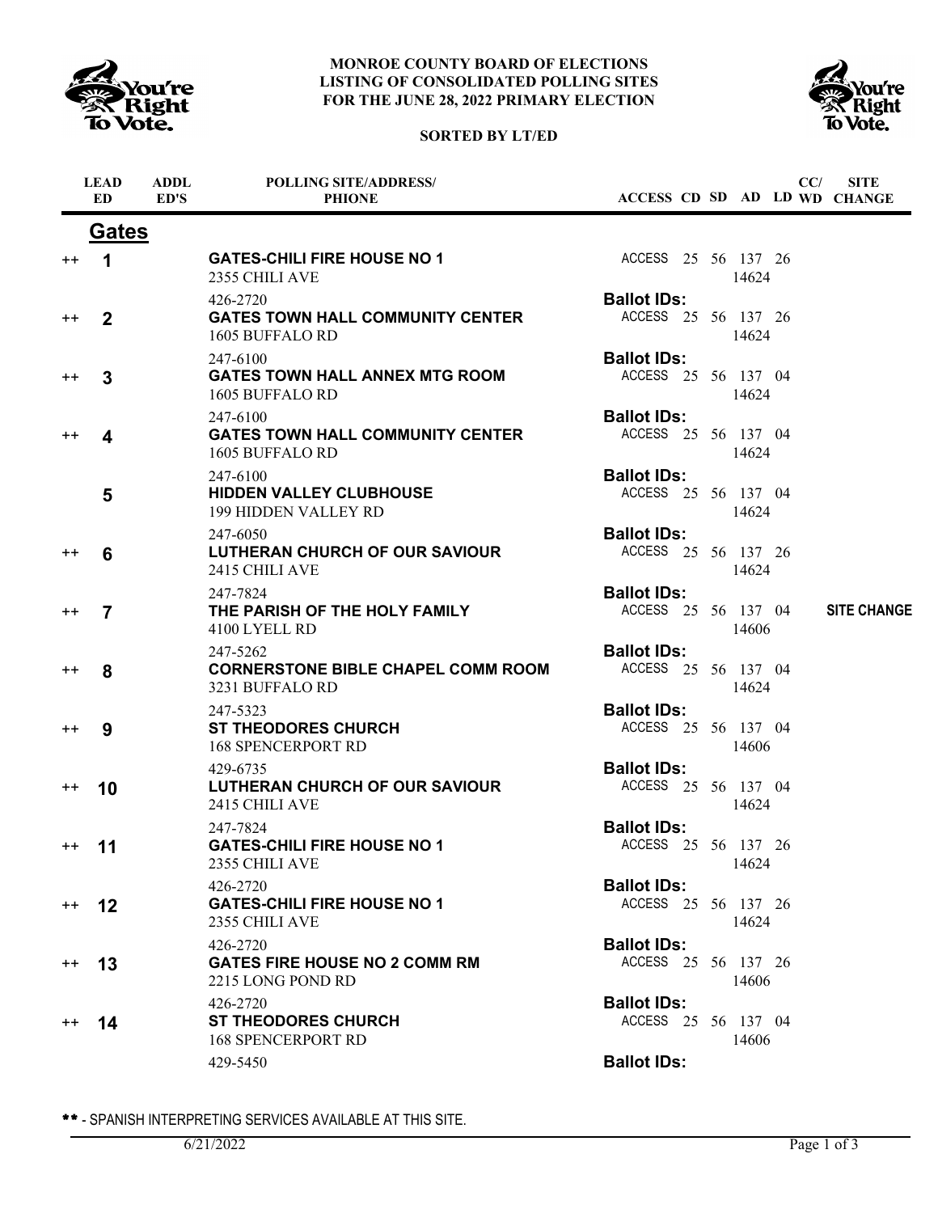**MONROE COUNTY BOARD OF ELECTIONS**
**LISTING OF CONSOLIDATED POLLING SITES**
**FOR THE JUNE 28, 2022 PRIMARY ELECTION**

**SORTED BY LT/ED**

## Gates

| | LEAD ED | ADDL ED'S | POLLING SITE/ADDRESS/ PHONE | ACCESS | CD | SD | AD | LD | CC/ WD | SITE CHANGE |
|---|---|---|---|---|---|---|---|---|---|---|
| ++ | 1 | | **GATES-CHILI FIRE HOUSE NO 1**<br>2355 CHILI AVE<br>426-2720 | ACCESS | 25 | 56 | 137<br>14624 | 26 | | |
| ++ | 2 | | **GATES TOWN HALL COMMUNITY CENTER**<br>1605 BUFFALO RD<br>247-6100 | ACCESS | 25 | 56 | 137<br>14624 | 26 | | |
| ++ | 3 | | **GATES TOWN HALL ANNEX MTG ROOM**<br>1605 BUFFALO RD<br>247-6100 | ACCESS | 25 | 56 | 137<br>14624 | 04 | | |
| ++ | 4 | | **GATES TOWN HALL COMMUNITY CENTER**<br>1605 BUFFALO RD<br>247-6100 | ACCESS | 25 | 56 | 137<br>14624 | 04 | | |
| | 5 | | **HIDDEN VALLEY CLUBHOUSE**<br>199 HIDDEN VALLEY RD<br>247-6050 | ACCESS | 25 | 56 | 137<br>14624 | 04 | | |
| ++ | 6 | | **LUTHERAN CHURCH OF OUR SAVIOUR**<br>2415 CHILI AVE<br>247-7824 | ACCESS | 25 | 56 | 137<br>14624 | 26 | | |
| ++ | 7 | | **THE PARISH OF THE HOLY FAMILY**<br>4100 LYELL RD<br>247-5262 | ACCESS | 25 | 56 | 137<br>14606 | 04 | | **SITE CHANGE** |
| ++ | 8 | | **CORNERSTONE BIBLE CHAPEL COMM ROOM**<br>3231 BUFFALO RD<br>247-5323 | ACCESS | 25 | 56 | 137<br>14624 | 04 | | |
| ++ | 9 | | **ST THEODORES CHURCH**<br>168 SPENCERPORT RD<br>429-6735 | ACCESS | 25 | 56 | 137<br>14606 | 04 | | |
| ++ | 10 | | **LUTHERAN CHURCH OF OUR SAVIOUR**<br>2415 CHILI AVE<br>247-7824 | ACCESS | 25 | 56 | 137<br>14624 | 04 | | |
| ++ | 11 | | **GATES-CHILI FIRE HOUSE NO 1**<br>2355 CHILI AVE<br>426-2720 | ACCESS | 25 | 56 | 137<br>14624 | 26 | | |
| ++ | 12 | | **GATES-CHILI FIRE HOUSE NO 1**<br>2355 CHILI AVE<br>426-2720 | ACCESS | 25 | 56 | 137<br>14624 | 26 | | |
| ++ | 13 | | **GATES FIRE HOUSE NO 2 COMM RM**<br>2215 LONG POND RD<br>426-2720 | ACCESS | 25 | 56 | 137<br>14606 | 26 | | |
| ++ | 14 | | **ST THEODORES CHURCH**<br>168 SPENCERPORT RD<br>429-5450 | ACCESS | 25 | 56 | 137<br>14606 | 04 | | |

Each entry is followed by **Ballot IDs:**

** - SPANISH INTERPRETING SERVICES AVAILABLE AT THIS SITE.

6/21/2022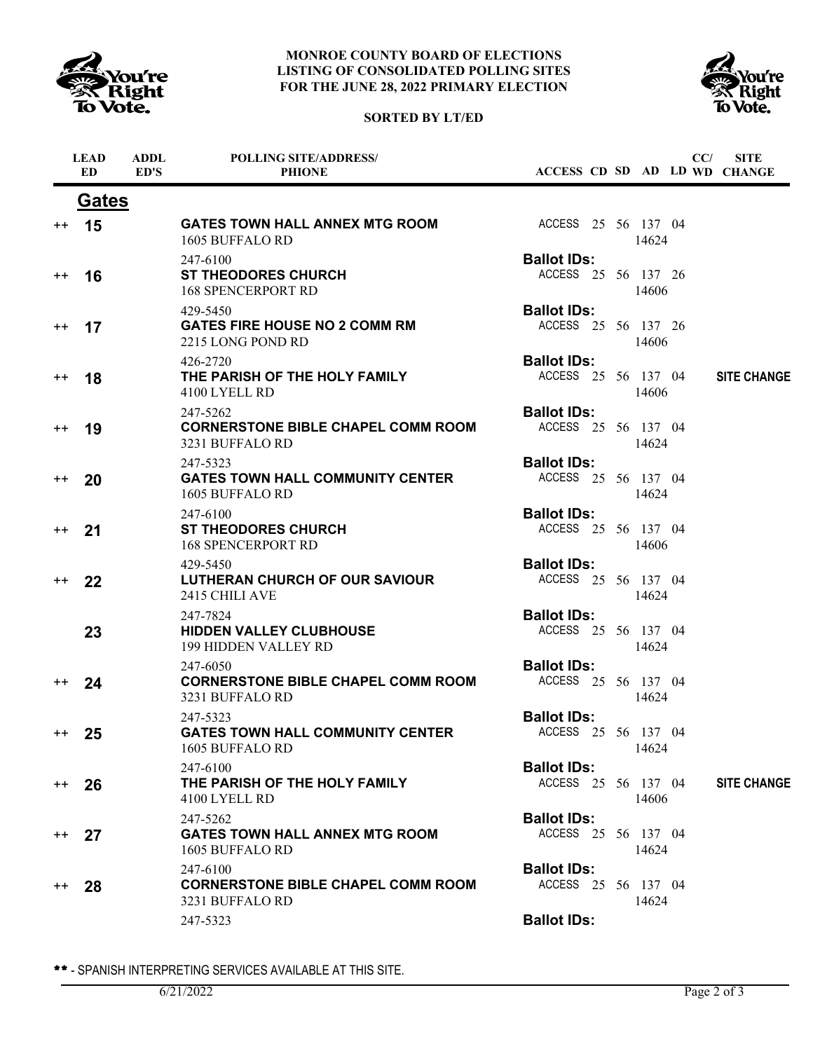# MONROE COUNTY BOARD OF ELECTIONS
## LISTING OF CONSOLIDATED POLLING SITES FOR THE JUNE 28, 2022 PRIMARY ELECTION

**SORTED BY LT/ED**

## Gates

| | LEAD ED | ADDL ED'S | POLLING SITE/ADDRESS/ PHIONE | ACCESS | CD | SD | AD | LD | CC/ WD | SITE CHANGE |
|---|---|---|---|---|---|---|---|---|---|---|
| ++ | 15 | | **GATES TOWN HALL ANNEX MTG ROOM** 1605 BUFFALO RD 247-6100 | ACCESS | 25 | 56 | 137 14624 | 04 | | |
| | | | **Ballot IDs:** | | | | | | | |
| ++ | 16 | | **ST THEODORES CHURCH** 168 SPENCERPORT RD 429-5450 | ACCESS | 25 | 56 | 137 14606 | 26 | | |
| | | | **Ballot IDs:** | | | | | | | |
| ++ | 17 | | **GATES FIRE HOUSE NO 2 COMM RM** 2215 LONG POND RD 426-2720 | ACCESS | 25 | 56 | 137 14606 | 26 | | |
| | | | **Ballot IDs:** | | | | | | | |
| ++ | 18 | | **THE PARISH OF THE HOLY FAMILY** 4100 LYELL RD 247-5262 | ACCESS | 25 | 56 | 137 14606 | 04 | | **SITE CHANGE** |
| | | | **Ballot IDs:** | | | | | | | |
| ++ | 19 | | **CORNERSTONE BIBLE CHAPEL COMM ROOM** 3231 BUFFALO RD 247-5323 | ACCESS | 25 | 56 | 137 14624 | 04 | | |
| | | | **Ballot IDs:** | | | | | | | |
| ++ | 20 | | **GATES TOWN HALL COMMUNITY CENTER** 1605 BUFFALO RD 247-6100 | ACCESS | 25 | 56 | 137 14624 | 04 | | |
| | | | **Ballot IDs:** | | | | | | | |
| ++ | 21 | | **ST THEODORES CHURCH** 168 SPENCERPORT RD 429-5450 | ACCESS | 25 | 56 | 137 14606 | 04 | | |
| | | | **Ballot IDs:** | | | | | | | |
| ++ | 22 | | **LUTHERAN CHURCH OF OUR SAVIOUR** 2415 CHILI AVE 247-7824 | ACCESS | 25 | 56 | 137 14624 | 04 | | |
| | | | **Ballot IDs:** | | | | | | | |
| | 23 | | **HIDDEN VALLEY CLUBHOUSE** 199 HIDDEN VALLEY RD 247-6050 | ACCESS | 25 | 56 | 137 14624 | 04 | | |
| | | | **Ballot IDs:** | | | | | | | |
| ++ | 24 | | **CORNERSTONE BIBLE CHAPEL COMM ROOM** 3231 BUFFALO RD 247-5323 | ACCESS | 25 | 56 | 137 14624 | 04 | | |
| | | | **Ballot IDs:** | | | | | | | |
| ++ | 25 | | **GATES TOWN HALL COMMUNITY CENTER** 1605 BUFFALO RD 247-6100 | ACCESS | 25 | 56 | 137 14624 | 04 | | |
| | | | **Ballot IDs:** | | | | | | | |
| ++ | 26 | | **THE PARISH OF THE HOLY FAMILY** 4100 LYELL RD 247-5262 | ACCESS | 25 | 56 | 137 14606 | 04 | | **SITE CHANGE** |
| | | | **Ballot IDs:** | | | | | | | |
| ++ | 27 | | **GATES TOWN HALL ANNEX MTG ROOM** 1605 BUFFALO RD 247-6100 | ACCESS | 25 | 56 | 137 14624 | 04 | | |
| | | | **Ballot IDs:** | | | | | | | |
| ++ | 28 | | **CORNERSTONE BIBLE CHAPEL COMM ROOM** 3231 BUFFALO RD 247-5323 | ACCESS | 25 | 56 | 137 14624 | 04 | | |
| | | | **Ballot IDs:** | | | | | | | |

** - SPANISH INTERPRETING SERVICES AVAILABLE AT THIS SITE.

6/21/2022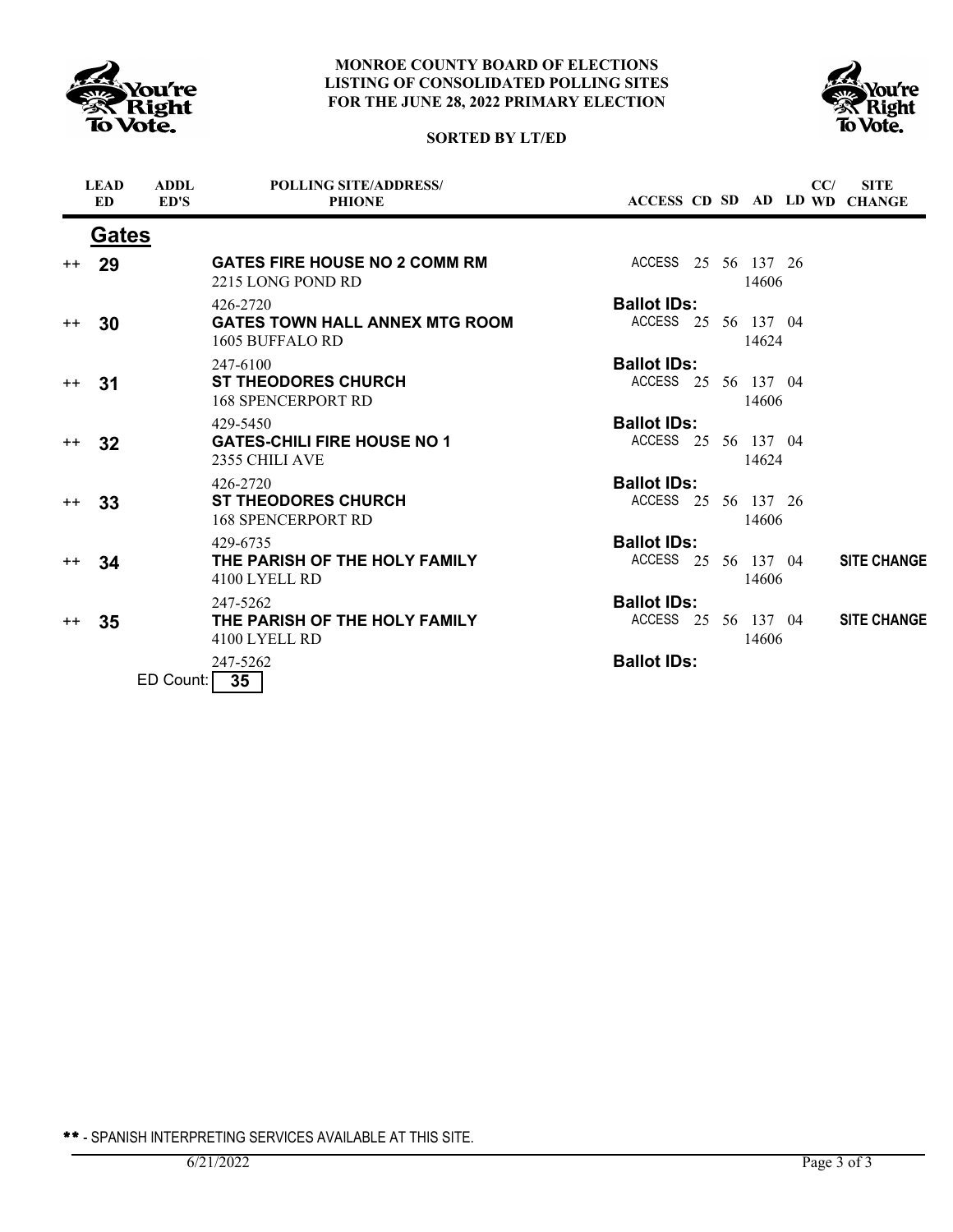**MONROE COUNTY BOARD OF ELECTIONS**
**LISTING OF CONSOLIDATED POLLING SITES**
**FOR THE JUNE 28, 2022 PRIMARY ELECTION**

**SORTED BY LT/ED**

## Gates

| | LEAD ED | ADDL ED'S | POLLING SITE/ADDRESS/ PHONE | ACCESS | CD | SD | AD | LD | CC/ WD | SITE CHANGE |
|---|---|---|---|---|---|---|---|---|---|---|
| ++ | 29 | | **GATES FIRE HOUSE NO 2 COMM RM** 2215 LONG POND RD 426-2720 | ACCESS **Ballot IDs:** | 25 | 56 | 137 14606 | 26 | | |
| ++ | 30 | | **GATES TOWN HALL ANNEX MTG ROOM** 1605 BUFFALO RD 247-6100 | ACCESS **Ballot IDs:** | 25 | 56 | 137 14624 | 04 | | |
| ++ | 31 | | **ST THEODORES CHURCH** 168 SPENCERPORT RD 429-5450 | ACCESS **Ballot IDs:** | 25 | 56 | 137 14606 | 04 | | |
| ++ | 32 | | **GATES-CHILI FIRE HOUSE NO 1** 2355 CHILI AVE 426-2720 | ACCESS **Ballot IDs:** | 25 | 56 | 137 14624 | 04 | | |
| ++ | 33 | | **ST THEODORES CHURCH** 168 SPENCERPORT RD 429-6735 | ACCESS **Ballot IDs:** | 25 | 56 | 137 14606 | 26 | | |
| ++ | 34 | | **THE PARISH OF THE HOLY FAMILY** 4100 LYELL RD 247-5262 | ACCESS **Ballot IDs:** | 25 | 56 | 137 14606 | 04 | | **SITE CHANGE** |
| ++ | 35 | | **THE PARISH OF THE HOLY FAMILY** 4100 LYELL RD 247-5262 | ACCESS **Ballot IDs:** | 25 | 56 | 137 14606 | 04 | | **SITE CHANGE** |

ED Count: **35**

** - SPANISH INTERPRETING SERVICES AVAILABLE AT THIS SITE.

6/21/2022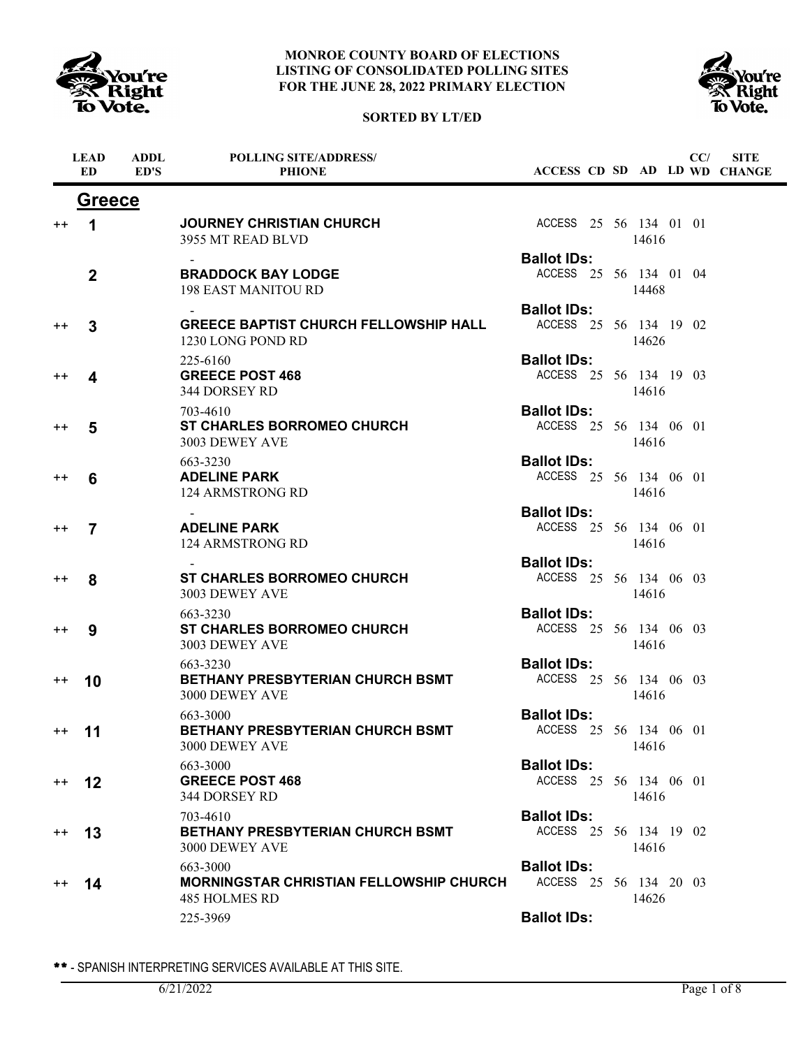**MONROE COUNTY BOARD OF ELECTIONS**
**LISTING OF CONSOLIDATED POLLING SITES**
**FOR THE JUNE 28, 2022 PRIMARY ELECTION**

**SORTED BY LT/ED**

## Greece

| | LEAD ED | ADDL ED'S | POLLING SITE/ADDRESS/ PHIONE | ACCESS | CD | SD | AD | LD | CC/ WD | SITE CHANGE |
|---|---|---|---|---|---|---|---|---|---|---|
| ++ | 1 | | **JOURNEY CHRISTIAN CHURCH**<br>3955 MT READ BLVD<br>- | ACCESS | 25 | 56 | 134<br>14616 | 01 | 01 | |
| | | | | **Ballot IDs:** | | | | | | |
| | 2 | | **BRADDOCK BAY LODGE**<br>198 EAST MANITOU RD<br>- | ACCESS | 25 | 56 | 134<br>14468 | 01 | 04 | |
| | | | | **Ballot IDs:** | | | | | | |
| ++ | 3 | | **GREECE BAPTIST CHURCH FELLOWSHIP HALL**<br>1230 LONG POND RD<br>225-6160 | ACCESS | 25 | 56 | 134<br>14626 | 19 | 02 | |
| | | | | **Ballot IDs:** | | | | | | |
| ++ | 4 | | **GREECE POST 468**<br>344 DORSEY RD<br>703-4610 | ACCESS | 25 | 56 | 134<br>14616 | 19 | 03 | |
| | | | | **Ballot IDs:** | | | | | | |
| ++ | 5 | | **ST CHARLES BORROMEO CHURCH**<br>3003 DEWEY AVE<br>663-3230 | ACCESS | 25 | 56 | 134<br>14616 | 06 | 01 | |
| | | | | **Ballot IDs:** | | | | | | |
| ++ | 6 | | **ADELINE PARK**<br>124 ARMSTRONG RD<br>- | ACCESS | 25 | 56 | 134<br>14616 | 06 | 01 | |
| | | | | **Ballot IDs:** | | | | | | |
| ++ | 7 | | **ADELINE PARK**<br>124 ARMSTRONG RD<br>- | ACCESS | 25 | 56 | 134<br>14616 | 06 | 01 | |
| | | | | **Ballot IDs:** | | | | | | |
| ++ | 8 | | **ST CHARLES BORROMEO CHURCH**<br>3003 DEWEY AVE<br>663-3230 | ACCESS | 25 | 56 | 134<br>14616 | 06 | 03 | |
| | | | | **Ballot IDs:** | | | | | | |
| ++ | 9 | | **ST CHARLES BORROMEO CHURCH**<br>3003 DEWEY AVE<br>663-3230 | ACCESS | 25 | 56 | 134<br>14616 | 06 | 03 | |
| | | | | **Ballot IDs:** | | | | | | |
| ++ | 10 | | **BETHANY PRESBYTERIAN CHURCH BSMT**<br>3000 DEWEY AVE<br>663-3000 | ACCESS | 25 | 56 | 134<br>14616 | 06 | 03 | |
| | | | | **Ballot IDs:** | | | | | | |
| ++ | 11 | | **BETHANY PRESBYTERIAN CHURCH BSMT**<br>3000 DEWEY AVE<br>663-3000 | ACCESS | 25 | 56 | 134<br>14616 | 06 | 01 | |
| | | | | **Ballot IDs:** | | | | | | |
| ++ | 12 | | **GREECE POST 468**<br>344 DORSEY RD<br>703-4610 | ACCESS | 25 | 56 | 134<br>14616 | 06 | 01 | |
| | | | | **Ballot IDs:** | | | | | | |
| ++ | 13 | | **BETHANY PRESBYTERIAN CHURCH BSMT**<br>3000 DEWEY AVE<br>663-3000 | ACCESS | 25 | 56 | 134<br>14616 | 19 | 02 | |
| | | | | **Ballot IDs:** | | | | | | |
| ++ | 14 | | **MORNINGSTAR CHRISTIAN FELLOWSHIP CHURCH**<br>485 HOLMES RD<br>225-3969 | ACCESS | 25 | 56 | 134<br>14626 | 20 | 03 | |
| | | | | **Ballot IDs:** | | | | | | |

** - SPANISH INTERPRETING SERVICES AVAILABLE AT THIS SITE.

6/21/2022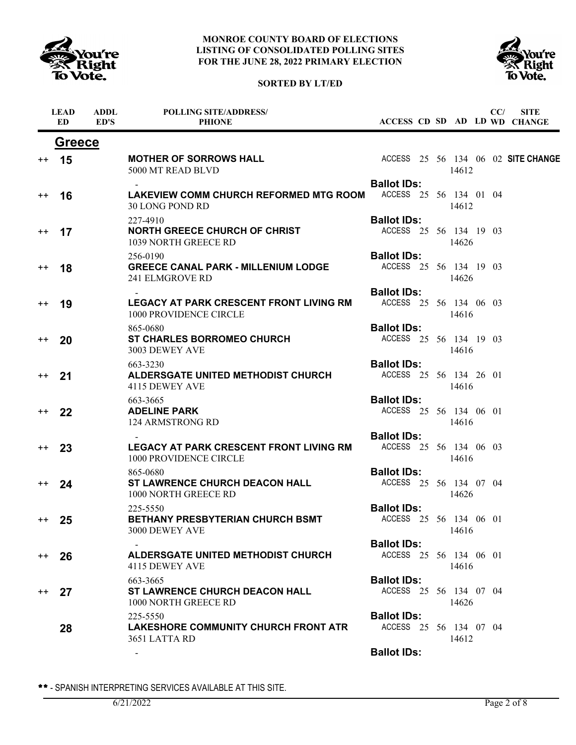**MONROE COUNTY BOARD OF ELECTIONS**
**LISTING OF CONSOLIDATED POLLING SITES**
**FOR THE JUNE 28, 2022 PRIMARY ELECTION**

**SORTED BY LT/ED**

## Greece

| | LEAD ED | ADDL ED'S | POLLING SITE/ADDRESS/PHIONE | ACCESS | CD | SD | AD | LD | CC/WD | SITE CHANGE |
|---|---|---|---|---|---|---|---|---|---|---|
| ++ | **15** | | **MOTHER OF SORROWS HALL**<br>5000 MT READ BLVD 14612<br>- | ACCESS | 25 | 56 | 134 | 06 | 02 | **SITE CHANGE** |
| | | | | **Ballot IDs:** | | | | | | |
| ++ | **16** | | **LAKEVIEW COMM CHURCH REFORMED MTG ROOM**<br>30 LONG POND RD 14612<br>227-4910 | ACCESS | 25 | 56 | 134 | 01 | 04 | |
| | | | | **Ballot IDs:** | | | | | | |
| ++ | **17** | | **NORTH GREECE CHURCH OF CHRIST**<br>1039 NORTH GREECE RD 14626<br>256-0190 | ACCESS | 25 | 56 | 134 | 19 | 03 | |
| | | | | **Ballot IDs:** | | | | | | |
| ++ | **18** | | **GREECE CANAL PARK - MILLENIUM LODGE**<br>241 ELMGROVE RD 14626<br>- | ACCESS | 25 | 56 | 134 | 19 | 03 | |
| | | | | **Ballot IDs:** | | | | | | |
| ++ | **19** | | **LEGACY AT PARK CRESCENT FRONT LIVING RM**<br>1000 PROVIDENCE CIRCLE 14616<br>865-0680 | ACCESS | 25 | 56 | 134 | 06 | 03 | |
| | | | | **Ballot IDs:** | | | | | | |
| ++ | **20** | | **ST CHARLES BORROMEO CHURCH**<br>3003 DEWEY AVE 14616<br>663-3230 | ACCESS | 25 | 56 | 134 | 19 | 03 | |
| | | | | **Ballot IDs:** | | | | | | |
| ++ | **21** | | **ALDERSGATE UNITED METHODIST CHURCH**<br>4115 DEWEY AVE 14616<br>663-3665 | ACCESS | 25 | 56 | 134 | 26 | 01 | |
| | | | | **Ballot IDs:** | | | | | | |
| ++ | **22** | | **ADELINE PARK**<br>124 ARMSTRONG RD 14616<br>- | ACCESS | 25 | 56 | 134 | 06 | 01 | |
| | | | | **Ballot IDs:** | | | | | | |
| ++ | **23** | | **LEGACY AT PARK CRESCENT FRONT LIVING RM**<br>1000 PROVIDENCE CIRCLE 14616<br>865-0680 | ACCESS | 25 | 56 | 134 | 06 | 03 | |
| | | | | **Ballot IDs:** | | | | | | |
| ++ | **24** | | **ST LAWRENCE CHURCH DEACON HALL**<br>1000 NORTH GREECE RD 14626<br>225-5550 | ACCESS | 25 | 56 | 134 | 07 | 04 | |
| | | | | **Ballot IDs:** | | | | | | |
| ++ | **25** | | **BETHANY PRESBYTERIAN CHURCH BSMT**<br>3000 DEWEY AVE 14616<br>- | ACCESS | 25 | 56 | 134 | 06 | 01 | |
| | | | | **Ballot IDs:** | | | | | | |
| ++ | **26** | | **ALDERSGATE UNITED METHODIST CHURCH**<br>4115 DEWEY AVE 14616<br>663-3665 | ACCESS | 25 | 56 | 134 | 06 | 01 | |
| | | | | **Ballot IDs:** | | | | | | |
| ++ | **27** | | **ST LAWRENCE CHURCH DEACON HALL**<br>1000 NORTH GREECE RD 14626<br>225-5550 | ACCESS | 25 | 56 | 134 | 07 | 04 | |
| | | | | **Ballot IDs:** | | | | | | |
| | **28** | | **LAKESHORE COMMUNITY CHURCH FRONT ATR**<br>3651 LATTA RD 14612<br>- | ACCESS | 25 | 56 | 134 | 07 | 04 | |
| | | | | **Ballot IDs:** | | | | | | |

** - SPANISH INTERPRETING SERVICES AVAILABLE AT THIS SITE.

6/21/2022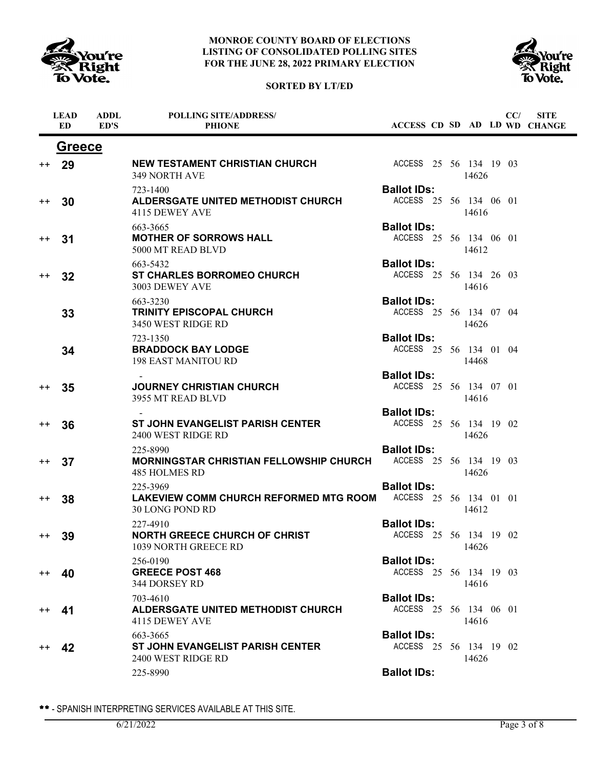# MONROE COUNTY BOARD OF ELECTIONS
## LISTING OF CONSOLIDATED POLLING SITES
## FOR THE JUNE 28, 2022 PRIMARY ELECTION

**SORTED BY LT/ED**

## Greece

| | LEAD ED | ADDL ED'S | POLLING SITE/ADDRESS/ PHONE | ACCESS | CD | SD | AD | LD | CC/ WD | SITE CHANGE |
|---|---|---|---|---|---|---|---|---|---|---|
| ++ | **29** | | **NEW TESTAMENT CHRISTIAN CHURCH**<br>349 NORTH AVE<br>723-1400 | ACCESS | 25 | 56 | 134<br>14626 | 19 | 03 | |
| | | | | Ballot IDs: | | | | | | |
| ++ | **30** | | **ALDERSGATE UNITED METHODIST CHURCH**<br>4115 DEWEY AVE<br>663-3665 | ACCESS | 25 | 56 | 134<br>14616 | 06 | 01 | |
| | | | | Ballot IDs: | | | | | | |
| ++ | **31** | | **MOTHER OF SORROWS HALL**<br>5000 MT READ BLVD<br>663-5432 | ACCESS | 25 | 56 | 134<br>14612 | 06 | 01 | |
| | | | | Ballot IDs: | | | | | | |
| ++ | **32** | | **ST CHARLES BORROMEO CHURCH**<br>3003 DEWEY AVE<br>663-3230 | ACCESS | 25 | 56 | 134<br>14616 | 26 | 03 | |
| | | | | Ballot IDs: | | | | | | |
| | **33** | | **TRINITY EPISCOPAL CHURCH**<br>3450 WEST RIDGE RD<br>723-1350 | ACCESS | 25 | 56 | 134<br>14626 | 07 | 04 | |
| | | | | Ballot IDs: | | | | | | |
| | **34** | | **BRADDOCK BAY LODGE**<br>198 EAST MANITOU RD<br>- | ACCESS | 25 | 56 | 134<br>14468 | 01 | 04 | |
| | | | | Ballot IDs: | | | | | | |
| ++ | **35** | | **JOURNEY CHRISTIAN CHURCH**<br>3955 MT READ BLVD<br>- | ACCESS | 25 | 56 | 134<br>14616 | 07 | 01 | |
| | | | | Ballot IDs: | | | | | | |
| ++ | **36** | | **ST JOHN EVANGELIST PARISH CENTER**<br>2400 WEST RIDGE RD<br>225-8990 | ACCESS | 25 | 56 | 134<br>14626 | 19 | 02 | |
| | | | | Ballot IDs: | | | | | | |
| ++ | **37** | | **MORNINGSTAR CHRISTIAN FELLOWSHIP CHURCH**<br>485 HOLMES RD<br>225-3969 | ACCESS | 25 | 56 | 134<br>14626 | 19 | 03 | |
| | | | | Ballot IDs: | | | | | | |
| ++ | **38** | | **LAKEVIEW COMM CHURCH REFORMED MTG ROOM**<br>30 LONG POND RD<br>227-4910 | ACCESS | 25 | 56 | 134<br>14612 | 01 | 01 | |
| | | | | Ballot IDs: | | | | | | |
| ++ | **39** | | **NORTH GREECE CHURCH OF CHRIST**<br>1039 NORTH GREECE RD<br>256-0190 | ACCESS | 25 | 56 | 134<br>14626 | 19 | 02 | |
| | | | | Ballot IDs: | | | | | | |
| ++ | **40** | | **GREECE POST 468**<br>344 DORSEY RD<br>703-4610 | ACCESS | 25 | 56 | 134<br>14616 | 19 | 03 | |
| | | | | Ballot IDs: | | | | | | |
| ++ | **41** | | **ALDERSGATE UNITED METHODIST CHURCH**<br>4115 DEWEY AVE<br>663-3665 | ACCESS | 25 | 56 | 134<br>14616 | 06 | 01 | |
| | | | | Ballot IDs: | | | | | | |
| ++ | **42** | | **ST JOHN EVANGELIST PARISH CENTER**<br>2400 WEST RIDGE RD<br>225-8990 | ACCESS | 25 | 56 | 134<br>14626 | 19 | 02 | |
| | | | | Ballot IDs: | | | | | | |

** - SPANISH INTERPRETING SERVICES AVAILABLE AT THIS SITE.

6/21/2022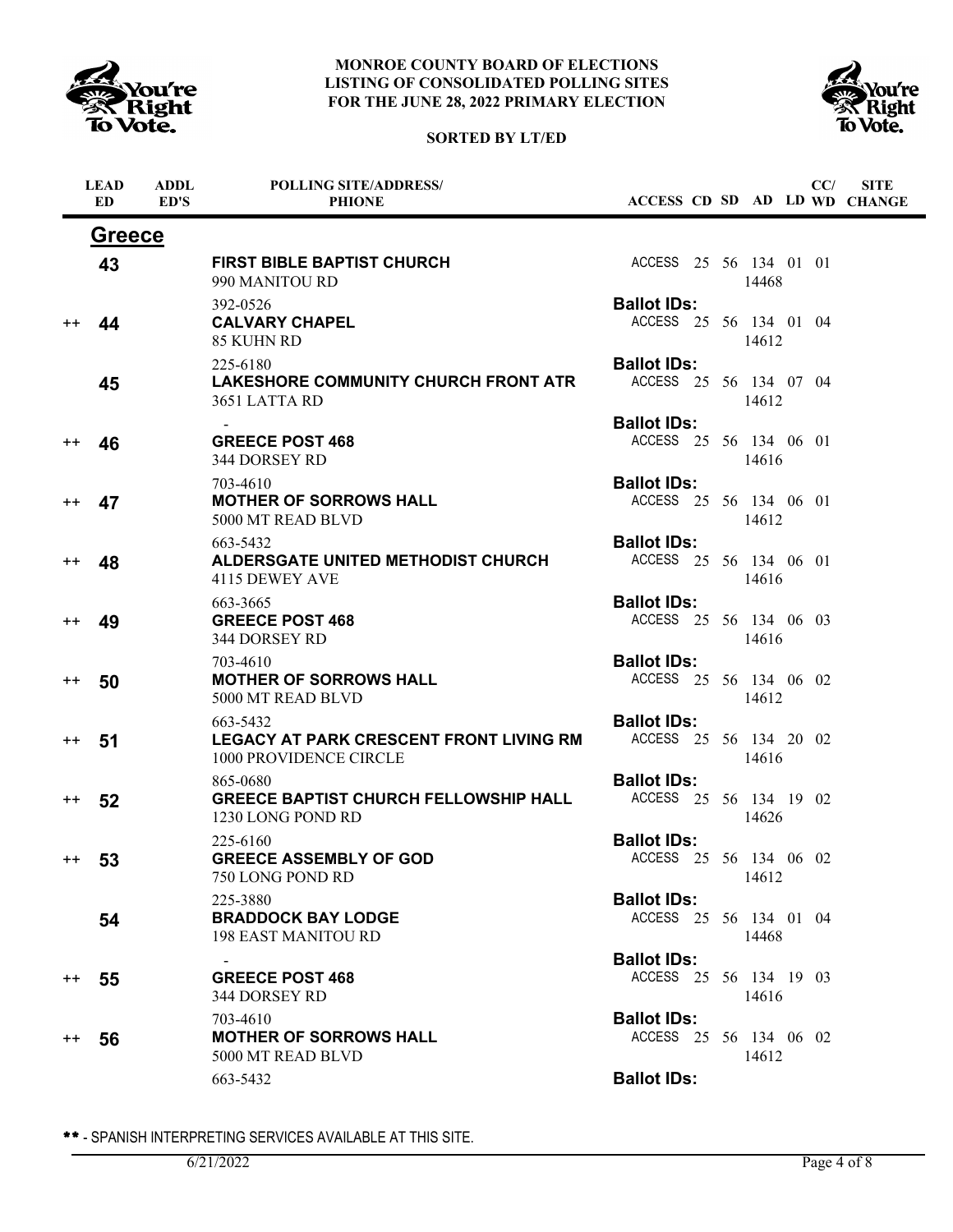# MONROE COUNTY BOARD OF ELECTIONS
## LISTING OF CONSOLIDATED POLLING SITES
## FOR THE JUNE 28, 2022 PRIMARY ELECTION

**SORTED BY LT/ED**

## Greece

| | LEAD ED | ADDL ED'S | POLLING SITE/ADDRESS/ PHIONE | ACCESS | CD | SD | AD | LD | CC/ WD | SITE CHANGE |
|---|---|---|---|---|---|---|---|---|---|---|
| | 43 | | **FIRST BIBLE BAPTIST CHURCH**<br>990 MANITOU RD 14468<br>392-0526 | ACCESS | 25 | 56 | 134 | 01 | 01 | |
| | | | | **Ballot IDs:** | | | | | | |
| ++ | 44 | | **CALVARY CHAPEL**<br>85 KUHN RD 14612<br>225-6180 | ACCESS | 25 | 56 | 134 | 01 | 04 | |
| | | | | **Ballot IDs:** | | | | | | |
| | 45 | | **LAKESHORE COMMUNITY CHURCH FRONT ATR**<br>3651 LATTA RD 14612<br>- | ACCESS | 25 | 56 | 134 | 07 | 04 | |
| | | | | **Ballot IDs:** | | | | | | |
| ++ | 46 | | **GREECE POST 468**<br>344 DORSEY RD 14616<br>703-4610 | ACCESS | 25 | 56 | 134 | 06 | 01 | |
| | | | | **Ballot IDs:** | | | | | | |
| ++ | 47 | | **MOTHER OF SORROWS HALL**<br>5000 MT READ BLVD 14612<br>663-5432 | ACCESS | 25 | 56 | 134 | 06 | 01 | |
| | | | | **Ballot IDs:** | | | | | | |
| ++ | 48 | | **ALDERSGATE UNITED METHODIST CHURCH**<br>4115 DEWEY AVE 14616<br>663-3665 | ACCESS | 25 | 56 | 134 | 06 | 01 | |
| | | | | **Ballot IDs:** | | | | | | |
| ++ | 49 | | **GREECE POST 468**<br>344 DORSEY RD 14616<br>703-4610 | ACCESS | 25 | 56 | 134 | 06 | 03 | |
| | | | | **Ballot IDs:** | | | | | | |
| ++ | 50 | | **MOTHER OF SORROWS HALL**<br>5000 MT READ BLVD 14612<br>663-5432 | ACCESS | 25 | 56 | 134 | 06 | 02 | |
| | | | | **Ballot IDs:** | | | | | | |
| ++ | 51 | | **LEGACY AT PARK CRESCENT FRONT LIVING RM**<br>1000 PROVIDENCE CIRCLE 14616<br>865-0680 | ACCESS | 25 | 56 | 134 | 20 | 02 | |
| | | | | **Ballot IDs:** | | | | | | |
| ++ | 52 | | **GREECE BAPTIST CHURCH FELLOWSHIP HALL**<br>1230 LONG POND RD 14626<br>225-6160 | ACCESS | 25 | 56 | 134 | 19 | 02 | |
| | | | | **Ballot IDs:** | | | | | | |
| ++ | 53 | | **GREECE ASSEMBLY OF GOD**<br>750 LONG POND RD 14612<br>225-3880 | ACCESS | 25 | 56 | 134 | 06 | 02 | |
| | | | | **Ballot IDs:** | | | | | | |
| | 54 | | **BRADDOCK BAY LODGE**<br>198 EAST MANITOU RD 14468<br>- | ACCESS | 25 | 56 | 134 | 01 | 04 | |
| | | | | **Ballot IDs:** | | | | | | |
| ++ | 55 | | **GREECE POST 468**<br>344 DORSEY RD 14616<br>703-4610 | ACCESS | 25 | 56 | 134 | 19 | 03 | |
| | | | | **Ballot IDs:** | | | | | | |
| ++ | 56 | | **MOTHER OF SORROWS HALL**<br>5000 MT READ BLVD 14612<br>663-5432 | ACCESS | 25 | 56 | 134 | 06 | 02 | |
| | | | | **Ballot IDs:** | | | | | | |

** - SPANISH INTERPRETING SERVICES AVAILABLE AT THIS SITE.

6/21/2022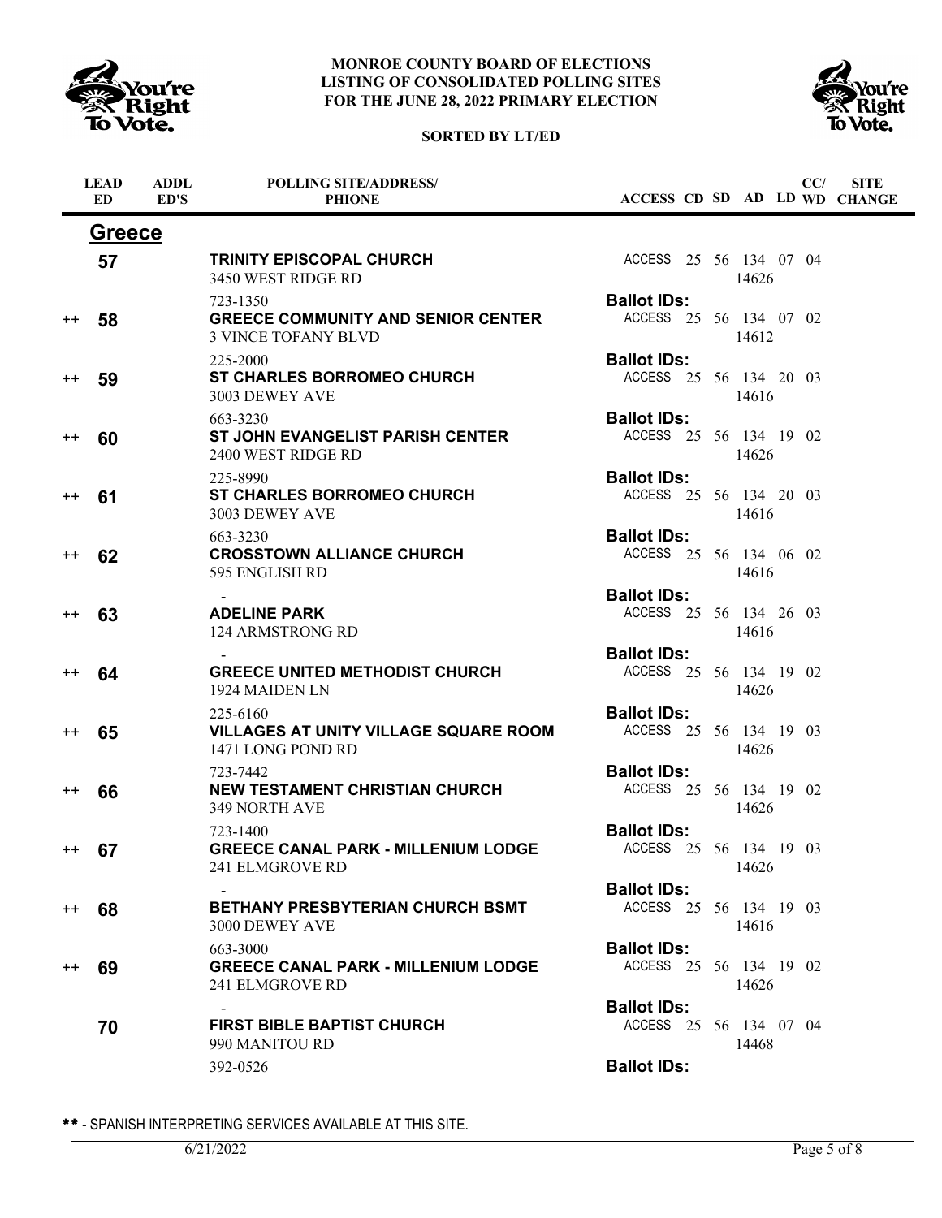# MONROE COUNTY BOARD OF ELECTIONS
# LISTING OF CONSOLIDATED POLLING SITES
# FOR THE JUNE 28, 2022 PRIMARY ELECTION

**SORTED BY LT/ED**

## Greece

| | LEAD ED | ADDL ED'S | POLLING SITE/ADDRESS/ PHIONE | ACCESS | CD | SD | AD | LD | CC/ WD | SITE CHANGE |
|---|---|---|---|---|---|---|---|---|---|---|
| | 57 | | **TRINITY EPISCOPAL CHURCH**<br>3450 WEST RIDGE RD<br>723-1350 | ACCESS | 25 | 56 | 134<br>14626 | 07 | 04 | |
| | | | | **Ballot IDs:** | | | | | | |
| ++ | 58 | | **GREECE COMMUNITY AND SENIOR CENTER**<br>3 VINCE TOFANY BLVD<br>225-2000 | ACCESS | 25 | 56 | 134<br>14612 | 07 | 02 | |
| | | | | **Ballot IDs:** | | | | | | |
| ++ | 59 | | **ST CHARLES BORROMEO CHURCH**<br>3003 DEWEY AVE<br>663-3230 | ACCESS | 25 | 56 | 134<br>14616 | 20 | 03 | |
| | | | | **Ballot IDs:** | | | | | | |
| ++ | 60 | | **ST JOHN EVANGELIST PARISH CENTER**<br>2400 WEST RIDGE RD<br>225-8990 | ACCESS | 25 | 56 | 134<br>14626 | 19 | 02 | |
| | | | | **Ballot IDs:** | | | | | | |
| ++ | 61 | | **ST CHARLES BORROMEO CHURCH**<br>3003 DEWEY AVE<br>663-3230 | ACCESS | 25 | 56 | 134<br>14616 | 20 | 03 | |
| | | | | **Ballot IDs:** | | | | | | |
| ++ | 62 | | **CROSSTOWN ALLIANCE CHURCH**<br>595 ENGLISH RD<br>- | ACCESS | 25 | 56 | 134<br>14616 | 06 | 02 | |
| | | | | **Ballot IDs:** | | | | | | |
| ++ | 63 | | **ADELINE PARK**<br>124 ARMSTRONG RD<br>- | ACCESS | 25 | 56 | 134<br>14616 | 26 | 03 | |
| | | | | **Ballot IDs:** | | | | | | |
| ++ | 64 | | **GREECE UNITED METHODIST CHURCH**<br>1924 MAIDEN LN<br>225-6160 | ACCESS | 25 | 56 | 134<br>14626 | 19 | 02 | |
| | | | | **Ballot IDs:** | | | | | | |
| ++ | 65 | | **VILLAGES AT UNITY VILLAGE SQUARE ROOM**<br>1471 LONG POND RD<br>723-7442 | ACCESS | 25 | 56 | 134<br>14626 | 19 | 03 | |
| | | | | **Ballot IDs:** | | | | | | |
| ++ | 66 | | **NEW TESTAMENT CHRISTIAN CHURCH**<br>349 NORTH AVE<br>723-1400 | ACCESS | 25 | 56 | 134<br>14626 | 19 | 02 | |
| | | | | **Ballot IDs:** | | | | | | |
| ++ | 67 | | **GREECE CANAL PARK - MILLENIUM LODGE**<br>241 ELMGROVE RD<br>- | ACCESS | 25 | 56 | 134<br>14626 | 19 | 03 | |
| | | | | **Ballot IDs:** | | | | | | |
| ++ | 68 | | **BETHANY PRESBYTERIAN CHURCH BSMT**<br>3000 DEWEY AVE<br>663-3000 | ACCESS | 25 | 56 | 134<br>14616 | 19 | 03 | |
| | | | | **Ballot IDs:** | | | | | | |
| ++ | 69 | | **GREECE CANAL PARK - MILLENIUM LODGE**<br>241 ELMGROVE RD<br>- | ACCESS | 25 | 56 | 134<br>14626 | 19 | 02 | |
| | | | | **Ballot IDs:** | | | | | | |
| | 70 | | **FIRST BIBLE BAPTIST CHURCH**<br>990 MANITOU RD<br>392-0526 | ACCESS | 25 | 56 | 134<br>14468 | 07 | 04 | |
| | | | | **Ballot IDs:** | | | | | | |

** - SPANISH INTERPRETING SERVICES AVAILABLE AT THIS SITE.

6/21/2022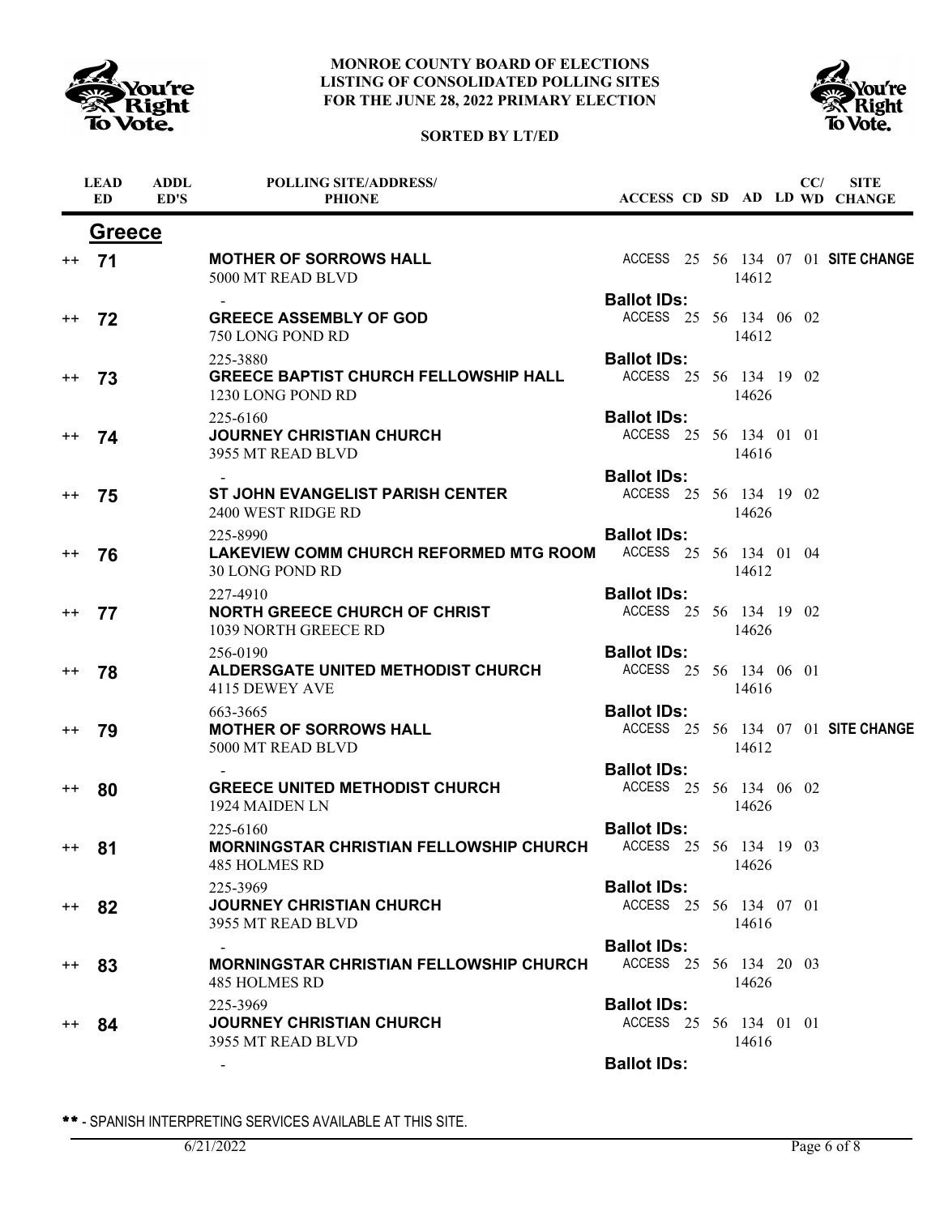# MONROE COUNTY BOARD OF ELECTIONS
# LISTING OF CONSOLIDATED POLLING SITES
# FOR THE JUNE 28, 2022 PRIMARY ELECTION

**SORTED BY LT/ED**

## Greece

| | LEAD ED | ADDL ED'S | POLLING SITE/ADDRESS/ PHIONE | ACCESS | CD | SD | AD | LD | CC/ WD | SITE CHANGE |
|---|---|---|---|---|---|---|---|---|---|---|
| ++ | **71** | | **MOTHER OF SORROWS HALL**<br>5000 MT READ BLVD<br>-<br>**Ballot IDs:** | ACCESS | 25 | 56 | 134<br>14612 | 07 | 01 | **SITE CHANGE** |
| ++ | **72** | | **GREECE ASSEMBLY OF GOD**<br>750 LONG POND RD<br>225-3880<br>**Ballot IDs:** | ACCESS | 25 | 56 | 134<br>14612 | 06 | 02 | |
| ++ | **73** | | **GREECE BAPTIST CHURCH FELLOWSHIP HALL**<br>1230 LONG POND RD<br>225-6160<br>**Ballot IDs:** | ACCESS | 25 | 56 | 134<br>14626 | 19 | 02 | |
| ++ | **74** | | **JOURNEY CHRISTIAN CHURCH**<br>3955 MT READ BLVD<br>-<br>**Ballot IDs:** | ACCESS | 25 | 56 | 134<br>14616 | 01 | 01 | |
| ++ | **75** | | **ST JOHN EVANGELIST PARISH CENTER**<br>2400 WEST RIDGE RD<br>225-8990<br>**Ballot IDs:** | ACCESS | 25 | 56 | 134<br>14626 | 19 | 02 | |
| ++ | **76** | | **LAKEVIEW COMM CHURCH REFORMED MTG ROOM**<br>30 LONG POND RD<br>227-4910<br>**Ballot IDs:** | ACCESS | 25 | 56 | 134<br>14612 | 01 | 04 | |
| ++ | **77** | | **NORTH GREECE CHURCH OF CHRIST**<br>1039 NORTH GREECE RD<br>256-0190<br>**Ballot IDs:** | ACCESS | 25 | 56 | 134<br>14626 | 19 | 02 | |
| ++ | **78** | | **ALDERSGATE UNITED METHODIST CHURCH**<br>4115 DEWEY AVE<br>663-3665<br>**Ballot IDs:** | ACCESS | 25 | 56 | 134<br>14616 | 06 | 01 | |
| ++ | **79** | | **MOTHER OF SORROWS HALL**<br>5000 MT READ BLVD<br>-<br>**Ballot IDs:** | ACCESS | 25 | 56 | 134<br>14612 | 07 | 01 | **SITE CHANGE** |
| ++ | **80** | | **GREECE UNITED METHODIST CHURCH**<br>1924 MAIDEN LN<br>225-6160<br>**Ballot IDs:** | ACCESS | 25 | 56 | 134<br>14626 | 06 | 02 | |
| ++ | **81** | | **MORNINGSTAR CHRISTIAN FELLOWSHIP CHURCH**<br>485 HOLMES RD<br>225-3969<br>**Ballot IDs:** | ACCESS | 25 | 56 | 134<br>14626 | 19 | 03 | |
| ++ | **82** | | **JOURNEY CHRISTIAN CHURCH**<br>3955 MT READ BLVD<br>-<br>**Ballot IDs:** | ACCESS | 25 | 56 | 134<br>14616 | 07 | 01 | |
| ++ | **83** | | **MORNINGSTAR CHRISTIAN FELLOWSHIP CHURCH**<br>485 HOLMES RD<br>225-3969<br>**Ballot IDs:** | ACCESS | 25 | 56 | 134<br>14626 | 20 | 03 | |
| ++ | **84** | | **JOURNEY CHRISTIAN CHURCH**<br>3955 MT READ BLVD<br>-<br>**Ballot IDs:** | ACCESS | 25 | 56 | 134<br>14616 | 01 | 01 | |

** - SPANISH INTERPRETING SERVICES AVAILABLE AT THIS SITE.

6/21/2022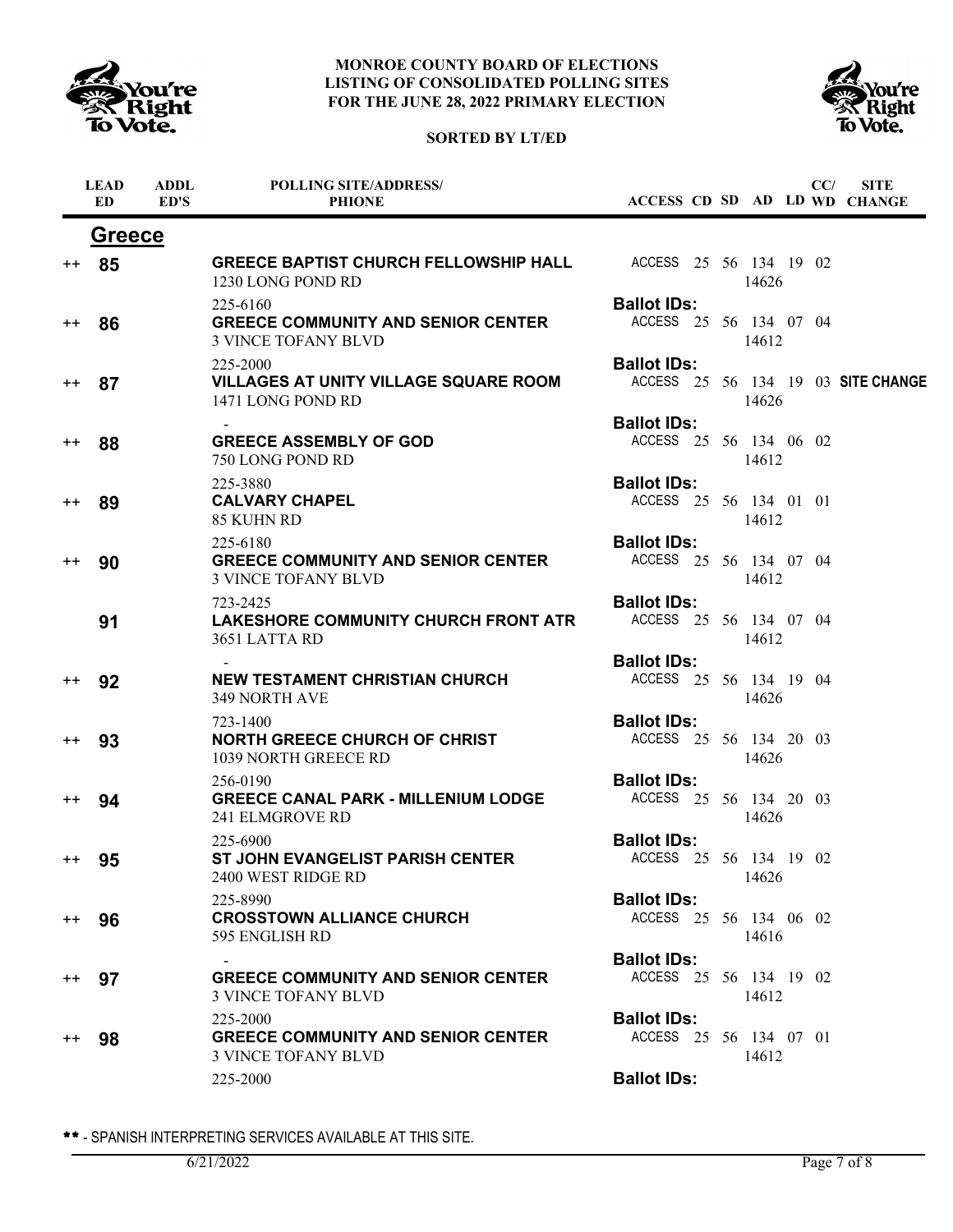# MONROE COUNTY BOARD OF ELECTIONS
# LISTING OF CONSOLIDATED POLLING SITES
# FOR THE JUNE 28, 2022 PRIMARY ELECTION

**SORTED BY LT/ED**

## Greece

| | LEAD ED | ADDL ED'S | POLLING SITE/ADDRESS/ PHONE | ACCESS | CD | SD | AD | LD | CC/ WD | SITE CHANGE |
|---|---|---|---|---|---|---|---|---|---|---|
| ++ | 85 | | **GREECE BAPTIST CHURCH FELLOWSHIP HALL**<br>1230 LONG POND RD 14626<br>225-6160 | ACCESS | 25 | 56 | 134 | 19 | 02 | |
| | | | **Ballot IDs:** | | | | | | | |
| ++ | 86 | | **GREECE COMMUNITY AND SENIOR CENTER**<br>3 VINCE TOFANY BLVD 14612<br>225-2000 | ACCESS | 25 | 56 | 134 | 07 | 04 | |
| | | | **Ballot IDs:** | | | | | | | |
| ++ | 87 | | **VILLAGES AT UNITY VILLAGE SQUARE ROOM**<br>1471 LONG POND RD 14626<br>- | ACCESS | 25 | 56 | 134 | 19 | 03 | **SITE CHANGE** |
| | | | **Ballot IDs:** | | | | | | | |
| ++ | 88 | | **GREECE ASSEMBLY OF GOD**<br>750 LONG POND RD 14612<br>225-3880 | ACCESS | 25 | 56 | 134 | 06 | 02 | |
| | | | **Ballot IDs:** | | | | | | | |
| ++ | 89 | | **CALVARY CHAPEL**<br>85 KUHN RD 14612<br>225-6180 | ACCESS | 25 | 56 | 134 | 01 | 01 | |
| | | | **Ballot IDs:** | | | | | | | |
| ++ | 90 | | **GREECE COMMUNITY AND SENIOR CENTER**<br>3 VINCE TOFANY BLVD 14612<br>723-2425 | ACCESS | 25 | 56 | 134 | 07 | 04 | |
| | | | **Ballot IDs:** | | | | | | | |
| | 91 | | **LAKESHORE COMMUNITY CHURCH FRONT ATR**<br>3651 LATTA RD 14612<br>- | ACCESS | 25 | 56 | 134 | 07 | 04 | |
| | | | **Ballot IDs:** | | | | | | | |
| ++ | 92 | | **NEW TESTAMENT CHRISTIAN CHURCH**<br>349 NORTH AVE 14626<br>723-1400 | ACCESS | 25 | 56 | 134 | 19 | 04 | |
| | | | **Ballot IDs:** | | | | | | | |
| ++ | 93 | | **NORTH GREECE CHURCH OF CHRIST**<br>1039 NORTH GREECE RD 14626<br>256-0190 | ACCESS | 25 | 56 | 134 | 20 | 03 | |
| | | | **Ballot IDs:** | | | | | | | |
| ++ | 94 | | **GREECE CANAL PARK - MILLENIUM LODGE**<br>241 ELMGROVE RD 14626<br>225-6900 | ACCESS | 25 | 56 | 134 | 20 | 03 | |
| | | | **Ballot IDs:** | | | | | | | |
| ++ | 95 | | **ST JOHN EVANGELIST PARISH CENTER**<br>2400 WEST RIDGE RD 14626<br>225-8990 | ACCESS | 25 | 56 | 134 | 19 | 02 | |
| | | | **Ballot IDs:** | | | | | | | |
| ++ | 96 | | **CROSSTOWN ALLIANCE CHURCH**<br>595 ENGLISH RD 14616<br>- | ACCESS | 25 | 56 | 134 | 06 | 02 | |
| | | | **Ballot IDs:** | | | | | | | |
| ++ | 97 | | **GREECE COMMUNITY AND SENIOR CENTER**<br>3 VINCE TOFANY BLVD 14612<br>225-2000 | ACCESS | 25 | 56 | 134 | 19 | 02 | |
| | | | **Ballot IDs:** | | | | | | | |
| ++ | 98 | | **GREECE COMMUNITY AND SENIOR CENTER**<br>3 VINCE TOFANY BLVD 14612<br>225-2000 | ACCESS | 25 | 56 | 134 | 07 | 01 | |
| | | | **Ballot IDs:** | | | | | | | |

** - SPANISH INTERPRETING SERVICES AVAILABLE AT THIS SITE.

6/21/2022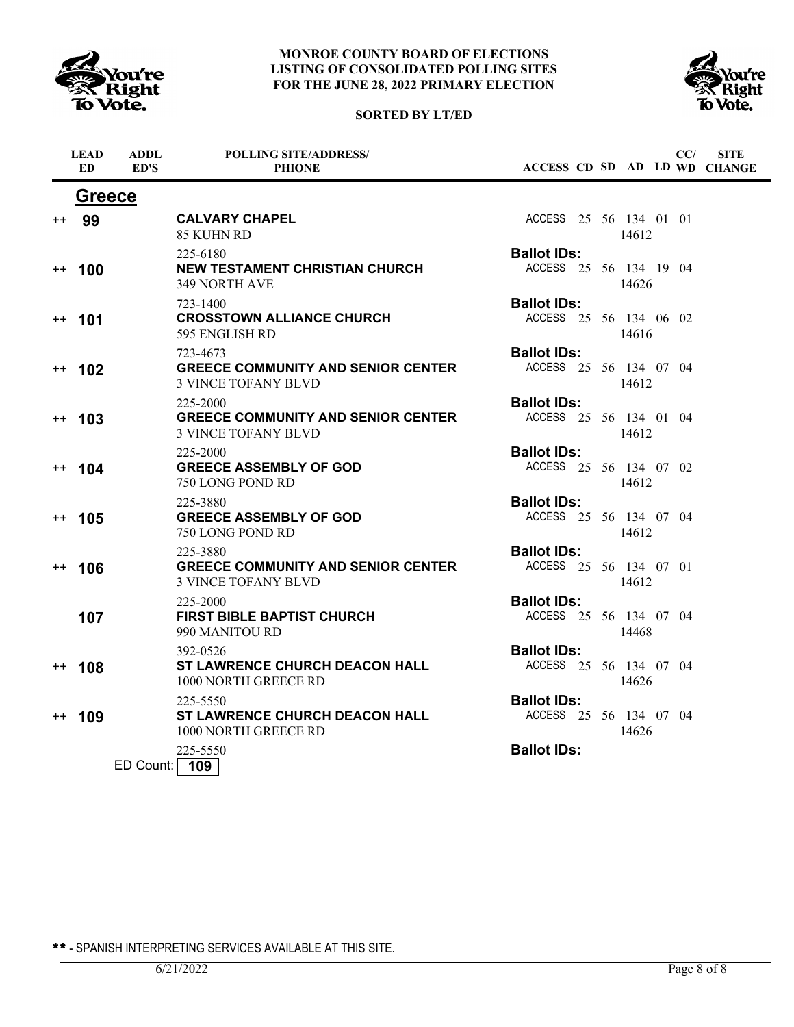# MONROE COUNTY BOARD OF ELECTIONS
## LISTING OF CONSOLIDATED POLLING SITES
## FOR THE JUNE 28, 2022 PRIMARY ELECTION

**SORTED BY LT/ED**

| | LEAD ED | ADDL ED'S | POLLING SITE/ADDRESS/ PHONE | ACCESS | CD | SD | AD | LD | CC/ WD | SITE CHANGE |
|---|---|---|---|---|---|---|---|---|---|---|
| | **Greece** | | | | | | | | | |
| ++ | **99** | | **CALVARY CHAPEL**<br>85 KUHN RD<br>225-6180 | ACCESS<br>**Ballot IDs:** | 25 | 56 | 134<br>14612 | 01 | 01 | |
| ++ | **100** | | **NEW TESTAMENT CHRISTIAN CHURCH**<br>349 NORTH AVE<br>723-1400 | ACCESS<br>**Ballot IDs:** | 25 | 56 | 134<br>14626 | 19 | 04 | |
| ++ | **101** | | **CROSSTOWN ALLIANCE CHURCH**<br>595 ENGLISH RD<br>723-4673 | ACCESS<br>**Ballot IDs:** | 25 | 56 | 134<br>14616 | 06 | 02 | |
| ++ | **102** | | **GREECE COMMUNITY AND SENIOR CENTER**<br>3 VINCE TOFANY BLVD<br>225-2000 | ACCESS<br>**Ballot IDs:** | 25 | 56 | 134<br>14612 | 07 | 04 | |
| ++ | **103** | | **GREECE COMMUNITY AND SENIOR CENTER**<br>3 VINCE TOFANY BLVD<br>225-2000 | ACCESS<br>**Ballot IDs:** | 25 | 56 | 134<br>14612 | 01 | 04 | |
| ++ | **104** | | **GREECE ASSEMBLY OF GOD**<br>750 LONG POND RD<br>225-3880 | ACCESS<br>**Ballot IDs:** | 25 | 56 | 134<br>14612 | 07 | 02 | |
| ++ | **105** | | **GREECE ASSEMBLY OF GOD**<br>750 LONG POND RD<br>225-3880 | ACCESS<br>**Ballot IDs:** | 25 | 56 | 134<br>14612 | 07 | 04 | |
| ++ | **106** | | **GREECE COMMUNITY AND SENIOR CENTER**<br>3 VINCE TOFANY BLVD<br>225-2000 | ACCESS<br>**Ballot IDs:** | 25 | 56 | 134<br>14612 | 07 | 01 | |
| | **107** | | **FIRST BIBLE BAPTIST CHURCH**<br>990 MANITOU RD<br>392-0526 | ACCESS<br>**Ballot IDs:** | 25 | 56 | 134<br>14468 | 07 | 04 | |
| ++ | **108** | | **ST LAWRENCE CHURCH DEACON HALL**<br>1000 NORTH GREECE RD<br>225-5550 | ACCESS<br>**Ballot IDs:** | 25 | 56 | 134<br>14626 | 07 | 04 | |
| ++ | **109** | | **ST LAWRENCE CHURCH DEACON HALL**<br>1000 NORTH GREECE RD<br>225-5550 | ACCESS<br>**Ballot IDs:** | 25 | 56 | 134<br>14626 | 07 | 04 | |

ED Count: **109**

** - SPANISH INTERPRETING SERVICES AVAILABLE AT THIS SITE.

6/21/2022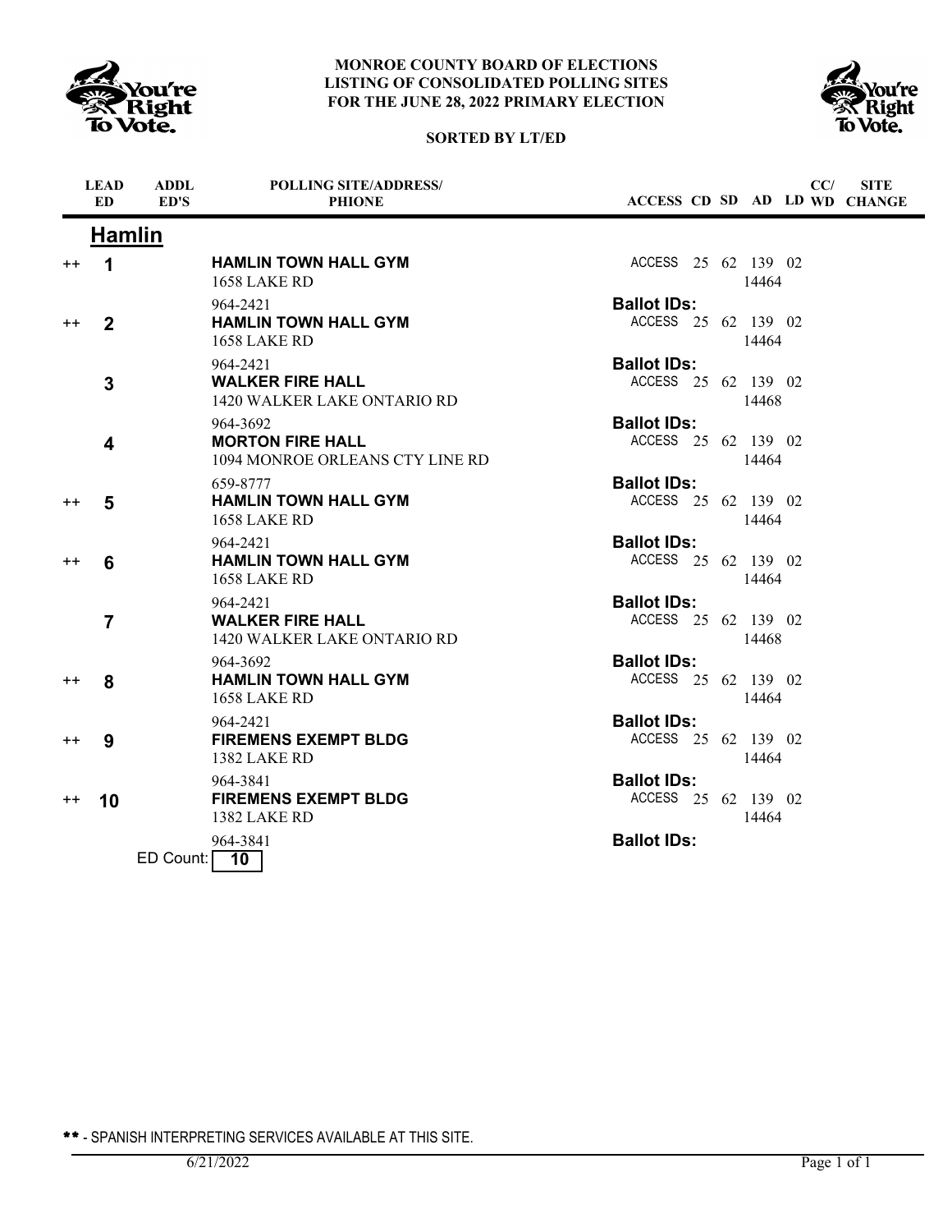# MONROE COUNTY BOARD OF ELECTIONS
# LISTING OF CONSOLIDATED POLLING SITES
# FOR THE JUNE 28, 2022 PRIMARY ELECTION

**SORTED BY LT/ED**

## Hamlin

| | LEAD ED | ADDL ED'S | POLLING SITE/ADDRESS/ PHIONE | ACCESS | CD | SD | AD | LD | CC/ WD | SITE CHANGE |
|---|---|---|---|---|---|---|---|---|---|---|
| ++ | 1 | | **HAMLIN TOWN HALL GYM** 1658 LAKE RD 964-2421 | ACCESS | 25 | 62 | 139 14464 | 02 | | |
| | | | | **Ballot IDs:** | | | | | | |
| ++ | 2 | | **HAMLIN TOWN HALL GYM** 1658 LAKE RD 964-2421 | ACCESS | 25 | 62 | 139 14464 | 02 | | |
| | | | | **Ballot IDs:** | | | | | | |
| | 3 | | **WALKER FIRE HALL** 1420 WALKER LAKE ONTARIO RD 964-3692 | ACCESS | 25 | 62 | 139 14468 | 02 | | |
| | | | | **Ballot IDs:** | | | | | | |
| | 4 | | **MORTON FIRE HALL** 1094 MONROE ORLEANS CTY LINE RD 659-8777 | ACCESS | 25 | 62 | 139 14464 | 02 | | |
| | | | | **Ballot IDs:** | | | | | | |
| ++ | 5 | | **HAMLIN TOWN HALL GYM** 1658 LAKE RD 964-2421 | ACCESS | 25 | 62 | 139 14464 | 02 | | |
| | | | | **Ballot IDs:** | | | | | | |
| ++ | 6 | | **HAMLIN TOWN HALL GYM** 1658 LAKE RD 964-2421 | ACCESS | 25 | 62 | 139 14464 | 02 | | |
| | | | | **Ballot IDs:** | | | | | | |
| | 7 | | **WALKER FIRE HALL** 1420 WALKER LAKE ONTARIO RD 964-3692 | ACCESS | 25 | 62 | 139 14468 | 02 | | |
| | | | | **Ballot IDs:** | | | | | | |
| ++ | 8 | | **HAMLIN TOWN HALL GYM** 1658 LAKE RD 964-2421 | ACCESS | 25 | 62 | 139 14464 | 02 | | |
| | | | | **Ballot IDs:** | | | | | | |
| ++ | 9 | | **FIREMENS EXEMPT BLDG** 1382 LAKE RD 964-3841 | ACCESS | 25 | 62 | 139 14464 | 02 | | |
| | | | | **Ballot IDs:** | | | | | | |
| ++ | 10 | | **FIREMENS EXEMPT BLDG** 1382 LAKE RD 964-3841 | ACCESS | 25 | 62 | 139 14464 | 02 | | |
| | | | | **Ballot IDs:** | | | | | | |

ED Count: **10**

** - SPANISH INTERPRETING SERVICES AVAILABLE AT THIS SITE.

6/21/2022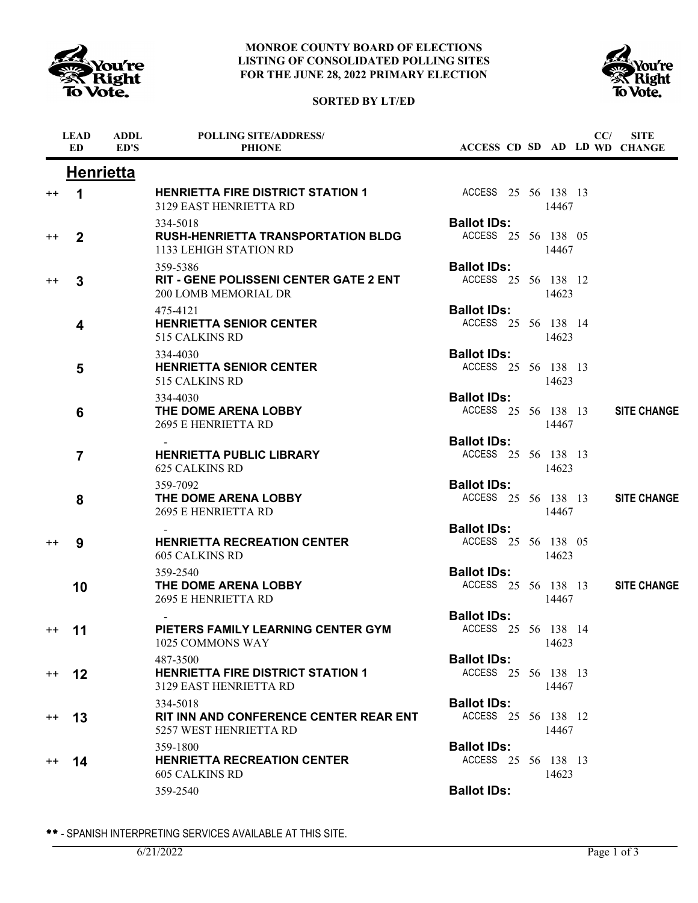**MONROE COUNTY BOARD OF ELECTIONS**
**LISTING OF CONSOLIDATED POLLING SITES**
**FOR THE JUNE 28, 2022 PRIMARY ELECTION**

**SORTED BY LT/ED**

## Henrietta

| | LEAD ED | ADDL ED'S | POLLING SITE/ADDRESS/PHIONE | ACCESS | CD | SD | AD | LD | CC/WD | SITE CHANGE |
|---|---|---|---|---|---|---|---|---|---|---|
| ++ | 1 | | **HENRIETTA FIRE DISTRICT STATION 1**<br>3129 EAST HENRIETTA RD 14467<br>334-5018 | ACCESS | 25 | 56 | 138 | 13 | | |
| | | | **Ballot IDs:** | | | | | | | |
| ++ | 2 | | **RUSH-HENRIETTA TRANSPORTATION BLDG**<br>1133 LEHIGH STATION RD 14467<br>359-5386 | ACCESS | 25 | 56 | 138 | 05 | | |
| | | | **Ballot IDs:** | | | | | | | |
| ++ | 3 | | **RIT - GENE POLISSENI CENTER GATE 2 ENT**<br>200 LOMB MEMORIAL DR 14623<br>475-4121 | ACCESS | 25 | 56 | 138 | 12 | | |
| | | | **Ballot IDs:** | | | | | | | |
| | 4 | | **HENRIETTA SENIOR CENTER**<br>515 CALKINS RD 14623<br>334-4030 | ACCESS | 25 | 56 | 138 | 14 | | |
| | | | **Ballot IDs:** | | | | | | | |
| | 5 | | **HENRIETTA SENIOR CENTER**<br>515 CALKINS RD 14623<br>334-4030 | ACCESS | 25 | 56 | 138 | 13 | | |
| | | | **Ballot IDs:** | | | | | | | |
| | 6 | | **THE DOME ARENA LOBBY**<br>2695 E HENRIETTA RD 14467<br>- | ACCESS | 25 | 56 | 138 | 13 | | **SITE CHANGE** |
| | | | **Ballot IDs:** | | | | | | | |
| | 7 | | **HENRIETTA PUBLIC LIBRARY**<br>625 CALKINS RD 14623<br>359-7092 | ACCESS | 25 | 56 | 138 | 13 | | |
| | | | **Ballot IDs:** | | | | | | | |
| | 8 | | **THE DOME ARENA LOBBY**<br>2695 E HENRIETTA RD 14467<br>- | ACCESS | 25 | 56 | 138 | 13 | | **SITE CHANGE** |
| | | | **Ballot IDs:** | | | | | | | |
| ++ | 9 | | **HENRIETTA RECREATION CENTER**<br>605 CALKINS RD 14623<br>359-2540 | ACCESS | 25 | 56 | 138 | 05 | | |
| | | | **Ballot IDs:** | | | | | | | |
| | 10 | | **THE DOME ARENA LOBBY**<br>2695 E HENRIETTA RD 14467<br>- | ACCESS | 25 | 56 | 138 | 13 | | **SITE CHANGE** |
| | | | **Ballot IDs:** | | | | | | | |
| ++ | 11 | | **PIETERS FAMILY LEARNING CENTER GYM**<br>1025 COMMONS WAY 14623<br>487-3500 | ACCESS | 25 | 56 | 138 | 14 | | |
| | | | **Ballot IDs:** | | | | | | | |
| ++ | 12 | | **HENRIETTA FIRE DISTRICT STATION 1**<br>3129 EAST HENRIETTA RD 14467<br>334-5018 | ACCESS | 25 | 56 | 138 | 13 | | |
| | | | **Ballot IDs:** | | | | | | | |
| ++ | 13 | | **RIT INN AND CONFERENCE CENTER REAR ENT**<br>5257 WEST HENRIETTA RD 14467<br>359-1800 | ACCESS | 25 | 56 | 138 | 12 | | |
| | | | **Ballot IDs:** | | | | | | | |
| ++ | 14 | | **HENRIETTA RECREATION CENTER**<br>605 CALKINS RD 14623<br>359-2540 | ACCESS | 25 | 56 | 138 | 13 | | |
| | | | **Ballot IDs:** | | | | | | | |

** - SPANISH INTERPRETING SERVICES AVAILABLE AT THIS SITE.

6/21/2022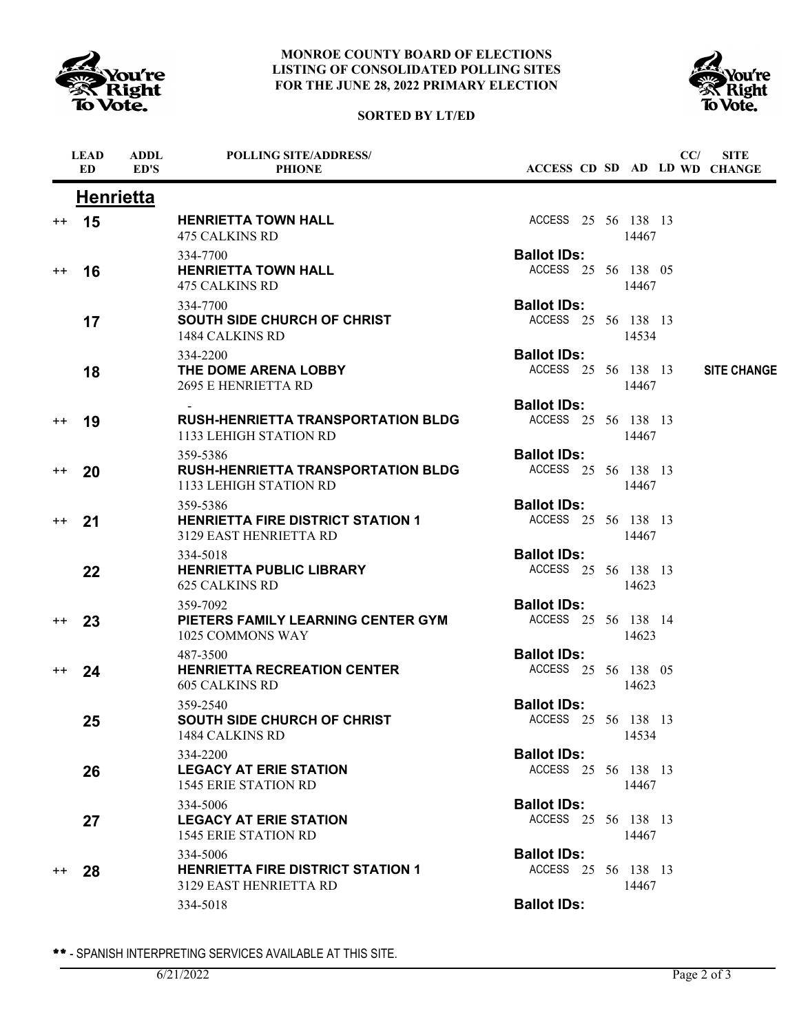**MONROE COUNTY BOARD OF ELECTIONS**
**LISTING OF CONSOLIDATED POLLING SITES**
**FOR THE JUNE 28, 2022 PRIMARY ELECTION**

**SORTED BY LT/ED**

## Henrietta

| | LEAD ED | ADDL ED'S | POLLING SITE/ADDRESS/ PHONE | ACCESS | CD | SD | AD | LD | CC/ WD | SITE CHANGE |
|---|---|---|---|---|---|---|---|---|---|---|
| ++ | 15 | | **HENRIETTA TOWN HALL** 475 CALKINS RD 334-7700 | ACCESS | 25 | 56 | 138 14467 | 13 | | |
| | | | | **Ballot IDs:** | | | | | | |
| ++ | 16 | | **HENRIETTA TOWN HALL** 475 CALKINS RD 334-7700 | ACCESS | 25 | 56 | 138 14467 | 05 | | |
| | | | | **Ballot IDs:** | | | | | | |
| | 17 | | **SOUTH SIDE CHURCH OF CHRIST** 1484 CALKINS RD 334-2200 | ACCESS | 25 | 56 | 138 14534 | 13 | | |
| | | | | **Ballot IDs:** | | | | | | |
| | 18 | | **THE DOME ARENA LOBBY** 2695 E HENRIETTA RD - | ACCESS | 25 | 56 | 138 14467 | 13 | | **SITE CHANGE** |
| | | | | **Ballot IDs:** | | | | | | |
| ++ | 19 | | **RUSH-HENRIETTA TRANSPORTATION BLDG** 1133 LEHIGH STATION RD 359-5386 | ACCESS | 25 | 56 | 138 14467 | 13 | | |
| | | | | **Ballot IDs:** | | | | | | |
| ++ | 20 | | **RUSH-HENRIETTA TRANSPORTATION BLDG** 1133 LEHIGH STATION RD 359-5386 | ACCESS | 25 | 56 | 138 14467 | 13 | | |
| | | | | **Ballot IDs:** | | | | | | |
| ++ | 21 | | **HENRIETTA FIRE DISTRICT STATION 1** 3129 EAST HENRIETTA RD 334-5018 | ACCESS | 25 | 56 | 138 14467 | 13 | | |
| | | | | **Ballot IDs:** | | | | | | |
| | 22 | | **HENRIETTA PUBLIC LIBRARY** 625 CALKINS RD 359-7092 | ACCESS | 25 | 56 | 138 14623 | 13 | | |
| | | | | **Ballot IDs:** | | | | | | |
| ++ | 23 | | **PIETERS FAMILY LEARNING CENTER GYM** 1025 COMMONS WAY 487-3500 | ACCESS | 25 | 56 | 138 14623 | 14 | | |
| | | | | **Ballot IDs:** | | | | | | |
| ++ | 24 | | **HENRIETTA RECREATION CENTER** 605 CALKINS RD 359-2540 | ACCESS | 25 | 56 | 138 14623 | 05 | | |
| | | | | **Ballot IDs:** | | | | | | |
| | 25 | | **SOUTH SIDE CHURCH OF CHRIST** 1484 CALKINS RD 334-2200 | ACCESS | 25 | 56 | 138 14534 | 13 | | |
| | | | | **Ballot IDs:** | | | | | | |
| | 26 | | **LEGACY AT ERIE STATION** 1545 ERIE STATION RD 334-5006 | ACCESS | 25 | 56 | 138 14467 | 13 | | |
| | | | | **Ballot IDs:** | | | | | | |
| | 27 | | **LEGACY AT ERIE STATION** 1545 ERIE STATION RD 334-5006 | ACCESS | 25 | 56 | 138 14467 | 13 | | |
| | | | | **Ballot IDs:** | | | | | | |
| ++ | 28 | | **HENRIETTA FIRE DISTRICT STATION 1** 3129 EAST HENRIETTA RD 334-5018 | ACCESS | 25 | 56 | 138 14467 | 13 | | |
| | | | | **Ballot IDs:** | | | | | | |

** - SPANISH INTERPRETING SERVICES AVAILABLE AT THIS SITE.

6/21/2022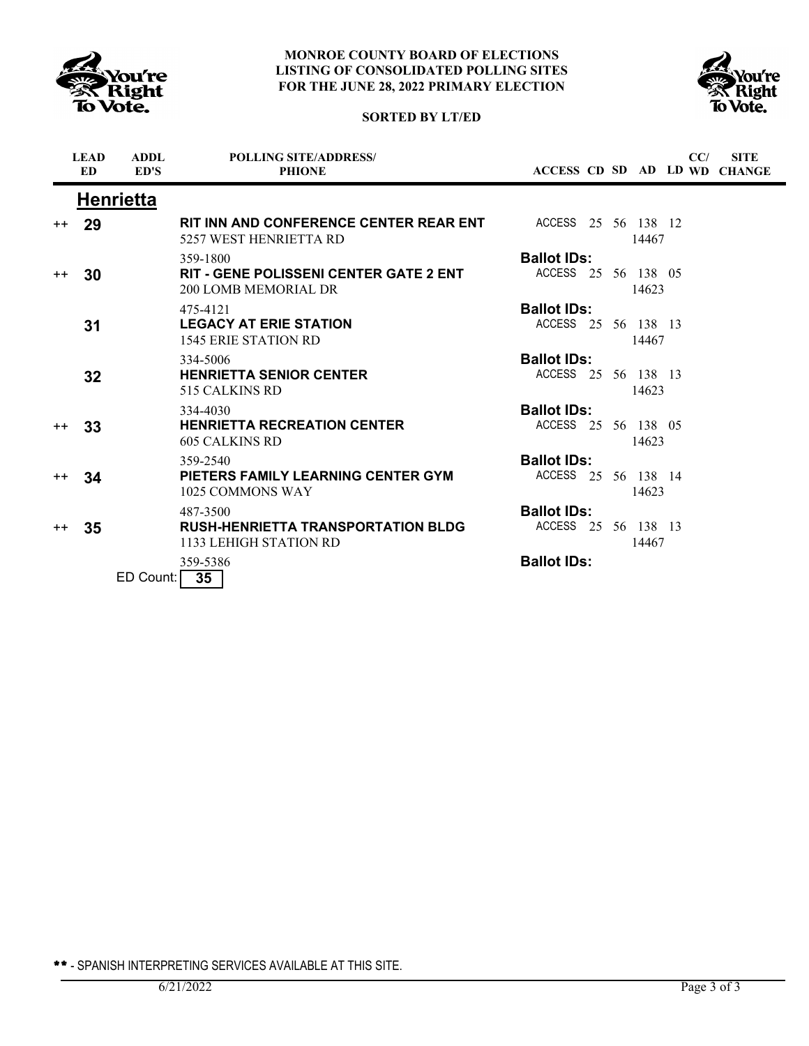**MONROE COUNTY BOARD OF ELECTIONS**
**LISTING OF CONSOLIDATED POLLING SITES**
**FOR THE JUNE 28, 2022 PRIMARY ELECTION**

**SORTED BY LT/ED**

## Henrietta

| | LEAD ED | ADDL ED'S | POLLING SITE/ADDRESS/ PHONE | ACCESS | CD | SD | AD | LD | CC/ WD | SITE CHANGE |
|---|---|---|---|---|---|---|---|---|---|---|
| ++ | **29** | | **RIT INN AND CONFERENCE CENTER REAR ENT**<br>5257 WEST HENRIETTA RD 14467<br>359-1800<br>**Ballot IDs:** | ACCESS | 25 | 56 | 138 | 12 | | |
| ++ | **30** | | **RIT - GENE POLISSENI CENTER GATE 2 ENT**<br>200 LOMB MEMORIAL DR 14623<br>475-4121<br>**Ballot IDs:** | ACCESS | 25 | 56 | 138 | 05 | | |
| | **31** | | **LEGACY AT ERIE STATION**<br>1545 ERIE STATION RD 14467<br>334-5006<br>**Ballot IDs:** | ACCESS | 25 | 56 | 138 | 13 | | |
| | **32** | | **HENRIETTA SENIOR CENTER**<br>515 CALKINS RD 14623<br>334-4030<br>**Ballot IDs:** | ACCESS | 25 | 56 | 138 | 13 | | |
| ++ | **33** | | **HENRIETTA RECREATION CENTER**<br>605 CALKINS RD 14623<br>359-2540<br>**Ballot IDs:** | ACCESS | 25 | 56 | 138 | 05 | | |
| ++ | **34** | | **PIETERS FAMILY LEARNING CENTER GYM**<br>1025 COMMONS WAY 14623<br>487-3500<br>**Ballot IDs:** | ACCESS | 25 | 56 | 138 | 14 | | |
| ++ | **35** | | **RUSH-HENRIETTA TRANSPORTATION BLDG**<br>1133 LEHIGH STATION RD 14467<br>359-5386<br>**Ballot IDs:** | ACCESS | 25 | 56 | 138 | 13 | | |

ED Count: **35**

** - SPANISH INTERPRETING SERVICES AVAILABLE AT THIS SITE.

6/21/2022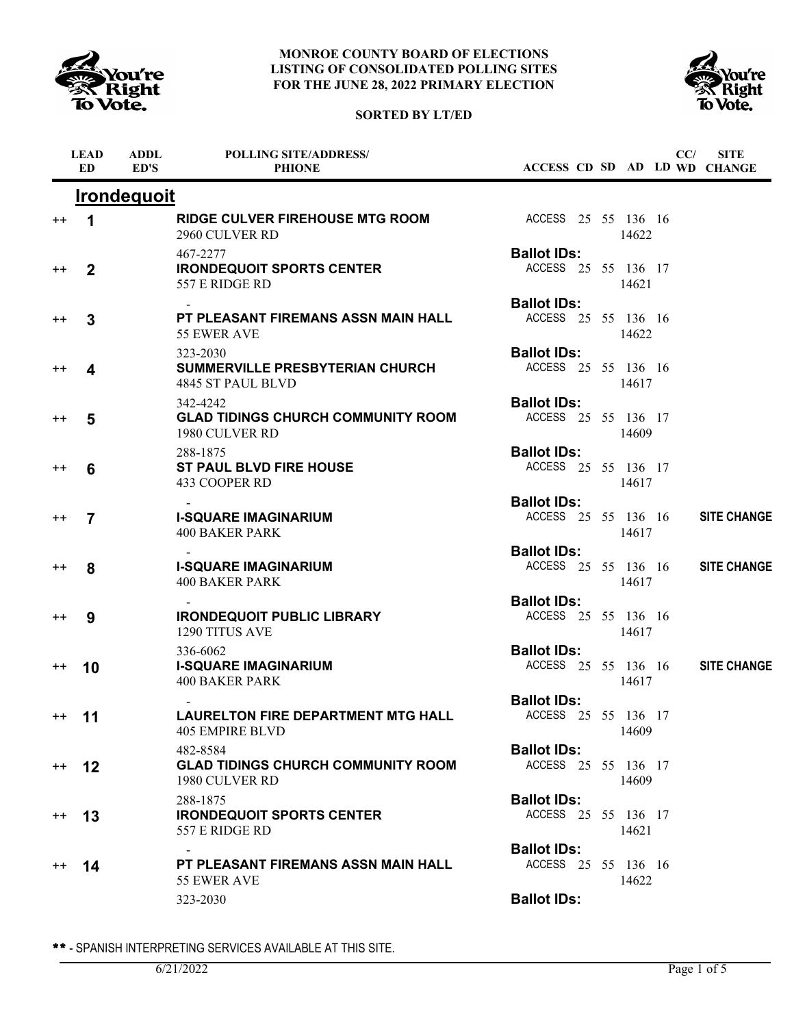# MONROE COUNTY BOARD OF ELECTIONS
## LISTING OF CONSOLIDATED POLLING SITES FOR THE JUNE 28, 2022 PRIMARY ELECTION

**SORTED BY LT/ED**

## Irondequoit

| | LEAD ED | ADDL ED'S | POLLING SITE/ADDRESS/ PHONE | ACCESS | CD | SD | AD | LD | CC/ WD | SITE CHANGE |
|---|---|---|---|---|---|---|---|---|---|---|
| ++ | 1 | | **RIDGE CULVER FIREHOUSE MTG ROOM** 2960 CULVER RD 467-2277 | ACCESS | 25 | 55 | 136 14622 | 16 | | |
| | | | | **Ballot IDs:** | | | | | | |
| ++ | 2 | | **IRONDEQUOIT SPORTS CENTER** 557 E RIDGE RD - | ACCESS | 25 | 55 | 136 14621 | 17 | | |
| | | | | **Ballot IDs:** | | | | | | |
| ++ | 3 | | **PT PLEASANT FIREMANS ASSN MAIN HALL** 55 EWER AVE 323-2030 | ACCESS | 25 | 55 | 136 14622 | 16 | | |
| | | | | **Ballot IDs:** | | | | | | |
| ++ | 4 | | **SUMMERVILLE PRESBYTERIAN CHURCH** 4845 ST PAUL BLVD 342-4242 | ACCESS | 25 | 55 | 136 14617 | 16 | | |
| | | | | **Ballot IDs:** | | | | | | |
| ++ | 5 | | **GLAD TIDINGS CHURCH COMMUNITY ROOM** 1980 CULVER RD 288-1875 | ACCESS | 25 | 55 | 136 14609 | 17 | | |
| | | | | **Ballot IDs:** | | | | | | |
| ++ | 6 | | **ST PAUL BLVD FIRE HOUSE** 433 COOPER RD - | ACCESS | 25 | 55 | 136 14617 | 17 | | |
| | | | | **Ballot IDs:** | | | | | | |
| ++ | 7 | | **I-SQUARE IMAGINARIUM** 400 BAKER PARK - | ACCESS | 25 | 55 | 136 14617 | 16 | | **SITE CHANGE** |
| | | | | **Ballot IDs:** | | | | | | |
| ++ | 8 | | **I-SQUARE IMAGINARIUM** 400 BAKER PARK - | ACCESS | 25 | 55 | 136 14617 | 16 | | **SITE CHANGE** |
| | | | | **Ballot IDs:** | | | | | | |
| ++ | 9 | | **IRONDEQUOIT PUBLIC LIBRARY** 1290 TITUS AVE 336-6062 | ACCESS | 25 | 55 | 136 14617 | 16 | | |
| | | | | **Ballot IDs:** | | | | | | |
| ++ | 10 | | **I-SQUARE IMAGINARIUM** 400 BAKER PARK - | ACCESS | 25 | 55 | 136 14617 | 16 | | **SITE CHANGE** |
| | | | | **Ballot IDs:** | | | | | | |
| ++ | 11 | | **LAURELTON FIRE DEPARTMENT MTG HALL** 405 EMPIRE BLVD 482-8584 | ACCESS | 25 | 55 | 136 14609 | 17 | | |
| | | | | **Ballot IDs:** | | | | | | |
| ++ | 12 | | **GLAD TIDINGS CHURCH COMMUNITY ROOM** 1980 CULVER RD 288-1875 | ACCESS | 25 | 55 | 136 14609 | 17 | | |
| | | | | **Ballot IDs:** | | | | | | |
| ++ | 13 | | **IRONDEQUOIT SPORTS CENTER** 557 E RIDGE RD - | ACCESS | 25 | 55 | 136 14621 | 17 | | |
| | | | | **Ballot IDs:** | | | | | | |
| ++ | 14 | | **PT PLEASANT FIREMANS ASSN MAIN HALL** 55 EWER AVE 323-2030 | ACCESS | 25 | 55 | 136 14622 | 16 | | |
| | | | | **Ballot IDs:** | | | | | | |

** - SPANISH INTERPRETING SERVICES AVAILABLE AT THIS SITE.

6/21/2022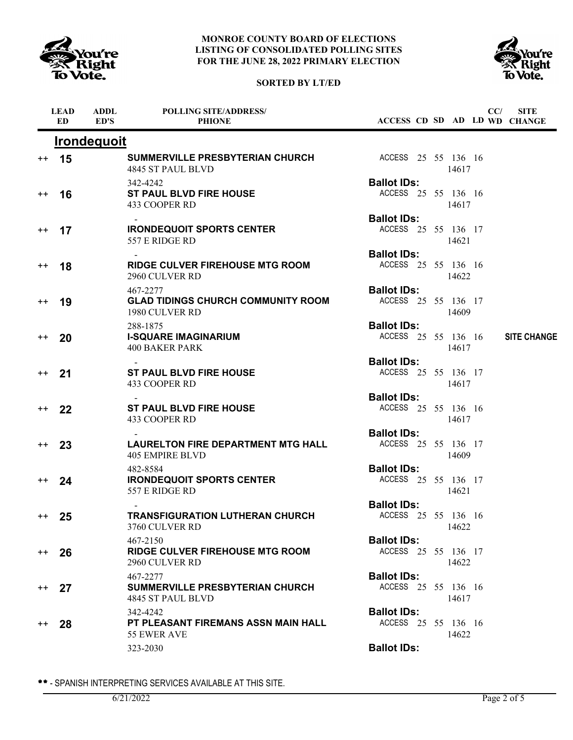# MONROE COUNTY BOARD OF ELECTIONS
# LISTING OF CONSOLIDATED POLLING SITES
# FOR THE JUNE 28, 2022 PRIMARY ELECTION

**SORTED BY LT/ED**

## Irondequoit

| | LEAD ED | ADDL ED'S | POLLING SITE/ADDRESS/ PHIONE | ACCESS | CD | SD | AD | LD | CC/ WD | SITE CHANGE |
|---|---|---|---|---|---|---|---|---|---|---|
| ++ | 15 | | **SUMMERVILLE PRESBYTERIAN CHURCH**<br>4845 ST PAUL BLVD<br>342-4242 | ACCESS<br>**Ballot IDs:** | 25 | 55 | 136<br>14617 | 16 | | |
| ++ | 16 | | **ST PAUL BLVD FIRE HOUSE**<br>433 COOPER RD<br>- | ACCESS<br>**Ballot IDs:** | 25 | 55 | 136<br>14617 | 16 | | |
| ++ | 17 | | **IRONDEQUOIT SPORTS CENTER**<br>557 E RIDGE RD<br>- | ACCESS<br>**Ballot IDs:** | 25 | 55 | 136<br>14621 | 17 | | |
| ++ | 18 | | **RIDGE CULVER FIREHOUSE MTG ROOM**<br>2960 CULVER RD<br>467-2277 | ACCESS<br>**Ballot IDs:** | 25 | 55 | 136<br>14622 | 16 | | |
| ++ | 19 | | **GLAD TIDINGS CHURCH COMMUNITY ROOM**<br>1980 CULVER RD<br>288-1875 | ACCESS<br>**Ballot IDs:** | 25 | 55 | 136<br>14609 | 17 | | |
| ++ | 20 | | **I-SQUARE IMAGINARIUM**<br>400 BAKER PARK<br>- | ACCESS<br>**Ballot IDs:** | 25 | 55 | 136<br>14617 | 16 | | **SITE CHANGE** |
| ++ | 21 | | **ST PAUL BLVD FIRE HOUSE**<br>433 COOPER RD<br>- | ACCESS<br>**Ballot IDs:** | 25 | 55 | 136<br>14617 | 17 | | |
| ++ | 22 | | **ST PAUL BLVD FIRE HOUSE**<br>433 COOPER RD<br>- | ACCESS<br>**Ballot IDs:** | 25 | 55 | 136<br>14617 | 16 | | |
| ++ | 23 | | **LAURELTON FIRE DEPARTMENT MTG HALL**<br>405 EMPIRE BLVD<br>482-8584 | ACCESS<br>**Ballot IDs:** | 25 | 55 | 136<br>14609 | 17 | | |
| ++ | 24 | | **IRONDEQUOIT SPORTS CENTER**<br>557 E RIDGE RD<br>- | ACCESS<br>**Ballot IDs:** | 25 | 55 | 136<br>14621 | 17 | | |
| ++ | 25 | | **TRANSFIGURATION LUTHERAN CHURCH**<br>3760 CULVER RD<br>467-2150 | ACCESS<br>**Ballot IDs:** | 25 | 55 | 136<br>14622 | 16 | | |
| ++ | 26 | | **RIDGE CULVER FIREHOUSE MTG ROOM**<br>2960 CULVER RD<br>467-2277 | ACCESS<br>**Ballot IDs:** | 25 | 55 | 136<br>14622 | 17 | | |
| ++ | 27 | | **SUMMERVILLE PRESBYTERIAN CHURCH**<br>4845 ST PAUL BLVD<br>342-4242 | ACCESS<br>**Ballot IDs:** | 25 | 55 | 136<br>14617 | 16 | | |
| ++ | 28 | | **PT PLEASANT FIREMANS ASSN MAIN HALL**<br>55 EWER AVE<br>323-2030 | ACCESS<br>**Ballot IDs:** | 25 | 55 | 136<br>14622 | 16 | | |

** - SPANISH INTERPRETING SERVICES AVAILABLE AT THIS SITE.

6/21/2022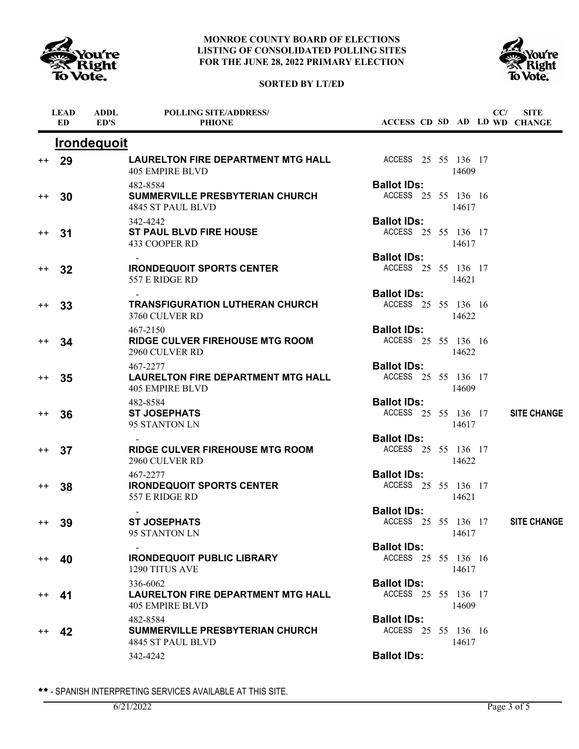**MONROE COUNTY BOARD OF ELECTIONS**
**LISTING OF CONSOLIDATED POLLING SITES**
**FOR THE JUNE 28, 2022 PRIMARY ELECTION**

**SORTED BY LT/ED**

## Irondequoit

| | LEAD ED | ADDL ED'S | POLLING SITE/ADDRESS/ PHIONE | ACCESS | CD | SD | AD | LD | CC/ WD | SITE CHANGE |
|---|---|---|---|---|---|---|---|---|---|---|
| ++ | 29 | | **LAURELTON FIRE DEPARTMENT MTG HALL**<br>405 EMPIRE BLVD<br>482-8584 | ACCESS<br>**Ballot IDs:** | 25 | 55 | 136<br>14609 | 17 | | |
| ++ | 30 | | **SUMMERVILLE PRESBYTERIAN CHURCH**<br>4845 ST PAUL BLVD<br>342-4242 | ACCESS<br>**Ballot IDs:** | 25 | 55 | 136<br>14617 | 16 | | |
| ++ | 31 | | **ST PAUL BLVD FIRE HOUSE**<br>433 COOPER RD<br>- | ACCESS<br>**Ballot IDs:** | 25 | 55 | 136<br>14617 | 17 | | |
| ++ | 32 | | **IRONDEQUOIT SPORTS CENTER**<br>557 E RIDGE RD<br>- | ACCESS<br>**Ballot IDs:** | 25 | 55 | 136<br>14621 | 17 | | |
| ++ | 33 | | **TRANSFIGURATION LUTHERAN CHURCH**<br>3760 CULVER RD<br>467-2150 | ACCESS<br>**Ballot IDs:** | 25 | 55 | 136<br>14622 | 16 | | |
| ++ | 34 | | **RIDGE CULVER FIREHOUSE MTG ROOM**<br>2960 CULVER RD<br>467-2277 | ACCESS<br>**Ballot IDs:** | 25 | 55 | 136<br>14622 | 16 | | |
| ++ | 35 | | **LAURELTON FIRE DEPARTMENT MTG HALL**<br>405 EMPIRE BLVD<br>482-8584 | ACCESS<br>**Ballot IDs:** | 25 | 55 | 136<br>14609 | 17 | | |
| ++ | 36 | | **ST JOSEPHATS**<br>95 STANTON LN<br>- | ACCESS<br>**Ballot IDs:** | 25 | 55 | 136<br>14617 | 17 | | **SITE CHANGE** |
| ++ | 37 | | **RIDGE CULVER FIREHOUSE MTG ROOM**<br>2960 CULVER RD<br>467-2277 | ACCESS<br>**Ballot IDs:** | 25 | 55 | 136<br>14622 | 17 | | |
| ++ | 38 | | **IRONDEQUOIT SPORTS CENTER**<br>557 E RIDGE RD<br>- | ACCESS<br>**Ballot IDs:** | 25 | 55 | 136<br>14621 | 17 | | |
| ++ | 39 | | **ST JOSEPHATS**<br>95 STANTON LN<br>- | ACCESS<br>**Ballot IDs:** | 25 | 55 | 136<br>14617 | 17 | | **SITE CHANGE** |
| ++ | 40 | | **IRONDEQUOIT PUBLIC LIBRARY**<br>1290 TITUS AVE<br>336-6062 | ACCESS<br>**Ballot IDs:** | 25 | 55 | 136<br>14617 | 16 | | |
| ++ | 41 | | **LAURELTON FIRE DEPARTMENT MTG HALL**<br>405 EMPIRE BLVD<br>482-8584 | ACCESS<br>**Ballot IDs:** | 25 | 55 | 136<br>14609 | 17 | | |
| ++ | 42 | | **SUMMERVILLE PRESBYTERIAN CHURCH**<br>4845 ST PAUL BLVD<br>342-4242 | ACCESS<br>**Ballot IDs:** | 25 | 55 | 136<br>14617 | 16 | | |

** - SPANISH INTERPRETING SERVICES AVAILABLE AT THIS SITE.

6/21/2022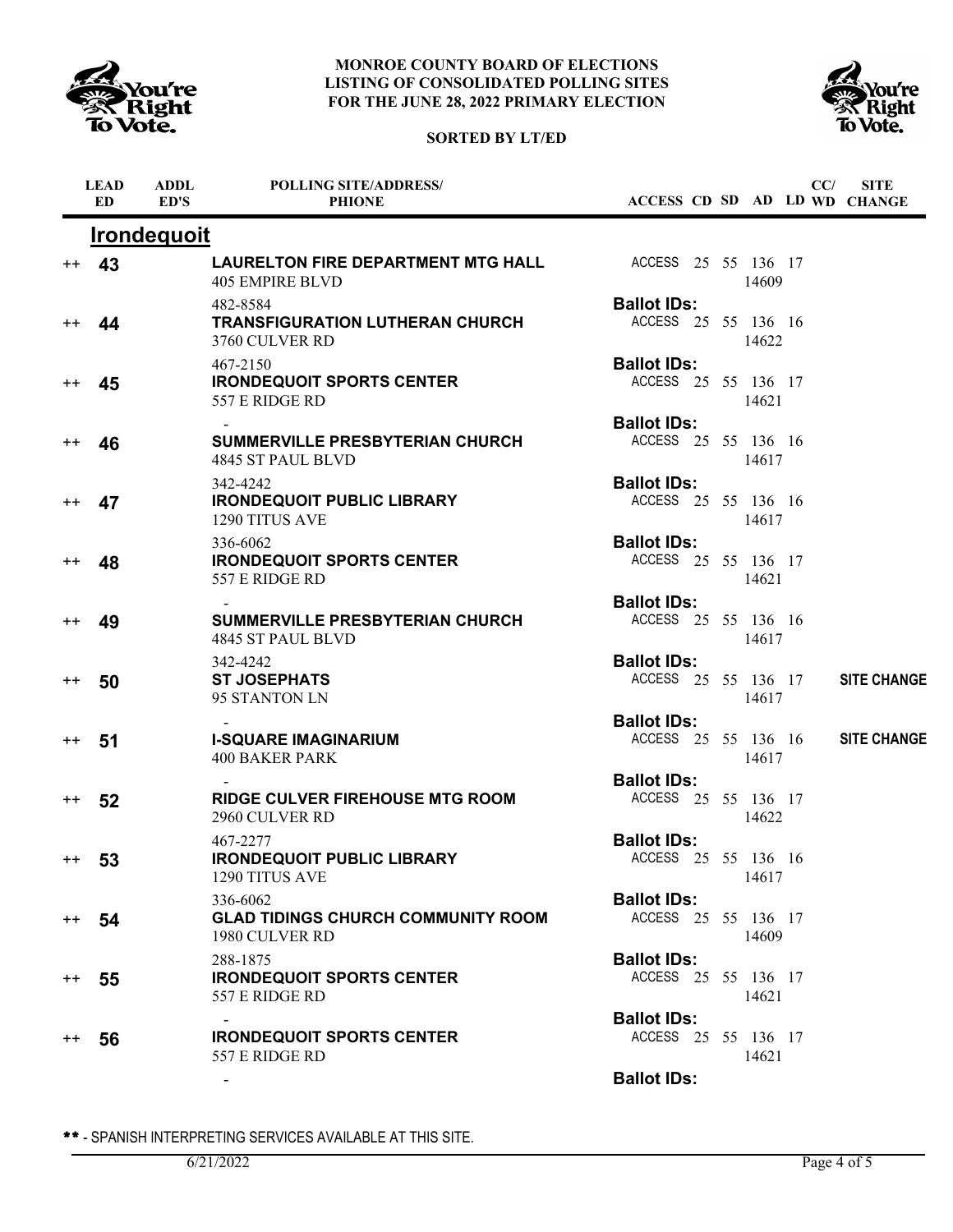# MONROE COUNTY BOARD OF ELECTIONS
# LISTING OF CONSOLIDATED POLLING SITES
# FOR THE JUNE 28, 2022 PRIMARY ELECTION

**SORTED BY LT/ED**

## Irondequoit

| | LEAD ED | ADDL ED'S | POLLING SITE/ADDRESS/ PHIONE | ACCESS | CD | SD | AD | LD | CC/ WD | SITE CHANGE |
|---|---|---|---|---|---|---|---|---|---|---|
| ++ | **43** | | **LAURELTON FIRE DEPARTMENT MTG HALL**<br>405 EMPIRE BLVD 14609<br>482-8584 | ACCESS | 25 | 55 | 136 | 17 | | |
| | | | | **Ballot IDs:** | | | | | | |
| ++ | **44** | | **TRANSFIGURATION LUTHERAN CHURCH**<br>3760 CULVER RD 14622<br>467-2150 | ACCESS | 25 | 55 | 136 | 16 | | |
| | | | | **Ballot IDs:** | | | | | | |
| ++ | **45** | | **IRONDEQUOIT SPORTS CENTER**<br>557 E RIDGE RD 14621<br>- | ACCESS | 25 | 55 | 136 | 17 | | |
| | | | | **Ballot IDs:** | | | | | | |
| ++ | **46** | | **SUMMERVILLE PRESBYTERIAN CHURCH**<br>4845 ST PAUL BLVD 14617<br>342-4242 | ACCESS | 25 | 55 | 136 | 16 | | |
| | | | | **Ballot IDs:** | | | | | | |
| ++ | **47** | | **IRONDEQUOIT PUBLIC LIBRARY**<br>1290 TITUS AVE 14617<br>336-6062 | ACCESS | 25 | 55 | 136 | 16 | | |
| | | | | **Ballot IDs:** | | | | | | |
| ++ | **48** | | **IRONDEQUOIT SPORTS CENTER**<br>557 E RIDGE RD 14621<br>- | ACCESS | 25 | 55 | 136 | 17 | | |
| | | | | **Ballot IDs:** | | | | | | |
| ++ | **49** | | **SUMMERVILLE PRESBYTERIAN CHURCH**<br>4845 ST PAUL BLVD 14617<br>342-4242 | ACCESS | 25 | 55 | 136 | 16 | | |
| | | | | **Ballot IDs:** | | | | | | |
| ++ | **50** | | **ST JOSEPHATS**<br>95 STANTON LN 14617<br>- | ACCESS | 25 | 55 | 136 | 17 | | **SITE CHANGE** |
| | | | | **Ballot IDs:** | | | | | | |
| ++ | **51** | | **I-SQUARE IMAGINARIUM**<br>400 BAKER PARK 14617<br>- | ACCESS | 25 | 55 | 136 | 16 | | **SITE CHANGE** |
| | | | | **Ballot IDs:** | | | | | | |
| ++ | **52** | | **RIDGE CULVER FIREHOUSE MTG ROOM**<br>2960 CULVER RD 14622<br>467-2277 | ACCESS | 25 | 55 | 136 | 17 | | |
| | | | | **Ballot IDs:** | | | | | | |
| ++ | **53** | | **IRONDEQUOIT PUBLIC LIBRARY**<br>1290 TITUS AVE 14617<br>336-6062 | ACCESS | 25 | 55 | 136 | 16 | | |
| | | | | **Ballot IDs:** | | | | | | |
| ++ | **54** | | **GLAD TIDINGS CHURCH COMMUNITY ROOM**<br>1980 CULVER RD 14609<br>288-1875 | ACCESS | 25 | 55 | 136 | 17 | | |
| | | | | **Ballot IDs:** | | | | | | |
| ++ | **55** | | **IRONDEQUOIT SPORTS CENTER**<br>557 E RIDGE RD 14621<br>- | ACCESS | 25 | 55 | 136 | 17 | | |
| | | | | **Ballot IDs:** | | | | | | |
| ++ | **56** | | **IRONDEQUOIT SPORTS CENTER**<br>557 E RIDGE RD 14621<br>- | ACCESS | 25 | 55 | 136 | 17 | | |
| | | | | **Ballot IDs:** | | | | | | |

** - SPANISH INTERPRETING SERVICES AVAILABLE AT THIS SITE.

6/21/2022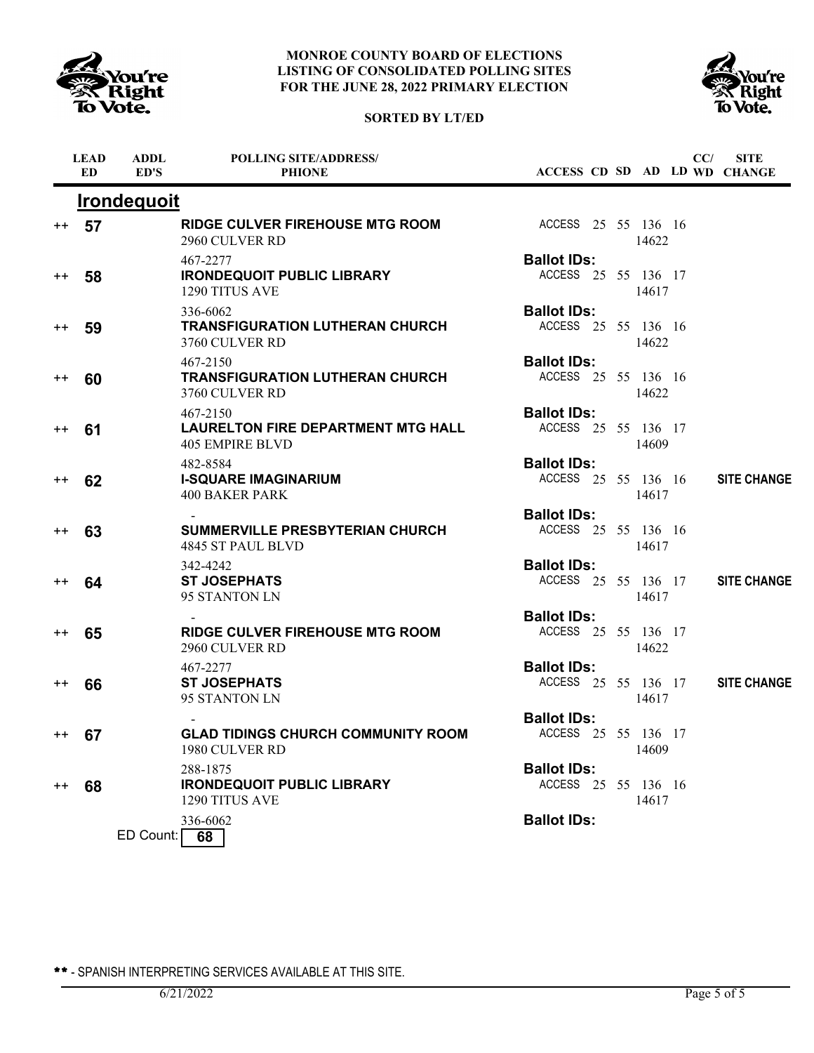**MONROE COUNTY BOARD OF ELECTIONS**
**LISTING OF CONSOLIDATED POLLING SITES**
**FOR THE JUNE 28, 2022 PRIMARY ELECTION**

**SORTED BY LT/ED**

## Irondequoit

| | LEAD ED | ADDL ED'S | POLLING SITE/ADDRESS/ PHONE | ACCESS | CD | SD | AD | LD | CC/ WD | SITE CHANGE |
|---|---|---|---|---|---|---|---|---|---|---|
| ++ | 57 | | **RIDGE CULVER FIREHOUSE MTG ROOM**<br>2960 CULVER RD 14622<br>467-2277<br>**Ballot IDs:** | ACCESS | 25 | 55 | 136 | 16 | | |
| ++ | 58 | | **IRONDEQUOIT PUBLIC LIBRARY**<br>1290 TITUS AVE 14617<br>336-6062<br>**Ballot IDs:** | ACCESS | 25 | 55 | 136 | 17 | | |
| ++ | 59 | | **TRANSFIGURATION LUTHERAN CHURCH**<br>3760 CULVER RD 14622<br>467-2150<br>**Ballot IDs:** | ACCESS | 25 | 55 | 136 | 16 | | |
| ++ | 60 | | **TRANSFIGURATION LUTHERAN CHURCH**<br>3760 CULVER RD 14622<br>467-2150<br>**Ballot IDs:** | ACCESS | 25 | 55 | 136 | 16 | | |
| ++ | 61 | | **LAURELTON FIRE DEPARTMENT MTG HALL**<br>405 EMPIRE BLVD 14609<br>482-8584<br>**Ballot IDs:** | ACCESS | 25 | 55 | 136 | 17 | | |
| ++ | 62 | | **I-SQUARE IMAGINARIUM**<br>400 BAKER PARK 14617<br>-<br>**Ballot IDs:** | ACCESS | 25 | 55 | 136 | 16 | | **SITE CHANGE** |
| ++ | 63 | | **SUMMERVILLE PRESBYTERIAN CHURCH**<br>4845 ST PAUL BLVD 14617<br>342-4242<br>**Ballot IDs:** | ACCESS | 25 | 55 | 136 | 16 | | |
| ++ | 64 | | **ST JOSEPHATS**<br>95 STANTON LN 14617<br>-<br>**Ballot IDs:** | ACCESS | 25 | 55 | 136 | 17 | | **SITE CHANGE** |
| ++ | 65 | | **RIDGE CULVER FIREHOUSE MTG ROOM**<br>2960 CULVER RD 14622<br>467-2277<br>**Ballot IDs:** | ACCESS | 25 | 55 | 136 | 17 | | |
| ++ | 66 | | **ST JOSEPHATS**<br>95 STANTON LN 14617<br>-<br>**Ballot IDs:** | ACCESS | 25 | 55 | 136 | 17 | | **SITE CHANGE** |
| ++ | 67 | | **GLAD TIDINGS CHURCH COMMUNITY ROOM**<br>1980 CULVER RD 14609<br>288-1875<br>**Ballot IDs:** | ACCESS | 25 | 55 | 136 | 17 | | |
| ++ | 68 | | **IRONDEQUOIT PUBLIC LIBRARY**<br>1290 TITUS AVE 14617<br>336-6062<br>**Ballot IDs:** | ACCESS | 25 | 55 | 136 | 16 | | |

ED Count: **68**

** - SPANISH INTERPRETING SERVICES AVAILABLE AT THIS SITE.

6/21/2022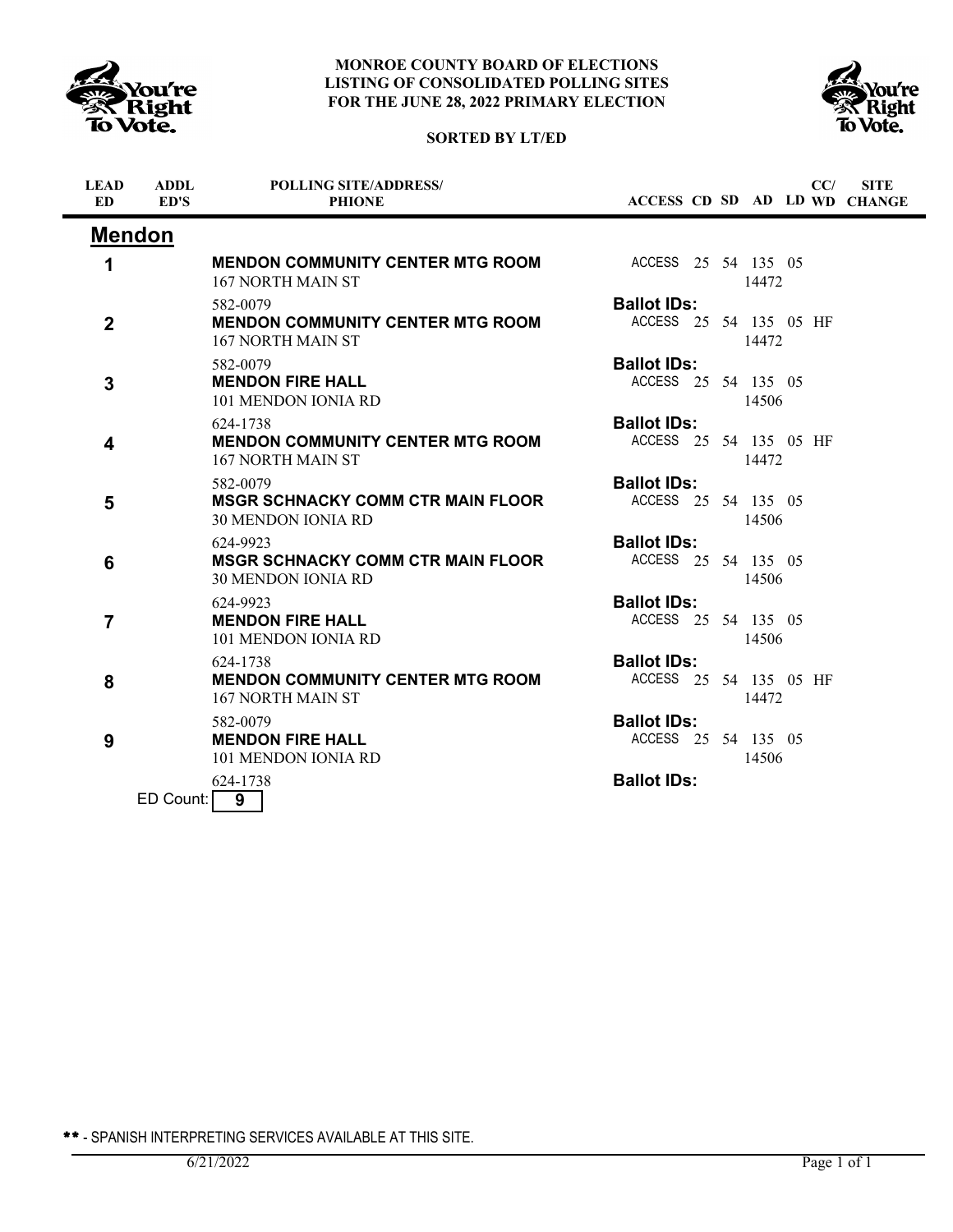**MONROE COUNTY BOARD OF ELECTIONS**
**LISTING OF CONSOLIDATED POLLING SITES**
**FOR THE JUNE 28, 2022 PRIMARY ELECTION**

**SORTED BY LT/ED**

## Mendon

| LEAD ED | ADDL ED'S | POLLING SITE/ADDRESS/ PHIONE | ACCESS | CD | SD | AD | LD | CC/ WD | SITE CHANGE |
|---|---|---|---|---|---|---|---|---|---|
| 1 | | **MENDON COMMUNITY CENTER MTG ROOM**<br>167 NORTH MAIN ST 14472<br>582-0079 | ACCESS | 25 | 54 | 135 | 05 | | |
| | | | **Ballot IDs:** | | | | | | |
| 2 | | **MENDON COMMUNITY CENTER MTG ROOM**<br>167 NORTH MAIN ST 14472<br>582-0079 | ACCESS | 25 | 54 | 135 | 05 | HF | |
| | | | **Ballot IDs:** | | | | | | |
| 3 | | **MENDON FIRE HALL**<br>101 MENDON IONIA RD 14506<br>624-1738 | ACCESS | 25 | 54 | 135 | 05 | | |
| | | | **Ballot IDs:** | | | | | | |
| 4 | | **MENDON COMMUNITY CENTER MTG ROOM**<br>167 NORTH MAIN ST 14472<br>582-0079 | ACCESS | 25 | 54 | 135 | 05 | HF | |
| | | | **Ballot IDs:** | | | | | | |
| 5 | | **MSGR SCHNACKY COMM CTR MAIN FLOOR**<br>30 MENDON IONIA RD 14506<br>624-9923 | ACCESS | 25 | 54 | 135 | 05 | | |
| | | | **Ballot IDs:** | | | | | | |
| 6 | | **MSGR SCHNACKY COMM CTR MAIN FLOOR**<br>30 MENDON IONIA RD 14506<br>624-9923 | ACCESS | 25 | 54 | 135 | 05 | | |
| | | | **Ballot IDs:** | | | | | | |
| 7 | | **MENDON FIRE HALL**<br>101 MENDON IONIA RD 14506<br>624-1738 | ACCESS | 25 | 54 | 135 | 05 | | |
| | | | **Ballot IDs:** | | | | | | |
| 8 | | **MENDON COMMUNITY CENTER MTG ROOM**<br>167 NORTH MAIN ST 14472<br>582-0079 | ACCESS | 25 | 54 | 135 | 05 | HF | |
| | | | **Ballot IDs:** | | | | | | |
| 9 | | **MENDON FIRE HALL**<br>101 MENDON IONIA RD 14506<br>624-1738 | ACCESS | 25 | 54 | 135 | 05 | | |
| | | | **Ballot IDs:** | | | | | | |

ED Count: **9**

** - SPANISH INTERPRETING SERVICES AVAILABLE AT THIS SITE.

6/21/2022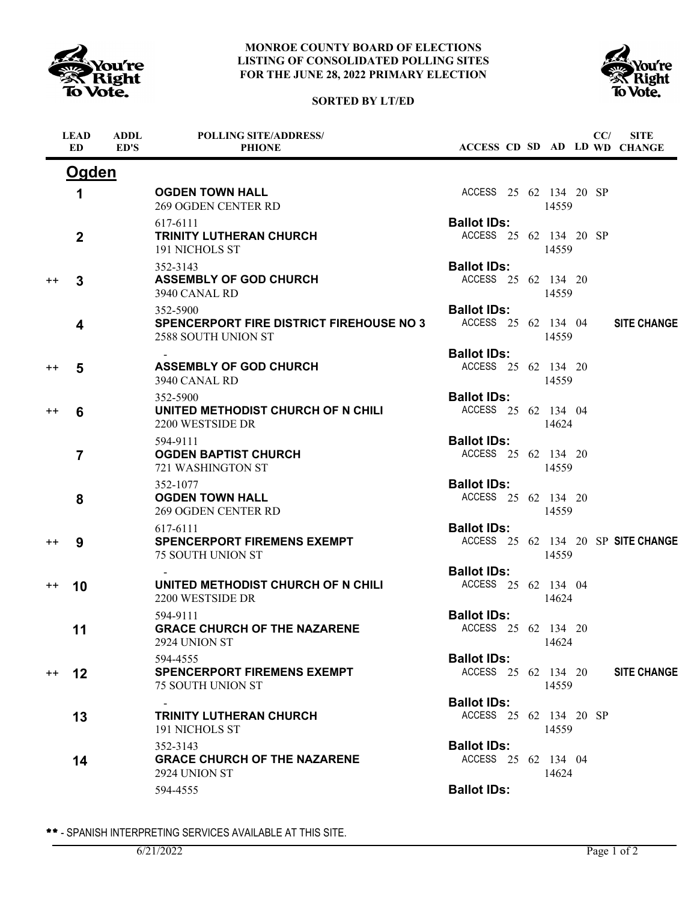# MONROE COUNTY BOARD OF ELECTIONS
# LISTING OF CONSOLIDATED POLLING SITES
# FOR THE JUNE 28, 2022 PRIMARY ELECTION

**SORTED BY LT/ED**

## Ogden

| | LEAD ED | ADDL ED'S | POLLING SITE/ADDRESS/ PHIONE | ACCESS | CD | SD | AD | LD | CC/ WD | SITE CHANGE |
|---|---|---|---|---|---|---|---|---|---|---|
| | 1 | | **OGDEN TOWN HALL**<br>269 OGDEN CENTER RD<br>617-6111 | ACCESS | 25 | 62 | 134<br>14559 | 20 | SP | |
| | | | | **Ballot IDs:** | | | | | | |
| | 2 | | **TRINITY LUTHERAN CHURCH**<br>191 NICHOLS ST<br>352-3143 | ACCESS | 25 | 62 | 134<br>14559 | 20 | SP | |
| | | | | **Ballot IDs:** | | | | | | |
| ++ | 3 | | **ASSEMBLY OF GOD CHURCH**<br>3940 CANAL RD<br>352-5900 | ACCESS | 25 | 62 | 134<br>14559 | 20 | | |
| | | | | **Ballot IDs:** | | | | | | |
| | 4 | | **SPENCERPORT FIRE DISTRICT FIREHOUSE NO 3**<br>2588 SOUTH UNION ST<br>- | ACCESS | 25 | 62 | 134<br>14559 | 04 | | **SITE CHANGE** |
| | | | | **Ballot IDs:** | | | | | | |
| ++ | 5 | | **ASSEMBLY OF GOD CHURCH**<br>3940 CANAL RD<br>352-5900 | ACCESS | 25 | 62 | 134<br>14559 | 20 | | |
| | | | | **Ballot IDs:** | | | | | | |
| ++ | 6 | | **UNITED METHODIST CHURCH OF N CHILI**<br>2200 WESTSIDE DR<br>594-9111 | ACCESS | 25 | 62 | 134<br>14624 | 04 | | |
| | | | | **Ballot IDs:** | | | | | | |
| | 7 | | **OGDEN BAPTIST CHURCH**<br>721 WASHINGTON ST<br>352-1077 | ACCESS | 25 | 62 | 134<br>14559 | 20 | | |
| | | | | **Ballot IDs:** | | | | | | |
| | 8 | | **OGDEN TOWN HALL**<br>269 OGDEN CENTER RD<br>617-6111 | ACCESS | 25 | 62 | 134<br>14559 | 20 | | |
| | | | | **Ballot IDs:** | | | | | | |
| ++ | 9 | | **SPENCERPORT FIREMENS EXEMPT**<br>75 SOUTH UNION ST<br>- | ACCESS | 25 | 62 | 134<br>14559 | 20 | SP | **SITE CHANGE** |
| | | | | **Ballot IDs:** | | | | | | |
| ++ | 10 | | **UNITED METHODIST CHURCH OF N CHILI**<br>2200 WESTSIDE DR<br>594-9111 | ACCESS | 25 | 62 | 134<br>14624 | 04 | | |
| | | | | **Ballot IDs:** | | | | | | |
| | 11 | | **GRACE CHURCH OF THE NAZARENE**<br>2924 UNION ST<br>594-4555 | ACCESS | 25 | 62 | 134<br>14624 | 20 | | |
| | | | | **Ballot IDs:** | | | | | | |
| ++ | 12 | | **SPENCERPORT FIREMENS EXEMPT**<br>75 SOUTH UNION ST<br>- | ACCESS | 25 | 62 | 134<br>14559 | 20 | | **SITE CHANGE** |
| | | | | **Ballot IDs:** | | | | | | |
| | 13 | | **TRINITY LUTHERAN CHURCH**<br>191 NICHOLS ST<br>352-3143 | ACCESS | 25 | 62 | 134<br>14559 | 20 | SP | |
| | | | | **Ballot IDs:** | | | | | | |
| | 14 | | **GRACE CHURCH OF THE NAZARENE**<br>2924 UNION ST<br>594-4555 | ACCESS | 25 | 62 | 134<br>14624 | 04 | | |
| | | | | **Ballot IDs:** | | | | | | |

\*\* - SPANISH INTERPRETING SERVICES AVAILABLE AT THIS SITE.

6/21/2022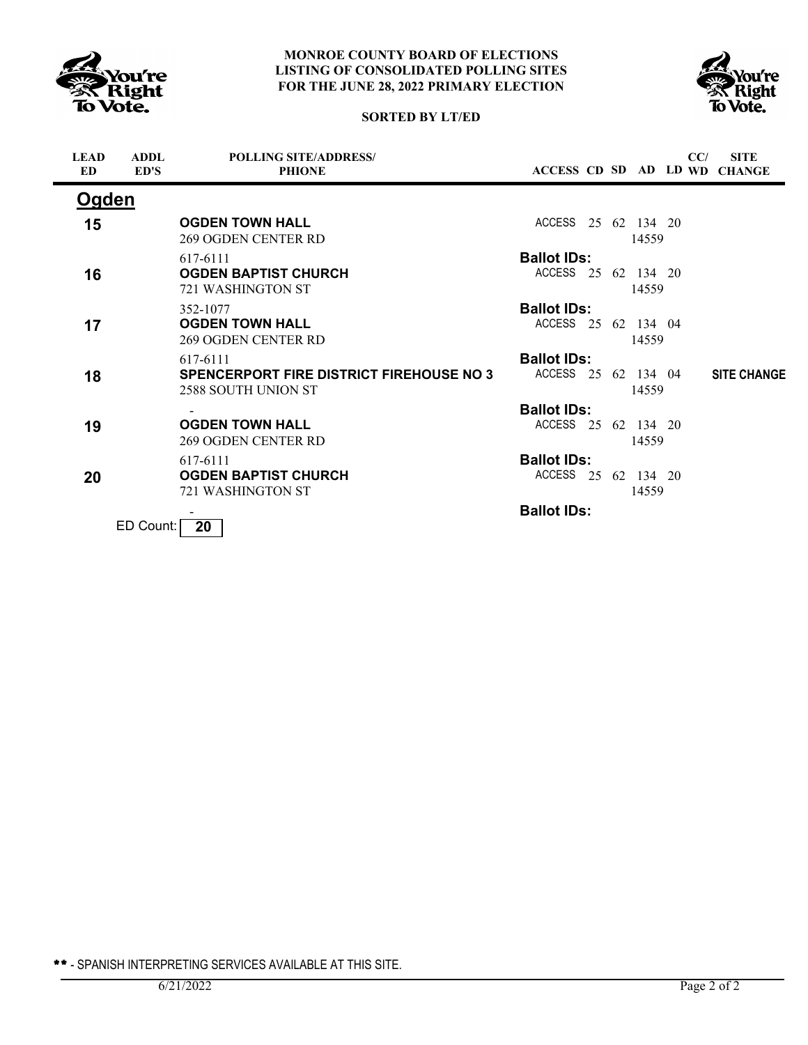**MONROE COUNTY BOARD OF ELECTIONS**
**LISTING OF CONSOLIDATED POLLING SITES**
**FOR THE JUNE 28, 2022 PRIMARY ELECTION**

**SORTED BY LT/ED**

## Ogden

| LEAD ED | ADDL ED'S | POLLING SITE/ADDRESS/ PHIONE | ACCESS | CD | SD | AD | LD | CC/ WD | SITE CHANGE |
|---|---|---|---|---|---|---|---|---|---|
| 15 | | **OGDEN TOWN HALL** 269 OGDEN CENTER RD 14559 617-6111 | ACCESS | 25 | 62 | 134 | 20 | | |
| | | | **Ballot IDs:** | | | | | | |
| 16 | | **OGDEN BAPTIST CHURCH** 721 WASHINGTON ST 14559 352-1077 | ACCESS | 25 | 62 | 134 | 20 | | |
| | | | **Ballot IDs:** | | | | | | |
| 17 | | **OGDEN TOWN HALL** 269 OGDEN CENTER RD 14559 617-6111 | ACCESS | 25 | 62 | 134 | 04 | | |
| | | | **Ballot IDs:** | | | | | | |
| 18 | | **SPENCERPORT FIRE DISTRICT FIREHOUSE NO 3** 2588 SOUTH UNION ST 14559 - | ACCESS | 25 | 62 | 134 | 04 | | **SITE CHANGE** |
| | | | **Ballot IDs:** | | | | | | |
| 19 | | **OGDEN TOWN HALL** 269 OGDEN CENTER RD 14559 617-6111 | ACCESS | 25 | 62 | 134 | 20 | | |
| | | | **Ballot IDs:** | | | | | | |
| 20 | | **OGDEN BAPTIST CHURCH** 721 WASHINGTON ST 14559 - | ACCESS | 25 | 62 | 134 | 20 | | |
| | | | **Ballot IDs:** | | | | | | |

ED Count: **20**

** - SPANISH INTERPRETING SERVICES AVAILABLE AT THIS SITE.

6/21/2022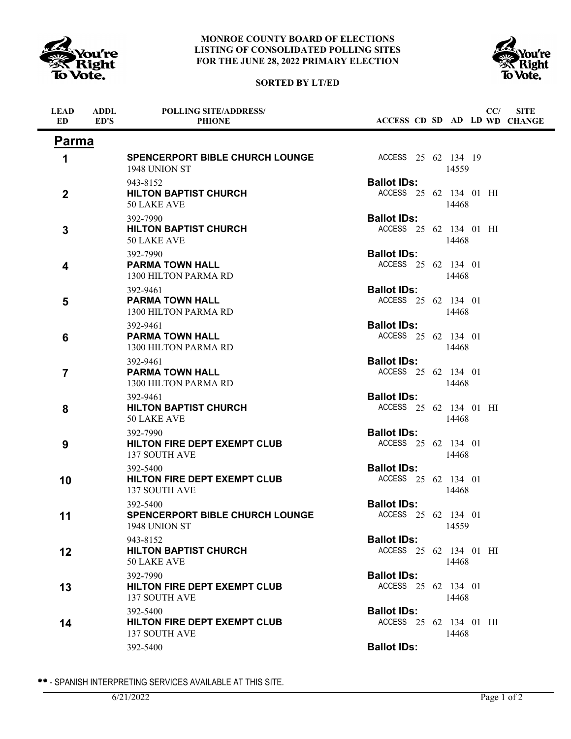**MONROE COUNTY BOARD OF ELECTIONS**
**LISTING OF CONSOLIDATED POLLING SITES**
**FOR THE JUNE 28, 2022 PRIMARY ELECTION**

**SORTED BY LT/ED**

## Parma

| LEAD ED | ADDL ED'S | POLLING SITE/ADDRESS/ PHIONE | ACCESS | CD | SD | AD | LD | CC/ WD | SITE CHANGE |
|---|---|---|---|---|---|---|---|---|---|
| 1 | | **SPENCERPORT BIBLE CHURCH LOUNGE** 1948 UNION ST 14559 943-8152 | ACCESS | 25 | 62 | 134 | 19 | | |
| | | | **Ballot IDs:** | | | | | | |
| 2 | | **HILTON BAPTIST CHURCH** 50 LAKE AVE 14468 392-7990 | ACCESS | 25 | 62 | 134 | 01 | HI | |
| | | | **Ballot IDs:** | | | | | | |
| 3 | | **HILTON BAPTIST CHURCH** 50 LAKE AVE 14468 392-7990 | ACCESS | 25 | 62 | 134 | 01 | HI | |
| | | | **Ballot IDs:** | | | | | | |
| 4 | | **PARMA TOWN HALL** 1300 HILTON PARMA RD 14468 392-9461 | ACCESS | 25 | 62 | 134 | 01 | | |
| | | | **Ballot IDs:** | | | | | | |
| 5 | | **PARMA TOWN HALL** 1300 HILTON PARMA RD 14468 392-9461 | ACCESS | 25 | 62 | 134 | 01 | | |
| | | | **Ballot IDs:** | | | | | | |
| 6 | | **PARMA TOWN HALL** 1300 HILTON PARMA RD 14468 392-9461 | ACCESS | 25 | 62 | 134 | 01 | | |
| | | | **Ballot IDs:** | | | | | | |
| 7 | | **PARMA TOWN HALL** 1300 HILTON PARMA RD 14468 392-9461 | ACCESS | 25 | 62 | 134 | 01 | | |
| | | | **Ballot IDs:** | | | | | | |
| 8 | | **HILTON BAPTIST CHURCH** 50 LAKE AVE 14468 392-7990 | ACCESS | 25 | 62 | 134 | 01 | HI | |
| | | | **Ballot IDs:** | | | | | | |
| 9 | | **HILTON FIRE DEPT EXEMPT CLUB** 137 SOUTH AVE 14468 392-5400 | ACCESS | 25 | 62 | 134 | 01 | | |
| | | | **Ballot IDs:** | | | | | | |
| 10 | | **HILTON FIRE DEPT EXEMPT CLUB** 137 SOUTH AVE 14468 392-5400 | ACCESS | 25 | 62 | 134 | 01 | | |
| | | | **Ballot IDs:** | | | | | | |
| 11 | | **SPENCERPORT BIBLE CHURCH LOUNGE** 1948 UNION ST 14559 943-8152 | ACCESS | 25 | 62 | 134 | 01 | | |
| | | | **Ballot IDs:** | | | | | | |
| 12 | | **HILTON BAPTIST CHURCH** 50 LAKE AVE 14468 392-7990 | ACCESS | 25 | 62 | 134 | 01 | HI | |
| | | | **Ballot IDs:** | | | | | | |
| 13 | | **HILTON FIRE DEPT EXEMPT CLUB** 137 SOUTH AVE 14468 392-5400 | ACCESS | 25 | 62 | 134 | 01 | | |
| | | | **Ballot IDs:** | | | | | | |
| 14 | | **HILTON FIRE DEPT EXEMPT CLUB** 137 SOUTH AVE 14468 392-5400 | ACCESS | 25 | 62 | 134 | 01 | HI | |
| | | | **Ballot IDs:** | | | | | | |

** - SPANISH INTERPRETING SERVICES AVAILABLE AT THIS SITE.

6/21/2022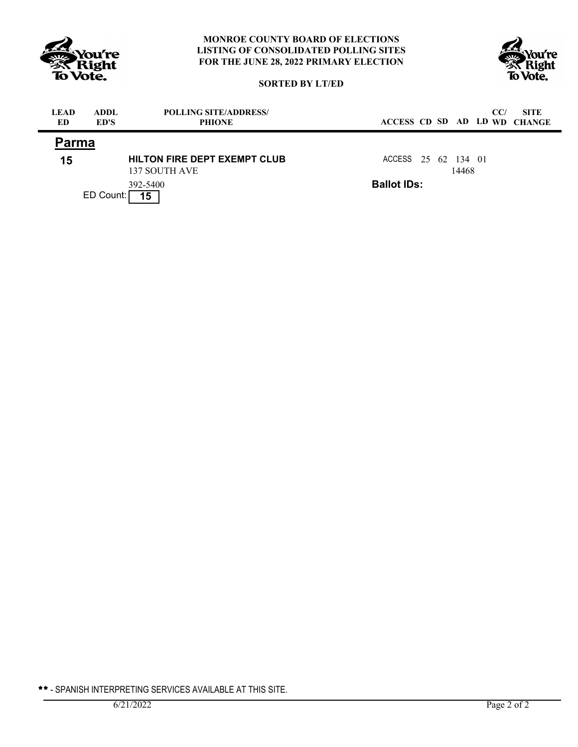**MONROE COUNTY BOARD OF ELECTIONS**
**LISTING OF CONSOLIDATED POLLING SITES**
**FOR THE JUNE 28, 2022 PRIMARY ELECTION**

**SORTED BY LT/ED**

| LEAD ED | ADDL ED'S | POLLING SITE/ADDRESS/ PHIONE | ACCESS | CD | SD | AD | LD | CC/ WD | SITE CHANGE |
|---|---|---|---|---|---|---|---|---|---|
| **Parma** | | | | | | | | | |
| **15** | | **HILTON FIRE DEPT EXEMPT CLUB** 137 SOUTH AVE 392-5400 | ACCESS | 25 | 62 | 134 14468 | 01 | | |
| | ED Count: **15** | | **Ballot IDs:** | | | | | | |

** - SPANISH INTERPRETING SERVICES AVAILABLE AT THIS SITE.

6/21/2022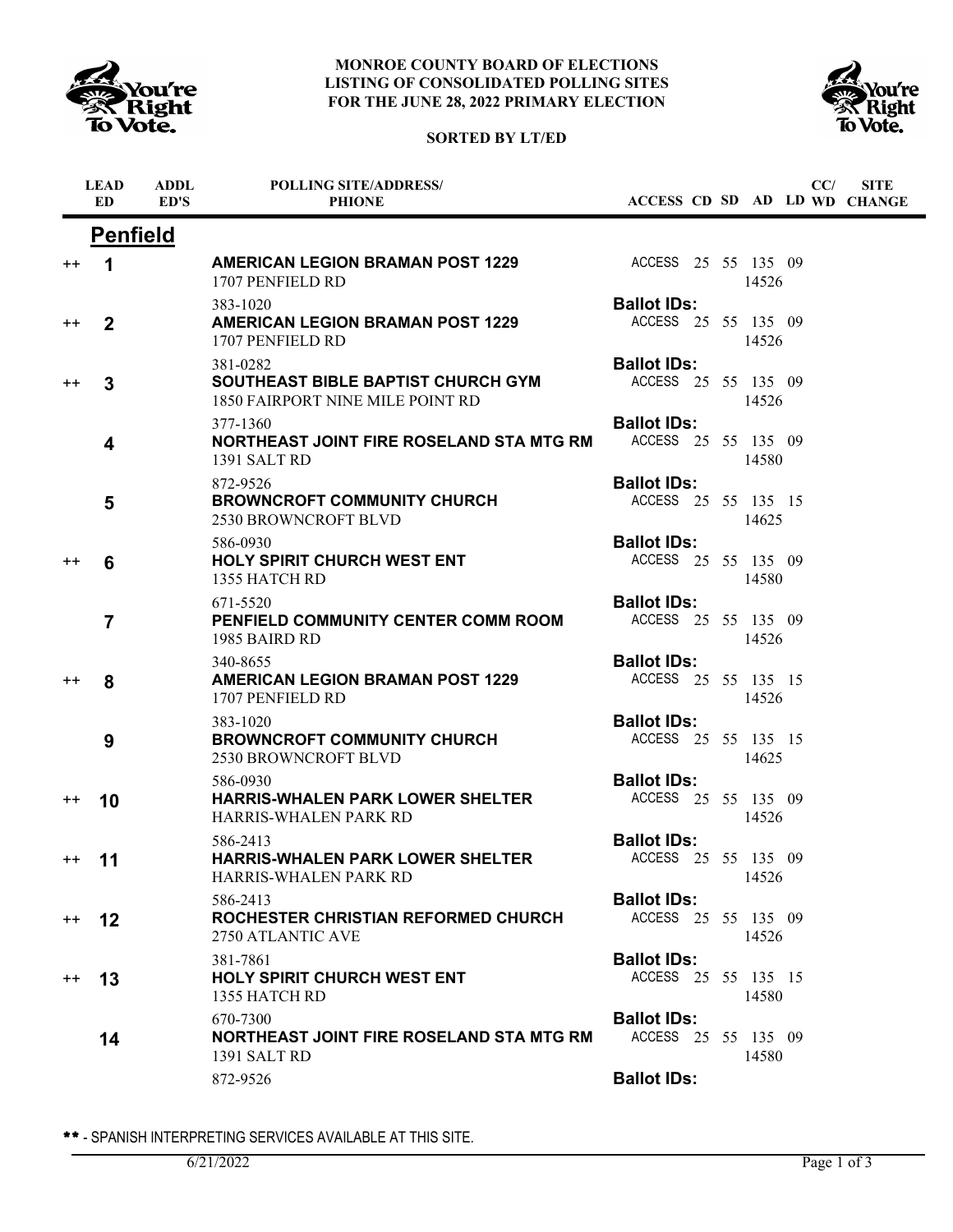**MONROE COUNTY BOARD OF ELECTIONS**
**LISTING OF CONSOLIDATED POLLING SITES**
**FOR THE JUNE 28, 2022 PRIMARY ELECTION**

**SORTED BY LT/ED**

## Penfield

| | LEAD ED | ADDL ED'S | POLLING SITE/ADDRESS/ PHONE | ACCESS | CD | SD | AD | LD | CC/ WD | SITE CHANGE |
|---|---|---|---|---|---|---|---|---|---|---|
| ++ | **1** | | **AMERICAN LEGION BRAMAN POST 1229**<br>1707 PENFIELD RD<br>383-1020 | ACCESS<br>**Ballot IDs:** | 25 | 55 | 135<br>14526 | 09 | | |
| ++ | **2** | | **AMERICAN LEGION BRAMAN POST 1229**<br>1707 PENFIELD RD<br>381-0282 | ACCESS<br>**Ballot IDs:** | 25 | 55 | 135<br>14526 | 09 | | |
| ++ | **3** | | **SOUTHEAST BIBLE BAPTIST CHURCH GYM**<br>1850 FAIRPORT NINE MILE POINT RD<br>377-1360 | ACCESS<br>**Ballot IDs:** | 25 | 55 | 135<br>14526 | 09 | | |
| | **4** | | **NORTHEAST JOINT FIRE ROSELAND STA MTG RM**<br>1391 SALT RD<br>872-9526 | ACCESS<br>**Ballot IDs:** | 25 | 55 | 135<br>14580 | 09 | | |
| | **5** | | **BROWNCROFT COMMUNITY CHURCH**<br>2530 BROWNCROFT BLVD<br>586-0930 | ACCESS<br>**Ballot IDs:** | 25 | 55 | 135<br>14625 | 15 | | |
| ++ | **6** | | **HOLY SPIRIT CHURCH WEST ENT**<br>1355 HATCH RD<br>671-5520 | ACCESS<br>**Ballot IDs:** | 25 | 55 | 135<br>14580 | 09 | | |
| | **7** | | **PENFIELD COMMUNITY CENTER COMM ROOM**<br>1985 BAIRD RD<br>340-8655 | ACCESS<br>**Ballot IDs:** | 25 | 55 | 135<br>14526 | 09 | | |
| ++ | **8** | | **AMERICAN LEGION BRAMAN POST 1229**<br>1707 PENFIELD RD<br>383-1020 | ACCESS<br>**Ballot IDs:** | 25 | 55 | 135<br>14526 | 15 | | |
| | **9** | | **BROWNCROFT COMMUNITY CHURCH**<br>2530 BROWNCROFT BLVD<br>586-0930 | ACCESS<br>**Ballot IDs:** | 25 | 55 | 135<br>14625 | 15 | | |
| ++ | **10** | | **HARRIS-WHALEN PARK LOWER SHELTER**<br>HARRIS-WHALEN PARK RD<br>586-2413 | ACCESS<br>**Ballot IDs:** | 25 | 55 | 135<br>14526 | 09 | | |
| ++ | **11** | | **HARRIS-WHALEN PARK LOWER SHELTER**<br>HARRIS-WHALEN PARK RD<br>586-2413 | ACCESS<br>**Ballot IDs:** | 25 | 55 | 135<br>14526 | 09 | | |
| ++ | **12** | | **ROCHESTER CHRISTIAN REFORMED CHURCH**<br>2750 ATLANTIC AVE<br>381-7861 | ACCESS<br>**Ballot IDs:** | 25 | 55 | 135<br>14526 | 09 | | |
| ++ | **13** | | **HOLY SPIRIT CHURCH WEST ENT**<br>1355 HATCH RD<br>670-7300 | ACCESS<br>**Ballot IDs:** | 25 | 55 | 135<br>14580 | 15 | | |
| | **14** | | **NORTHEAST JOINT FIRE ROSELAND STA MTG RM**<br>1391 SALT RD<br>872-9526 | ACCESS<br>**Ballot IDs:** | 25 | 55 | 135<br>14580 | 09 | | |

++ - SPANISH INTERPRETING SERVICES AVAILABLE AT THIS SITE.

6/21/2022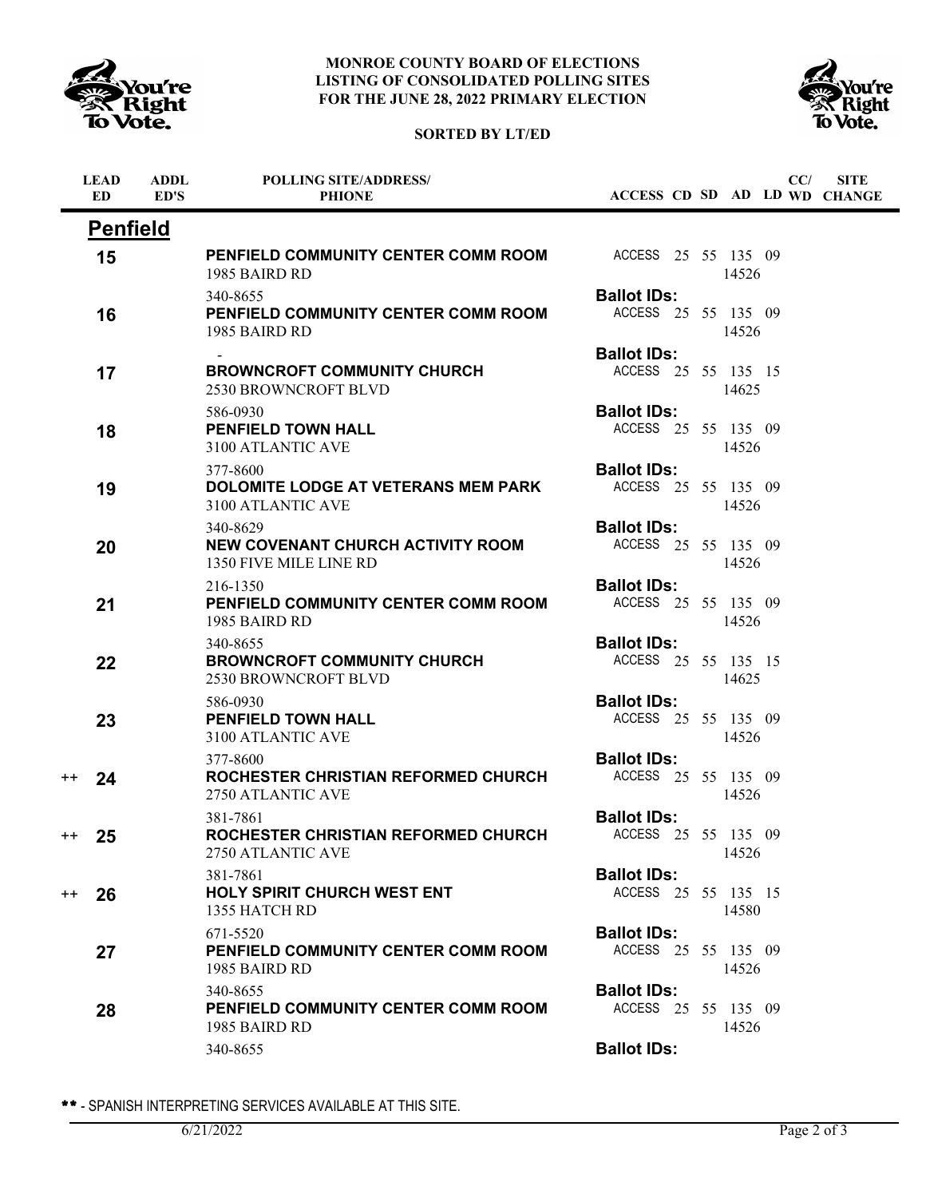MONROE COUNTY BOARD OF ELECTIONS
LISTING OF CONSOLIDATED POLLING SITES
FOR THE JUNE 28, 2022 PRIMARY ELECTION

SORTED BY LT/ED

## Penfield

| | LEAD ED | ADDL ED'S | POLLING SITE/ADDRESS/PHONE | ACCESS | CD | SD | AD | LD | CC/WD | SITE CHANGE |
|---|---|---|---|---|---|---|---|---|---|---|
| | 15 | | **PENFIELD COMMUNITY CENTER COMM ROOM**<br>1985 BAIRD RD<br>340-8655 | ACCESS<br>Ballot IDs: | 25 | 55 | 135<br>14526 | 09 | | |
| | 16 | | **PENFIELD COMMUNITY CENTER COMM ROOM**<br>1985 BAIRD RD<br>- | ACCESS<br>Ballot IDs: | 25 | 55 | 135<br>14526 | 09 | | |
| | 17 | | **BROWNCROFT COMMUNITY CHURCH**<br>2530 BROWNCROFT BLVD<br>586-0930 | ACCESS<br>Ballot IDs: | 25 | 55 | 135<br>14625 | 15 | | |
| | 18 | | **PENFIELD TOWN HALL**<br>3100 ATLANTIC AVE<br>377-8600 | ACCESS<br>Ballot IDs: | 25 | 55 | 135<br>14526 | 09 | | |
| | 19 | | **DOLOMITE LODGE AT VETERANS MEM PARK**<br>3100 ATLANTIC AVE<br>340-8629 | ACCESS<br>Ballot IDs: | 25 | 55 | 135<br>14526 | 09 | | |
| | 20 | | **NEW COVENANT CHURCH ACTIVITY ROOM**<br>1350 FIVE MILE LINE RD<br>216-1350 | ACCESS<br>Ballot IDs: | 25 | 55 | 135<br>14526 | 09 | | |
| | 21 | | **PENFIELD COMMUNITY CENTER COMM ROOM**<br>1985 BAIRD RD<br>340-8655 | ACCESS<br>Ballot IDs: | 25 | 55 | 135<br>14526 | 09 | | |
| | 22 | | **BROWNCROFT COMMUNITY CHURCH**<br>2530 BROWNCROFT BLVD<br>586-0930 | ACCESS<br>Ballot IDs: | 25 | 55 | 135<br>14625 | 15 | | |
| | 23 | | **PENFIELD TOWN HALL**<br>3100 ATLANTIC AVE<br>377-8600 | ACCESS<br>Ballot IDs: | 25 | 55 | 135<br>14526 | 09 | | |
| ++ | 24 | | **ROCHESTER CHRISTIAN REFORMED CHURCH**<br>2750 ATLANTIC AVE<br>381-7861 | ACCESS<br>Ballot IDs: | 25 | 55 | 135<br>14526 | 09 | | |
| ++ | 25 | | **ROCHESTER CHRISTIAN REFORMED CHURCH**<br>2750 ATLANTIC AVE<br>381-7861 | ACCESS<br>Ballot IDs: | 25 | 55 | 135<br>14526 | 09 | | |
| ++ | 26 | | **HOLY SPIRIT CHURCH WEST ENT**<br>1355 HATCH RD<br>671-5520 | ACCESS<br>Ballot IDs: | 25 | 55 | 135<br>14580 | 15 | | |
| | 27 | | **PENFIELD COMMUNITY CENTER COMM ROOM**<br>1985 BAIRD RD<br>340-8655 | ACCESS<br>Ballot IDs: | 25 | 55 | 135<br>14526 | 09 | | |
| | 28 | | **PENFIELD COMMUNITY CENTER COMM ROOM**<br>1985 BAIRD RD<br>340-8655 | ACCESS<br>Ballot IDs: | 25 | 55 | 135<br>14526 | 09 | | |

++ - SPANISH INTERPRETING SERVICES AVAILABLE AT THIS SITE.

6/21/2022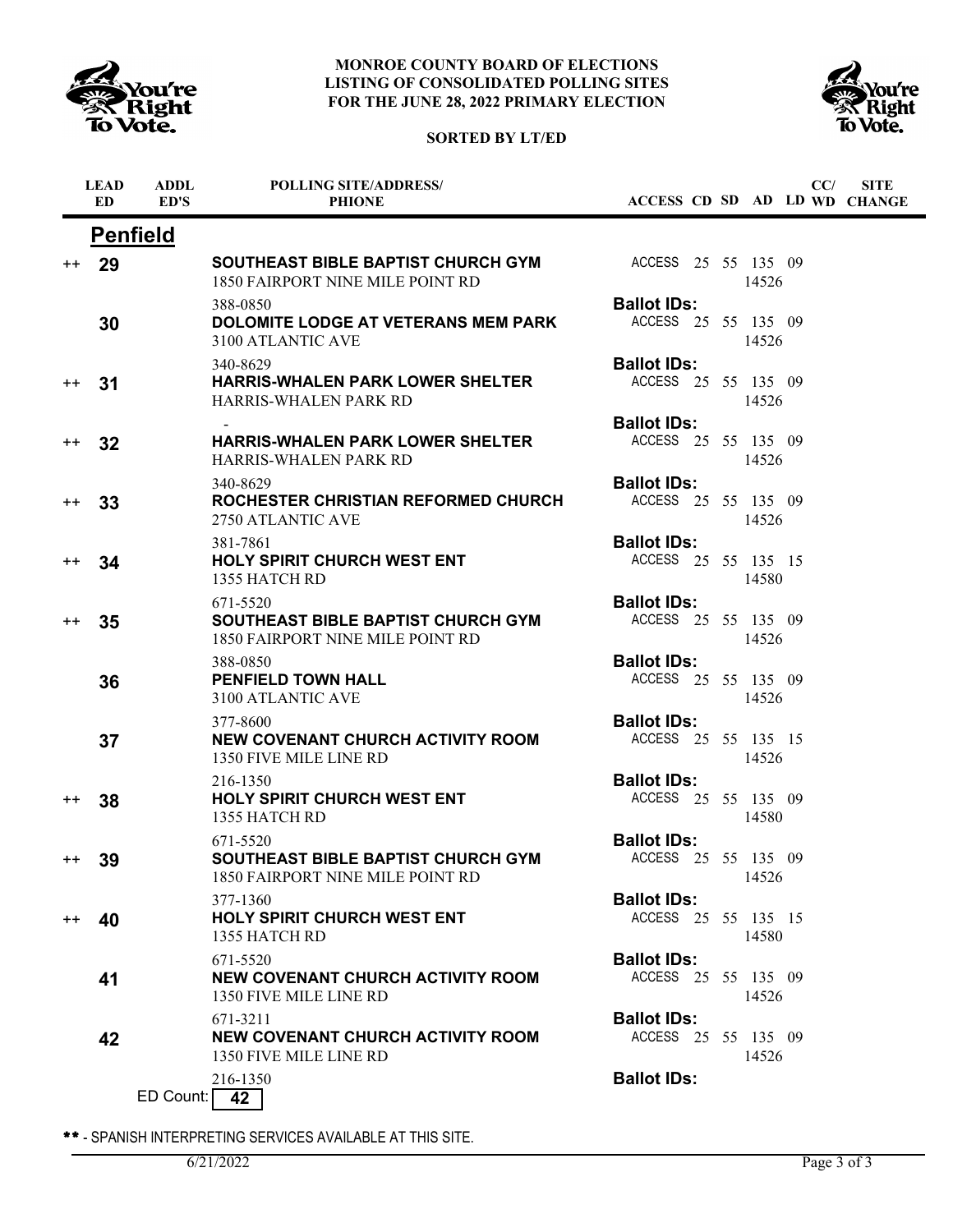**MONROE COUNTY BOARD OF ELECTIONS**
**LISTING OF CONSOLIDATED POLLING SITES**
**FOR THE JUNE 28, 2022 PRIMARY ELECTION**

**SORTED BY LT/ED**

## Penfield

| | LEAD ED | ADDL ED'S | POLLING SITE/ADDRESS/ PHONE | ACCESS | CD | SD | AD | LD | CC/ WD | SITE CHANGE |
|---|---|---|---|---|---|---|---|---|---|---|
| ++ | **29** | | **SOUTHEAST BIBLE BAPTIST CHURCH GYM**<br>1850 FAIRPORT NINE MILE POINT RD<br>388-0850 | ACCESS<br>**Ballot IDs:** | 25 | 55 | 135<br>14526 | 09 | | |
| | **30** | | **DOLOMITE LODGE AT VETERANS MEM PARK**<br>3100 ATLANTIC AVE<br>340-8629 | ACCESS<br>**Ballot IDs:** | 25 | 55 | 135<br>14526 | 09 | | |
| ++ | **31** | | **HARRIS-WHALEN PARK LOWER SHELTER**<br>HARRIS-WHALEN PARK RD<br>- | ACCESS<br>**Ballot IDs:** | 25 | 55 | 135<br>14526 | 09 | | |
| ++ | **32** | | **HARRIS-WHALEN PARK LOWER SHELTER**<br>HARRIS-WHALEN PARK RD<br>340-8629 | ACCESS<br>**Ballot IDs:** | 25 | 55 | 135<br>14526 | 09 | | |
| ++ | **33** | | **ROCHESTER CHRISTIAN REFORMED CHURCH**<br>2750 ATLANTIC AVE<br>381-7861 | ACCESS<br>**Ballot IDs:** | 25 | 55 | 135<br>14526 | 09 | | |
| ++ | **34** | | **HOLY SPIRIT CHURCH WEST ENT**<br>1355 HATCH RD<br>671-5520 | ACCESS<br>**Ballot IDs:** | 25 | 55 | 135<br>14580 | 15 | | |
| ++ | **35** | | **SOUTHEAST BIBLE BAPTIST CHURCH GYM**<br>1850 FAIRPORT NINE MILE POINT RD<br>388-0850 | ACCESS<br>**Ballot IDs:** | 25 | 55 | 135<br>14526 | 09 | | |
| | **36** | | **PENFIELD TOWN HALL**<br>3100 ATLANTIC AVE<br>377-8600 | ACCESS<br>**Ballot IDs:** | 25 | 55 | 135<br>14526 | 09 | | |
| | **37** | | **NEW COVENANT CHURCH ACTIVITY ROOM**<br>1350 FIVE MILE LINE RD<br>216-1350 | ACCESS<br>**Ballot IDs:** | 25 | 55 | 135<br>14526 | 15 | | |
| ++ | **38** | | **HOLY SPIRIT CHURCH WEST ENT**<br>1355 HATCH RD<br>671-5520 | ACCESS<br>**Ballot IDs:** | 25 | 55 | 135<br>14580 | 09 | | |
| ++ | **39** | | **SOUTHEAST BIBLE BAPTIST CHURCH GYM**<br>1850 FAIRPORT NINE MILE POINT RD<br>377-1360 | ACCESS<br>**Ballot IDs:** | 25 | 55 | 135<br>14526 | 09 | | |
| ++ | **40** | | **HOLY SPIRIT CHURCH WEST ENT**<br>1355 HATCH RD<br>671-5520 | ACCESS<br>**Ballot IDs:** | 25 | 55 | 135<br>14580 | 15 | | |
| | **41** | | **NEW COVENANT CHURCH ACTIVITY ROOM**<br>1350 FIVE MILE LINE RD<br>671-3211 | ACCESS<br>**Ballot IDs:** | 25 | 55 | 135<br>14526 | 09 | | |
| | **42** | | **NEW COVENANT CHURCH ACTIVITY ROOM**<br>1350 FIVE MILE LINE RD<br>216-1350 | ACCESS<br>**Ballot IDs:** | 25 | 55 | 135<br>14526 | 09 | | |

ED Count: **42**

** - SPANISH INTERPRETING SERVICES AVAILABLE AT THIS SITE.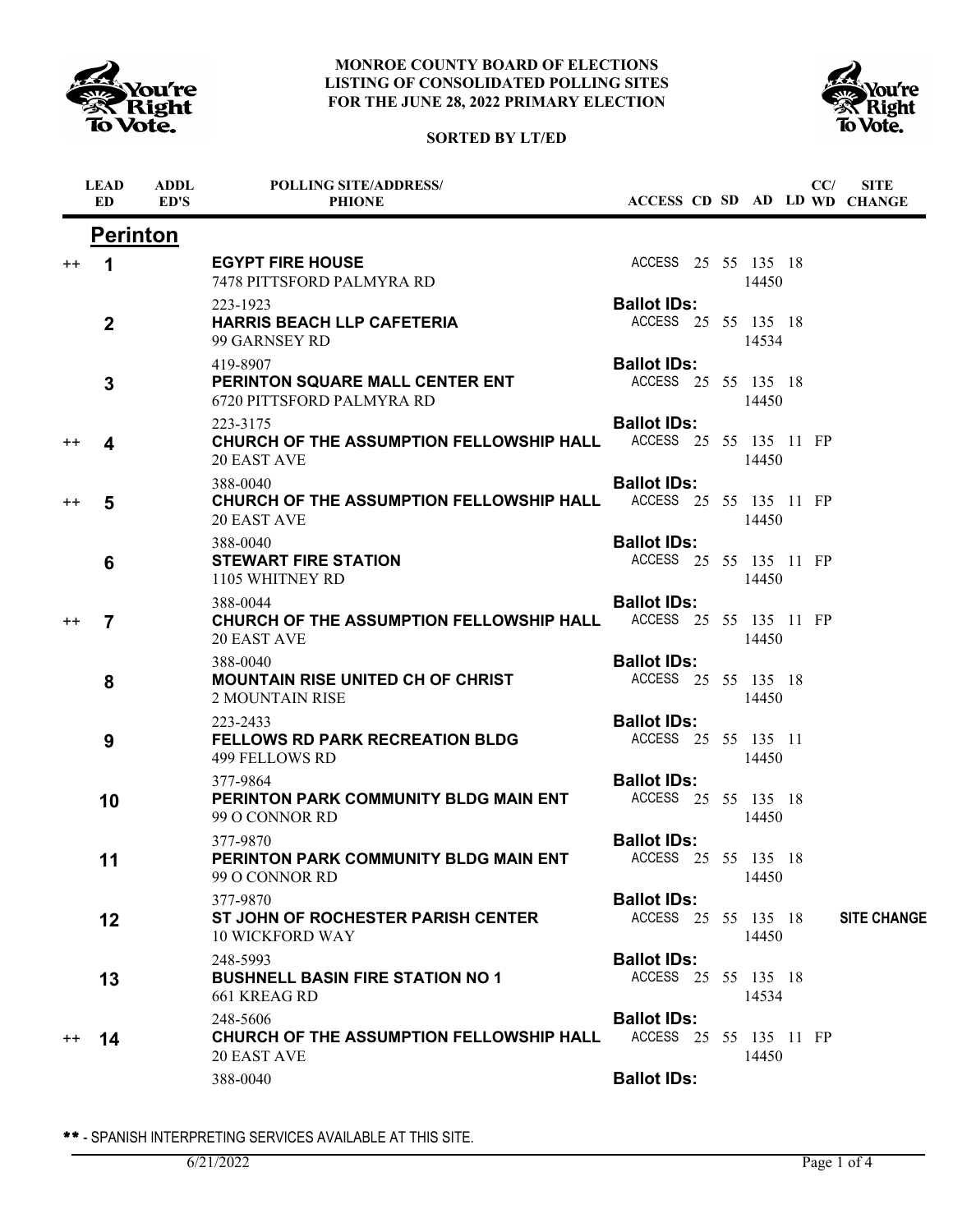# MONROE COUNTY BOARD OF ELECTIONS
## LISTING OF CONSOLIDATED POLLING SITES FOR THE JUNE 28, 2022 PRIMARY ELECTION

**SORTED BY LT/ED**

## Perinton

| | LEAD ED | ADDL ED'S | POLLING SITE/ADDRESS/ PHONE | ACCESS | CD | SD | AD | LD | CC/ WD | SITE CHANGE |
|---|---|---|---|---|---|---|---|---|---|---|
| ++ | 1 | | **EGYPT FIRE HOUSE**<br>7478 PITTSFORD PALMYRA RD 14450<br>223-1923<br>**Ballot IDs:** | ACCESS | 25 | 55 | 135 | 18 | | |
| | 2 | | **HARRIS BEACH LLP CAFETERIA**<br>99 GARNSEY RD 14534<br>419-8907<br>**Ballot IDs:** | ACCESS | 25 | 55 | 135 | 18 | | |
| | 3 | | **PERINTON SQUARE MALL CENTER ENT**<br>6720 PITTSFORD PALMYRA RD 14450<br>223-3175<br>**Ballot IDs:** | ACCESS | 25 | 55 | 135 | 18 | | |
| ++ | 4 | | **CHURCH OF THE ASSUMPTION FELLOWSHIP HALL**<br>20 EAST AVE 14450<br>388-0040<br>**Ballot IDs:** | ACCESS | 25 | 55 | 135 | 11 | FP | |
| ++ | 5 | | **CHURCH OF THE ASSUMPTION FELLOWSHIP HALL**<br>20 EAST AVE 14450<br>388-0040<br>**Ballot IDs:** | ACCESS | 25 | 55 | 135 | 11 | FP | |
| | 6 | | **STEWART FIRE STATION**<br>1105 WHITNEY RD 14450<br>388-0044<br>**Ballot IDs:** | ACCESS | 25 | 55 | 135 | 11 | FP | |
| ++ | 7 | | **CHURCH OF THE ASSUMPTION FELLOWSHIP HALL**<br>20 EAST AVE 14450<br>388-0040<br>**Ballot IDs:** | ACCESS | 25 | 55 | 135 | 11 | FP | |
| | 8 | | **MOUNTAIN RISE UNITED CH OF CHRIST**<br>2 MOUNTAIN RISE 14450<br>223-2433<br>**Ballot IDs:** | ACCESS | 25 | 55 | 135 | 18 | | |
| | 9 | | **FELLOWS RD PARK RECREATION BLDG**<br>499 FELLOWS RD 14450<br>377-9864<br>**Ballot IDs:** | ACCESS | 25 | 55 | 135 | 11 | | |
| | 10 | | **PERINTON PARK COMMUNITY BLDG MAIN ENT**<br>99 O CONNOR RD 14450<br>377-9870<br>**Ballot IDs:** | ACCESS | 25 | 55 | 135 | 18 | | |
| | 11 | | **PERINTON PARK COMMUNITY BLDG MAIN ENT**<br>99 O CONNOR RD 14450<br>377-9870<br>**Ballot IDs:** | ACCESS | 25 | 55 | 135 | 18 | | |
| | 12 | | **ST JOHN OF ROCHESTER PARISH CENTER**<br>10 WICKFORD WAY 14450<br>248-5993<br>**Ballot IDs:** | ACCESS | 25 | 55 | 135 | 18 | | **SITE CHANGE** |
| | 13 | | **BUSHNELL BASIN FIRE STATION NO 1**<br>661 KREAG RD 14534<br>248-5606<br>**Ballot IDs:** | ACCESS | 25 | 55 | 135 | 18 | | |
| ++ | 14 | | **CHURCH OF THE ASSUMPTION FELLOWSHIP HALL**<br>20 EAST AVE 14450<br>388-0040<br>**Ballot IDs:** | ACCESS | 25 | 55 | 135 | 11 | FP | |

** - SPANISH INTERPRETING SERVICES AVAILABLE AT THIS SITE.

6/21/2022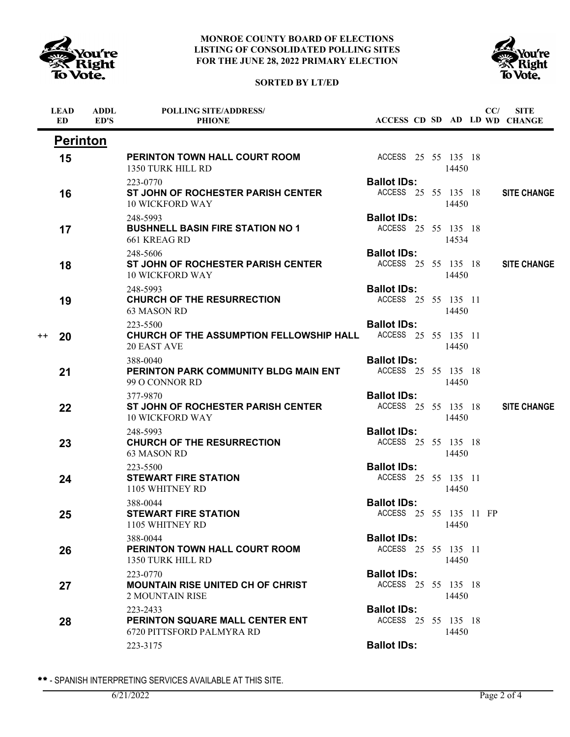**MONROE COUNTY BOARD OF ELECTIONS**
**LISTING OF CONSOLIDATED POLLING SITES**
**FOR THE JUNE 28, 2022 PRIMARY ELECTION**

**SORTED BY LT/ED**

## Perinton

| | LEAD ED | ADDL ED'S | POLLING SITE/ADDRESS/ PHONE | ACCESS | CD | SD | AD | LD | CC/ WD | SITE CHANGE |
|---|---|---|---|---|---|---|---|---|---|---|
| | 15 | | **PERINTON TOWN HALL COURT ROOM** 1350 TURK HILL RD 223-0770 | ACCESS | 25 | 55 | 135 14450 | 18 | | |
| | | | | **Ballot IDs:** | | | | | | |
| | 16 | | **ST JOHN OF ROCHESTER PARISH CENTER** 10 WICKFORD WAY 248-5993 | ACCESS | 25 | 55 | 135 14450 | 18 | | **SITE CHANGE** |
| | | | | **Ballot IDs:** | | | | | | |
| | 17 | | **BUSHNELL BASIN FIRE STATION NO 1** 661 KREAG RD 248-5606 | ACCESS | 25 | 55 | 135 14534 | 18 | | |
| | | | | **Ballot IDs:** | | | | | | |
| | 18 | | **ST JOHN OF ROCHESTER PARISH CENTER** 10 WICKFORD WAY 248-5993 | ACCESS | 25 | 55 | 135 14450 | 18 | | **SITE CHANGE** |
| | | | | **Ballot IDs:** | | | | | | |
| | 19 | | **CHURCH OF THE RESURRECTION** 63 MASON RD 223-5500 | ACCESS | 25 | 55 | 135 14450 | 11 | | |
| | | | | **Ballot IDs:** | | | | | | |
| ++ | 20 | | **CHURCH OF THE ASSUMPTION FELLOWSHIP HALL** 20 EAST AVE 388-0040 | ACCESS | 25 | 55 | 135 14450 | 11 | | |
| | | | | **Ballot IDs:** | | | | | | |
| | 21 | | **PERINTON PARK COMMUNITY BLDG MAIN ENT** 99 O CONNOR RD 377-9870 | ACCESS | 25 | 55 | 135 14450 | 18 | | |
| | | | | **Ballot IDs:** | | | | | | |
| | 22 | | **ST JOHN OF ROCHESTER PARISH CENTER** 10 WICKFORD WAY 248-5993 | ACCESS | 25 | 55 | 135 14450 | 18 | | **SITE CHANGE** |
| | | | | **Ballot IDs:** | | | | | | |
| | 23 | | **CHURCH OF THE RESURRECTION** 63 MASON RD 223-5500 | ACCESS | 25 | 55 | 135 14450 | 18 | | |
| | | | | **Ballot IDs:** | | | | | | |
| | 24 | | **STEWART FIRE STATION** 1105 WHITNEY RD 388-0044 | ACCESS | 25 | 55 | 135 14450 | 11 | | |
| | | | | **Ballot IDs:** | | | | | | |
| | 25 | | **STEWART FIRE STATION** 1105 WHITNEY RD 388-0044 | ACCESS | 25 | 55 | 135 14450 | 11 | FP | |
| | | | | **Ballot IDs:** | | | | | | |
| | 26 | | **PERINTON TOWN HALL COURT ROOM** 1350 TURK HILL RD 223-0770 | ACCESS | 25 | 55 | 135 14450 | 11 | | |
| | | | | **Ballot IDs:** | | | | | | |
| | 27 | | **MOUNTAIN RISE UNITED CH OF CHRIST** 2 MOUNTAIN RISE 223-2433 | ACCESS | 25 | 55 | 135 14450 | 18 | | |
| | | | | **Ballot IDs:** | | | | | | |
| | 28 | | **PERINTON SQUARE MALL CENTER ENT** 6720 PITTSFORD PALMYRA RD 223-3175 | ACCESS | 25 | 55 | 135 14450 | 18 | | |
| | | | | **Ballot IDs:** | | | | | | |

** - SPANISH INTERPRETING SERVICES AVAILABLE AT THIS SITE.

6/21/2022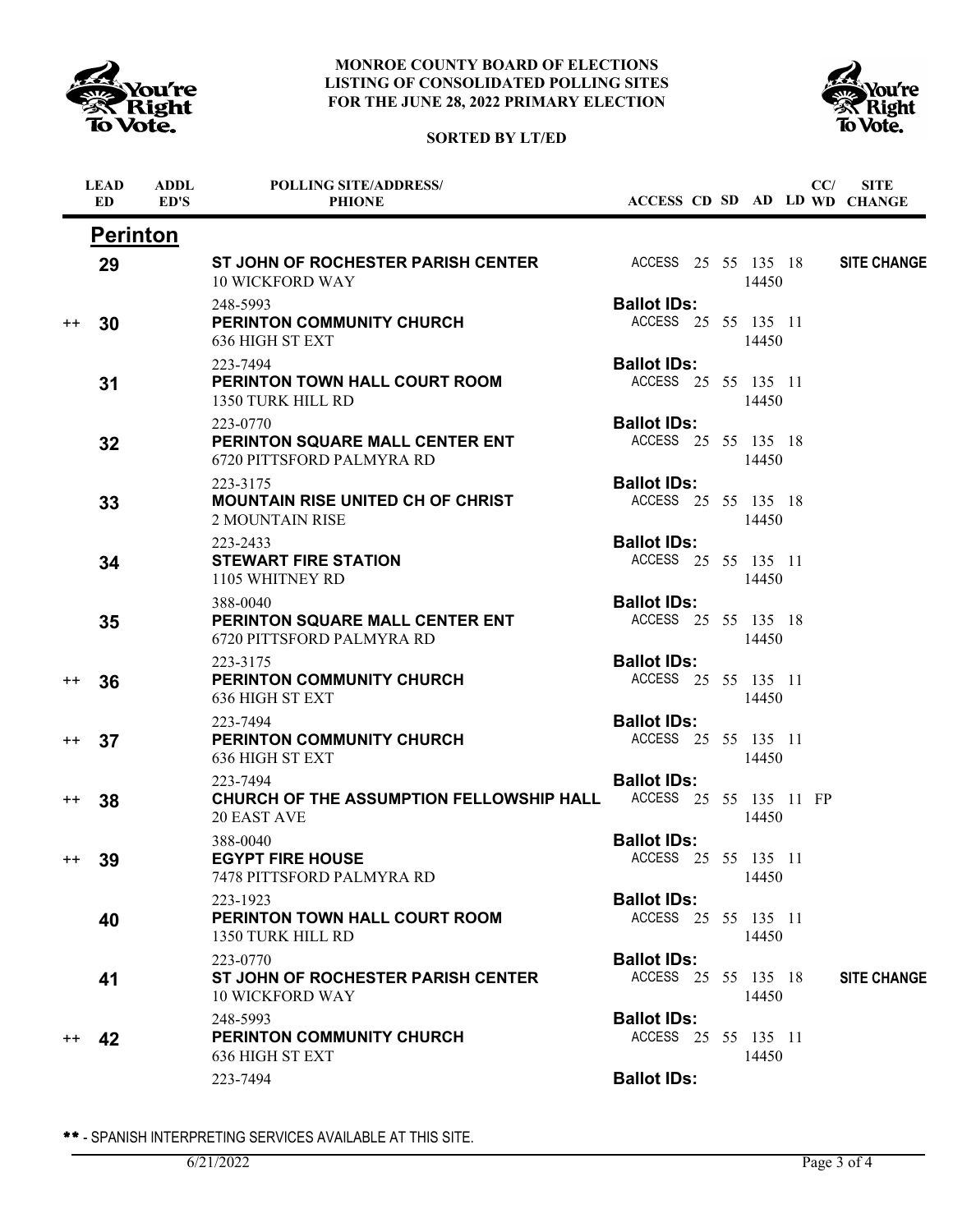# MONROE COUNTY BOARD OF ELECTIONS
## LISTING OF CONSOLIDATED POLLING SITES
## FOR THE JUNE 28, 2022 PRIMARY ELECTION

**SORTED BY LT/ED**

## Perinton

| | LEAD ED | ADDL ED'S | POLLING SITE/ADDRESS/PHIONE | ACCESS | CD | SD | AD | LD | CC/WD | SITE CHANGE |
|---|---|---|---|---|---|---|---|---|---|---|
| | 29 | | **ST JOHN OF ROCHESTER PARISH CENTER**<br>10 WICKFORD WAY<br>248-5993 | ACCESS | 25 | 55 | 135<br>14450 | 18 | | **SITE CHANGE** |
| | | | | **Ballot IDs:** | | | | | | |
| ++ | 30 | | **PERINTON COMMUNITY CHURCH**<br>636 HIGH ST EXT<br>223-7494 | ACCESS | 25 | 55 | 135<br>14450 | 11 | | |
| | | | | **Ballot IDs:** | | | | | | |
| | 31 | | **PERINTON TOWN HALL COURT ROOM**<br>1350 TURK HILL RD<br>223-0770 | ACCESS | 25 | 55 | 135<br>14450 | 11 | | |
| | | | | **Ballot IDs:** | | | | | | |
| | 32 | | **PERINTON SQUARE MALL CENTER ENT**<br>6720 PITTSFORD PALMYRA RD<br>223-3175 | ACCESS | 25 | 55 | 135<br>14450 | 18 | | |
| | | | | **Ballot IDs:** | | | | | | |
| | 33 | | **MOUNTAIN RISE UNITED CH OF CHRIST**<br>2 MOUNTAIN RISE<br>223-2433 | ACCESS | 25 | 55 | 135<br>14450 | 18 | | |
| | | | | **Ballot IDs:** | | | | | | |
| | 34 | | **STEWART FIRE STATION**<br>1105 WHITNEY RD<br>388-0040 | ACCESS | 25 | 55 | 135<br>14450 | 11 | | |
| | | | | **Ballot IDs:** | | | | | | |
| | 35 | | **PERINTON SQUARE MALL CENTER ENT**<br>6720 PITTSFORD PALMYRA RD<br>223-3175 | ACCESS | 25 | 55 | 135<br>14450 | 18 | | |
| | | | | **Ballot IDs:** | | | | | | |
| ++ | 36 | | **PERINTON COMMUNITY CHURCH**<br>636 HIGH ST EXT<br>223-7494 | ACCESS | 25 | 55 | 135<br>14450 | 11 | | |
| | | | | **Ballot IDs:** | | | | | | |
| ++ | 37 | | **PERINTON COMMUNITY CHURCH**<br>636 HIGH ST EXT<br>223-7494 | ACCESS | 25 | 55 | 135<br>14450 | 11 | | |
| | | | | **Ballot IDs:** | | | | | | |
| ++ | 38 | | **CHURCH OF THE ASSUMPTION FELLOWSHIP HALL**<br>20 EAST AVE<br>388-0040 | ACCESS | 25 | 55 | 135<br>14450 | 11 | FP | |
| | | | | **Ballot IDs:** | | | | | | |
| ++ | 39 | | **EGYPT FIRE HOUSE**<br>7478 PITTSFORD PALMYRA RD<br>223-1923 | ACCESS | 25 | 55 | 135<br>14450 | 11 | | |
| | | | | **Ballot IDs:** | | | | | | |
| | 40 | | **PERINTON TOWN HALL COURT ROOM**<br>1350 TURK HILL RD<br>223-0770 | ACCESS | 25 | 55 | 135<br>14450 | 11 | | |
| | | | | **Ballot IDs:** | | | | | | |
| | 41 | | **ST JOHN OF ROCHESTER PARISH CENTER**<br>10 WICKFORD WAY<br>248-5993 | ACCESS | 25 | 55 | 135<br>14450 | 18 | | **SITE CHANGE** |
| | | | | **Ballot IDs:** | | | | | | |
| ++ | 42 | | **PERINTON COMMUNITY CHURCH**<br>636 HIGH ST EXT<br>223-7494 | ACCESS | 25 | 55 | 135<br>14450 | 11 | | |
| | | | | **Ballot IDs:** | | | | | | |

** - SPANISH INTERPRETING SERVICES AVAILABLE AT THIS SITE.

6/21/2022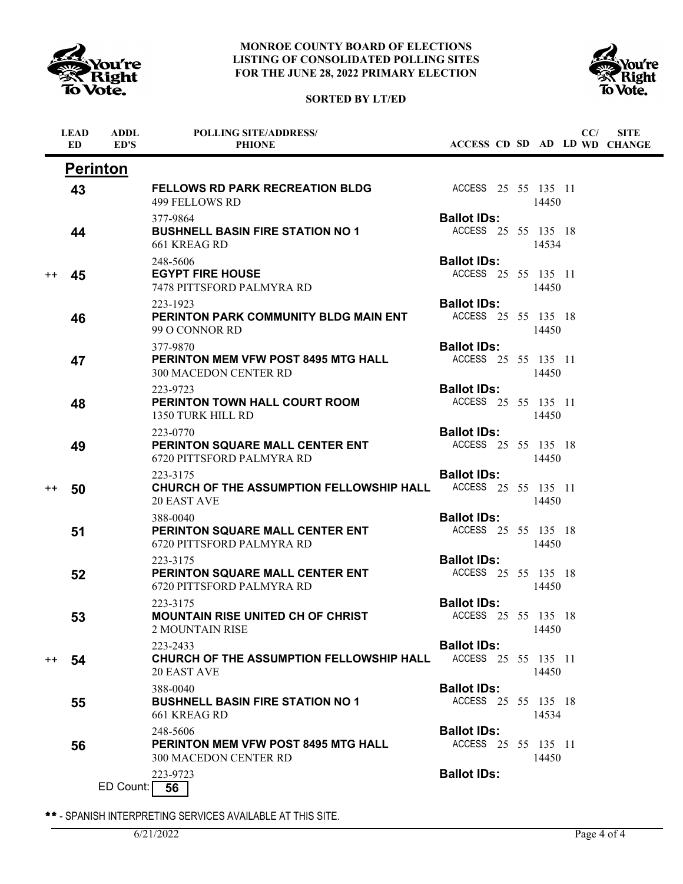**MONROE COUNTY BOARD OF ELECTIONS**
**LISTING OF CONSOLIDATED POLLING SITES**
**FOR THE JUNE 28, 2022 PRIMARY ELECTION**

**SORTED BY LT/ED**

## Perinton

| | LEAD ED | ADDL ED'S | POLLING SITE/ADDRESS/ PHONE | ACCESS | CD | SD | AD | LD | CC/ WD | SITE CHANGE |
|---|---|---|---|---|---|---|---|---|---|---|
| | 43 | | **FELLOWS RD PARK RECREATION BLDG**<br>499 FELLOWS RD<br>377-9864 | ACCESS<br>**Ballot IDs:** | 25 | 55 | 135<br>14450 | 11 | | |
| | 44 | | **BUSHNELL BASIN FIRE STATION NO 1**<br>661 KREAG RD<br>248-5606 | ACCESS<br>**Ballot IDs:** | 25 | 55 | 135<br>14534 | 18 | | |
| ++ | 45 | | **EGYPT FIRE HOUSE**<br>7478 PITTSFORD PALMYRA RD<br>223-1923 | ACCESS<br>**Ballot IDs:** | 25 | 55 | 135<br>14450 | 11 | | |
| | 46 | | **PERINTON PARK COMMUNITY BLDG MAIN ENT**<br>99 O CONNOR RD<br>377-9870 | ACCESS<br>**Ballot IDs:** | 25 | 55 | 135<br>14450 | 18 | | |
| | 47 | | **PERINTON MEM VFW POST 8495 MTG HALL**<br>300 MACEDON CENTER RD<br>223-9723 | ACCESS<br>**Ballot IDs:** | 25 | 55 | 135<br>14450 | 11 | | |
| | 48 | | **PERINTON TOWN HALL COURT ROOM**<br>1350 TURK HILL RD<br>223-0770 | ACCESS<br>**Ballot IDs:** | 25 | 55 | 135<br>14450 | 11 | | |
| | 49 | | **PERINTON SQUARE MALL CENTER ENT**<br>6720 PITTSFORD PALMYRA RD<br>223-3175 | ACCESS<br>**Ballot IDs:** | 25 | 55 | 135<br>14450 | 18 | | |
| ++ | 50 | | **CHURCH OF THE ASSUMPTION FELLOWSHIP HALL**<br>20 EAST AVE<br>388-0040 | ACCESS<br>**Ballot IDs:** | 25 | 55 | 135<br>14450 | 11 | | |
| | 51 | | **PERINTON SQUARE MALL CENTER ENT**<br>6720 PITTSFORD PALMYRA RD<br>223-3175 | ACCESS<br>**Ballot IDs:** | 25 | 55 | 135<br>14450 | 18 | | |
| | 52 | | **PERINTON SQUARE MALL CENTER ENT**<br>6720 PITTSFORD PALMYRA RD<br>223-3175 | ACCESS<br>**Ballot IDs:** | 25 | 55 | 135<br>14450 | 18 | | |
| | 53 | | **MOUNTAIN RISE UNITED CH OF CHRIST**<br>2 MOUNTAIN RISE<br>223-2433 | ACCESS<br>**Ballot IDs:** | 25 | 55 | 135<br>14450 | 18 | | |
| ++ | 54 | | **CHURCH OF THE ASSUMPTION FELLOWSHIP HALL**<br>20 EAST AVE<br>388-0040 | ACCESS<br>**Ballot IDs:** | 25 | 55 | 135<br>14450 | 11 | | |
| | 55 | | **BUSHNELL BASIN FIRE STATION NO 1**<br>661 KREAG RD<br>248-5606 | ACCESS<br>**Ballot IDs:** | 25 | 55 | 135<br>14534 | 18 | | |
| | 56 | | **PERINTON MEM VFW POST 8495 MTG HALL**<br>300 MACEDON CENTER RD<br>223-9723 | ACCESS<br>**Ballot IDs:** | 25 | 55 | 135<br>14450 | 11 | | |

ED Count: **56**

** - SPANISH INTERPRETING SERVICES AVAILABLE AT THIS SITE.

6/21/2022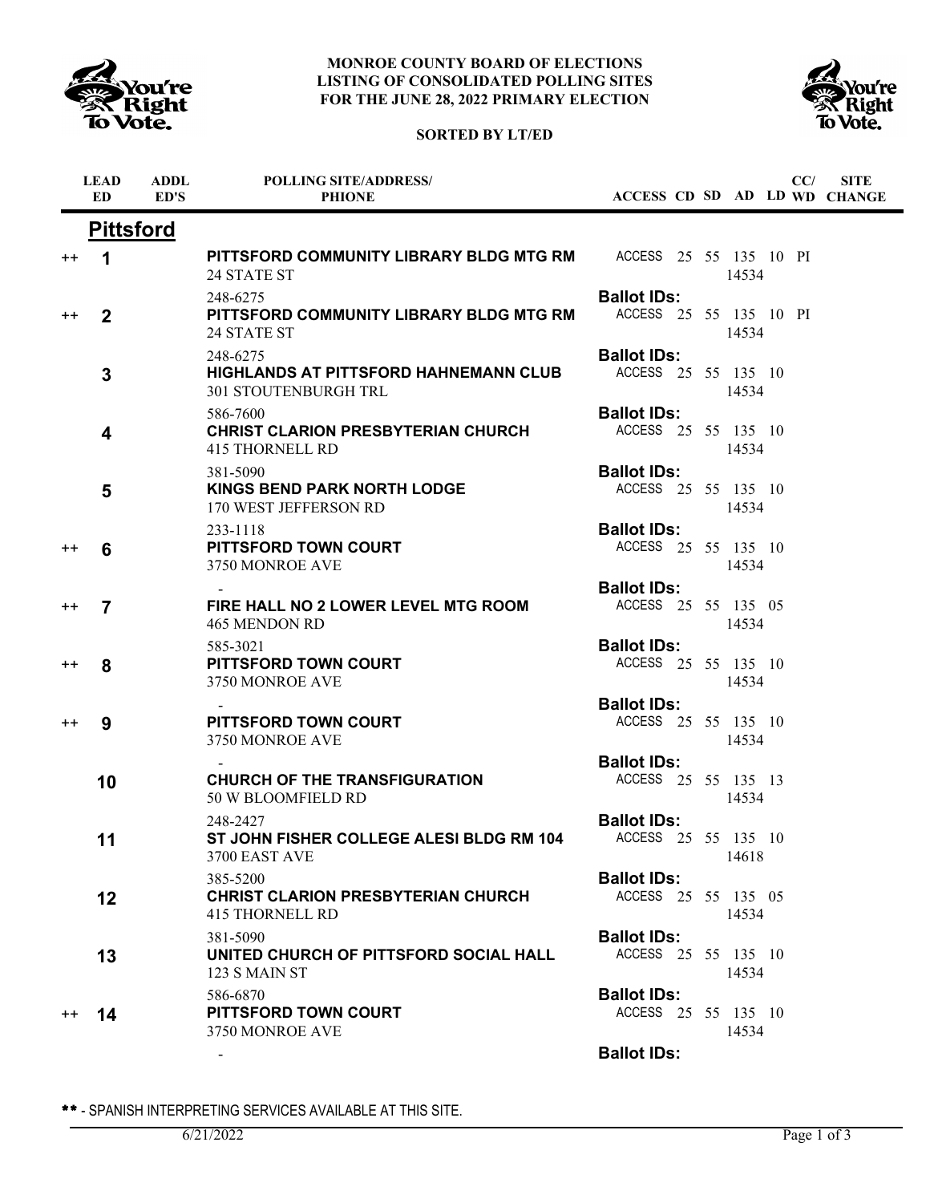**MONROE COUNTY BOARD OF ELECTIONS**
**LISTING OF CONSOLIDATED POLLING SITES**
**FOR THE JUNE 28, 2022 PRIMARY ELECTION**

**SORTED BY LT/ED**

## Pittsford

| | LEAD ED | ADDL ED'S | POLLING SITE/ADDRESS/ PHIONE | ACCESS | CD | SD | AD | LD | CC/ WD | SITE CHANGE |
|---|---|---|---|---|---|---|---|---|---|---|
| ++ | 1 | | **PITTSFORD COMMUNITY LIBRARY BLDG MTG RM** 24 STATE ST 248-6275 | ACCESS | 25 | 55 | 135 14534 | 10 | PI | |
| | | | | **Ballot IDs:** | | | | | | |
| ++ | 2 | | **PITTSFORD COMMUNITY LIBRARY BLDG MTG RM** 24 STATE ST 248-6275 | ACCESS | 25 | 55 | 135 14534 | 10 | PI | |
| | | | | **Ballot IDs:** | | | | | | |
| | 3 | | **HIGHLANDS AT PITTSFORD HAHNEMANN CLUB** 301 STOUTENBURGH TRL 586-7600 | ACCESS | 25 | 55 | 135 14534 | 10 | | |
| | | | | **Ballot IDs:** | | | | | | |
| | 4 | | **CHRIST CLARION PRESBYTERIAN CHURCH** 415 THORNELL RD 381-5090 | ACCESS | 25 | 55 | 135 14534 | 10 | | |
| | | | | **Ballot IDs:** | | | | | | |
| | 5 | | **KINGS BEND PARK NORTH LODGE** 170 WEST JEFFERSON RD 233-1118 | ACCESS | 25 | 55 | 135 14534 | 10 | | |
| | | | | **Ballot IDs:** | | | | | | |
| ++ | 6 | | **PITTSFORD TOWN COURT** 3750 MONROE AVE - | ACCESS | 25 | 55 | 135 14534 | 10 | | |
| | | | | **Ballot IDs:** | | | | | | |
| ++ | 7 | | **FIRE HALL NO 2 LOWER LEVEL MTG ROOM** 465 MENDON RD 585-3021 | ACCESS | 25 | 55 | 135 14534 | 05 | | |
| | | | | **Ballot IDs:** | | | | | | |
| ++ | 8 | | **PITTSFORD TOWN COURT** 3750 MONROE AVE - | ACCESS | 25 | 55 | 135 14534 | 10 | | |
| | | | | **Ballot IDs:** | | | | | | |
| ++ | 9 | | **PITTSFORD TOWN COURT** 3750 MONROE AVE - | ACCESS | 25 | 55 | 135 14534 | 10 | | |
| | | | | **Ballot IDs:** | | | | | | |
| | 10 | | **CHURCH OF THE TRANSFIGURATION** 50 W BLOOMFIELD RD 248-2427 | ACCESS | 25 | 55 | 135 14534 | 13 | | |
| | | | | **Ballot IDs:** | | | | | | |
| | 11 | | **ST JOHN FISHER COLLEGE ALESI BLDG RM 104** 3700 EAST AVE 385-5200 | ACCESS | 25 | 55 | 135 14618 | 10 | | |
| | | | | **Ballot IDs:** | | | | | | |
| | 12 | | **CHRIST CLARION PRESBYTERIAN CHURCH** 415 THORNELL RD 381-5090 | ACCESS | 25 | 55 | 135 14534 | 05 | | |
| | | | | **Ballot IDs:** | | | | | | |
| | 13 | | **UNITED CHURCH OF PITTSFORD SOCIAL HALL** 123 S MAIN ST 586-6870 | ACCESS | 25 | 55 | 135 14534 | 10 | | |
| | | | | **Ballot IDs:** | | | | | | |
| ++ | 14 | | **PITTSFORD TOWN COURT** 3750 MONROE AVE - | ACCESS | 25 | 55 | 135 14534 | 10 | | |
| | | | | **Ballot IDs:** | | | | | | |

** - SPANISH INTERPRETING SERVICES AVAILABLE AT THIS SITE.

6/21/2022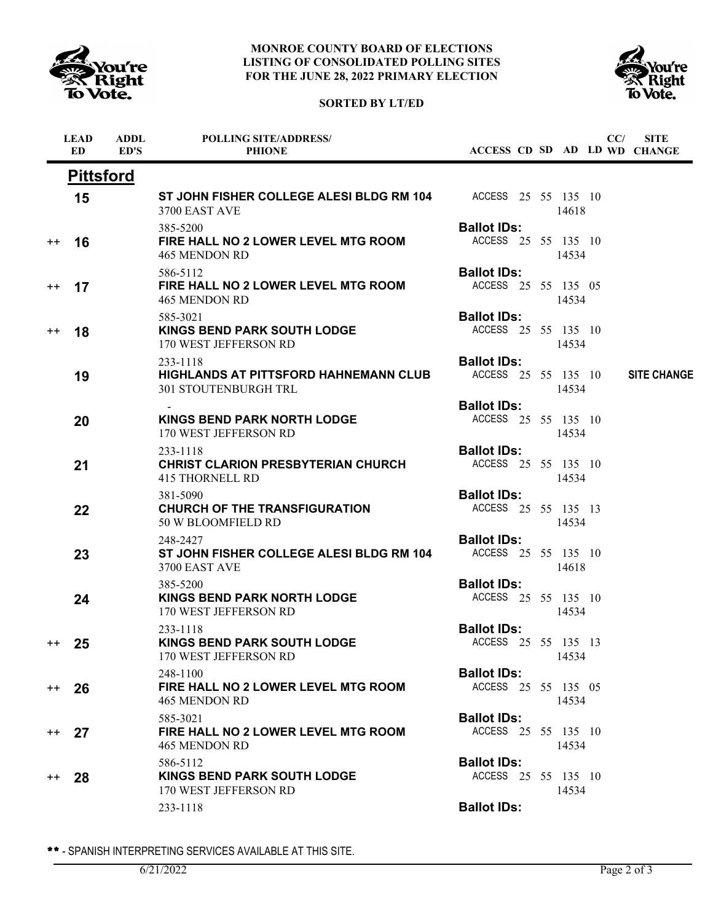**MONROE COUNTY BOARD OF ELECTIONS**
**LISTING OF CONSOLIDATED POLLING SITES**
**FOR THE JUNE 28, 2022 PRIMARY ELECTION**

**SORTED BY LT/ED**

## Pittsford

| | LEAD ED | ADDL ED'S | POLLING SITE/ADDRESS/ PHIONE | ACCESS | CD | SD | AD | LD | CC/ WD | SITE CHANGE |
|---|---|---|---|---|---|---|---|---|---|---|
| | 15 | | **ST JOHN FISHER COLLEGE ALESI BLDG RM 104**<br>3700 EAST AVE 14618<br>385-5200 | ACCESS<br>**Ballot IDs:** | 25 | 55 | 135 | 10 | | |
| ++ | 16 | | **FIRE HALL NO 2 LOWER LEVEL MTG ROOM**<br>465 MENDON RD 14534<br>586-5112 | ACCESS<br>**Ballot IDs:** | 25 | 55 | 135 | 10 | | |
| ++ | 17 | | **FIRE HALL NO 2 LOWER LEVEL MTG ROOM**<br>465 MENDON RD 14534<br>585-3021 | ACCESS<br>**Ballot IDs:** | 25 | 55 | 135 | 05 | | |
| ++ | 18 | | **KINGS BEND PARK SOUTH LODGE**<br>170 WEST JEFFERSON RD 14534<br>233-1118 | ACCESS<br>**Ballot IDs:** | 25 | 55 | 135 | 10 | | |
| | 19 | | **HIGHLANDS AT PITTSFORD HAHNEMANN CLUB**<br>301 STOUTENBURGH TRL 14534<br>- | ACCESS<br>**Ballot IDs:** | 25 | 55 | 135 | 10 | | **SITE CHANGE** |
| | 20 | | **KINGS BEND PARK NORTH LODGE**<br>170 WEST JEFFERSON RD 14534<br>233-1118 | ACCESS<br>**Ballot IDs:** | 25 | 55 | 135 | 10 | | |
| | 21 | | **CHRIST CLARION PRESBYTERIAN CHURCH**<br>415 THORNELL RD 14534<br>381-5090 | ACCESS<br>**Ballot IDs:** | 25 | 55 | 135 | 10 | | |
| | 22 | | **CHURCH OF THE TRANSFIGURATION**<br>50 W BLOOMFIELD RD 14534<br>248-2427 | ACCESS<br>**Ballot IDs:** | 25 | 55 | 135 | 13 | | |
| | 23 | | **ST JOHN FISHER COLLEGE ALESI BLDG RM 104**<br>3700 EAST AVE 14618<br>385-5200 | ACCESS<br>**Ballot IDs:** | 25 | 55 | 135 | 10 | | |
| | 24 | | **KINGS BEND PARK NORTH LODGE**<br>170 WEST JEFFERSON RD 14534<br>233-1118 | ACCESS<br>**Ballot IDs:** | 25 | 55 | 135 | 10 | | |
| ++ | 25 | | **KINGS BEND PARK SOUTH LODGE**<br>170 WEST JEFFERSON RD 14534<br>248-1100 | ACCESS<br>**Ballot IDs:** | 25 | 55 | 135 | 13 | | |
| ++ | 26 | | **FIRE HALL NO 2 LOWER LEVEL MTG ROOM**<br>465 MENDON RD 14534<br>585-3021 | ACCESS<br>**Ballot IDs:** | 25 | 55 | 135 | 05 | | |
| ++ | 27 | | **FIRE HALL NO 2 LOWER LEVEL MTG ROOM**<br>465 MENDON RD 14534<br>586-5112 | ACCESS<br>**Ballot IDs:** | 25 | 55 | 135 | 10 | | |
| ++ | 28 | | **KINGS BEND PARK SOUTH LODGE**<br>170 WEST JEFFERSON RD 14534<br>233-1118 | ACCESS<br>**Ballot IDs:** | 25 | 55 | 135 | 10 | | |

** - SPANISH INTERPRETING SERVICES AVAILABLE AT THIS SITE.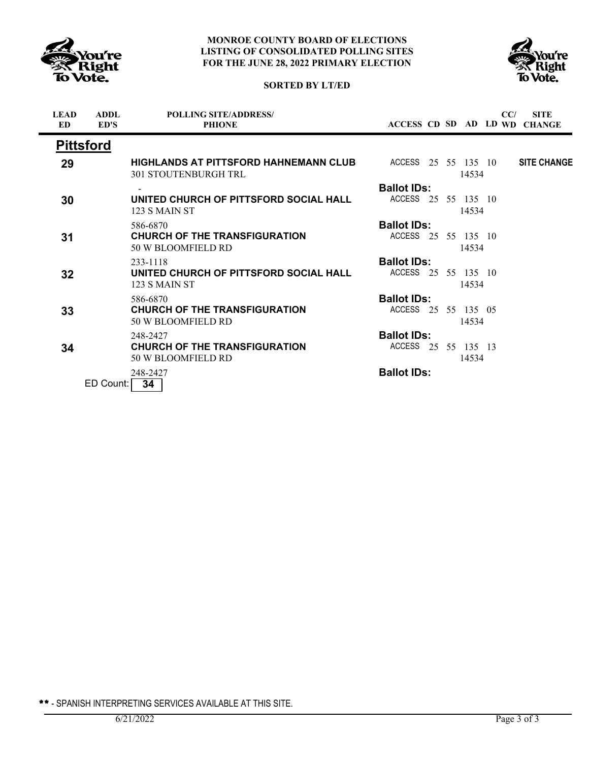**MONROE COUNTY BOARD OF ELECTIONS**
**LISTING OF CONSOLIDATED POLLING SITES**
**FOR THE JUNE 28, 2022 PRIMARY ELECTION**

**SORTED BY LT/ED**

| LEAD ED | ADDL ED'S | POLLING SITE/ADDRESS/ PHIONE | ACCESS | CD | SD | AD | LD | CC/ WD | SITE CHANGE |
|---|---|---|---|---|---|---|---|---|---|
| **Pittsford** | | | | | | | | | |
| **29** | | **HIGHLANDS AT PITTSFORD HAHNEMANN CLUB** 301 STOUTENBURGH TRL - | ACCESS | 25 | 55 | 135 14534 | 10 | | **SITE CHANGE** |
| | | | **Ballot IDs:** | | | | | | |
| **30** | | **UNITED CHURCH OF PITTSFORD SOCIAL HALL** 123 S MAIN ST 586-6870 | ACCESS | 25 | 55 | 135 14534 | 10 | | |
| | | | **Ballot IDs:** | | | | | | |
| **31** | | **CHURCH OF THE TRANSFIGURATION** 50 W BLOOMFIELD RD 233-1118 | ACCESS | 25 | 55 | 135 14534 | 10 | | |
| | | | **Ballot IDs:** | | | | | | |
| **32** | | **UNITED CHURCH OF PITTSFORD SOCIAL HALL** 123 S MAIN ST 586-6870 | ACCESS | 25 | 55 | 135 14534 | 10 | | |
| | | | **Ballot IDs:** | | | | | | |
| **33** | | **CHURCH OF THE TRANSFIGURATION** 50 W BLOOMFIELD RD 248-2427 | ACCESS | 25 | 55 | 135 14534 | 05 | | |
| | | | **Ballot IDs:** | | | | | | |
| **34** | | **CHURCH OF THE TRANSFIGURATION** 50 W BLOOMFIELD RD 248-2427 | ACCESS | 25 | 55 | 135 14534 | 13 | | |
| | | | **Ballot IDs:** | | | | | | |

ED Count: **34**

** - SPANISH INTERPRETING SERVICES AVAILABLE AT THIS SITE.

6/21/2022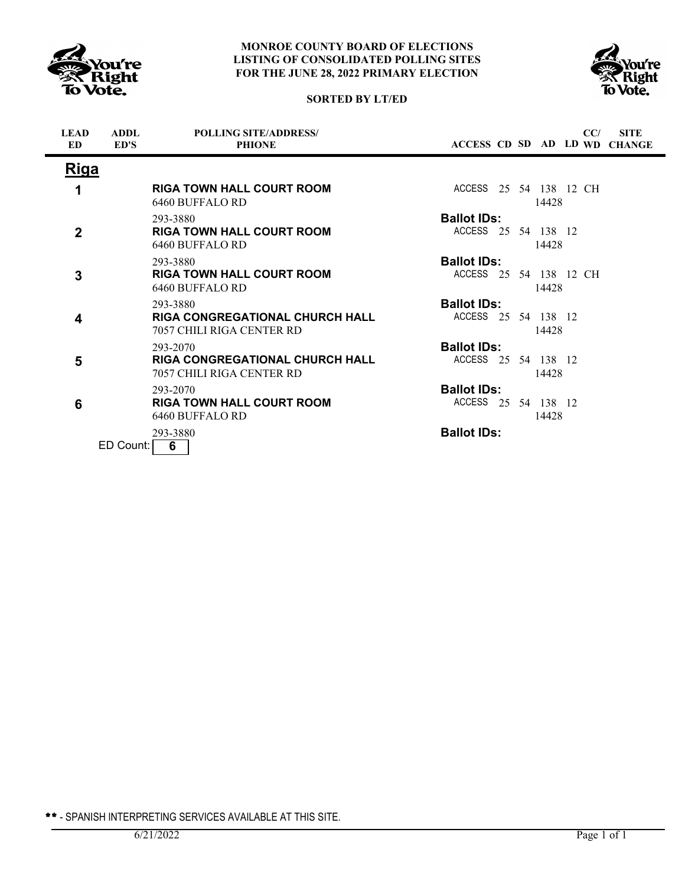**MONROE COUNTY BOARD OF ELECTIONS**
**LISTING OF CONSOLIDATED POLLING SITES**
**FOR THE JUNE 28, 2022 PRIMARY ELECTION**

**SORTED BY LT/ED**

| LEAD ED | ADDL ED'S | POLLING SITE/ADDRESS/ PHIONE | ACCESS | CD | SD | AD | LD | CC/ WD | SITE CHANGE |
|---|---|---|---|---|---|---|---|---|---|
| **Riga** | | | | | | | | | |
| 1 | | **RIGA TOWN HALL COURT ROOM**<br>6460 BUFFALO RD<br>293-3880 | ACCESS<br>**Ballot IDs:** | 25 | 54 | 138<br>14428 | 12 | CH | |
| 2 | | **RIGA TOWN HALL COURT ROOM**<br>6460 BUFFALO RD<br>293-3880 | ACCESS<br>**Ballot IDs:** | 25 | 54 | 138<br>14428 | 12 | | |
| 3 | | **RIGA TOWN HALL COURT ROOM**<br>6460 BUFFALO RD<br>293-3880 | ACCESS<br>**Ballot IDs:** | 25 | 54 | 138<br>14428 | 12 | CH | |
| 4 | | **RIGA CONGREGATIONAL CHURCH HALL**<br>7057 CHILI RIGA CENTER RD<br>293-2070 | ACCESS<br>**Ballot IDs:** | 25 | 54 | 138<br>14428 | 12 | | |
| 5 | | **RIGA CONGREGATIONAL CHURCH HALL**<br>7057 CHILI RIGA CENTER RD<br>293-2070 | ACCESS<br>**Ballot IDs:** | 25 | 54 | 138<br>14428 | 12 | | |
| 6 | | **RIGA TOWN HALL COURT ROOM**<br>6460 BUFFALO RD<br>293-3880 | ACCESS<br>**Ballot IDs:** | 25 | 54 | 138<br>14428 | 12 | | |

ED Count: **6**

** - SPANISH INTERPRETING SERVICES AVAILABLE AT THIS SITE.

6/21/2022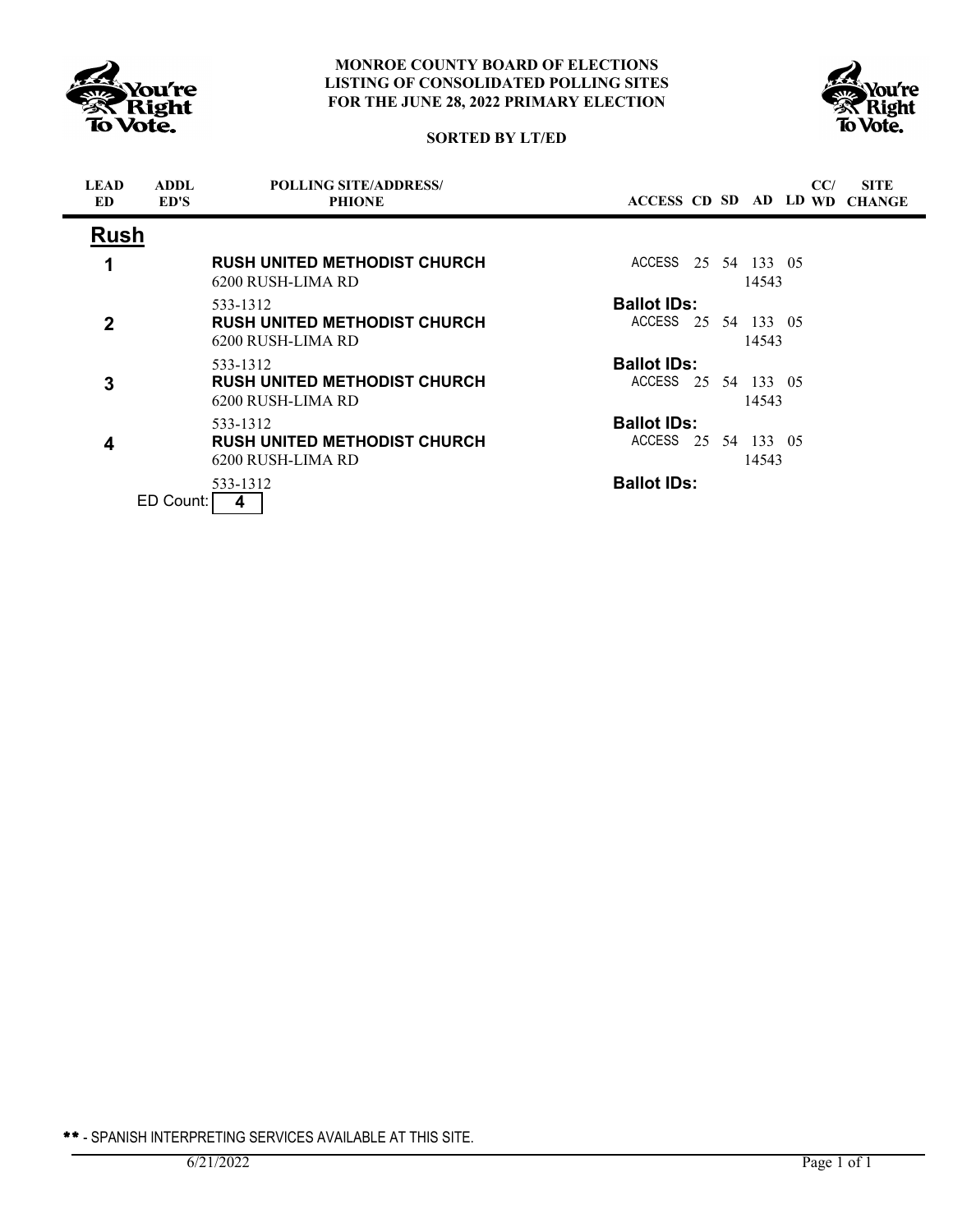**MONROE COUNTY BOARD OF ELECTIONS**
**LISTING OF CONSOLIDATED POLLING SITES**
**FOR THE JUNE 28, 2022 PRIMARY ELECTION**

**SORTED BY LT/ED**

| LEAD ED | ADDL ED'S | POLLING SITE/ADDRESS/ PHIONE | ACCESS | CD | SD | AD | LD | CC/ WD | SITE CHANGE |
|---|---|---|---|---|---|---|---|---|---|
| **Rush** | | | | | | | | | |
| **1** | | **RUSH UNITED METHODIST CHURCH**<br>6200 RUSH-LIMA RD<br>14543<br>533-1312 | ACCESS | 25 | 54 | 133 | 05 | | |
| | | | **Ballot IDs:** | | | | | | |
| **2** | | **RUSH UNITED METHODIST CHURCH**<br>6200 RUSH-LIMA RD<br>14543<br>533-1312 | ACCESS | 25 | 54 | 133 | 05 | | |
| | | | **Ballot IDs:** | | | | | | |
| **3** | | **RUSH UNITED METHODIST CHURCH**<br>6200 RUSH-LIMA RD<br>14543<br>533-1312 | ACCESS | 25 | 54 | 133 | 05 | | |
| | | | **Ballot IDs:** | | | | | | |
| **4** | | **RUSH UNITED METHODIST CHURCH**<br>6200 RUSH-LIMA RD<br>14543<br>533-1312 | ACCESS | 25 | 54 | 133 | 05 | | |
| | | | **Ballot IDs:** | | | | | | |

ED Count: **4**

** - SPANISH INTERPRETING SERVICES AVAILABLE AT THIS SITE.

6/21/2022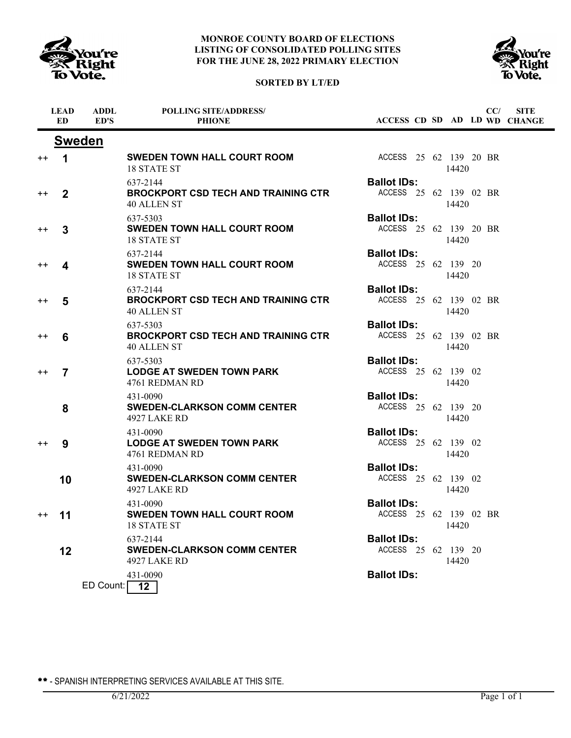**MONROE COUNTY BOARD OF ELECTIONS**
**LISTING OF CONSOLIDATED POLLING SITES**
**FOR THE JUNE 28, 2022 PRIMARY ELECTION**

**SORTED BY LT/ED**

## Sweden

| | LEAD ED | ADDL ED'S | POLLING SITE/ADDRESS/ PHONE | ACCESS | CD | SD | AD | LD | CC/ WD | SITE CHANGE |
|---|---|---|---|---|---|---|---|---|---|---|
| ++ | 1 | | **SWEDEN TOWN HALL COURT ROOM** 18 STATE ST 637-2144 | ACCESS | 25 | 62 | 139 14420 | 20 | BR | |
| | | | | **Ballot IDs:** | | | | | | |
| ++ | 2 | | **BROCKPORT CSD TECH AND TRAINING CTR** 40 ALLEN ST 637-5303 | ACCESS | 25 | 62 | 139 14420 | 02 | BR | |
| | | | | **Ballot IDs:** | | | | | | |
| ++ | 3 | | **SWEDEN TOWN HALL COURT ROOM** 18 STATE ST 637-2144 | ACCESS | 25 | 62 | 139 14420 | 20 | BR | |
| | | | | **Ballot IDs:** | | | | | | |
| ++ | 4 | | **SWEDEN TOWN HALL COURT ROOM** 18 STATE ST 637-2144 | ACCESS | 25 | 62 | 139 14420 | 20 | | |
| | | | | **Ballot IDs:** | | | | | | |
| ++ | 5 | | **BROCKPORT CSD TECH AND TRAINING CTR** 40 ALLEN ST 637-5303 | ACCESS | 25 | 62 | 139 14420 | 02 | BR | |
| | | | | **Ballot IDs:** | | | | | | |
| ++ | 6 | | **BROCKPORT CSD TECH AND TRAINING CTR** 40 ALLEN ST 637-5303 | ACCESS | 25 | 62 | 139 14420 | 02 | BR | |
| | | | | **Ballot IDs:** | | | | | | |
| ++ | 7 | | **LODGE AT SWEDEN TOWN PARK** 4761 REDMAN RD 431-0090 | ACCESS | 25 | 62 | 139 14420 | 02 | | |
| | | | | **Ballot IDs:** | | | | | | |
| | 8 | | **SWEDEN-CLARKSON COMM CENTER** 4927 LAKE RD 431-0090 | ACCESS | 25 | 62 | 139 14420 | 20 | | |
| | | | | **Ballot IDs:** | | | | | | |
| ++ | 9 | | **LODGE AT SWEDEN TOWN PARK** 4761 REDMAN RD 431-0090 | ACCESS | 25 | 62 | 139 14420 | 02 | | |
| | | | | **Ballot IDs:** | | | | | | |
| | 10 | | **SWEDEN-CLARKSON COMM CENTER** 4927 LAKE RD 431-0090 | ACCESS | 25 | 62 | 139 14420 | 02 | | |
| | | | | **Ballot IDs:** | | | | | | |
| ++ | 11 | | **SWEDEN TOWN HALL COURT ROOM** 18 STATE ST 637-2144 | ACCESS | 25 | 62 | 139 14420 | 02 | BR | |
| | | | | **Ballot IDs:** | | | | | | |
| | 12 | | **SWEDEN-CLARKSON COMM CENTER** 4927 LAKE RD 431-0090 | ACCESS | 25 | 62 | 139 14420 | 20 | | |
| | | | | **Ballot IDs:** | | | | | | |

ED Count: **12**

** - SPANISH INTERPRETING SERVICES AVAILABLE AT THIS SITE.

6/21/2022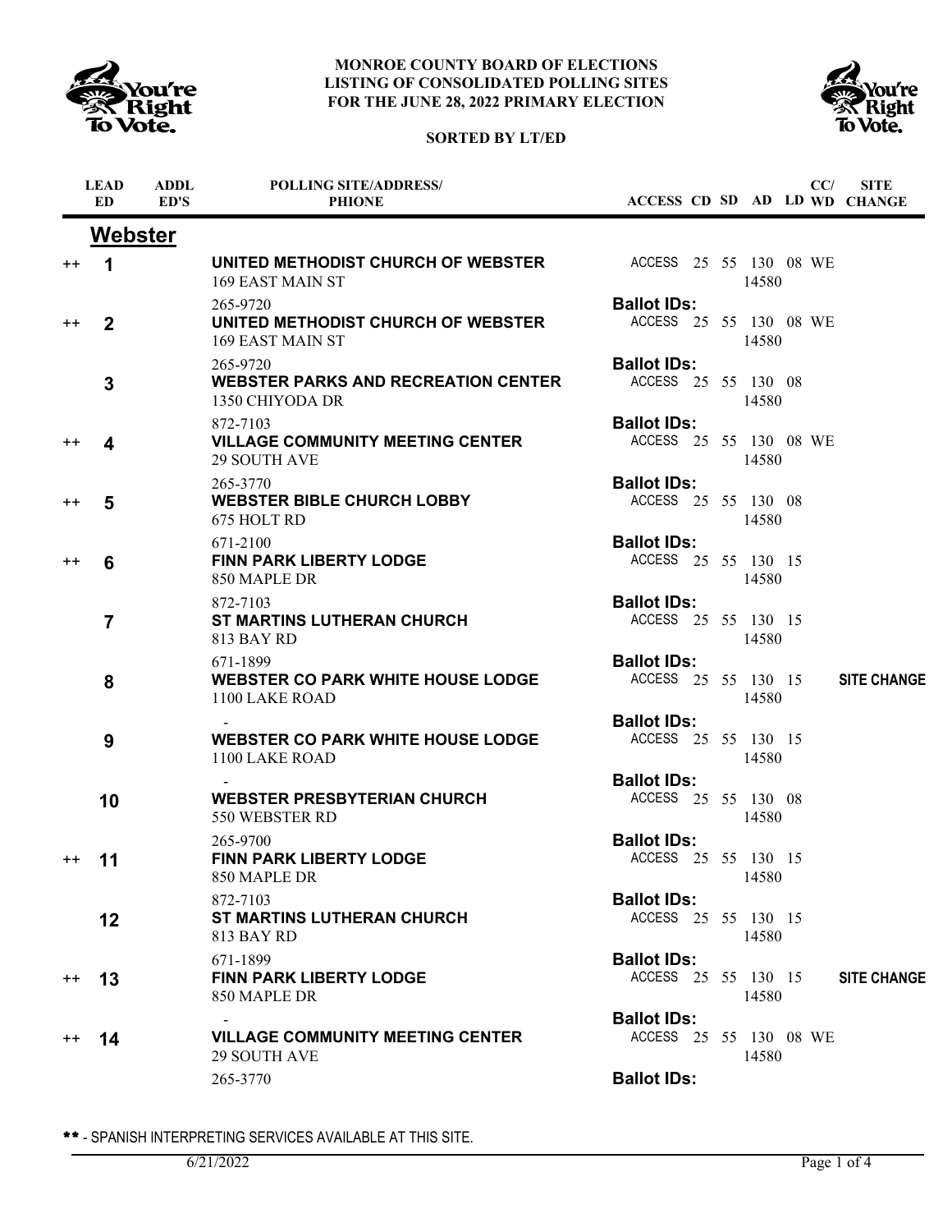**MONROE COUNTY BOARD OF ELECTIONS**
**LISTING OF CONSOLIDATED POLLING SITES**
**FOR THE JUNE 28, 2022 PRIMARY ELECTION**

**SORTED BY LT/ED**

## Webster

| | LEAD ED | ADDL ED'S | POLLING SITE/ADDRESS/ PHONE | ACCESS | CD | SD | AD | LD | CC/ WD | SITE CHANGE |
|---|---|---|---|---|---|---|---|---|---|---|
| ++ | 1 | | **UNITED METHODIST CHURCH OF WEBSTER**<br>169 EAST MAIN ST<br>265-9720 | ACCESS<br>**Ballot IDs:** | 25 | 55 | 130<br>14580 | 08 | WE | |
| ++ | 2 | | **UNITED METHODIST CHURCH OF WEBSTER**<br>169 EAST MAIN ST<br>265-9720 | ACCESS<br>**Ballot IDs:** | 25 | 55 | 130<br>14580 | 08 | WE | |
| | 3 | | **WEBSTER PARKS AND RECREATION CENTER**<br>1350 CHIYODA DR<br>872-7103 | ACCESS<br>**Ballot IDs:** | 25 | 55 | 130<br>14580 | 08 | | |
| ++ | 4 | | **VILLAGE COMMUNITY MEETING CENTER**<br>29 SOUTH AVE<br>265-3770 | ACCESS<br>**Ballot IDs:** | 25 | 55 | 130<br>14580 | 08 | WE | |
| ++ | 5 | | **WEBSTER BIBLE CHURCH LOBBY**<br>675 HOLT RD<br>671-2100 | ACCESS<br>**Ballot IDs:** | 25 | 55 | 130<br>14580 | 08 | | |
| ++ | 6 | | **FINN PARK LIBERTY LODGE**<br>850 MAPLE DR<br>872-7103 | ACCESS<br>**Ballot IDs:** | 25 | 55 | 130<br>14580 | 15 | | |
| | 7 | | **ST MARTINS LUTHERAN CHURCH**<br>813 BAY RD<br>671-1899 | ACCESS<br>**Ballot IDs:** | 25 | 55 | 130<br>14580 | 15 | | |
| | 8 | | **WEBSTER CO PARK WHITE HOUSE LODGE**<br>1100 LAKE ROAD<br>- | ACCESS<br>**Ballot IDs:** | 25 | 55 | 130<br>14580 | 15 | | **SITE CHANGE** |
| | 9 | | **WEBSTER CO PARK WHITE HOUSE LODGE**<br>1100 LAKE ROAD<br>- | ACCESS<br>**Ballot IDs:** | 25 | 55 | 130<br>14580 | 15 | | |
| | 10 | | **WEBSTER PRESBYTERIAN CHURCH**<br>550 WEBSTER RD<br>265-9700 | ACCESS<br>**Ballot IDs:** | 25 | 55 | 130<br>14580 | 08 | | |
| ++ | 11 | | **FINN PARK LIBERTY LODGE**<br>850 MAPLE DR<br>872-7103 | ACCESS<br>**Ballot IDs:** | 25 | 55 | 130<br>14580 | 15 | | |
| | 12 | | **ST MARTINS LUTHERAN CHURCH**<br>813 BAY RD<br>671-1899 | ACCESS<br>**Ballot IDs:** | 25 | 55 | 130<br>14580 | 15 | | |
| ++ | 13 | | **FINN PARK LIBERTY LODGE**<br>850 MAPLE DR<br>- | ACCESS<br>**Ballot IDs:** | 25 | 55 | 130<br>14580 | 15 | | **SITE CHANGE** |
| ++ | 14 | | **VILLAGE COMMUNITY MEETING CENTER**<br>29 SOUTH AVE<br>265-3770 | ACCESS<br>**Ballot IDs:** | 25 | 55 | 130<br>14580 | 08 | WE | |

** - SPANISH INTERPRETING SERVICES AVAILABLE AT THIS SITE.

6/21/2022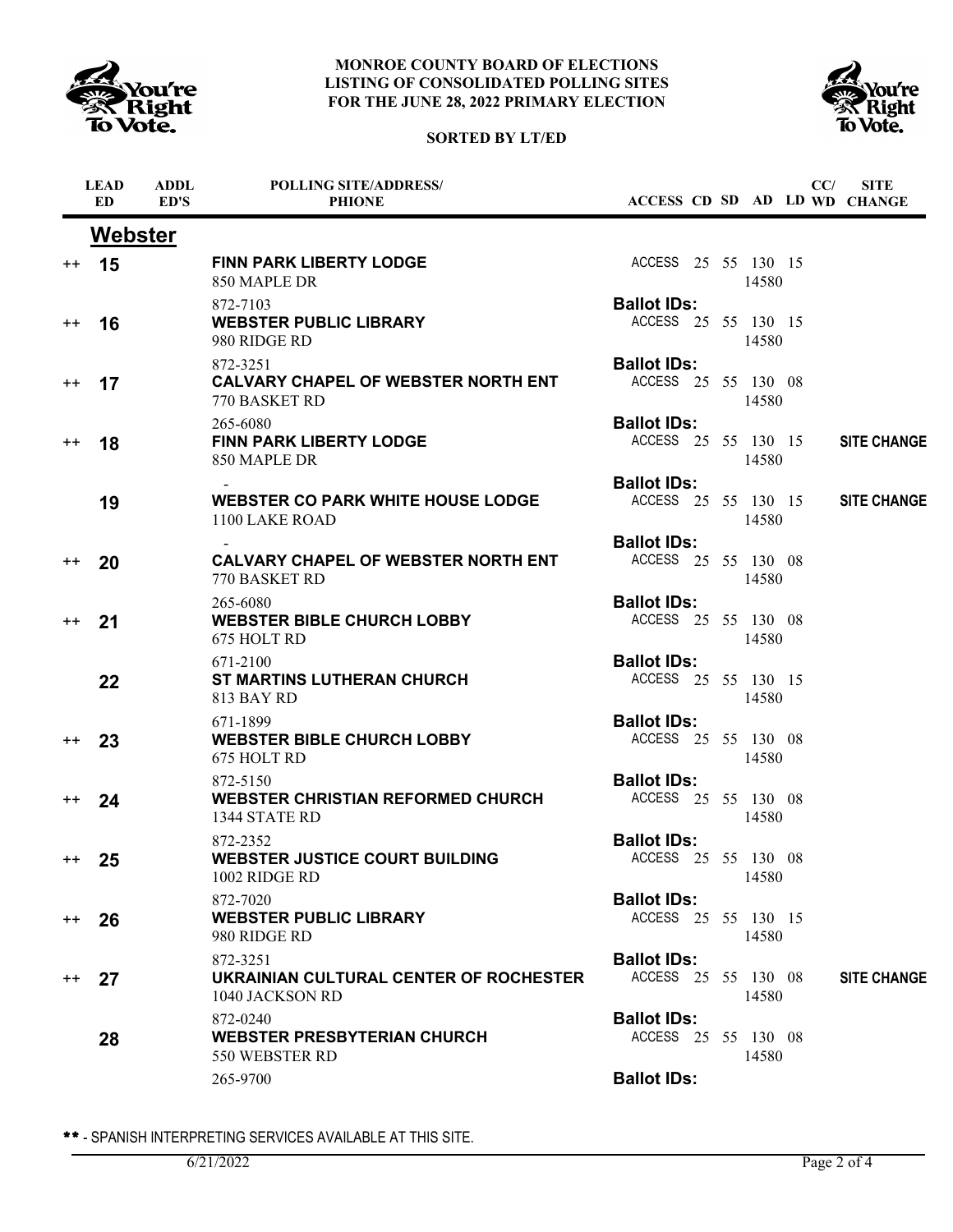# MONROE COUNTY BOARD OF ELECTIONS
## LISTING OF CONSOLIDATED POLLING SITES FOR THE JUNE 28, 2022 PRIMARY ELECTION

**SORTED BY LT/ED**

| | LEAD ED | ADDL ED'S | POLLING SITE/ADDRESS/ PHIONE | ACCESS | CD | SD | AD | LD | CC/ WD | SITE CHANGE |
|---|---|---|---|---|---|---|---|---|---|---|
| | **Webster** | | | | | | | | | |
| ++ | **15** | | **FINN PARK LIBERTY LODGE**<br>850 MAPLE DR<br>872-7103 | ACCESS | 25 | 55 | 130<br>14580 | 15 | | |
| | | | | **Ballot IDs:** | | | | | | |
| ++ | **16** | | **WEBSTER PUBLIC LIBRARY**<br>980 RIDGE RD<br>872-3251 | ACCESS | 25 | 55 | 130<br>14580 | 15 | | |
| | | | | **Ballot IDs:** | | | | | | |
| ++ | **17** | | **CALVARY CHAPEL OF WEBSTER NORTH ENT**<br>770 BASKET RD<br>265-6080 | ACCESS | 25 | 55 | 130<br>14580 | 08 | | |
| | | | | **Ballot IDs:** | | | | | | |
| ++ | **18** | | **FINN PARK LIBERTY LODGE**<br>850 MAPLE DR<br>- | ACCESS | 25 | 55 | 130<br>14580 | 15 | | **SITE CHANGE** |
| | | | | **Ballot IDs:** | | | | | | |
| | **19** | | **WEBSTER CO PARK WHITE HOUSE LODGE**<br>1100 LAKE ROAD<br>- | ACCESS | 25 | 55 | 130<br>14580 | 15 | | **SITE CHANGE** |
| | | | | **Ballot IDs:** | | | | | | |
| ++ | **20** | | **CALVARY CHAPEL OF WEBSTER NORTH ENT**<br>770 BASKET RD<br>265-6080 | ACCESS | 25 | 55 | 130<br>14580 | 08 | | |
| | | | | **Ballot IDs:** | | | | | | |
| ++ | **21** | | **WEBSTER BIBLE CHURCH LOBBY**<br>675 HOLT RD<br>671-2100 | ACCESS | 25 | 55 | 130<br>14580 | 08 | | |
| | | | | **Ballot IDs:** | | | | | | |
| | **22** | | **ST MARTINS LUTHERAN CHURCH**<br>813 BAY RD<br>671-1899 | ACCESS | 25 | 55 | 130<br>14580 | 15 | | |
| | | | | **Ballot IDs:** | | | | | | |
| ++ | **23** | | **WEBSTER BIBLE CHURCH LOBBY**<br>675 HOLT RD<br>872-5150 | ACCESS | 25 | 55 | 130<br>14580 | 08 | | |
| | | | | **Ballot IDs:** | | | | | | |
| ++ | **24** | | **WEBSTER CHRISTIAN REFORMED CHURCH**<br>1344 STATE RD<br>872-2352 | ACCESS | 25 | 55 | 130<br>14580 | 08 | | |
| | | | | **Ballot IDs:** | | | | | | |
| ++ | **25** | | **WEBSTER JUSTICE COURT BUILDING**<br>1002 RIDGE RD<br>872-7020 | ACCESS | 25 | 55 | 130<br>14580 | 08 | | |
| | | | | **Ballot IDs:** | | | | | | |
| ++ | **26** | | **WEBSTER PUBLIC LIBRARY**<br>980 RIDGE RD<br>872-3251 | ACCESS | 25 | 55 | 130<br>14580 | 15 | | |
| | | | | **Ballot IDs:** | | | | | | |
| ++ | **27** | | **UKRAINIAN CULTURAL CENTER OF ROCHESTER**<br>1040 JACKSON RD<br>872-0240 | ACCESS | 25 | 55 | 130<br>14580 | 08 | | **SITE CHANGE** |
| | | | | **Ballot IDs:** | | | | | | |
| | **28** | | **WEBSTER PRESBYTERIAN CHURCH**<br>550 WEBSTER RD<br>265-9700 | ACCESS | 25 | 55 | 130<br>14580 | 08 | | |
| | | | | **Ballot IDs:** | | | | | | |

\*\* - SPANISH INTERPRETING SERVICES AVAILABLE AT THIS SITE.

6/21/2022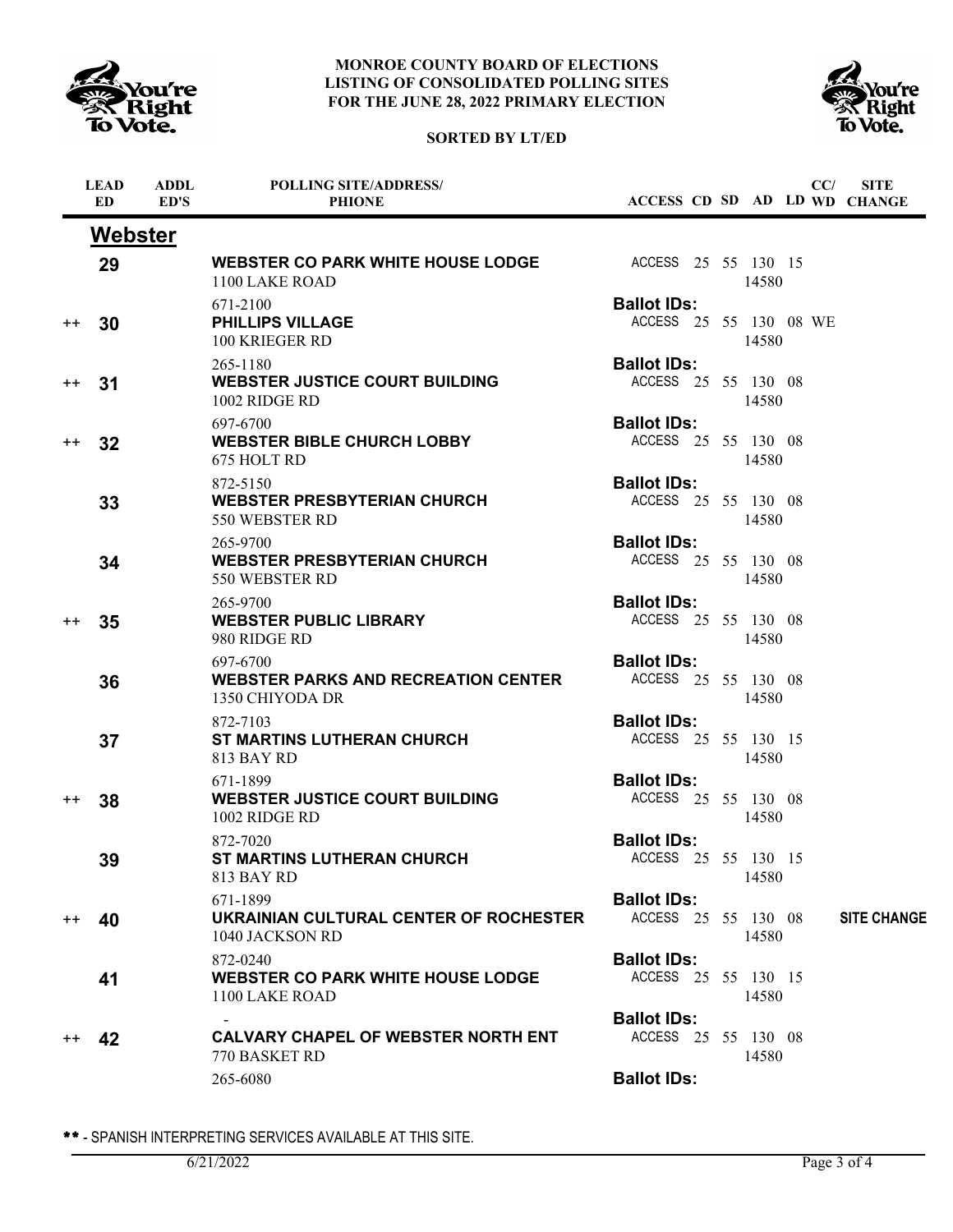# MONROE COUNTY BOARD OF ELECTIONS
## LISTING OF CONSOLIDATED POLLING SITES FOR THE JUNE 28, 2022 PRIMARY ELECTION

**SORTED BY LT/ED**

### Webster

| | LEAD ED | ADDL ED'S | POLLING SITE/ADDRESS/ PHIONE | ACCESS | CD | SD | AD | LD | CC/ WD | SITE CHANGE |
|---|---|---|---|---|---|---|---|---|---|---|
| | 29 | | **WEBSTER CO PARK WHITE HOUSE LODGE** 1100 LAKE ROAD 14580 671-2100 Ballot IDs: | ACCESS | 25 | 55 | 130 | 15 | | |
| ++ | 30 | | **PHILLIPS VILLAGE** 100 KRIEGER RD 14580 265-1180 Ballot IDs: | ACCESS | 25 | 55 | 130 | 08 | WE | |
| ++ | 31 | | **WEBSTER JUSTICE COURT BUILDING** 1002 RIDGE RD 14580 697-6700 Ballot IDs: | ACCESS | 25 | 55 | 130 | 08 | | |
| ++ | 32 | | **WEBSTER BIBLE CHURCH LOBBY** 675 HOLT RD 14580 872-5150 Ballot IDs: | ACCESS | 25 | 55 | 130 | 08 | | |
| | 33 | | **WEBSTER PRESBYTERIAN CHURCH** 550 WEBSTER RD 14580 265-9700 Ballot IDs: | ACCESS | 25 | 55 | 130 | 08 | | |
| | 34 | | **WEBSTER PRESBYTERIAN CHURCH** 550 WEBSTER RD 14580 265-9700 Ballot IDs: | ACCESS | 25 | 55 | 130 | 08 | | |
| ++ | 35 | | **WEBSTER PUBLIC LIBRARY** 980 RIDGE RD 14580 697-6700 Ballot IDs: | ACCESS | 25 | 55 | 130 | 08 | | |
| | 36 | | **WEBSTER PARKS AND RECREATION CENTER** 1350 CHIYODA DR 14580 872-7103 Ballot IDs: | ACCESS | 25 | 55 | 130 | 08 | | |
| | 37 | | **ST MARTINS LUTHERAN CHURCH** 813 BAY RD 14580 671-1899 Ballot IDs: | ACCESS | 25 | 55 | 130 | 15 | | |
| ++ | 38 | | **WEBSTER JUSTICE COURT BUILDING** 1002 RIDGE RD 14580 872-7020 Ballot IDs: | ACCESS | 25 | 55 | 130 | 08 | | |
| | 39 | | **ST MARTINS LUTHERAN CHURCH** 813 BAY RD 14580 671-1899 Ballot IDs: | ACCESS | 25 | 55 | 130 | 15 | | |
| ++ | 40 | | **UKRAINIAN CULTURAL CENTER OF ROCHESTER** 1040 JACKSON RD 14580 872-0240 Ballot IDs: | ACCESS | 25 | 55 | 130 | 08 | | **SITE CHANGE** |
| | 41 | | **WEBSTER CO PARK WHITE HOUSE LODGE** 1100 LAKE ROAD 14580 - Ballot IDs: | ACCESS | 25 | 55 | 130 | 15 | | |
| ++ | 42 | | **CALVARY CHAPEL OF WEBSTER NORTH ENT** 770 BASKET RD 14580 265-6080 Ballot IDs: | ACCESS | 25 | 55 | 130 | 08 | | |

** - SPANISH INTERPRETING SERVICES AVAILABLE AT THIS SITE.

6/21/2022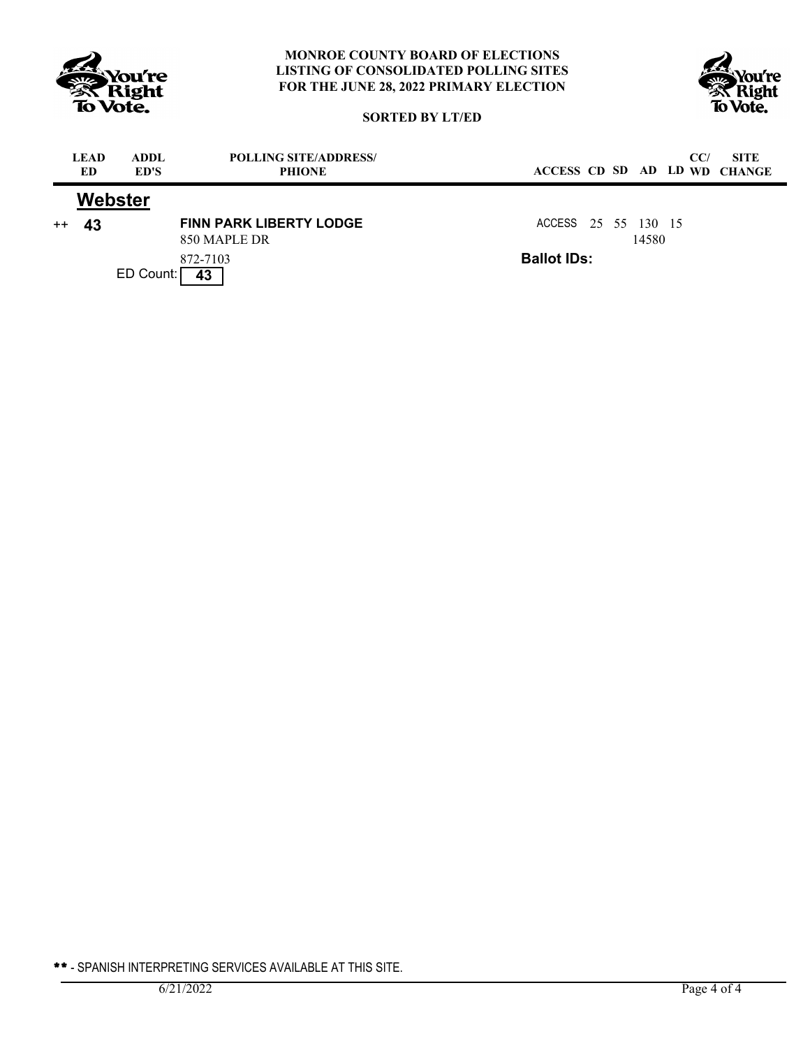# MONROE COUNTY BOARD OF ELECTIONS
## LISTING OF CONSOLIDATED POLLING SITES FOR THE JUNE 28, 2022 PRIMARY ELECTION

**SORTED BY LT/ED**

| | LEAD ED | ADDL ED'S | POLLING SITE/ADDRESS/ PHIONE | ACCESS | CD | SD | AD | LD | CC/ WD | SITE CHANGE |
|---|---|---|---|---|---|---|---|---|---|---|
| | **Webster** | | | | | | | | | |
| ++ | **43** | | **FINN PARK LIBERTY LODGE**<br>850 MAPLE DR<br>872-7103 | ACCESS | 25 | 55 | 130<br>14580 | 15 | | |
| | | ED Count: **43** | | **Ballot IDs:** | | | | | | |

** - SPANISH INTERPRETING SERVICES AVAILABLE AT THIS SITE.

6/21/2022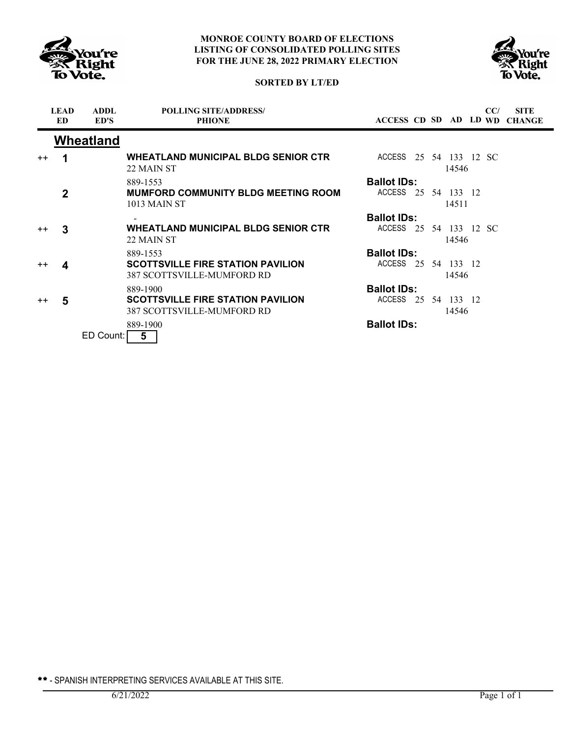**MONROE COUNTY BOARD OF ELECTIONS**
**LISTING OF CONSOLIDATED POLLING SITES**
**FOR THE JUNE 28, 2022 PRIMARY ELECTION**

**SORTED BY LT/ED**

## Wheatland

| | LEAD ED | ADDL ED'S | POLLING SITE/ADDRESS/ PHONE | ACCESS | CD | SD | AD | LD | CC/ WD | SITE CHANGE |
|---|---|---|---|---|---|---|---|---|---|---|
| ++ | **1** | | **WHEATLAND MUNICIPAL BLDG SENIOR CTR**<br>22 MAIN ST<br>889-1553 | ACCESS | 25 | 54 | 133<br>14546 | 12 | SC | |
| | | | | **Ballot IDs:** | | | | | | |
| | **2** | | **MUMFORD COMMUNITY BLDG MEETING ROOM**<br>1013 MAIN ST<br>- | ACCESS | 25 | 54 | 133<br>14511 | 12 | | |
| | | | | **Ballot IDs:** | | | | | | |
| ++ | **3** | | **WHEATLAND MUNICIPAL BLDG SENIOR CTR**<br>22 MAIN ST<br>889-1553 | ACCESS | 25 | 54 | 133<br>14546 | 12 | SC | |
| | | | | **Ballot IDs:** | | | | | | |
| ++ | **4** | | **SCOTTSVILLE FIRE STATION PAVILION**<br>387 SCOTTSVILLE-MUMFORD RD<br>889-1900 | ACCESS | 25 | 54 | 133<br>14546 | 12 | | |
| | | | | **Ballot IDs:** | | | | | | |
| ++ | **5** | | **SCOTTSVILLE FIRE STATION PAVILION**<br>387 SCOTTSVILLE-MUMFORD RD<br>889-1900 | ACCESS | 25 | 54 | 133<br>14546 | 12 | | |
| | | | | **Ballot IDs:** | | | | | | |

ED Count: **5**

** - SPANISH INTERPRETING SERVICES AVAILABLE AT THIS SITE.

6/21/2022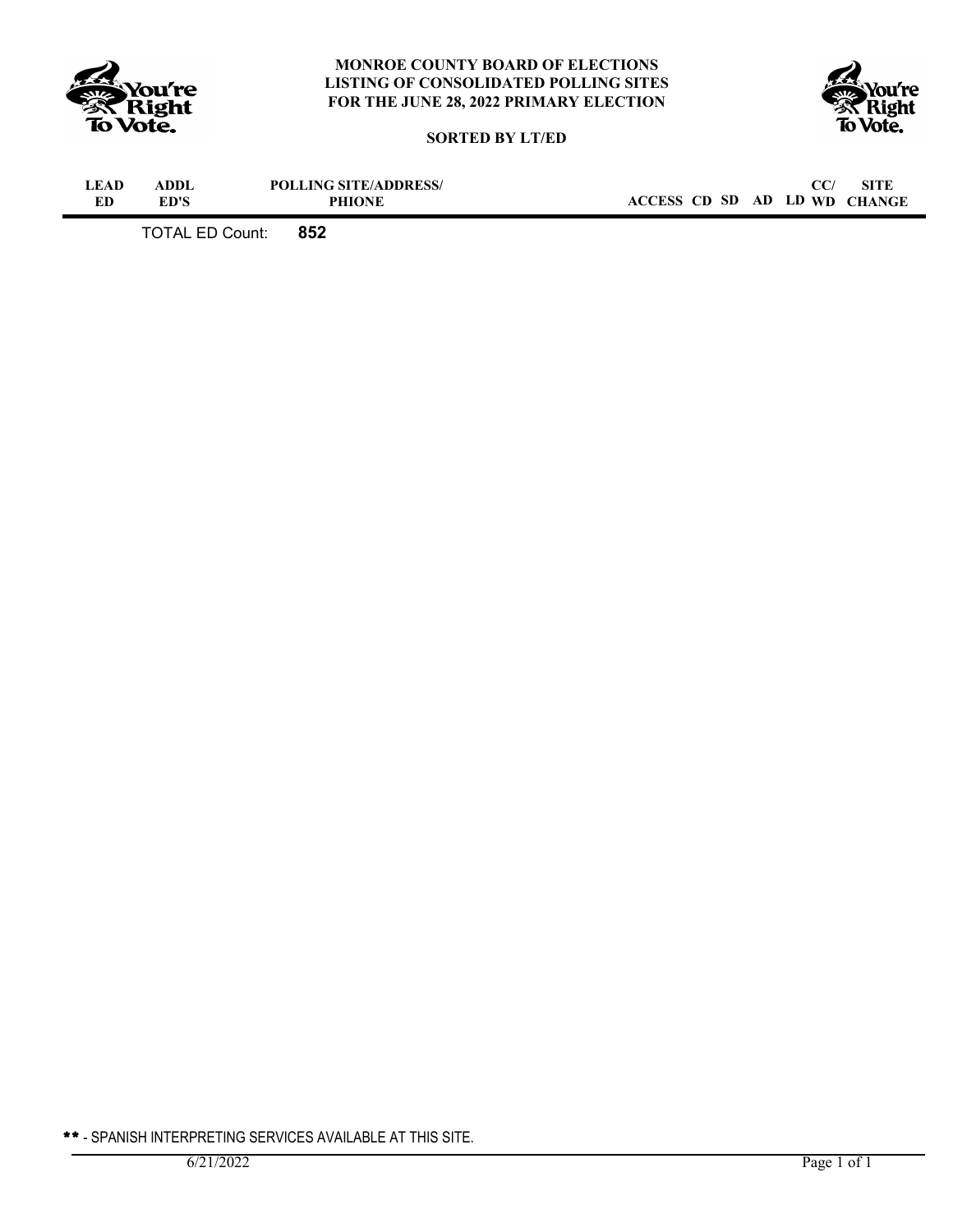# MONROE COUNTY BOARD OF ELECTIONS
## LISTING OF CONSOLIDATED POLLING SITES
## FOR THE JUNE 28, 2022 PRIMARY ELECTION

**SORTED BY LT/ED**

| LEAD ED | ADDL ED'S | POLLING SITE/ADDRESS/ PHIONE | ACCESS | CD | SD | AD | LD | CC/ WD | SITE CHANGE |
|---|---|---|---|---|---|---|---|---|---|

TOTAL ED Count: **852**

** - SPANISH INTERPRETING SERVICES AVAILABLE AT THIS SITE.

6/21/2022